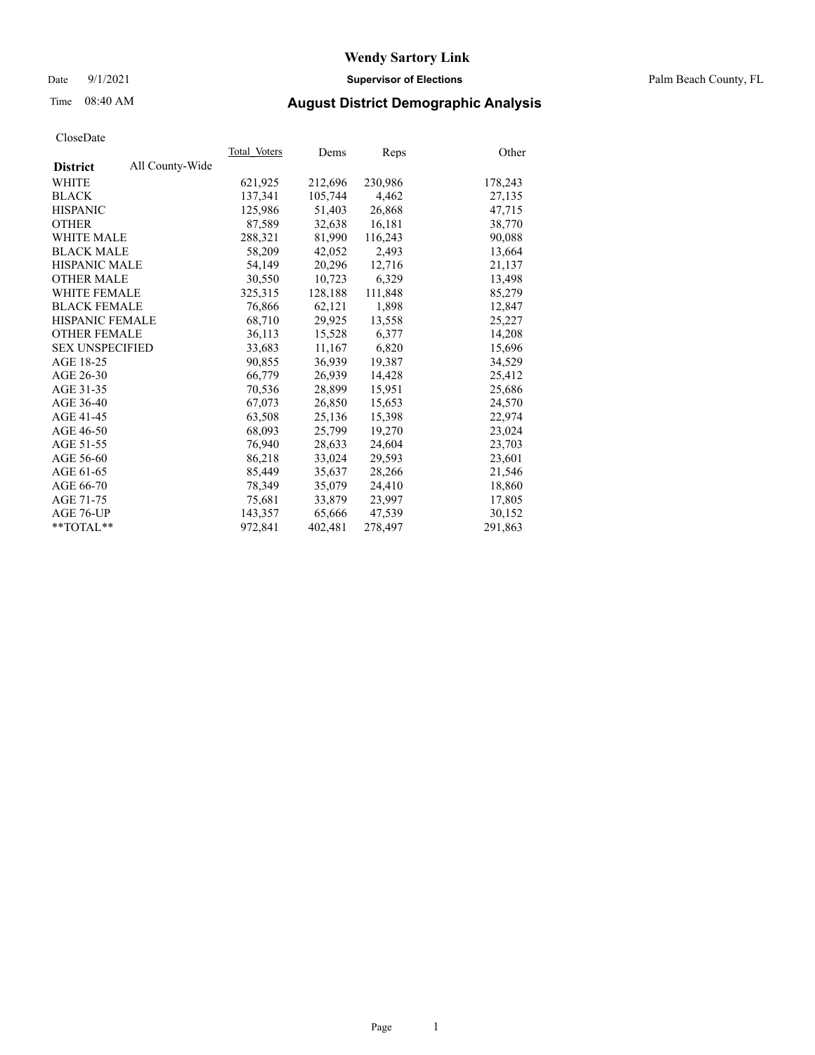# Wendy Sartory Link

Date 9/1/2021 **Supervisor of Elections** Palm Beach County, FL

Time 08:40 AM **August District Demographic Analysis**

CloseDate

| **District** All County-Wide | Total Voters | Dems | Reps | Other |
|---|---|---|---|---|
| WHITE | 621,925 | 212,696 | 230,986 | 178,243 |
| BLACK | 137,341 | 105,744 | 4,462 | 27,135 |
| HISPANIC | 125,986 | 51,403 | 26,868 | 47,715 |
| OTHER | 87,589 | 32,638 | 16,181 | 38,770 |
| WHITE MALE | 288,321 | 81,990 | 116,243 | 90,088 |
| BLACK MALE | 58,209 | 42,052 | 2,493 | 13,664 |
| HISPANIC MALE | 54,149 | 20,296 | 12,716 | 21,137 |
| OTHER MALE | 30,550 | 10,723 | 6,329 | 13,498 |
| WHITE FEMALE | 325,315 | 128,188 | 111,848 | 85,279 |
| BLACK FEMALE | 76,866 | 62,121 | 1,898 | 12,847 |
| HISPANIC FEMALE | 68,710 | 29,925 | 13,558 | 25,227 |
| OTHER FEMALE | 36,113 | 15,528 | 6,377 | 14,208 |
| SEX UNSPECIFIED | 33,683 | 11,167 | 6,820 | 15,696 |
| AGE 18-25 | 90,855 | 36,939 | 19,387 | 34,529 |
| AGE 26-30 | 66,779 | 26,939 | 14,428 | 25,412 |
| AGE 31-35 | 70,536 | 28,899 | 15,951 | 25,686 |
| AGE 36-40 | 67,073 | 26,850 | 15,653 | 24,570 |
| AGE 41-45 | 63,508 | 25,136 | 15,398 | 22,974 |
| AGE 46-50 | 68,093 | 25,799 | 19,270 | 23,024 |
| AGE 51-55 | 76,940 | 28,633 | 24,604 | 23,703 |
| AGE 56-60 | 86,218 | 33,024 | 29,593 | 23,601 |
| AGE 61-65 | 85,449 | 35,637 | 28,266 | 21,546 |
| AGE 66-70 | 78,349 | 35,079 | 24,410 | 18,860 |
| AGE 71-75 | 75,681 | 33,879 | 23,997 | 17,805 |
| AGE 76-UP | 143,357 | 65,666 | 47,539 | 30,152 |
| **TOTAL** | 972,841 | 402,481 | 278,497 | 291,863 |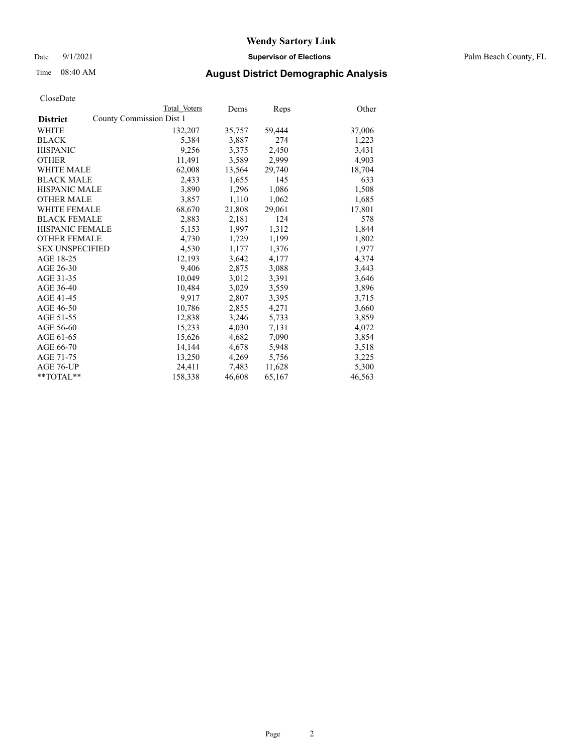CloseDate

| District | County Commission Dist 1 Total Voters | Dems | Reps | Other |
|---|---|---|---|---|
| WHITE | 132,207 | 35,757 | 59,444 | 37,006 |
| BLACK | 5,384 | 3,887 | 274 | 1,223 |
| HISPANIC | 9,256 | 3,375 | 2,450 | 3,431 |
| OTHER | 11,491 | 3,589 | 2,999 | 4,903 |
| WHITE MALE | 62,008 | 13,564 | 29,740 | 18,704 |
| BLACK MALE | 2,433 | 1,655 | 145 | 633 |
| HISPANIC MALE | 3,890 | 1,296 | 1,086 | 1,508 |
| OTHER MALE | 3,857 | 1,110 | 1,062 | 1,685 |
| WHITE FEMALE | 68,670 | 21,808 | 29,061 | 17,801 |
| BLACK FEMALE | 2,883 | 2,181 | 124 | 578 |
| HISPANIC FEMALE | 5,153 | 1,997 | 1,312 | 1,844 |
| OTHER FEMALE | 4,730 | 1,729 | 1,199 | 1,802 |
| SEX UNSPECIFIED | 4,530 | 1,177 | 1,376 | 1,977 |
| AGE 18-25 | 12,193 | 3,642 | 4,177 | 4,374 |
| AGE 26-30 | 9,406 | 2,875 | 3,088 | 3,443 |
| AGE 31-35 | 10,049 | 3,012 | 3,391 | 3,646 |
| AGE 36-40 | 10,484 | 3,029 | 3,559 | 3,896 |
| AGE 41-45 | 9,917 | 2,807 | 3,395 | 3,715 |
| AGE 46-50 | 10,786 | 2,855 | 4,271 | 3,660 |
| AGE 51-55 | 12,838 | 3,246 | 5,733 | 3,859 |
| AGE 56-60 | 15,233 | 4,030 | 7,131 | 4,072 |
| AGE 61-65 | 15,626 | 4,682 | 7,090 | 3,854 |
| AGE 66-70 | 14,144 | 4,678 | 5,948 | 3,518 |
| AGE 71-75 | 13,250 | 4,269 | 5,756 | 3,225 |
| AGE 76-UP | 24,411 | 7,483 | 11,628 | 5,300 |
| **TOTAL** | 158,338 | 46,608 | 65,167 | 46,563 |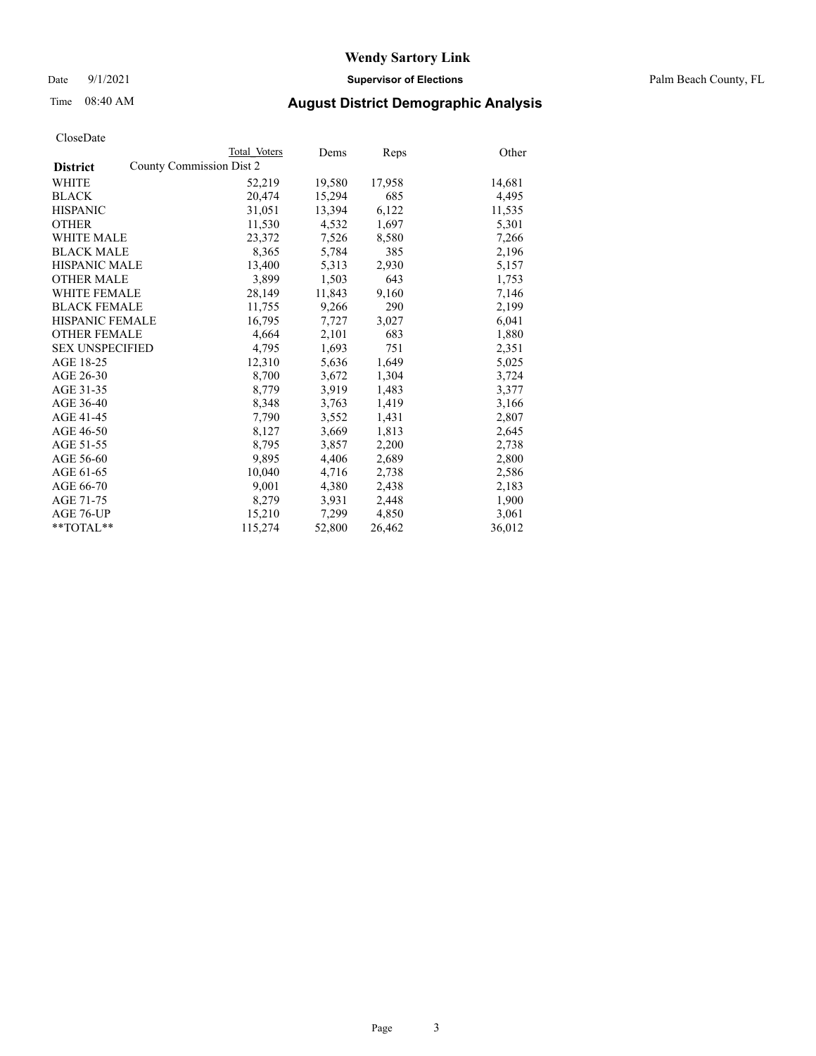Wendy Sartory Link

Date 9/1/2021 **Supervisor of Elections** Palm Beach County, FL

Time 08:40 AM **August District Demographic Analysis**

CloseDate

| District | Total Voters | Dems | Reps | Other |
|---|---|---|---|---|
| County Commission Dist 2 | | | | |
| WHITE | 52,219 | 19,580 | 17,958 | 14,681 |
| BLACK | 20,474 | 15,294 | 685 | 4,495 |
| HISPANIC | 31,051 | 13,394 | 6,122 | 11,535 |
| OTHER | 11,530 | 4,532 | 1,697 | 5,301 |
| WHITE MALE | 23,372 | 7,526 | 8,580 | 7,266 |
| BLACK MALE | 8,365 | 5,784 | 385 | 2,196 |
| HISPANIC MALE | 13,400 | 5,313 | 2,930 | 5,157 |
| OTHER MALE | 3,899 | 1,503 | 643 | 1,753 |
| WHITE FEMALE | 28,149 | 11,843 | 9,160 | 7,146 |
| BLACK FEMALE | 11,755 | 9,266 | 290 | 2,199 |
| HISPANIC FEMALE | 16,795 | 7,727 | 3,027 | 6,041 |
| OTHER FEMALE | 4,664 | 2,101 | 683 | 1,880 |
| SEX UNSPECIFIED | 4,795 | 1,693 | 751 | 2,351 |
| AGE 18-25 | 12,310 | 5,636 | 1,649 | 5,025 |
| AGE 26-30 | 8,700 | 3,672 | 1,304 | 3,724 |
| AGE 31-35 | 8,779 | 3,919 | 1,483 | 3,377 |
| AGE 36-40 | 8,348 | 3,763 | 1,419 | 3,166 |
| AGE 41-45 | 7,790 | 3,552 | 1,431 | 2,807 |
| AGE 46-50 | 8,127 | 3,669 | 1,813 | 2,645 |
| AGE 51-55 | 8,795 | 3,857 | 2,200 | 2,738 |
| AGE 56-60 | 9,895 | 4,406 | 2,689 | 2,800 |
| AGE 61-65 | 10,040 | 4,716 | 2,738 | 2,586 |
| AGE 66-70 | 9,001 | 4,380 | 2,438 | 2,183 |
| AGE 71-75 | 8,279 | 3,931 | 2,448 | 1,900 |
| AGE 76-UP | 15,210 | 7,299 | 4,850 | 3,061 |
| **TOTAL** | 115,274 | 52,800 | 26,462 | 36,012 |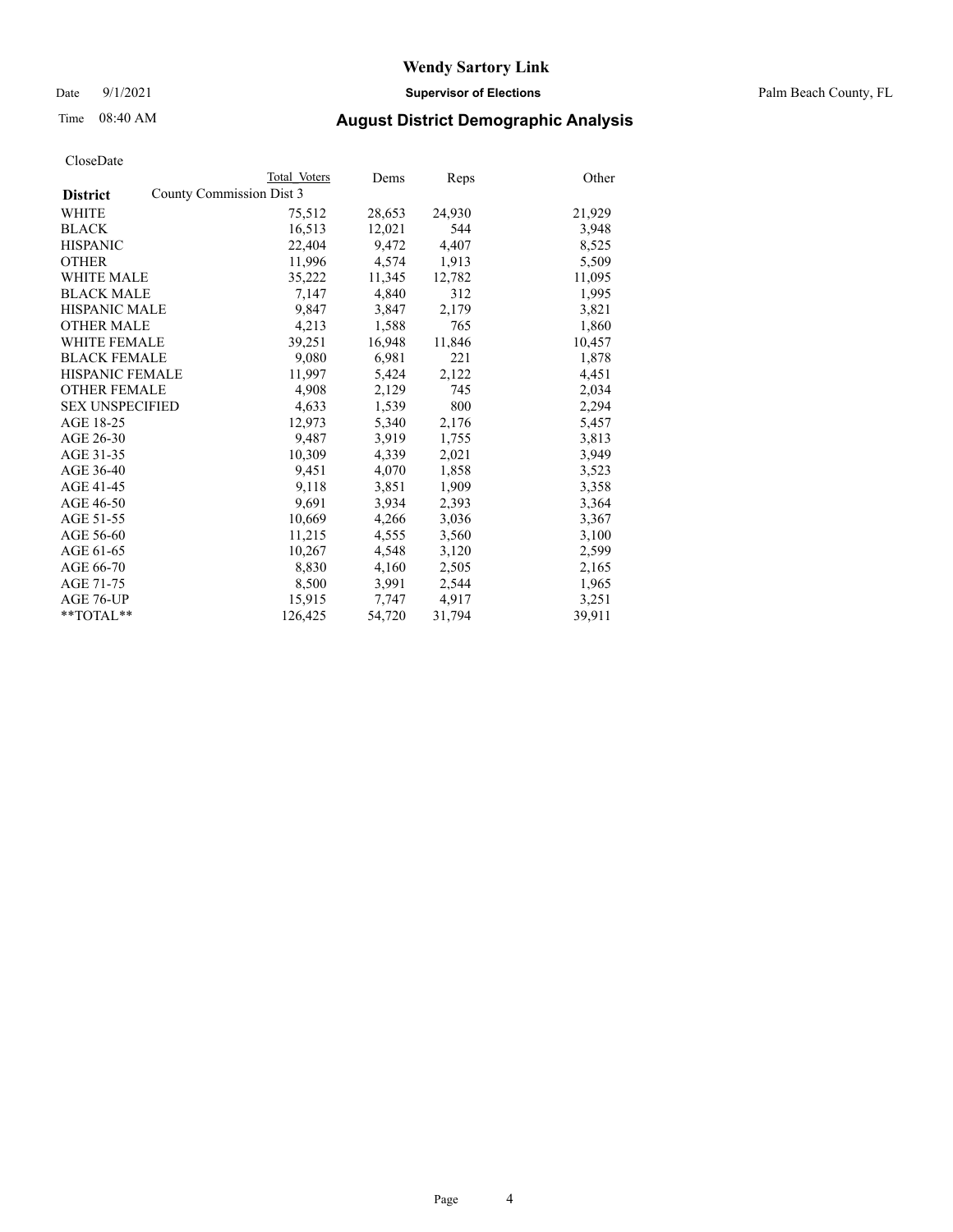CloseDate

| District | Total Voters | Dems | Reps | Other |
|---|---|---|---|---|
| County Commission Dist 3 | | | | |
| WHITE | 75,512 | 28,653 | 24,930 | 21,929 |
| BLACK | 16,513 | 12,021 | 544 | 3,948 |
| HISPANIC | 22,404 | 9,472 | 4,407 | 8,525 |
| OTHER | 11,996 | 4,574 | 1,913 | 5,509 |
| WHITE MALE | 35,222 | 11,345 | 12,782 | 11,095 |
| BLACK MALE | 7,147 | 4,840 | 312 | 1,995 |
| HISPANIC MALE | 9,847 | 3,847 | 2,179 | 3,821 |
| OTHER MALE | 4,213 | 1,588 | 765 | 1,860 |
| WHITE FEMALE | 39,251 | 16,948 | 11,846 | 10,457 |
| BLACK FEMALE | 9,080 | 6,981 | 221 | 1,878 |
| HISPANIC FEMALE | 11,997 | 5,424 | 2,122 | 4,451 |
| OTHER FEMALE | 4,908 | 2,129 | 745 | 2,034 |
| SEX UNSPECIFIED | 4,633 | 1,539 | 800 | 2,294 |
| AGE 18-25 | 12,973 | 5,340 | 2,176 | 5,457 |
| AGE 26-30 | 9,487 | 3,919 | 1,755 | 3,813 |
| AGE 31-35 | 10,309 | 4,339 | 2,021 | 3,949 |
| AGE 36-40 | 9,451 | 4,070 | 1,858 | 3,523 |
| AGE 41-45 | 9,118 | 3,851 | 1,909 | 3,358 |
| AGE 46-50 | 9,691 | 3,934 | 2,393 | 3,364 |
| AGE 51-55 | 10,669 | 4,266 | 3,036 | 3,367 |
| AGE 56-60 | 11,215 | 4,555 | 3,560 | 3,100 |
| AGE 61-65 | 10,267 | 4,548 | 3,120 | 2,599 |
| AGE 66-70 | 8,830 | 4,160 | 2,505 | 2,165 |
| AGE 71-75 | 8,500 | 3,991 | 2,544 | 1,965 |
| AGE 76-UP | 15,915 | 7,747 | 4,917 | 3,251 |
| **TOTAL** | 126,425 | 54,720 | 31,794 | 39,911 |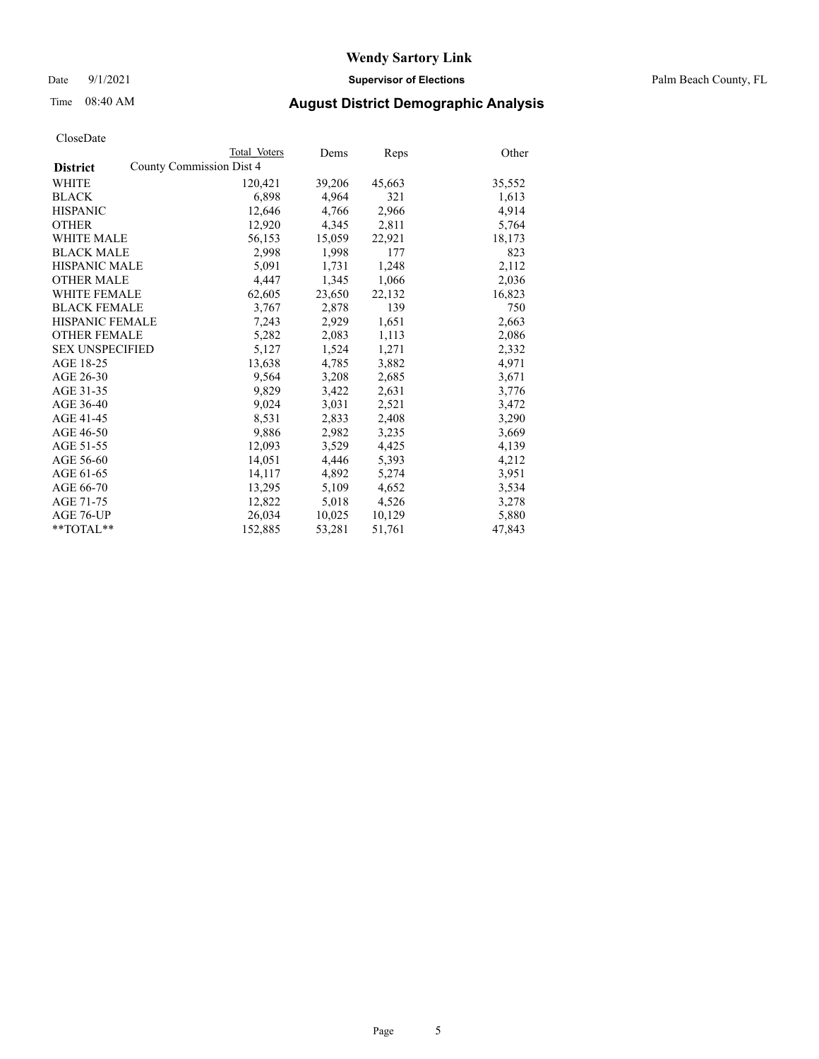# Wendy Sartory Link

Date 9/1/2021 **Supervisor of Elections** Palm Beach County, FL

Time 08:40 AM **August District Demographic Analysis**

CloseDate

| District | Total Voters | Dems | Reps | Other |
|---|---|---|---|---|
| County Commission Dist 4 | | | | |
| WHITE | 120,421 | 39,206 | 45,663 | 35,552 |
| BLACK | 6,898 | 4,964 | 321 | 1,613 |
| HISPANIC | 12,646 | 4,766 | 2,966 | 4,914 |
| OTHER | 12,920 | 4,345 | 2,811 | 5,764 |
| WHITE MALE | 56,153 | 15,059 | 22,921 | 18,173 |
| BLACK MALE | 2,998 | 1,998 | 177 | 823 |
| HISPANIC MALE | 5,091 | 1,731 | 1,248 | 2,112 |
| OTHER MALE | 4,447 | 1,345 | 1,066 | 2,036 |
| WHITE FEMALE | 62,605 | 23,650 | 22,132 | 16,823 |
| BLACK FEMALE | 3,767 | 2,878 | 139 | 750 |
| HISPANIC FEMALE | 7,243 | 2,929 | 1,651 | 2,663 |
| OTHER FEMALE | 5,282 | 2,083 | 1,113 | 2,086 |
| SEX UNSPECIFIED | 5,127 | 1,524 | 1,271 | 2,332 |
| AGE 18-25 | 13,638 | 4,785 | 3,882 | 4,971 |
| AGE 26-30 | 9,564 | 3,208 | 2,685 | 3,671 |
| AGE 31-35 | 9,829 | 3,422 | 2,631 | 3,776 |
| AGE 36-40 | 9,024 | 3,031 | 2,521 | 3,472 |
| AGE 41-45 | 8,531 | 2,833 | 2,408 | 3,290 |
| AGE 46-50 | 9,886 | 2,982 | 3,235 | 3,669 |
| AGE 51-55 | 12,093 | 3,529 | 4,425 | 4,139 |
| AGE 56-60 | 14,051 | 4,446 | 5,393 | 4,212 |
| AGE 61-65 | 14,117 | 4,892 | 5,274 | 3,951 |
| AGE 66-70 | 13,295 | 5,109 | 4,652 | 3,534 |
| AGE 71-75 | 12,822 | 5,018 | 4,526 | 3,278 |
| AGE 76-UP | 26,034 | 10,025 | 10,129 | 5,880 |
| **TOTAL** | 152,885 | 53,281 | 51,761 | 47,843 |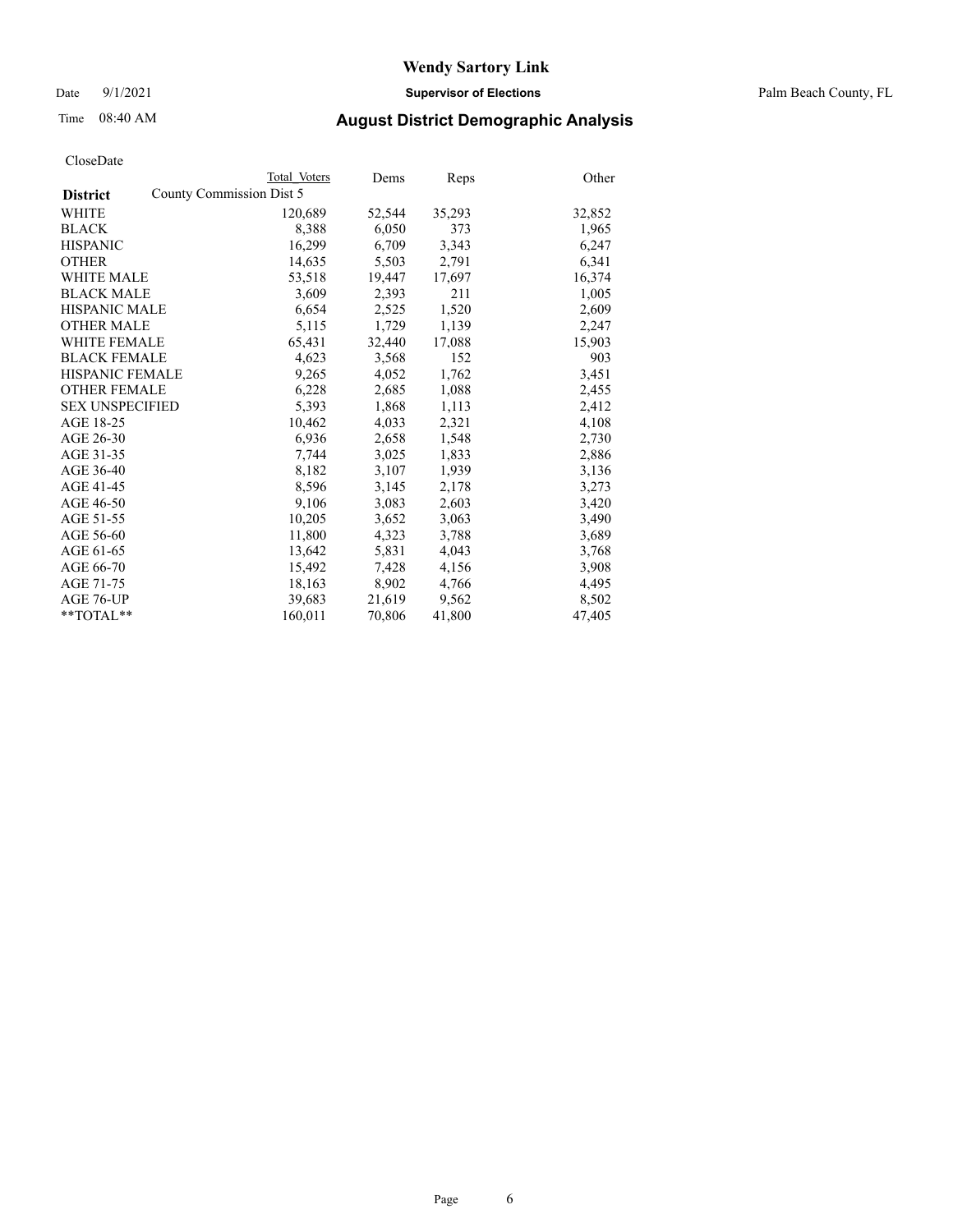# Wendy Sartory Link

Date 9/1/2021 **Supervisor of Elections** Palm Beach County, FL

Time 08:40 AM **August District Demographic Analysis**

CloseDate

| District | Total Voters | Dems | Reps | Other |
|---|---|---|---|---|
| County Commission Dist 5 | | | | |
| WHITE | 120,689 | 52,544 | 35,293 | 32,852 |
| BLACK | 8,388 | 6,050 | 373 | 1,965 |
| HISPANIC | 16,299 | 6,709 | 3,343 | 6,247 |
| OTHER | 14,635 | 5,503 | 2,791 | 6,341 |
| WHITE MALE | 53,518 | 19,447 | 17,697 | 16,374 |
| BLACK MALE | 3,609 | 2,393 | 211 | 1,005 |
| HISPANIC MALE | 6,654 | 2,525 | 1,520 | 2,609 |
| OTHER MALE | 5,115 | 1,729 | 1,139 | 2,247 |
| WHITE FEMALE | 65,431 | 32,440 | 17,088 | 15,903 |
| BLACK FEMALE | 4,623 | 3,568 | 152 | 903 |
| HISPANIC FEMALE | 9,265 | 4,052 | 1,762 | 3,451 |
| OTHER FEMALE | 6,228 | 2,685 | 1,088 | 2,455 |
| SEX UNSPECIFIED | 5,393 | 1,868 | 1,113 | 2,412 |
| AGE 18-25 | 10,462 | 4,033 | 2,321 | 4,108 |
| AGE 26-30 | 6,936 | 2,658 | 1,548 | 2,730 |
| AGE 31-35 | 7,744 | 3,025 | 1,833 | 2,886 |
| AGE 36-40 | 8,182 | 3,107 | 1,939 | 3,136 |
| AGE 41-45 | 8,596 | 3,145 | 2,178 | 3,273 |
| AGE 46-50 | 9,106 | 3,083 | 2,603 | 3,420 |
| AGE 51-55 | 10,205 | 3,652 | 3,063 | 3,490 |
| AGE 56-60 | 11,800 | 4,323 | 3,788 | 3,689 |
| AGE 61-65 | 13,642 | 5,831 | 4,043 | 3,768 |
| AGE 66-70 | 15,492 | 7,428 | 4,156 | 3,908 |
| AGE 71-75 | 18,163 | 8,902 | 4,766 | 4,495 |
| AGE 76-UP | 39,683 | 21,619 | 9,562 | 8,502 |
| **TOTAL** | 160,011 | 70,806 | 41,800 | 47,405 |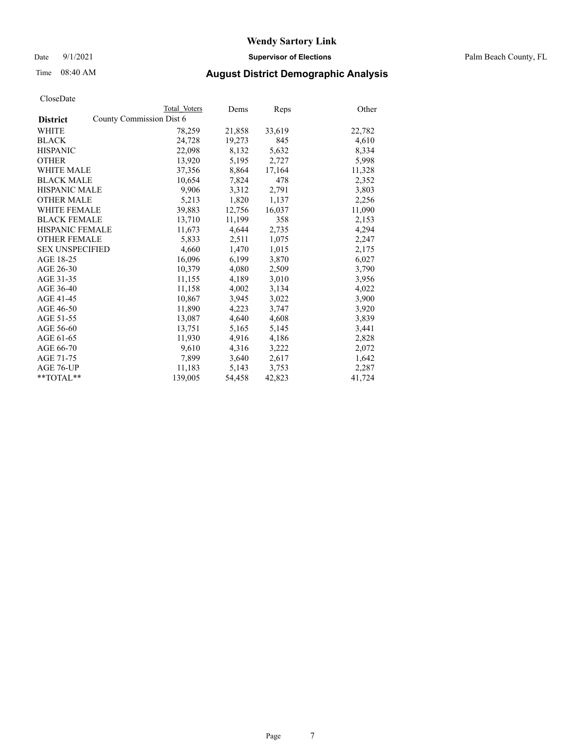# Wendy Sartory Link

Date 9/1/2021 **Supervisor of Elections** Palm Beach County, FL

Time 08:40 AM **August District Demographic Analysis**

CloseDate

| District | County Commission Dist 6 Total Voters | Dems | Reps | Other |
|---|---|---|---|---|
| WHITE | 78,259 | 21,858 | 33,619 | 22,782 |
| BLACK | 24,728 | 19,273 | 845 | 4,610 |
| HISPANIC | 22,098 | 8,132 | 5,632 | 8,334 |
| OTHER | 13,920 | 5,195 | 2,727 | 5,998 |
| WHITE MALE | 37,356 | 8,864 | 17,164 | 11,328 |
| BLACK MALE | 10,654 | 7,824 | 478 | 2,352 |
| HISPANIC MALE | 9,906 | 3,312 | 2,791 | 3,803 |
| OTHER MALE | 5,213 | 1,820 | 1,137 | 2,256 |
| WHITE FEMALE | 39,883 | 12,756 | 16,037 | 11,090 |
| BLACK FEMALE | 13,710 | 11,199 | 358 | 2,153 |
| HISPANIC FEMALE | 11,673 | 4,644 | 2,735 | 4,294 |
| OTHER FEMALE | 5,833 | 2,511 | 1,075 | 2,247 |
| SEX UNSPECIFIED | 4,660 | 1,470 | 1,015 | 2,175 |
| AGE 18-25 | 16,096 | 6,199 | 3,870 | 6,027 |
| AGE 26-30 | 10,379 | 4,080 | 2,509 | 3,790 |
| AGE 31-35 | 11,155 | 4,189 | 3,010 | 3,956 |
| AGE 36-40 | 11,158 | 4,002 | 3,134 | 4,022 |
| AGE 41-45 | 10,867 | 3,945 | 3,022 | 3,900 |
| AGE 46-50 | 11,890 | 4,223 | 3,747 | 3,920 |
| AGE 51-55 | 13,087 | 4,640 | 4,608 | 3,839 |
| AGE 56-60 | 13,751 | 5,165 | 5,145 | 3,441 |
| AGE 61-65 | 11,930 | 4,916 | 4,186 | 2,828 |
| AGE 66-70 | 9,610 | 4,316 | 3,222 | 2,072 |
| AGE 71-75 | 7,899 | 3,640 | 2,617 | 1,642 |
| AGE 76-UP | 11,183 | 5,143 | 3,753 | 2,287 |
| **TOTAL** | 139,005 | 54,458 | 42,823 | 41,724 |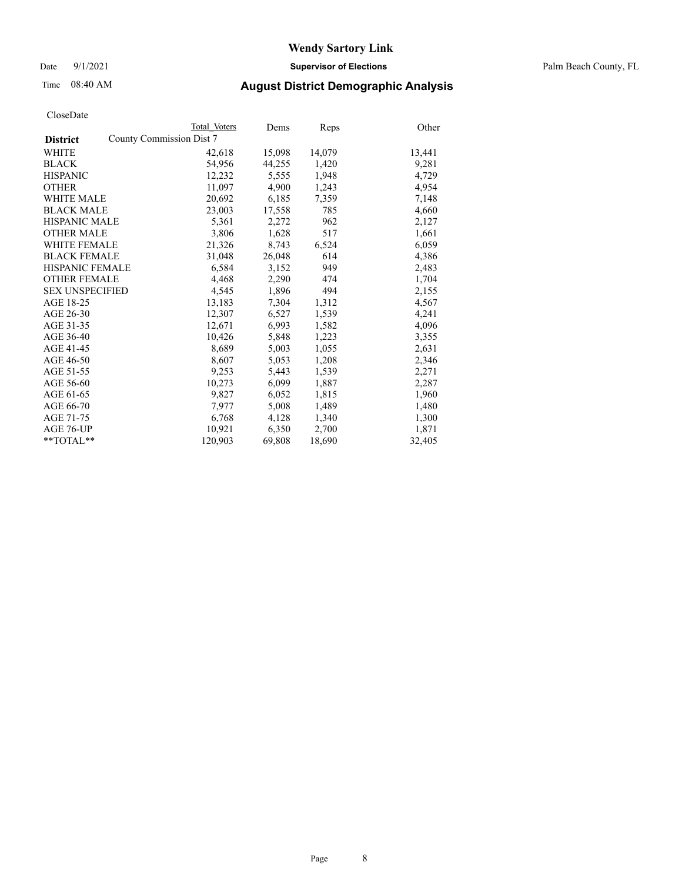# Wendy Sartory Link

**Supervisor of Elections**

Palm Beach County, FL

Date 9/1/2021

Time 08:40 AM

## August District Demographic Analysis

CloseDate

| District | Total Voters | Dems | Reps | Other |
|---|---|---|---|---|
| **County Commission Dist 7** | | | | |
| WHITE | 42,618 | 15,098 | 14,079 | 13,441 |
| BLACK | 54,956 | 44,255 | 1,420 | 9,281 |
| HISPANIC | 12,232 | 5,555 | 1,948 | 4,729 |
| OTHER | 11,097 | 4,900 | 1,243 | 4,954 |
| WHITE MALE | 20,692 | 6,185 | 7,359 | 7,148 |
| BLACK MALE | 23,003 | 17,558 | 785 | 4,660 |
| HISPANIC MALE | 5,361 | 2,272 | 962 | 2,127 |
| OTHER MALE | 3,806 | 1,628 | 517 | 1,661 |
| WHITE FEMALE | 21,326 | 8,743 | 6,524 | 6,059 |
| BLACK FEMALE | 31,048 | 26,048 | 614 | 4,386 |
| HISPANIC FEMALE | 6,584 | 3,152 | 949 | 2,483 |
| OTHER FEMALE | 4,468 | 2,290 | 474 | 1,704 |
| SEX UNSPECIFIED | 4,545 | 1,896 | 494 | 2,155 |
| AGE 18-25 | 13,183 | 7,304 | 1,312 | 4,567 |
| AGE 26-30 | 12,307 | 6,527 | 1,539 | 4,241 |
| AGE 31-35 | 12,671 | 6,993 | 1,582 | 4,096 |
| AGE 36-40 | 10,426 | 5,848 | 1,223 | 3,355 |
| AGE 41-45 | 8,689 | 5,003 | 1,055 | 2,631 |
| AGE 46-50 | 8,607 | 5,053 | 1,208 | 2,346 |
| AGE 51-55 | 9,253 | 5,443 | 1,539 | 2,271 |
| AGE 56-60 | 10,273 | 6,099 | 1,887 | 2,287 |
| AGE 61-65 | 9,827 | 6,052 | 1,815 | 1,960 |
| AGE 66-70 | 7,977 | 5,008 | 1,489 | 1,480 |
| AGE 71-75 | 6,768 | 4,128 | 1,340 | 1,300 |
| AGE 76-UP | 10,921 | 6,350 | 2,700 | 1,871 |
| **TOTAL** | 120,903 | 69,808 | 18,690 | 32,405 |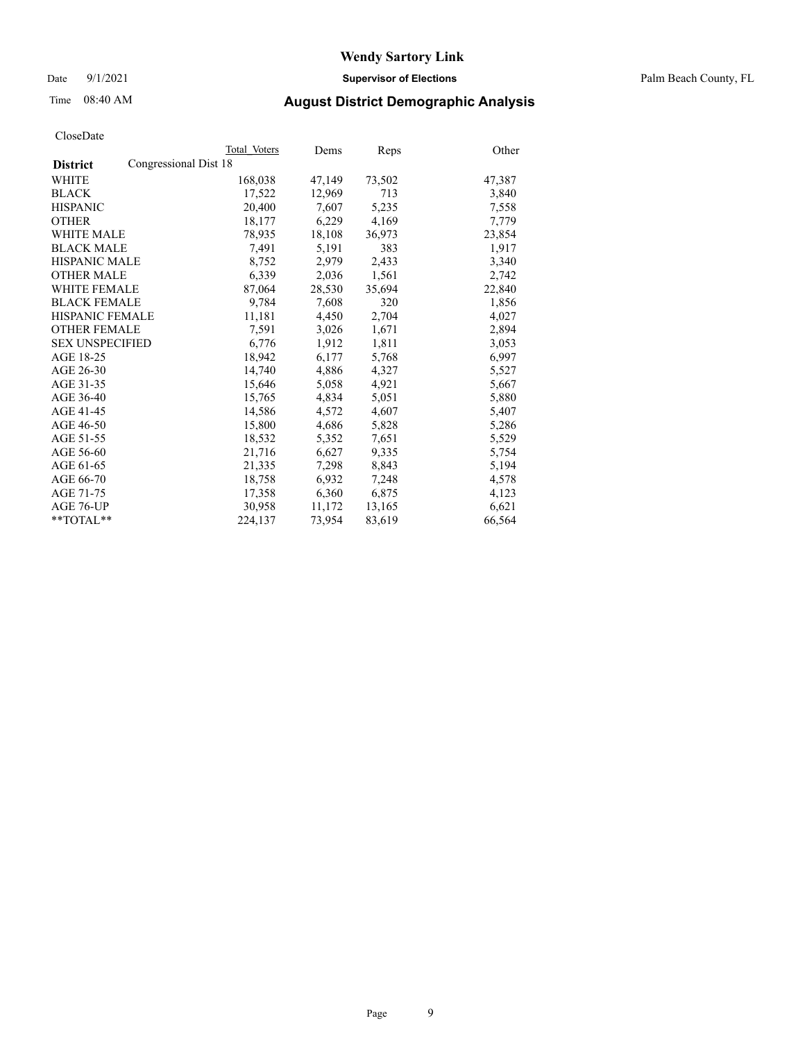# Wendy Sartory Link

Date 9/1/2021 **Supervisor of Elections** Palm Beach County, FL

Time 08:40 AM **August District Demographic Analysis**

CloseDate

| **District** Congressional Dist 18 | Total Voters | Dems | Reps | Other |
|---|---|---|---|---|
| WHITE | 168,038 | 47,149 | 73,502 | 47,387 |
| BLACK | 17,522 | 12,969 | 713 | 3,840 |
| HISPANIC | 20,400 | 7,607 | 5,235 | 7,558 |
| OTHER | 18,177 | 6,229 | 4,169 | 7,779 |
| WHITE MALE | 78,935 | 18,108 | 36,973 | 23,854 |
| BLACK MALE | 7,491 | 5,191 | 383 | 1,917 |
| HISPANIC MALE | 8,752 | 2,979 | 2,433 | 3,340 |
| OTHER MALE | 6,339 | 2,036 | 1,561 | 2,742 |
| WHITE FEMALE | 87,064 | 28,530 | 35,694 | 22,840 |
| BLACK FEMALE | 9,784 | 7,608 | 320 | 1,856 |
| HISPANIC FEMALE | 11,181 | 4,450 | 2,704 | 4,027 |
| OTHER FEMALE | 7,591 | 3,026 | 1,671 | 2,894 |
| SEX UNSPECIFIED | 6,776 | 1,912 | 1,811 | 3,053 |
| AGE 18-25 | 18,942 | 6,177 | 5,768 | 6,997 |
| AGE 26-30 | 14,740 | 4,886 | 4,327 | 5,527 |
| AGE 31-35 | 15,646 | 5,058 | 4,921 | 5,667 |
| AGE 36-40 | 15,765 | 4,834 | 5,051 | 5,880 |
| AGE 41-45 | 14,586 | 4,572 | 4,607 | 5,407 |
| AGE 46-50 | 15,800 | 4,686 | 5,828 | 5,286 |
| AGE 51-55 | 18,532 | 5,352 | 7,651 | 5,529 |
| AGE 56-60 | 21,716 | 6,627 | 9,335 | 5,754 |
| AGE 61-65 | 21,335 | 7,298 | 8,843 | 5,194 |
| AGE 66-70 | 18,758 | 6,932 | 7,248 | 4,578 |
| AGE 71-75 | 17,358 | 6,360 | 6,875 | 4,123 |
| AGE 76-UP | 30,958 | 11,172 | 13,165 | 6,621 |
| **TOTAL** | 224,137 | 73,954 | 83,619 | 66,564 |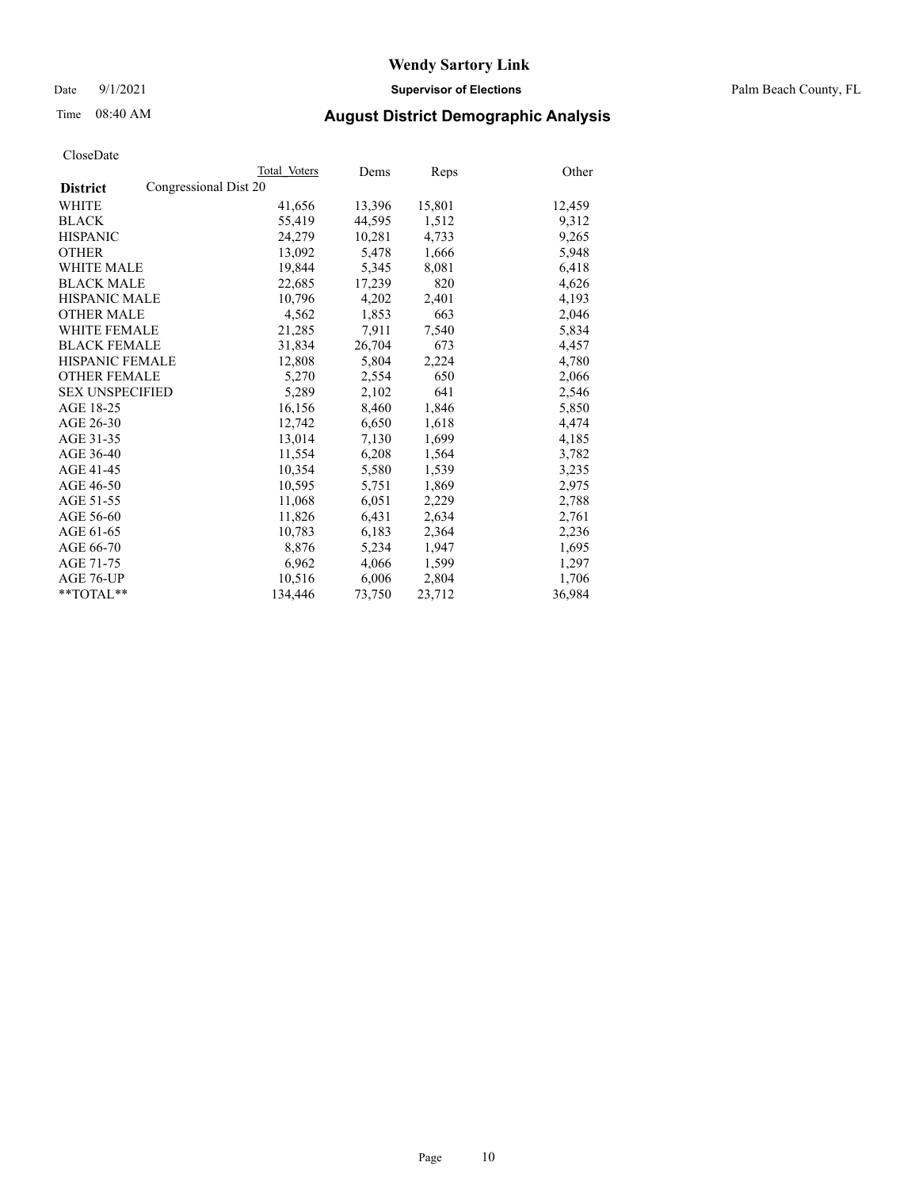# Wendy Sartory Link

Date 9/1/2021 **Supervisor of Elections** Palm Beach County, FL

Time 08:40 AM **August District Demographic Analysis**

CloseDate

| District | Total Voters | Dems | Reps | Other |
|---|---|---|---|---|
| Congressional Dist 20 | | | | |
| WHITE | 41,656 | 13,396 | 15,801 | 12,459 |
| BLACK | 55,419 | 44,595 | 1,512 | 9,312 |
| HISPANIC | 24,279 | 10,281 | 4,733 | 9,265 |
| OTHER | 13,092 | 5,478 | 1,666 | 5,948 |
| WHITE MALE | 19,844 | 5,345 | 8,081 | 6,418 |
| BLACK MALE | 22,685 | 17,239 | 820 | 4,626 |
| HISPANIC MALE | 10,796 | 4,202 | 2,401 | 4,193 |
| OTHER MALE | 4,562 | 1,853 | 663 | 2,046 |
| WHITE FEMALE | 21,285 | 7,911 | 7,540 | 5,834 |
| BLACK FEMALE | 31,834 | 26,704 | 673 | 4,457 |
| HISPANIC FEMALE | 12,808 | 5,804 | 2,224 | 4,780 |
| OTHER FEMALE | 5,270 | 2,554 | 650 | 2,066 |
| SEX UNSPECIFIED | 5,289 | 2,102 | 641 | 2,546 |
| AGE 18-25 | 16,156 | 8,460 | 1,846 | 5,850 |
| AGE 26-30 | 12,742 | 6,650 | 1,618 | 4,474 |
| AGE 31-35 | 13,014 | 7,130 | 1,699 | 4,185 |
| AGE 36-40 | 11,554 | 6,208 | 1,564 | 3,782 |
| AGE 41-45 | 10,354 | 5,580 | 1,539 | 3,235 |
| AGE 46-50 | 10,595 | 5,751 | 1,869 | 2,975 |
| AGE 51-55 | 11,068 | 6,051 | 2,229 | 2,788 |
| AGE 56-60 | 11,826 | 6,431 | 2,634 | 2,761 |
| AGE 61-65 | 10,783 | 6,183 | 2,364 | 2,236 |
| AGE 66-70 | 8,876 | 5,234 | 1,947 | 1,695 |
| AGE 71-75 | 6,962 | 4,066 | 1,599 | 1,297 |
| AGE 76-UP | 10,516 | 6,006 | 2,804 | 1,706 |
| **TOTAL** | 134,446 | 73,750 | 23,712 | 36,984 |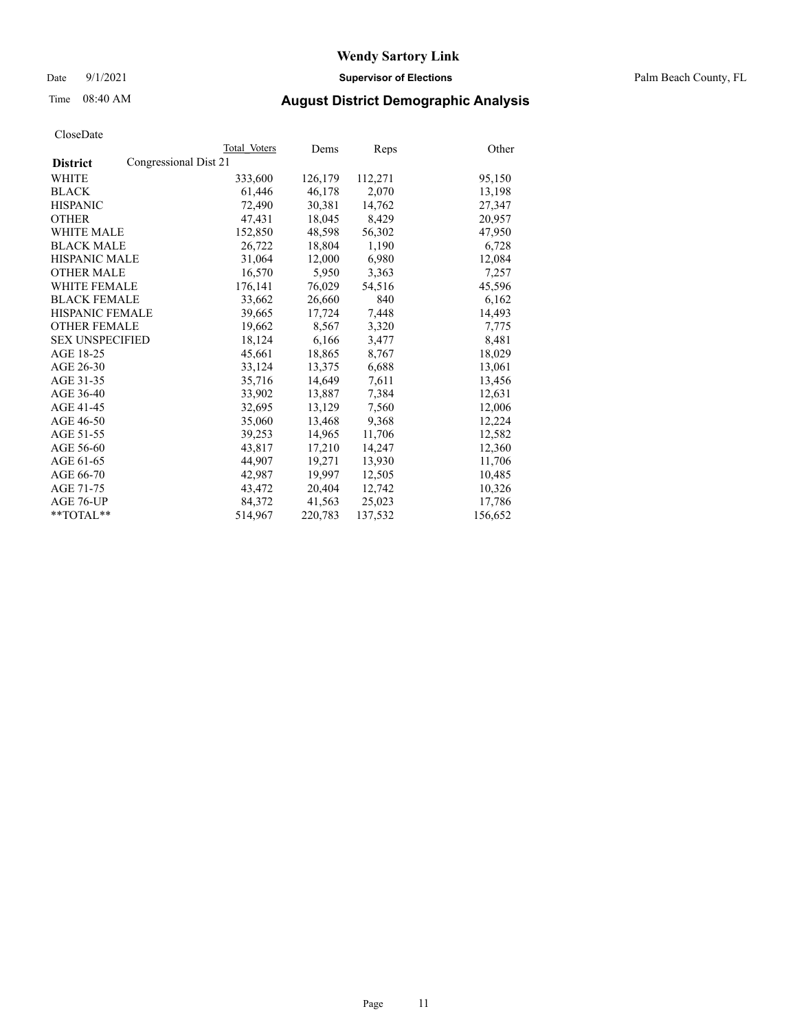# Wendy Sartory Link

Date 9/1/2021 **Supervisor of Elections** Palm Beach County, FL

Time 08:40 AM **August District Demographic Analysis**

CloseDate

| **District** | Total Voters | Dems | Reps | Other |
|---|---|---|---|---|
| Congressional Dist 21 | | | | |
| WHITE | 333,600 | 126,179 | 112,271 | 95,150 |
| BLACK | 61,446 | 46,178 | 2,070 | 13,198 |
| HISPANIC | 72,490 | 30,381 | 14,762 | 27,347 |
| OTHER | 47,431 | 18,045 | 8,429 | 20,957 |
| WHITE MALE | 152,850 | 48,598 | 56,302 | 47,950 |
| BLACK MALE | 26,722 | 18,804 | 1,190 | 6,728 |
| HISPANIC MALE | 31,064 | 12,000 | 6,980 | 12,084 |
| OTHER MALE | 16,570 | 5,950 | 3,363 | 7,257 |
| WHITE FEMALE | 176,141 | 76,029 | 54,516 | 45,596 |
| BLACK FEMALE | 33,662 | 26,660 | 840 | 6,162 |
| HISPANIC FEMALE | 39,665 | 17,724 | 7,448 | 14,493 |
| OTHER FEMALE | 19,662 | 8,567 | 3,320 | 7,775 |
| SEX UNSPECIFIED | 18,124 | 6,166 | 3,477 | 8,481 |
| AGE 18-25 | 45,661 | 18,865 | 8,767 | 18,029 |
| AGE 26-30 | 33,124 | 13,375 | 6,688 | 13,061 |
| AGE 31-35 | 35,716 | 14,649 | 7,611 | 13,456 |
| AGE 36-40 | 33,902 | 13,887 | 7,384 | 12,631 |
| AGE 41-45 | 32,695 | 13,129 | 7,560 | 12,006 |
| AGE 46-50 | 35,060 | 13,468 | 9,368 | 12,224 |
| AGE 51-55 | 39,253 | 14,965 | 11,706 | 12,582 |
| AGE 56-60 | 43,817 | 17,210 | 14,247 | 12,360 |
| AGE 61-65 | 44,907 | 19,271 | 13,930 | 11,706 |
| AGE 66-70 | 42,987 | 19,997 | 12,505 | 10,485 |
| AGE 71-75 | 43,472 | 20,404 | 12,742 | 10,326 |
| AGE 76-UP | 84,372 | 41,563 | 25,023 | 17,786 |
| **TOTAL** | 514,967 | 220,783 | 137,532 | 156,652 |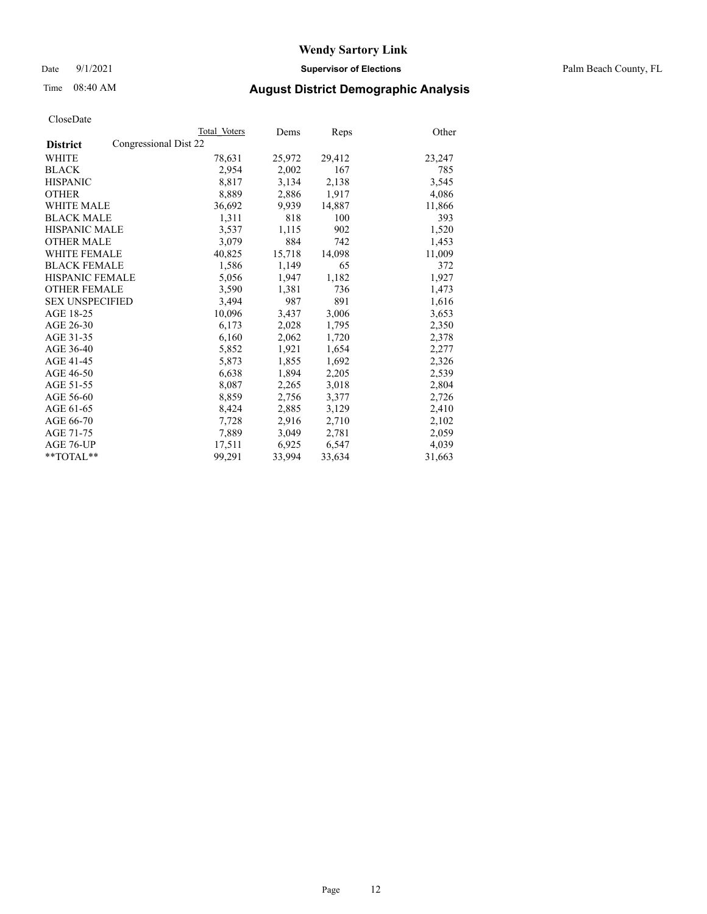CloseDate

| District | Congressional Dist 22 | Total Voters | Dems | Reps | Other |
|---|---|---|---|---|---|
| WHITE | | 78,631 | 25,972 | 29,412 | 23,247 |
| BLACK | | 2,954 | 2,002 | 167 | 785 |
| HISPANIC | | 8,817 | 3,134 | 2,138 | 3,545 |
| OTHER | | 8,889 | 2,886 | 1,917 | 4,086 |
| WHITE MALE | | 36,692 | 9,939 | 14,887 | 11,866 |
| BLACK MALE | | 1,311 | 818 | 100 | 393 |
| HISPANIC MALE | | 3,537 | 1,115 | 902 | 1,520 |
| OTHER MALE | | 3,079 | 884 | 742 | 1,453 |
| WHITE FEMALE | | 40,825 | 15,718 | 14,098 | 11,009 |
| BLACK FEMALE | | 1,586 | 1,149 | 65 | 372 |
| HISPANIC FEMALE | | 5,056 | 1,947 | 1,182 | 1,927 |
| OTHER FEMALE | | 3,590 | 1,381 | 736 | 1,473 |
| SEX UNSPECIFIED | | 3,494 | 987 | 891 | 1,616 |
| AGE 18-25 | | 10,096 | 3,437 | 3,006 | 3,653 |
| AGE 26-30 | | 6,173 | 2,028 | 1,795 | 2,350 |
| AGE 31-35 | | 6,160 | 2,062 | 1,720 | 2,378 |
| AGE 36-40 | | 5,852 | 1,921 | 1,654 | 2,277 |
| AGE 41-45 | | 5,873 | 1,855 | 1,692 | 2,326 |
| AGE 46-50 | | 6,638 | 1,894 | 2,205 | 2,539 |
| AGE 51-55 | | 8,087 | 2,265 | 3,018 | 2,804 |
| AGE 56-60 | | 8,859 | 2,756 | 3,377 | 2,726 |
| AGE 61-65 | | 8,424 | 2,885 | 3,129 | 2,410 |
| AGE 66-70 | | 7,728 | 2,916 | 2,710 | 2,102 |
| AGE 71-75 | | 7,889 | 3,049 | 2,781 | 2,059 |
| AGE 76-UP | | 17,511 | 6,925 | 6,547 | 4,039 |
| **TOTAL** | | 99,291 | 33,994 | 33,634 | 31,663 |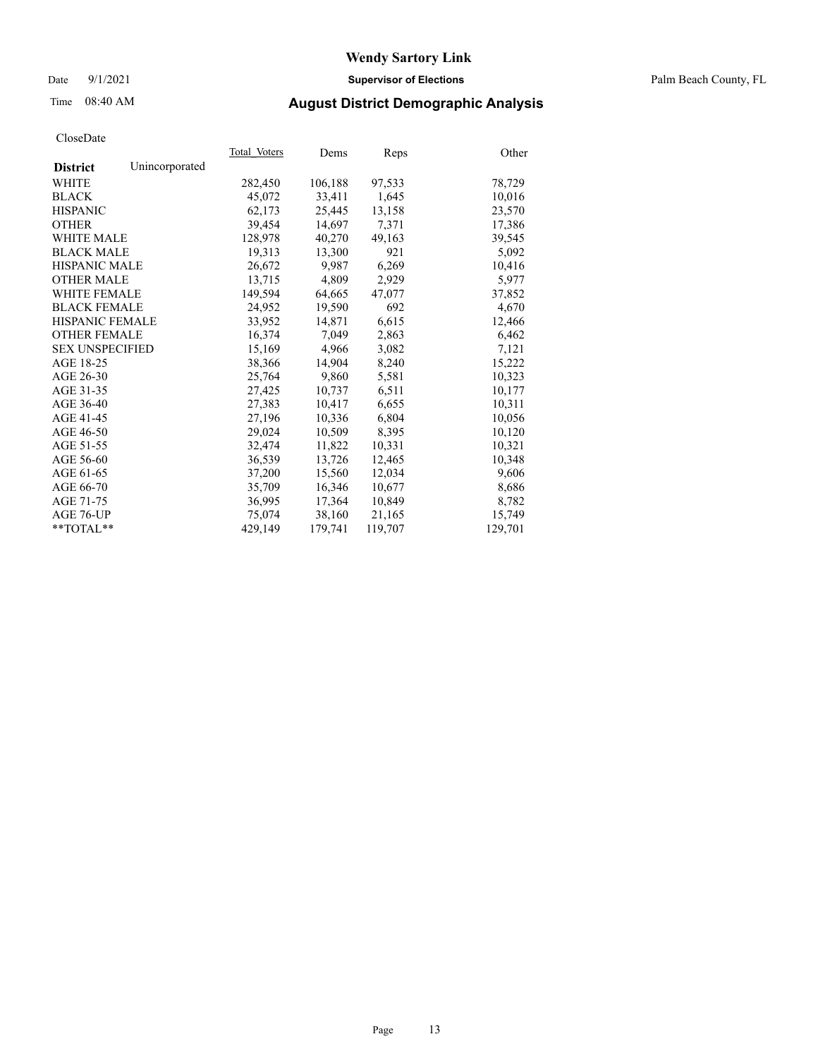# Wendy Sartory Link

Date 9/1/2021 **Supervisor of Elections** Palm Beach County, FL

Time 08:40 AM **August District Demographic Analysis**

CloseDate

| **District** Unincorporated | Total_Voters | Dems | Reps | Other |
|---|---|---|---|---|
| WHITE | 282,450 | 106,188 | 97,533 | 78,729 |
| BLACK | 45,072 | 33,411 | 1,645 | 10,016 |
| HISPANIC | 62,173 | 25,445 | 13,158 | 23,570 |
| OTHER | 39,454 | 14,697 | 7,371 | 17,386 |
| WHITE MALE | 128,978 | 40,270 | 49,163 | 39,545 |
| BLACK MALE | 19,313 | 13,300 | 921 | 5,092 |
| HISPANIC MALE | 26,672 | 9,987 | 6,269 | 10,416 |
| OTHER MALE | 13,715 | 4,809 | 2,929 | 5,977 |
| WHITE FEMALE | 149,594 | 64,665 | 47,077 | 37,852 |
| BLACK FEMALE | 24,952 | 19,590 | 692 | 4,670 |
| HISPANIC FEMALE | 33,952 | 14,871 | 6,615 | 12,466 |
| OTHER FEMALE | 16,374 | 7,049 | 2,863 | 6,462 |
| SEX UNSPECIFIED | 15,169 | 4,966 | 3,082 | 7,121 |
| AGE 18-25 | 38,366 | 14,904 | 8,240 | 15,222 |
| AGE 26-30 | 25,764 | 9,860 | 5,581 | 10,323 |
| AGE 31-35 | 27,425 | 10,737 | 6,511 | 10,177 |
| AGE 36-40 | 27,383 | 10,417 | 6,655 | 10,311 |
| AGE 41-45 | 27,196 | 10,336 | 6,804 | 10,056 |
| AGE 46-50 | 29,024 | 10,509 | 8,395 | 10,120 |
| AGE 51-55 | 32,474 | 11,822 | 10,331 | 10,321 |
| AGE 56-60 | 36,539 | 13,726 | 12,465 | 10,348 |
| AGE 61-65 | 37,200 | 15,560 | 12,034 | 9,606 |
| AGE 66-70 | 35,709 | 16,346 | 10,677 | 8,686 |
| AGE 71-75 | 36,995 | 17,364 | 10,849 | 8,782 |
| AGE 76-UP | 75,074 | 38,160 | 21,165 | 15,749 |
| **TOTAL** | 429,149 | 179,741 | 119,707 | 129,701 |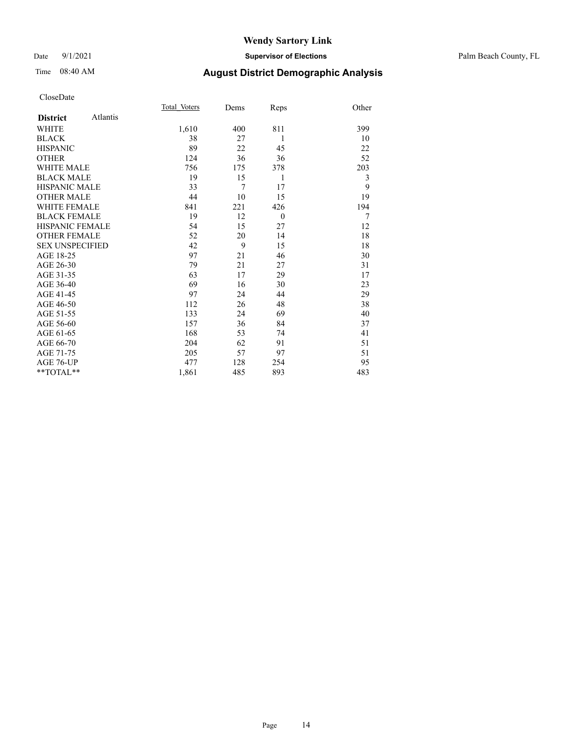# Wendy Sartory Link

Date 9/1/2021 **Supervisor of Elections** Palm Beach County, FL

Time 08:40 AM **August District Demographic Analysis**

CloseDate

| **District** Atlantis | Total Voters | Dems | Reps | Other |
|---|---|---|---|---|
| WHITE | 1,610 | 400 | 811 | 399 |
| BLACK | 38 | 27 | 1 | 10 |
| HISPANIC | 89 | 22 | 45 | 22 |
| OTHER | 124 | 36 | 36 | 52 |
| WHITE MALE | 756 | 175 | 378 | 203 |
| BLACK MALE | 19 | 15 | 1 | 3 |
| HISPANIC MALE | 33 | 7 | 17 | 9 |
| OTHER MALE | 44 | 10 | 15 | 19 |
| WHITE FEMALE | 841 | 221 | 426 | 194 |
| BLACK FEMALE | 19 | 12 | 0 | 7 |
| HISPANIC FEMALE | 54 | 15 | 27 | 12 |
| OTHER FEMALE | 52 | 20 | 14 | 18 |
| SEX UNSPECIFIED | 42 | 9 | 15 | 18 |
| AGE 18-25 | 97 | 21 | 46 | 30 |
| AGE 26-30 | 79 | 21 | 27 | 31 |
| AGE 31-35 | 63 | 17 | 29 | 17 |
| AGE 36-40 | 69 | 16 | 30 | 23 |
| AGE 41-45 | 97 | 24 | 44 | 29 |
| AGE 46-50 | 112 | 26 | 48 | 38 |
| AGE 51-55 | 133 | 24 | 69 | 40 |
| AGE 56-60 | 157 | 36 | 84 | 37 |
| AGE 61-65 | 168 | 53 | 74 | 41 |
| AGE 66-70 | 204 | 62 | 91 | 51 |
| AGE 71-75 | 205 | 57 | 97 | 51 |
| AGE 76-UP | 477 | 128 | 254 | 95 |
| **TOTAL** | 1,861 | 485 | 893 | 483 |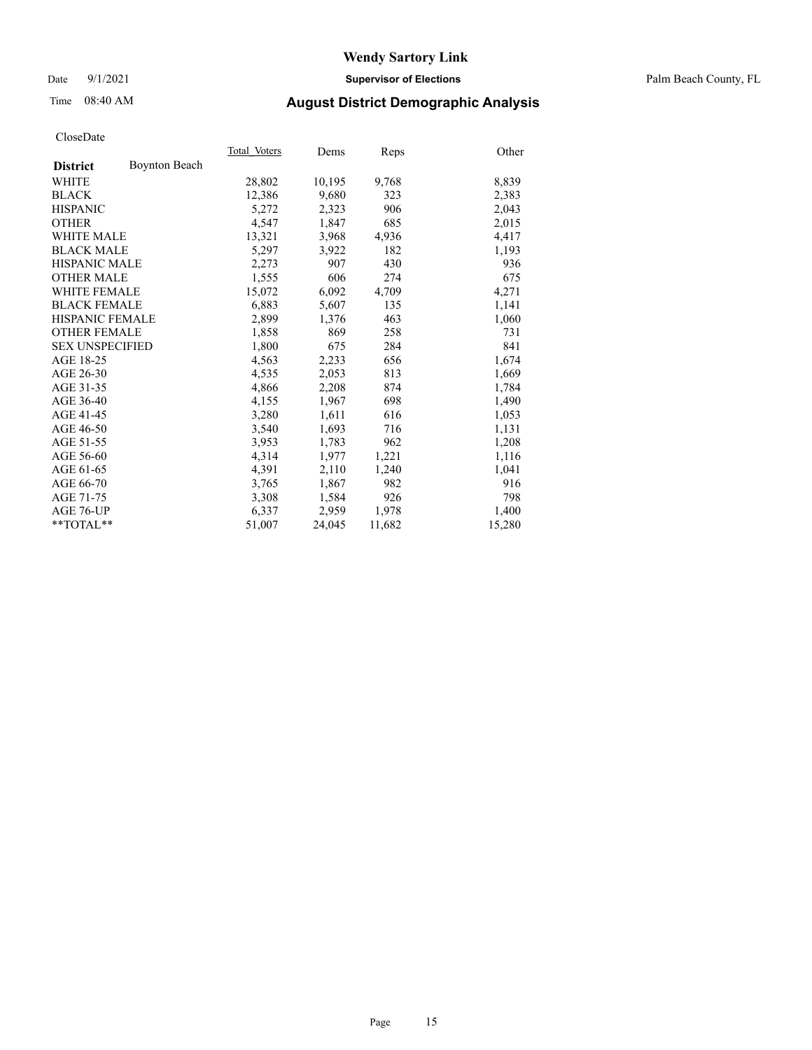# Wendy Sartory Link

Date 9/1/2021 **Supervisor of Elections** Palm Beach County, FL

Time 08:40 AM **August District Demographic Analysis**

CloseDate

| **District** Boynton Beach | Total Voters | Dems | Reps | Other |
|---|---|---|---|---|
| WHITE | 28,802 | 10,195 | 9,768 | 8,839 |
| BLACK | 12,386 | 9,680 | 323 | 2,383 |
| HISPANIC | 5,272 | 2,323 | 906 | 2,043 |
| OTHER | 4,547 | 1,847 | 685 | 2,015 |
| WHITE MALE | 13,321 | 3,968 | 4,936 | 4,417 |
| BLACK MALE | 5,297 | 3,922 | 182 | 1,193 |
| HISPANIC MALE | 2,273 | 907 | 430 | 936 |
| OTHER MALE | 1,555 | 606 | 274 | 675 |
| WHITE FEMALE | 15,072 | 6,092 | 4,709 | 4,271 |
| BLACK FEMALE | 6,883 | 5,607 | 135 | 1,141 |
| HISPANIC FEMALE | 2,899 | 1,376 | 463 | 1,060 |
| OTHER FEMALE | 1,858 | 869 | 258 | 731 |
| SEX UNSPECIFIED | 1,800 | 675 | 284 | 841 |
| AGE 18-25 | 4,563 | 2,233 | 656 | 1,674 |
| AGE 26-30 | 4,535 | 2,053 | 813 | 1,669 |
| AGE 31-35 | 4,866 | 2,208 | 874 | 1,784 |
| AGE 36-40 | 4,155 | 1,967 | 698 | 1,490 |
| AGE 41-45 | 3,280 | 1,611 | 616 | 1,053 |
| AGE 46-50 | 3,540 | 1,693 | 716 | 1,131 |
| AGE 51-55 | 3,953 | 1,783 | 962 | 1,208 |
| AGE 56-60 | 4,314 | 1,977 | 1,221 | 1,116 |
| AGE 61-65 | 4,391 | 2,110 | 1,240 | 1,041 |
| AGE 66-70 | 3,765 | 1,867 | 982 | 916 |
| AGE 71-75 | 3,308 | 1,584 | 926 | 798 |
| AGE 76-UP | 6,337 | 2,959 | 1,978 | 1,400 |
| **TOTAL** | 51,007 | 24,045 | 11,682 | 15,280 |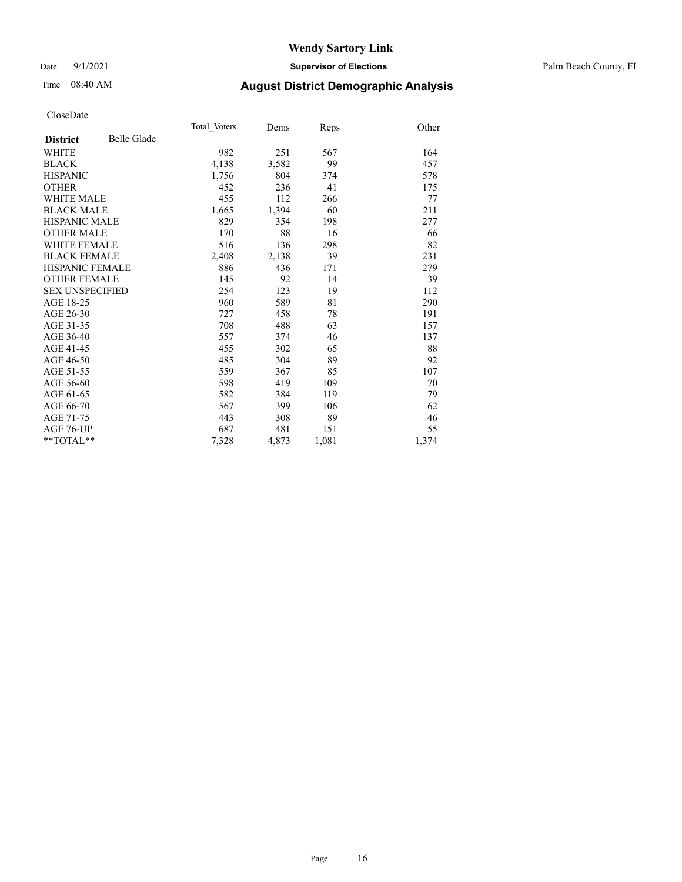# Wendy Sartory Link

Date 9/1/2021 **Supervisor of Elections** Palm Beach County, FL

Time 08:40 AM **August District Demographic Analysis**

CloseDate

| **District** Belle Glade | Total Voters | Dems | Reps | Other |
|---|---|---|---|---|
| WHITE | 982 | 251 | 567 | 164 |
| BLACK | 4,138 | 3,582 | 99 | 457 |
| HISPANIC | 1,756 | 804 | 374 | 578 |
| OTHER | 452 | 236 | 41 | 175 |
| WHITE MALE | 455 | 112 | 266 | 77 |
| BLACK MALE | 1,665 | 1,394 | 60 | 211 |
| HISPANIC MALE | 829 | 354 | 198 | 277 |
| OTHER MALE | 170 | 88 | 16 | 66 |
| WHITE FEMALE | 516 | 136 | 298 | 82 |
| BLACK FEMALE | 2,408 | 2,138 | 39 | 231 |
| HISPANIC FEMALE | 886 | 436 | 171 | 279 |
| OTHER FEMALE | 145 | 92 | 14 | 39 |
| SEX UNSPECIFIED | 254 | 123 | 19 | 112 |
| AGE 18-25 | 960 | 589 | 81 | 290 |
| AGE 26-30 | 727 | 458 | 78 | 191 |
| AGE 31-35 | 708 | 488 | 63 | 157 |
| AGE 36-40 | 557 | 374 | 46 | 137 |
| AGE 41-45 | 455 | 302 | 65 | 88 |
| AGE 46-50 | 485 | 304 | 89 | 92 |
| AGE 51-55 | 559 | 367 | 85 | 107 |
| AGE 56-60 | 598 | 419 | 109 | 70 |
| AGE 61-65 | 582 | 384 | 119 | 79 |
| AGE 66-70 | 567 | 399 | 106 | 62 |
| AGE 71-75 | 443 | 308 | 89 | 46 |
| AGE 76-UP | 687 | 481 | 151 | 55 |
| **TOTAL** | 7,328 | 4,873 | 1,081 | 1,374 |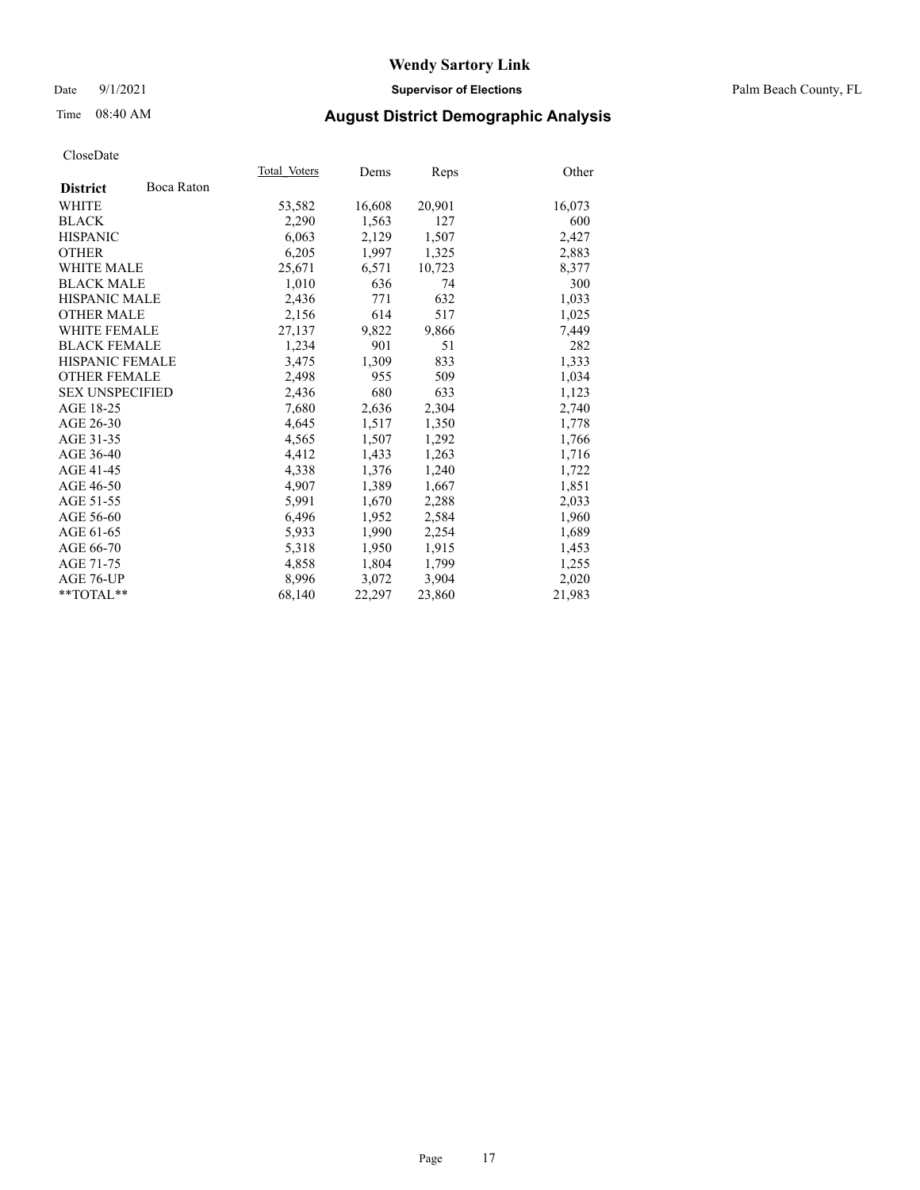# Wendy Sartory Link

Date 9/1/2021 **Supervisor of Elections** Palm Beach County, FL

Time 08:40 AM **August District Demographic Analysis**

CloseDate

| **District** Boca Raton | Total_Voters | Dems | Reps | Other |
|---|---|---|---|---|
| WHITE | 53,582 | 16,608 | 20,901 | 16,073 |
| BLACK | 2,290 | 1,563 | 127 | 600 |
| HISPANIC | 6,063 | 2,129 | 1,507 | 2,427 |
| OTHER | 6,205 | 1,997 | 1,325 | 2,883 |
| WHITE MALE | 25,671 | 6,571 | 10,723 | 8,377 |
| BLACK MALE | 1,010 | 636 | 74 | 300 |
| HISPANIC MALE | 2,436 | 771 | 632 | 1,033 |
| OTHER MALE | 2,156 | 614 | 517 | 1,025 |
| WHITE FEMALE | 27,137 | 9,822 | 9,866 | 7,449 |
| BLACK FEMALE | 1,234 | 901 | 51 | 282 |
| HISPANIC FEMALE | 3,475 | 1,309 | 833 | 1,333 |
| OTHER FEMALE | 2,498 | 955 | 509 | 1,034 |
| SEX UNSPECIFIED | 2,436 | 680 | 633 | 1,123 |
| AGE 18-25 | 7,680 | 2,636 | 2,304 | 2,740 |
| AGE 26-30 | 4,645 | 1,517 | 1,350 | 1,778 |
| AGE 31-35 | 4,565 | 1,507 | 1,292 | 1,766 |
| AGE 36-40 | 4,412 | 1,433 | 1,263 | 1,716 |
| AGE 41-45 | 4,338 | 1,376 | 1,240 | 1,722 |
| AGE 46-50 | 4,907 | 1,389 | 1,667 | 1,851 |
| AGE 51-55 | 5,991 | 1,670 | 2,288 | 2,033 |
| AGE 56-60 | 6,496 | 1,952 | 2,584 | 1,960 |
| AGE 61-65 | 5,933 | 1,990 | 2,254 | 1,689 |
| AGE 66-70 | 5,318 | 1,950 | 1,915 | 1,453 |
| AGE 71-75 | 4,858 | 1,804 | 1,799 | 1,255 |
| AGE 76-UP | 8,996 | 3,072 | 3,904 | 2,020 |
| **TOTAL** | 68,140 | 22,297 | 23,860 | 21,983 |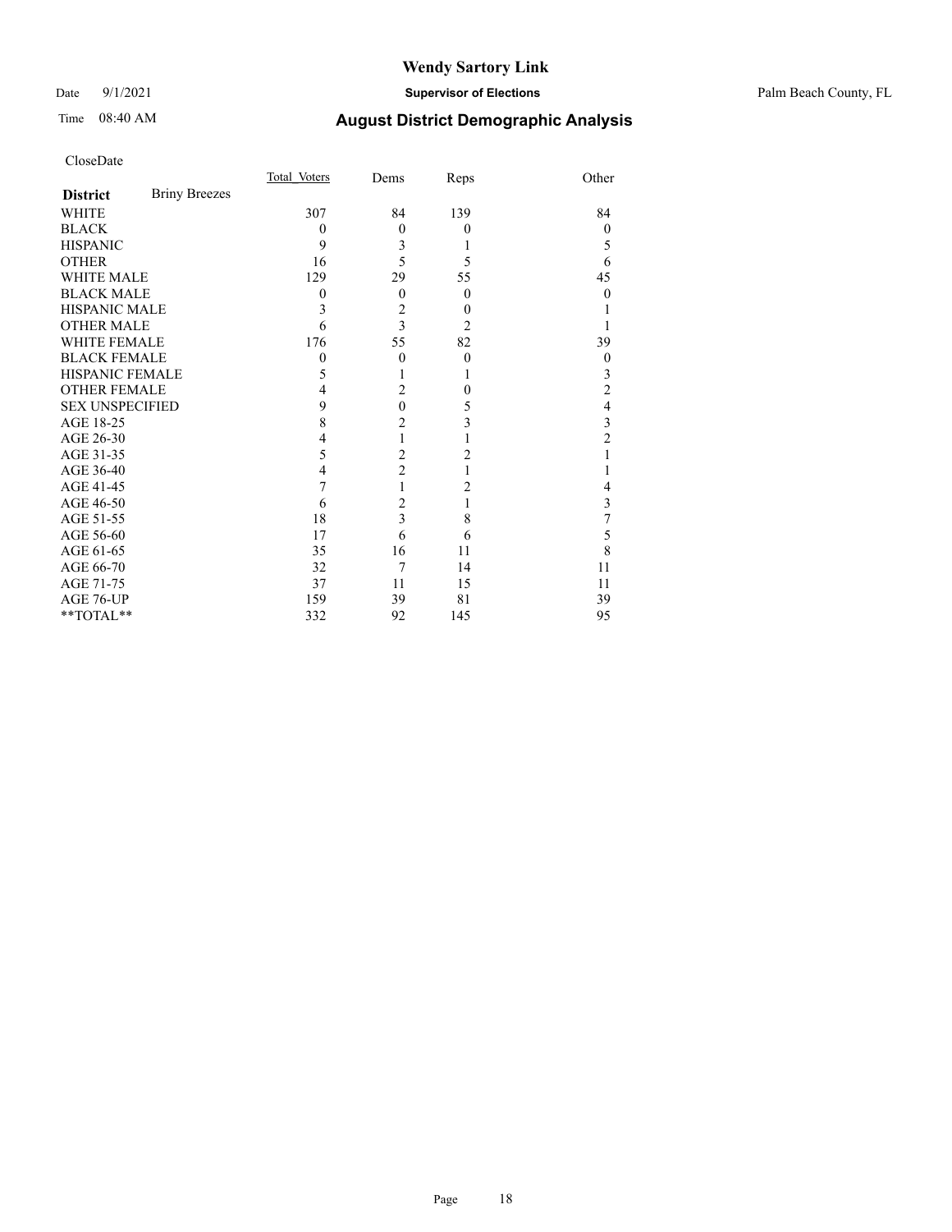# Wendy Sartory Link

Date 9/1/2021 **Supervisor of Elections** Palm Beach County, FL

Time 08:40 AM **August District Demographic Analysis**

CloseDate

| **District** Briny Breezes | Total_Voters | Dems | Reps | Other |
|---|---|---|---|---|
| WHITE | 307 | 84 | 139 | 84 |
| BLACK | 0 | 0 | 0 | 0 |
| HISPANIC | 9 | 3 | 1 | 5 |
| OTHER | 16 | 5 | 5 | 6 |
| WHITE MALE | 129 | 29 | 55 | 45 |
| BLACK MALE | 0 | 0 | 0 | 0 |
| HISPANIC MALE | 3 | 2 | 0 | 1 |
| OTHER MALE | 6 | 3 | 2 | 1 |
| WHITE FEMALE | 176 | 55 | 82 | 39 |
| BLACK FEMALE | 0 | 0 | 0 | 0 |
| HISPANIC FEMALE | 5 | 1 | 1 | 3 |
| OTHER FEMALE | 4 | 2 | 0 | 2 |
| SEX UNSPECIFIED | 9 | 0 | 5 | 4 |
| AGE 18-25 | 8 | 2 | 3 | 3 |
| AGE 26-30 | 4 | 1 | 1 | 2 |
| AGE 31-35 | 5 | 2 | 2 | 1 |
| AGE 36-40 | 4 | 2 | 1 | 1 |
| AGE 41-45 | 7 | 1 | 2 | 4 |
| AGE 46-50 | 6 | 2 | 1 | 3 |
| AGE 51-55 | 18 | 3 | 8 | 7 |
| AGE 56-60 | 17 | 6 | 6 | 5 |
| AGE 61-65 | 35 | 16 | 11 | 8 |
| AGE 66-70 | 32 | 7 | 14 | 11 |
| AGE 71-75 | 37 | 11 | 15 | 11 |
| AGE 76-UP | 159 | 39 | 81 | 39 |
| **TOTAL** | 332 | 92 | 145 | 95 |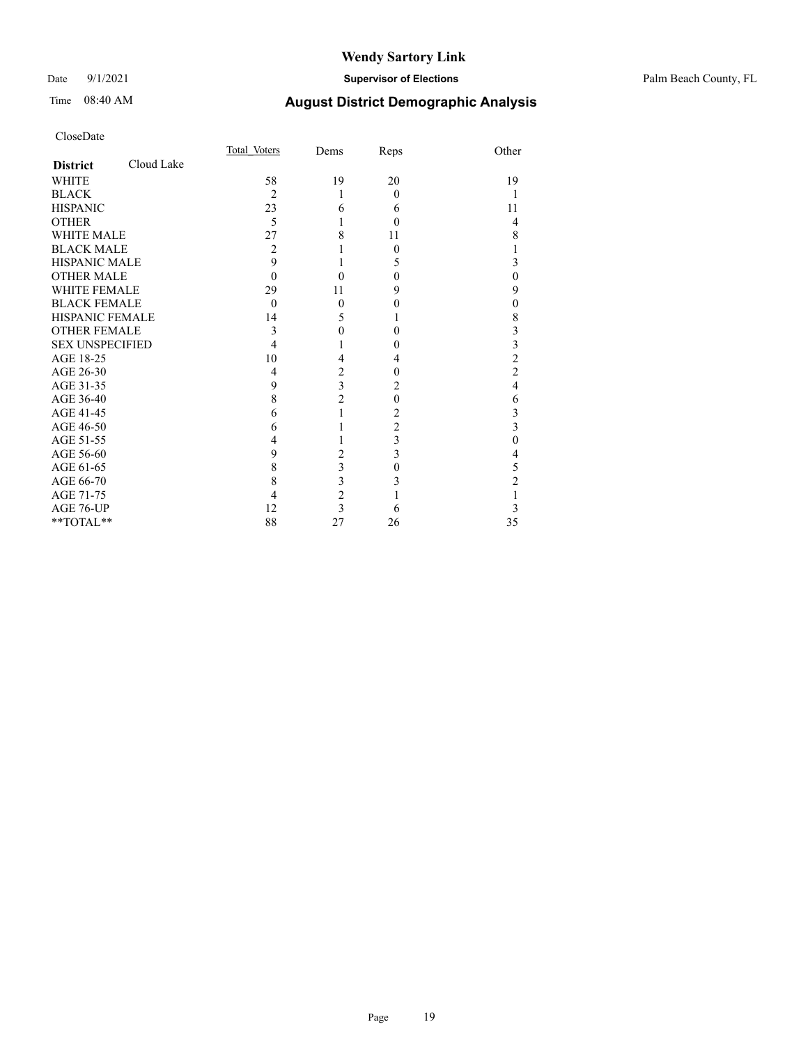# Wendy Sartory Link

Date 9/1/2021 **Supervisor of Elections** Palm Beach County, FL

Time 08:40 AM **August District Demographic Analysis**

CloseDate

| **District** Cloud Lake | Total_Voters | Dems | Reps | Other |
|---|---|---|---|---|
| WHITE | 58 | 19 | 20 | 19 |
| BLACK | 2 | 1 | 0 | 1 |
| HISPANIC | 23 | 6 | 6 | 11 |
| OTHER | 5 | 1 | 0 | 4 |
| WHITE MALE | 27 | 8 | 11 | 8 |
| BLACK MALE | 2 | 1 | 0 | 1 |
| HISPANIC MALE | 9 | 1 | 5 | 3 |
| OTHER MALE | 0 | 0 | 0 | 0 |
| WHITE FEMALE | 29 | 11 | 9 | 9 |
| BLACK FEMALE | 0 | 0 | 0 | 0 |
| HISPANIC FEMALE | 14 | 5 | 1 | 8 |
| OTHER FEMALE | 3 | 0 | 0 | 3 |
| SEX UNSPECIFIED | 4 | 1 | 0 | 3 |
| AGE 18-25 | 10 | 4 | 4 | 2 |
| AGE 26-30 | 4 | 2 | 0 | 2 |
| AGE 31-35 | 9 | 3 | 2 | 4 |
| AGE 36-40 | 8 | 2 | 0 | 6 |
| AGE 41-45 | 6 | 1 | 2 | 3 |
| AGE 46-50 | 6 | 1 | 2 | 3 |
| AGE 51-55 | 4 | 1 | 3 | 0 |
| AGE 56-60 | 9 | 2 | 3 | 4 |
| AGE 61-65 | 8 | 3 | 0 | 5 |
| AGE 66-70 | 8 | 3 | 3 | 2 |
| AGE 71-75 | 4 | 2 | 1 | 1 |
| AGE 76-UP | 12 | 3 | 6 | 3 |
| **TOTAL** | 88 | 27 | 26 | 35 |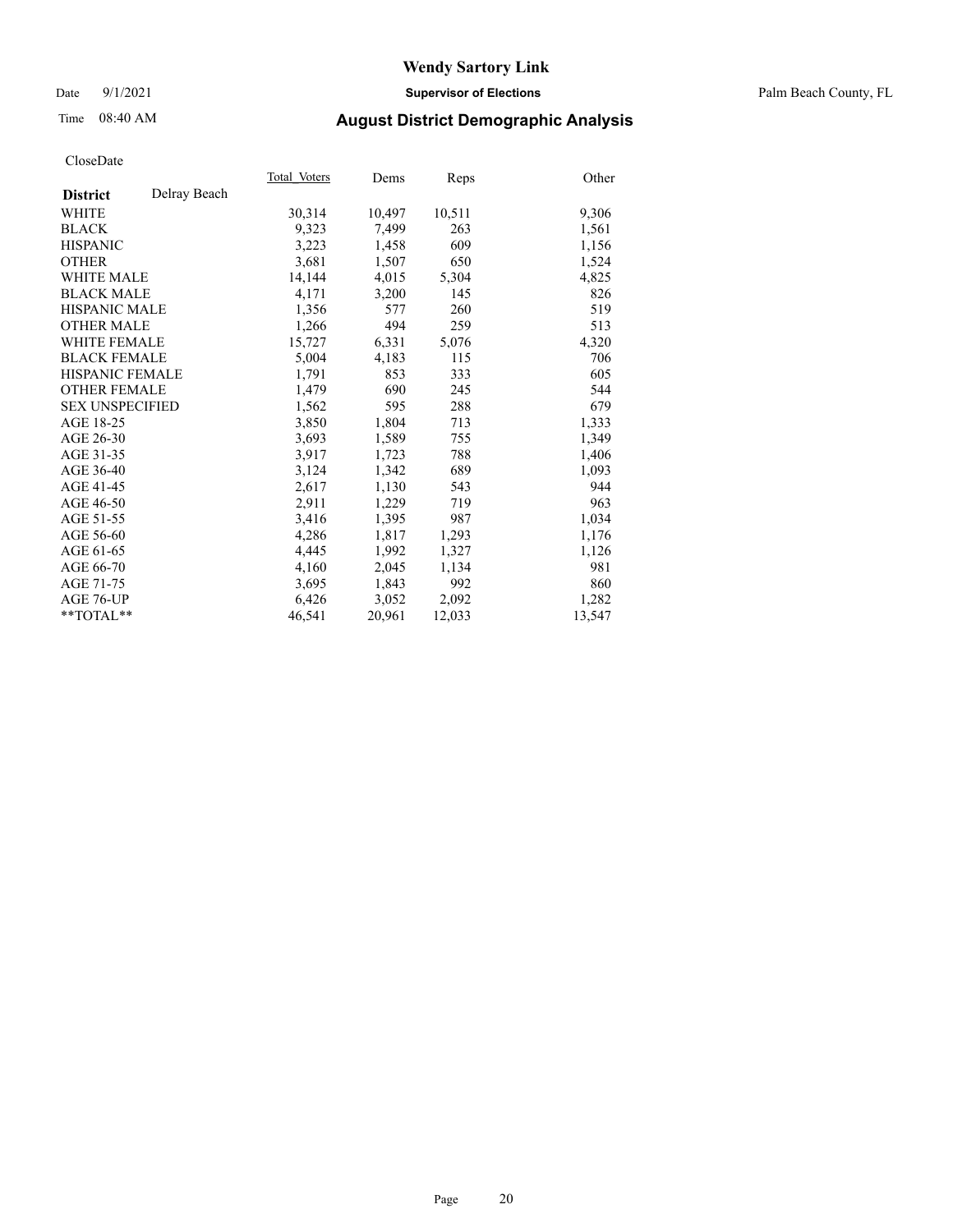# Wendy Sartory Link

Date 9/1/2021 **Supervisor of Elections** Palm Beach County, FL

Time 08:40 AM **August District Demographic Analysis**

CloseDate

| **District** Delray Beach | Total Voters | Dems | Reps | Other |
|---|---|---|---|---|
| WHITE | 30,314 | 10,497 | 10,511 | 9,306 |
| BLACK | 9,323 | 7,499 | 263 | 1,561 |
| HISPANIC | 3,223 | 1,458 | 609 | 1,156 |
| OTHER | 3,681 | 1,507 | 650 | 1,524 |
| WHITE MALE | 14,144 | 4,015 | 5,304 | 4,825 |
| BLACK MALE | 4,171 | 3,200 | 145 | 826 |
| HISPANIC MALE | 1,356 | 577 | 260 | 519 |
| OTHER MALE | 1,266 | 494 | 259 | 513 |
| WHITE FEMALE | 15,727 | 6,331 | 5,076 | 4,320 |
| BLACK FEMALE | 5,004 | 4,183 | 115 | 706 |
| HISPANIC FEMALE | 1,791 | 853 | 333 | 605 |
| OTHER FEMALE | 1,479 | 690 | 245 | 544 |
| SEX UNSPECIFIED | 1,562 | 595 | 288 | 679 |
| AGE 18-25 | 3,850 | 1,804 | 713 | 1,333 |
| AGE 26-30 | 3,693 | 1,589 | 755 | 1,349 |
| AGE 31-35 | 3,917 | 1,723 | 788 | 1,406 |
| AGE 36-40 | 3,124 | 1,342 | 689 | 1,093 |
| AGE 41-45 | 2,617 | 1,130 | 543 | 944 |
| AGE 46-50 | 2,911 | 1,229 | 719 | 963 |
| AGE 51-55 | 3,416 | 1,395 | 987 | 1,034 |
| AGE 56-60 | 4,286 | 1,817 | 1,293 | 1,176 |
| AGE 61-65 | 4,445 | 1,992 | 1,327 | 1,126 |
| AGE 66-70 | 4,160 | 2,045 | 1,134 | 981 |
| AGE 71-75 | 3,695 | 1,843 | 992 | 860 |
| AGE 76-UP | 6,426 | 3,052 | 2,092 | 1,282 |
| **TOTAL** | 46,541 | 20,961 | 12,033 | 13,547 |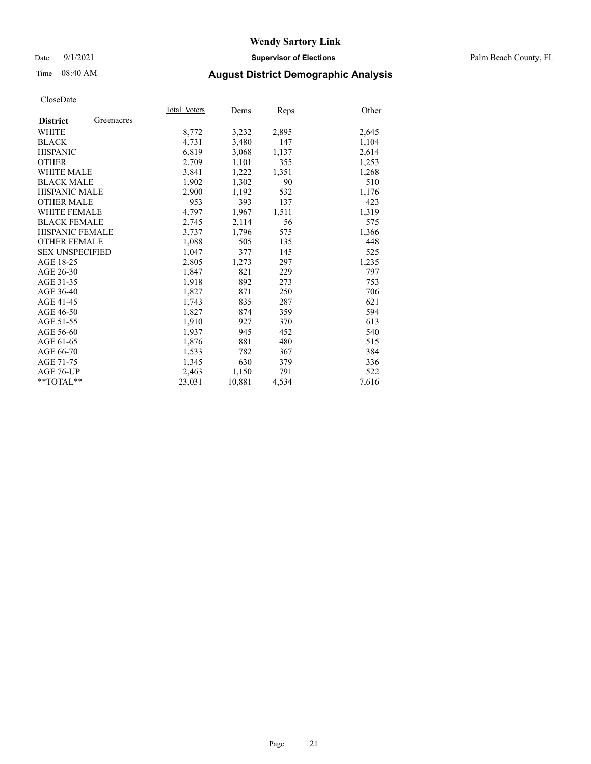# Wendy Sartory Link

Date 9/1/2021 **Supervisor of Elections** Palm Beach County, FL

Time 08:40 AM **August District Demographic Analysis**

CloseDate

| **District** Greenacres | Total Voters | Dems | Reps | Other |
|---|---|---|---|---|
| WHITE | 8,772 | 3,232 | 2,895 | 2,645 |
| BLACK | 4,731 | 3,480 | 147 | 1,104 |
| HISPANIC | 6,819 | 3,068 | 1,137 | 2,614 |
| OTHER | 2,709 | 1,101 | 355 | 1,253 |
| WHITE MALE | 3,841 | 1,222 | 1,351 | 1,268 |
| BLACK MALE | 1,902 | 1,302 | 90 | 510 |
| HISPANIC MALE | 2,900 | 1,192 | 532 | 1,176 |
| OTHER MALE | 953 | 393 | 137 | 423 |
| WHITE FEMALE | 4,797 | 1,967 | 1,511 | 1,319 |
| BLACK FEMALE | 2,745 | 2,114 | 56 | 575 |
| HISPANIC FEMALE | 3,737 | 1,796 | 575 | 1,366 |
| OTHER FEMALE | 1,088 | 505 | 135 | 448 |
| SEX UNSPECIFIED | 1,047 | 377 | 145 | 525 |
| AGE 18-25 | 2,805 | 1,273 | 297 | 1,235 |
| AGE 26-30 | 1,847 | 821 | 229 | 797 |
| AGE 31-35 | 1,918 | 892 | 273 | 753 |
| AGE 36-40 | 1,827 | 871 | 250 | 706 |
| AGE 41-45 | 1,743 | 835 | 287 | 621 |
| AGE 46-50 | 1,827 | 874 | 359 | 594 |
| AGE 51-55 | 1,910 | 927 | 370 | 613 |
| AGE 56-60 | 1,937 | 945 | 452 | 540 |
| AGE 61-65 | 1,876 | 881 | 480 | 515 |
| AGE 66-70 | 1,533 | 782 | 367 | 384 |
| AGE 71-75 | 1,345 | 630 | 379 | 336 |
| AGE 76-UP | 2,463 | 1,150 | 791 | 522 |
| **TOTAL** | 23,031 | 10,881 | 4,534 | 7,616 |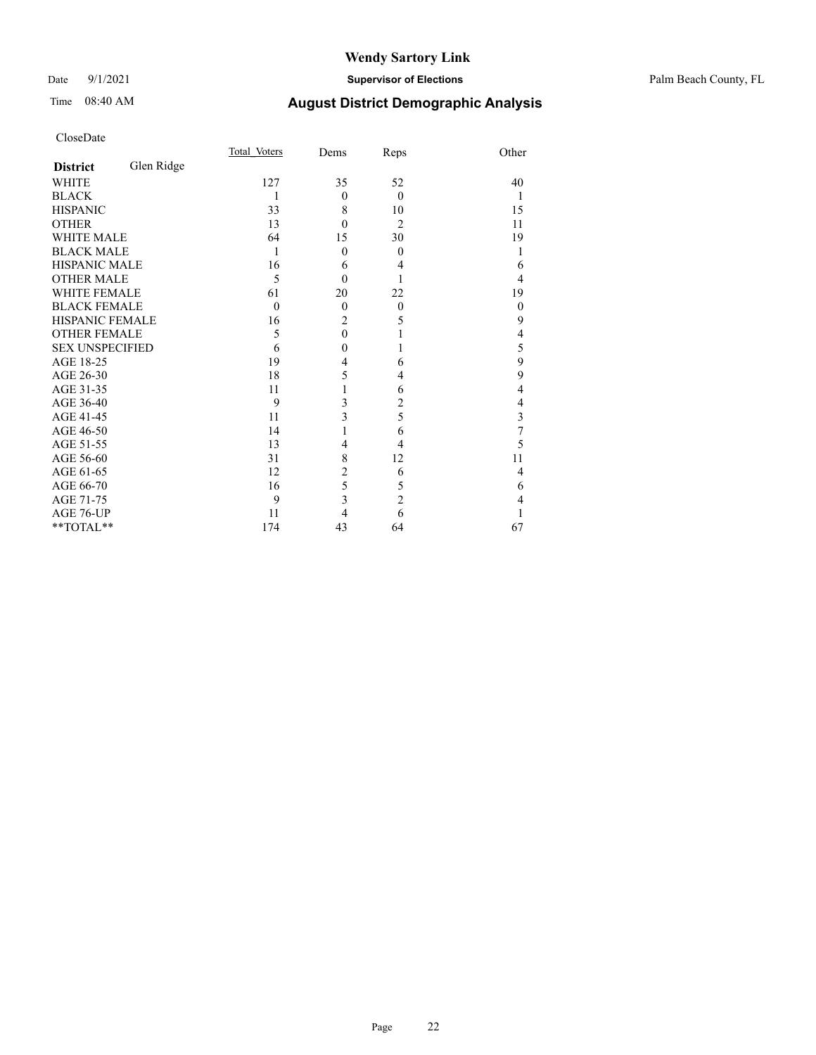# Wendy Sartory Link

Date 9/1/2021 **Supervisor of Elections** Palm Beach County, FL

Time 08:40 AM **August District Demographic Analysis**

CloseDate

| **District** Glen Ridge | Total Voters | Dems | Reps | Other |
|---|---|---|---|---|
| WHITE | 127 | 35 | 52 | 40 |
| BLACK | 1 | 0 | 0 | 1 |
| HISPANIC | 33 | 8 | 10 | 15 |
| OTHER | 13 | 0 | 2 | 11 |
| WHITE MALE | 64 | 15 | 30 | 19 |
| BLACK MALE | 1 | 0 | 0 | 1 |
| HISPANIC MALE | 16 | 6 | 4 | 6 |
| OTHER MALE | 5 | 0 | 1 | 4 |
| WHITE FEMALE | 61 | 20 | 22 | 19 |
| BLACK FEMALE | 0 | 0 | 0 | 0 |
| HISPANIC FEMALE | 16 | 2 | 5 | 9 |
| OTHER FEMALE | 5 | 0 | 1 | 4 |
| SEX UNSPECIFIED | 6 | 0 | 1 | 5 |
| AGE 18-25 | 19 | 4 | 6 | 9 |
| AGE 26-30 | 18 | 5 | 4 | 9 |
| AGE 31-35 | 11 | 1 | 6 | 4 |
| AGE 36-40 | 9 | 3 | 2 | 4 |
| AGE 41-45 | 11 | 3 | 5 | 3 |
| AGE 46-50 | 14 | 1 | 6 | 7 |
| AGE 51-55 | 13 | 4 | 4 | 5 |
| AGE 56-60 | 31 | 8 | 12 | 11 |
| AGE 61-65 | 12 | 2 | 6 | 4 |
| AGE 66-70 | 16 | 5 | 5 | 6 |
| AGE 71-75 | 9 | 3 | 2 | 4 |
| AGE 76-UP | 11 | 4 | 6 | 1 |
| **TOTAL** | 174 | 43 | 64 | 67 |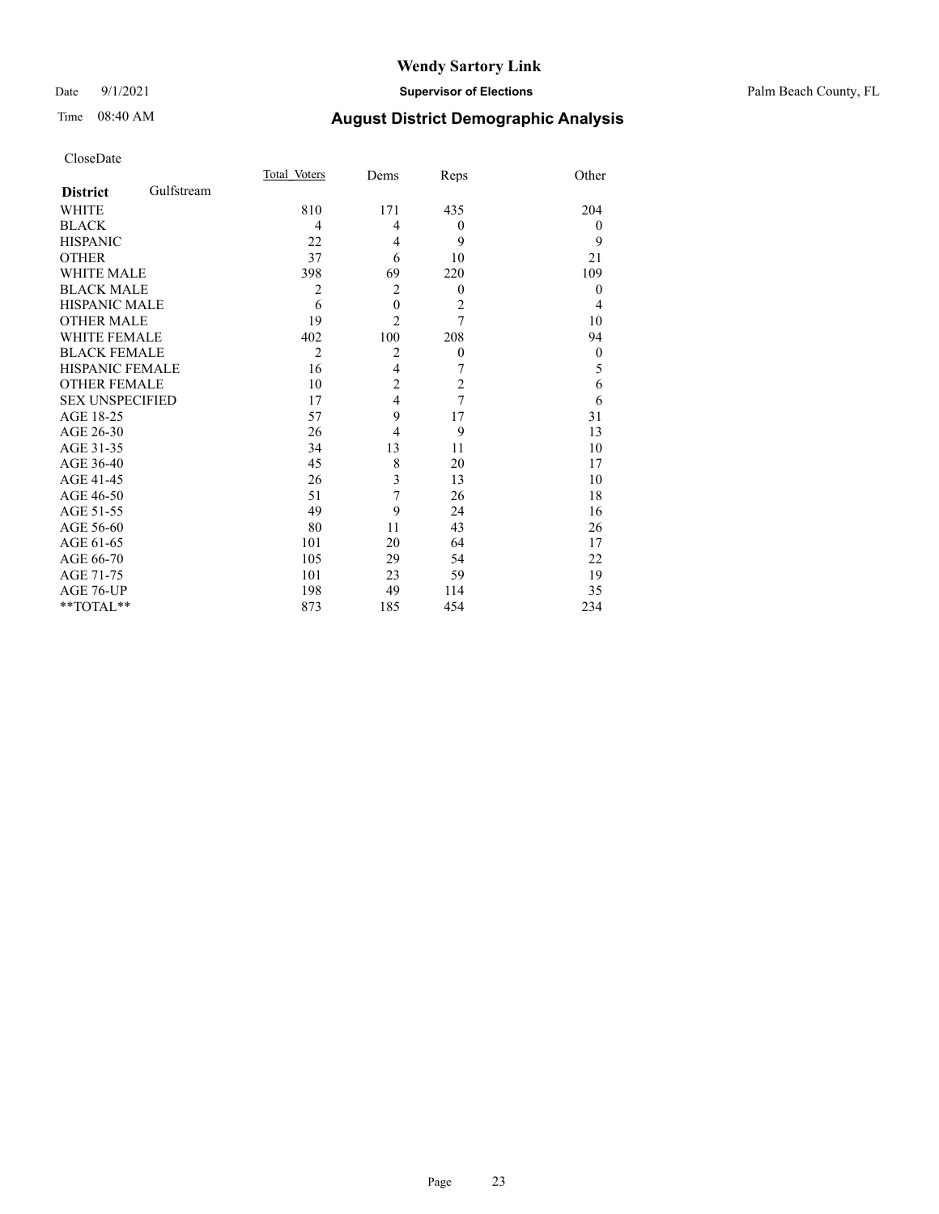CloseDate

| District: Gulfstream | Total_Voters | Dems | Reps | Other |
|---|---|---|---|---|
| WHITE | 810 | 171 | 435 | 204 |
| BLACK | 4 | 4 | 0 | 0 |
| HISPANIC | 22 | 4 | 9 | 9 |
| OTHER | 37 | 6 | 10 | 21 |
| WHITE MALE | 398 | 69 | 220 | 109 |
| BLACK MALE | 2 | 2 | 0 | 0 |
| HISPANIC MALE | 6 | 0 | 2 | 4 |
| OTHER MALE | 19 | 2 | 7 | 10 |
| WHITE FEMALE | 402 | 100 | 208 | 94 |
| BLACK FEMALE | 2 | 2 | 0 | 0 |
| HISPANIC FEMALE | 16 | 4 | 7 | 5 |
| OTHER FEMALE | 10 | 2 | 2 | 6 |
| SEX UNSPECIFIED | 17 | 4 | 7 | 6 |
| AGE 18-25 | 57 | 9 | 17 | 31 |
| AGE 26-30 | 26 | 4 | 9 | 13 |
| AGE 31-35 | 34 | 13 | 11 | 10 |
| AGE 36-40 | 45 | 8 | 20 | 17 |
| AGE 41-45 | 26 | 3 | 13 | 10 |
| AGE 46-50 | 51 | 7 | 26 | 18 |
| AGE 51-55 | 49 | 9 | 24 | 16 |
| AGE 56-60 | 80 | 11 | 43 | 26 |
| AGE 61-65 | 101 | 20 | 64 | 17 |
| AGE 66-70 | 105 | 29 | 54 | 22 |
| AGE 71-75 | 101 | 23 | 59 | 19 |
| AGE 76-UP | 198 | 49 | 114 | 35 |
| **TOTAL** | 873 | 185 | 454 | 234 |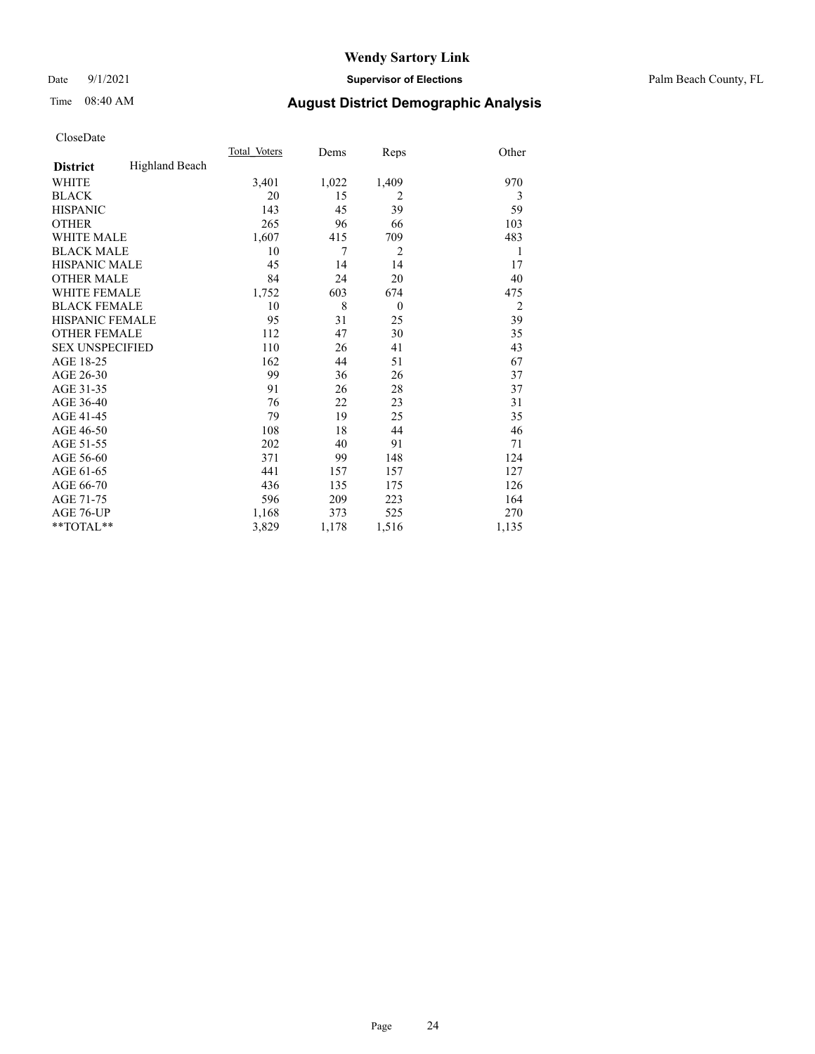# Wendy Sartory Link

Date 9/1/2021 **Supervisor of Elections** Palm Beach County, FL

Time 08:40 AM **August District Demographic Analysis**

CloseDate

| **District** Highland Beach | Total Voters | Dems | Reps | Other |
|---|---|---|---|---|
| WHITE | 3,401 | 1,022 | 1,409 | 970 |
| BLACK | 20 | 15 | 2 | 3 |
| HISPANIC | 143 | 45 | 39 | 59 |
| OTHER | 265 | 96 | 66 | 103 |
| WHITE MALE | 1,607 | 415 | 709 | 483 |
| BLACK MALE | 10 | 7 | 2 | 1 |
| HISPANIC MALE | 45 | 14 | 14 | 17 |
| OTHER MALE | 84 | 24 | 20 | 40 |
| WHITE FEMALE | 1,752 | 603 | 674 | 475 |
| BLACK FEMALE | 10 | 8 | 0 | 2 |
| HISPANIC FEMALE | 95 | 31 | 25 | 39 |
| OTHER FEMALE | 112 | 47 | 30 | 35 |
| SEX UNSPECIFIED | 110 | 26 | 41 | 43 |
| AGE 18-25 | 162 | 44 | 51 | 67 |
| AGE 26-30 | 99 | 36 | 26 | 37 |
| AGE 31-35 | 91 | 26 | 28 | 37 |
| AGE 36-40 | 76 | 22 | 23 | 31 |
| AGE 41-45 | 79 | 19 | 25 | 35 |
| AGE 46-50 | 108 | 18 | 44 | 46 |
| AGE 51-55 | 202 | 40 | 91 | 71 |
| AGE 56-60 | 371 | 99 | 148 | 124 |
| AGE 61-65 | 441 | 157 | 157 | 127 |
| AGE 66-70 | 436 | 135 | 175 | 126 |
| AGE 71-75 | 596 | 209 | 223 | 164 |
| AGE 76-UP | 1,168 | 373 | 525 | 270 |
| **TOTAL** | 3,829 | 1,178 | 1,516 | 1,135 |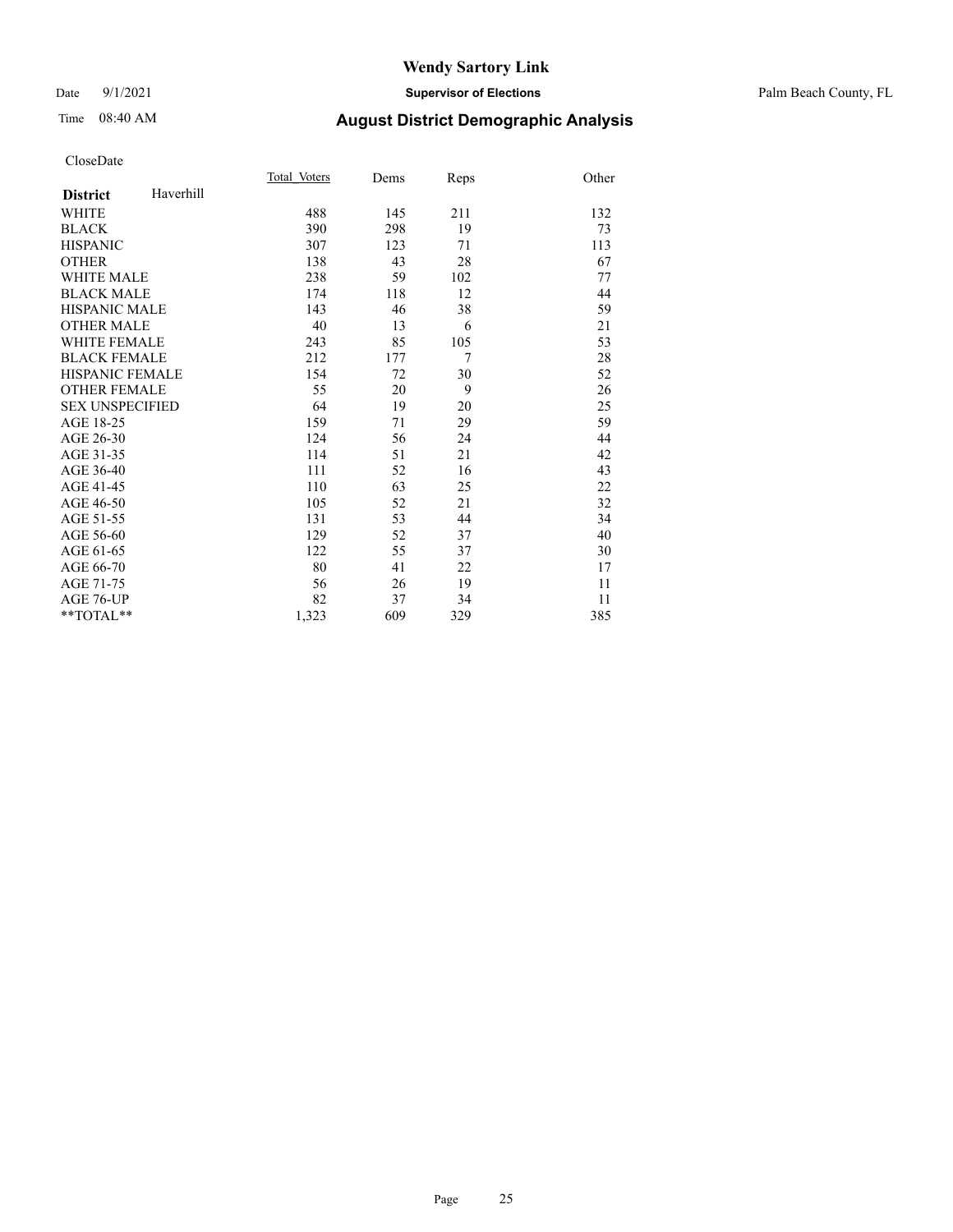# Wendy Sartory Link

Date 9/1/2021 **Supervisor of Elections** Palm Beach County, FL

Time 08:40 AM **August District Demographic Analysis**

CloseDate

| **District** Haverhill | Total_Voters | Dems | Reps | Other |
|---|---|---|---|---|
| WHITE | 488 | 145 | 211 | 132 |
| BLACK | 390 | 298 | 19 | 73 |
| HISPANIC | 307 | 123 | 71 | 113 |
| OTHER | 138 | 43 | 28 | 67 |
| WHITE MALE | 238 | 59 | 102 | 77 |
| BLACK MALE | 174 | 118 | 12 | 44 |
| HISPANIC MALE | 143 | 46 | 38 | 59 |
| OTHER MALE | 40 | 13 | 6 | 21 |
| WHITE FEMALE | 243 | 85 | 105 | 53 |
| BLACK FEMALE | 212 | 177 | 7 | 28 |
| HISPANIC FEMALE | 154 | 72 | 30 | 52 |
| OTHER FEMALE | 55 | 20 | 9 | 26 |
| SEX UNSPECIFIED | 64 | 19 | 20 | 25 |
| AGE 18-25 | 159 | 71 | 29 | 59 |
| AGE 26-30 | 124 | 56 | 24 | 44 |
| AGE 31-35 | 114 | 51 | 21 | 42 |
| AGE 36-40 | 111 | 52 | 16 | 43 |
| AGE 41-45 | 110 | 63 | 25 | 22 |
| AGE 46-50 | 105 | 52 | 21 | 32 |
| AGE 51-55 | 131 | 53 | 44 | 34 |
| AGE 56-60 | 129 | 52 | 37 | 40 |
| AGE 61-65 | 122 | 55 | 37 | 30 |
| AGE 66-70 | 80 | 41 | 22 | 17 |
| AGE 71-75 | 56 | 26 | 19 | 11 |
| AGE 76-UP | 82 | 37 | 34 | 11 |
| **TOTAL** | 1,323 | 609 | 329 | 385 |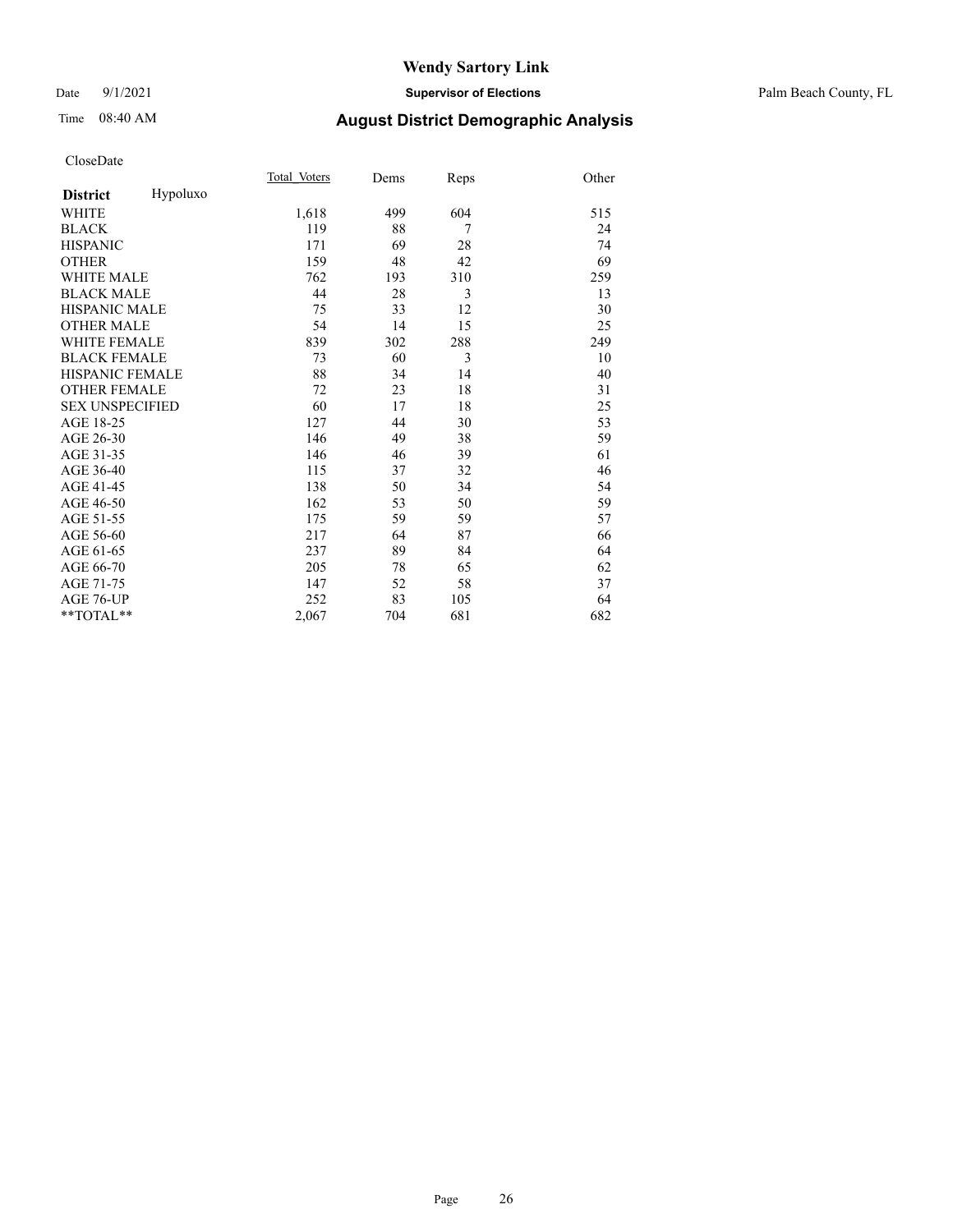# Wendy Sartory Link

Date 9/1/2021 **Supervisor of Elections** Palm Beach County, FL

Time 08:40 AM **August District Demographic Analysis**

CloseDate

| **District** Hypoluxo | Total_Voters | Dems | Reps | Other |
|---|---|---|---|---|
| WHITE | 1,618 | 499 | 604 | 515 |
| BLACK | 119 | 88 | 7 | 24 |
| HISPANIC | 171 | 69 | 28 | 74 |
| OTHER | 159 | 48 | 42 | 69 |
| WHITE MALE | 762 | 193 | 310 | 259 |
| BLACK MALE | 44 | 28 | 3 | 13 |
| HISPANIC MALE | 75 | 33 | 12 | 30 |
| OTHER MALE | 54 | 14 | 15 | 25 |
| WHITE FEMALE | 839 | 302 | 288 | 249 |
| BLACK FEMALE | 73 | 60 | 3 | 10 |
| HISPANIC FEMALE | 88 | 34 | 14 | 40 |
| OTHER FEMALE | 72 | 23 | 18 | 31 |
| SEX UNSPECIFIED | 60 | 17 | 18 | 25 |
| AGE 18-25 | 127 | 44 | 30 | 53 |
| AGE 26-30 | 146 | 49 | 38 | 59 |
| AGE 31-35 | 146 | 46 | 39 | 61 |
| AGE 36-40 | 115 | 37 | 32 | 46 |
| AGE 41-45 | 138 | 50 | 34 | 54 |
| AGE 46-50 | 162 | 53 | 50 | 59 |
| AGE 51-55 | 175 | 59 | 59 | 57 |
| AGE 56-60 | 217 | 64 | 87 | 66 |
| AGE 61-65 | 237 | 89 | 84 | 64 |
| AGE 66-70 | 205 | 78 | 65 | 62 |
| AGE 71-75 | 147 | 52 | 58 | 37 |
| AGE 76-UP | 252 | 83 | 105 | 64 |
| **TOTAL** | 2,067 | 704 | 681 | 682 |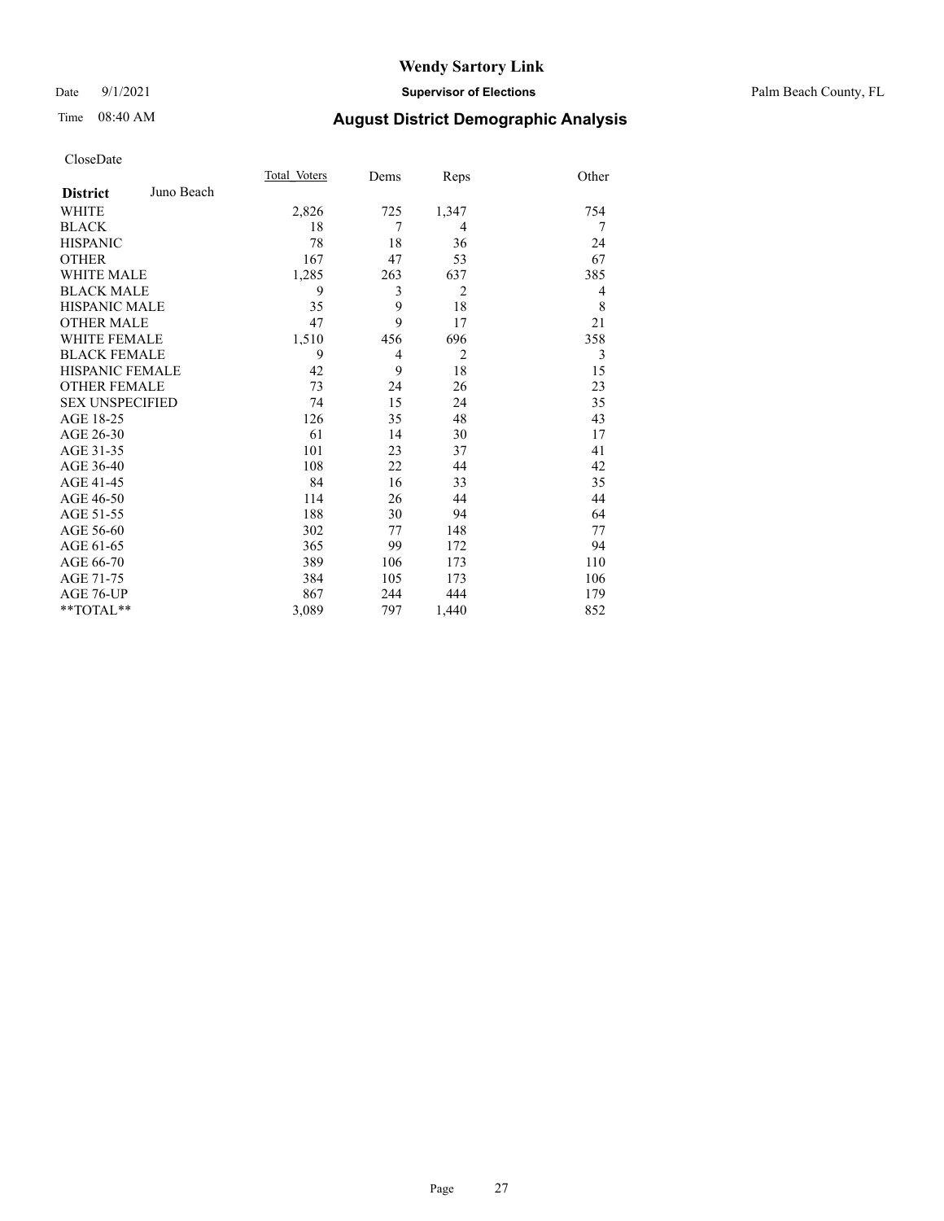# Wendy Sartory Link

Date 9/1/2021 **Supervisor of Elections** Palm Beach County, FL

Time 08:40 AM **August District Demographic Analysis**

CloseDate

| **District** Juno Beach | Total Voters | Dems | Reps | Other |
|---|---|---|---|---|
| WHITE | 2,826 | 725 | 1,347 | 754 |
| BLACK | 18 | 7 | 4 | 7 |
| HISPANIC | 78 | 18 | 36 | 24 |
| OTHER | 167 | 47 | 53 | 67 |
| WHITE MALE | 1,285 | 263 | 637 | 385 |
| BLACK MALE | 9 | 3 | 2 | 4 |
| HISPANIC MALE | 35 | 9 | 18 | 8 |
| OTHER MALE | 47 | 9 | 17 | 21 |
| WHITE FEMALE | 1,510 | 456 | 696 | 358 |
| BLACK FEMALE | 9 | 4 | 2 | 3 |
| HISPANIC FEMALE | 42 | 9 | 18 | 15 |
| OTHER FEMALE | 73 | 24 | 26 | 23 |
| SEX UNSPECIFIED | 74 | 15 | 24 | 35 |
| AGE 18-25 | 126 | 35 | 48 | 43 |
| AGE 26-30 | 61 | 14 | 30 | 17 |
| AGE 31-35 | 101 | 23 | 37 | 41 |
| AGE 36-40 | 108 | 22 | 44 | 42 |
| AGE 41-45 | 84 | 16 | 33 | 35 |
| AGE 46-50 | 114 | 26 | 44 | 44 |
| AGE 51-55 | 188 | 30 | 94 | 64 |
| AGE 56-60 | 302 | 77 | 148 | 77 |
| AGE 61-65 | 365 | 99 | 172 | 94 |
| AGE 66-70 | 389 | 106 | 173 | 110 |
| AGE 71-75 | 384 | 105 | 173 | 106 |
| AGE 76-UP | 867 | 244 | 444 | 179 |
| **TOTAL** | 3,089 | 797 | 1,440 | 852 |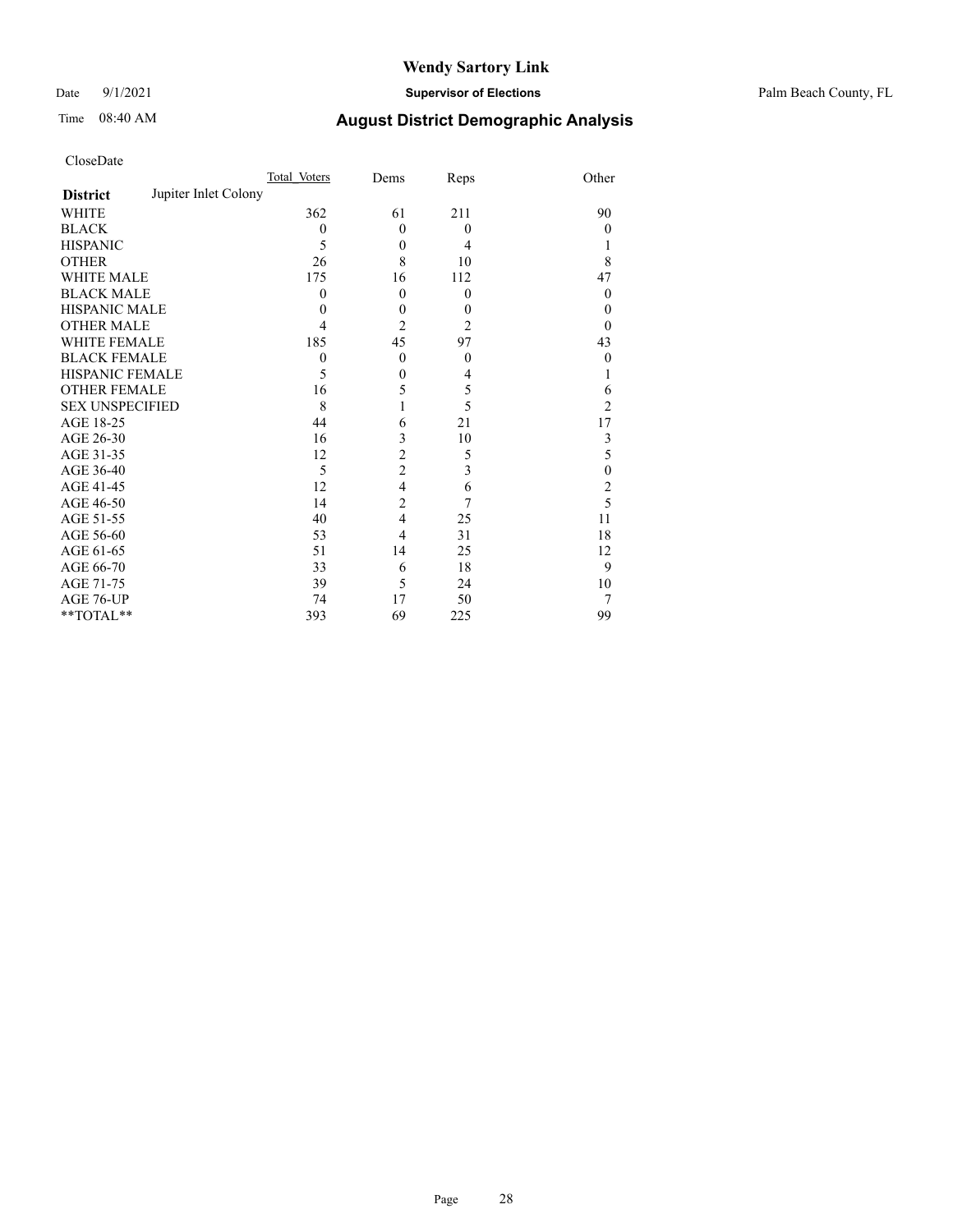# Wendy Sartory Link

Date 9/1/2021 **Supervisor of Elections** Palm Beach County, FL

Time 08:40 AM **August District Demographic Analysis**

CloseDate

| **District** Jupiter Inlet Colony | Total_Voters | Dems | Reps | Other |
|---|---|---|---|---|
| WHITE | 362 | 61 | 211 | 90 |
| BLACK | 0 | 0 | 0 | 0 |
| HISPANIC | 5 | 0 | 4 | 1 |
| OTHER | 26 | 8 | 10 | 8 |
| WHITE MALE | 175 | 16 | 112 | 47 |
| BLACK MALE | 0 | 0 | 0 | 0 |
| HISPANIC MALE | 0 | 0 | 0 | 0 |
| OTHER MALE | 4 | 2 | 2 | 0 |
| WHITE FEMALE | 185 | 45 | 97 | 43 |
| BLACK FEMALE | 0 | 0 | 0 | 0 |
| HISPANIC FEMALE | 5 | 0 | 4 | 1 |
| OTHER FEMALE | 16 | 5 | 5 | 6 |
| SEX UNSPECIFIED | 8 | 1 | 5 | 2 |
| AGE 18-25 | 44 | 6 | 21 | 17 |
| AGE 26-30 | 16 | 3 | 10 | 3 |
| AGE 31-35 | 12 | 2 | 5 | 5 |
| AGE 36-40 | 5 | 2 | 3 | 0 |
| AGE 41-45 | 12 | 4 | 6 | 2 |
| AGE 46-50 | 14 | 2 | 7 | 5 |
| AGE 51-55 | 40 | 4 | 25 | 11 |
| AGE 56-60 | 53 | 4 | 31 | 18 |
| AGE 61-65 | 51 | 14 | 25 | 12 |
| AGE 66-70 | 33 | 6 | 18 | 9 |
| AGE 71-75 | 39 | 5 | 24 | 10 |
| AGE 76-UP | 74 | 17 | 50 | 7 |
| **TOTAL** | 393 | 69 | 225 | 99 |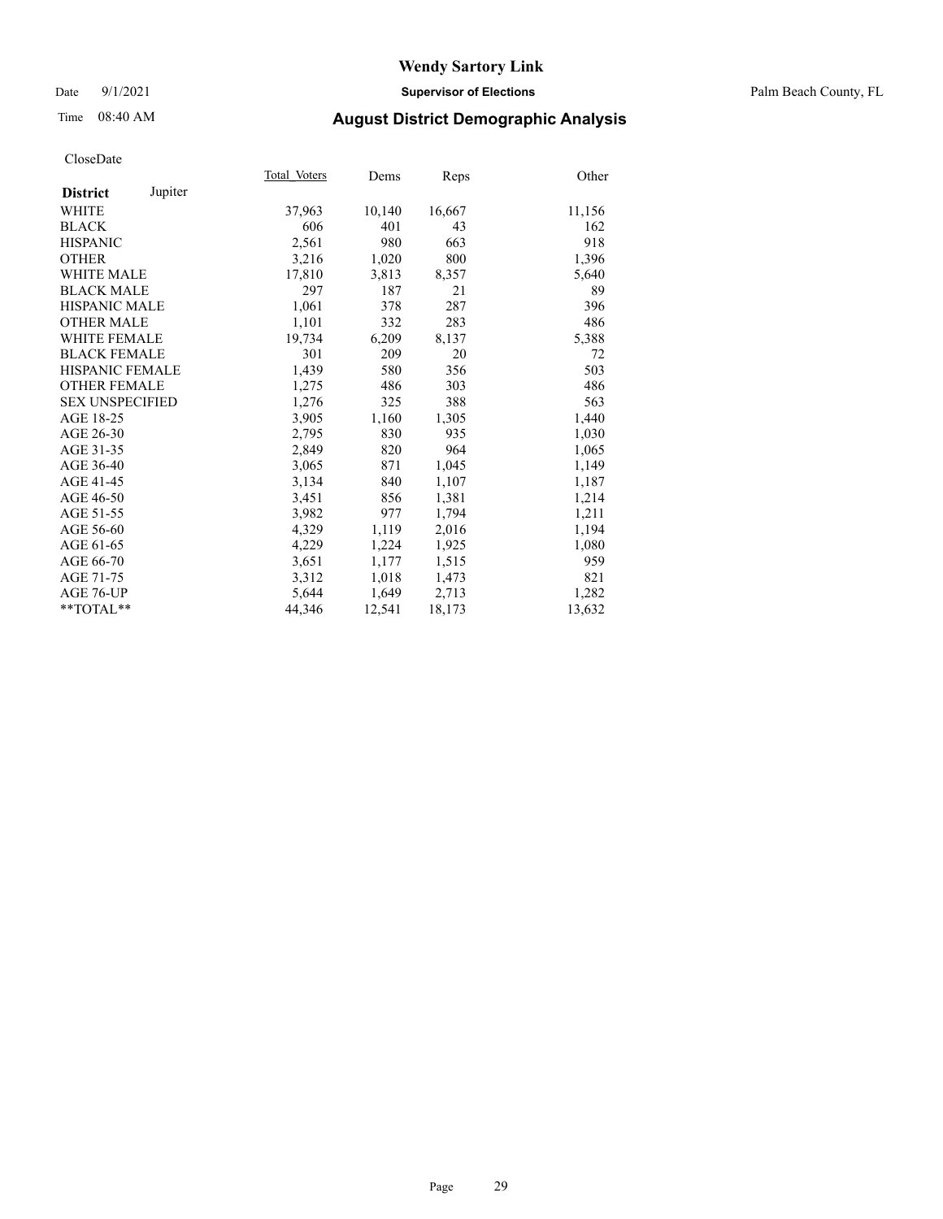# Wendy Sartory Link

Date 9/1/2021 **Supervisor of Elections** Palm Beach County, FL

Time 08:40 AM **August District Demographic Analysis**

CloseDate

| **District** Jupiter | Total_Voters | Dems | Reps | Other |
|---|---|---|---|---|
| WHITE | 37,963 | 10,140 | 16,667 | 11,156 |
| BLACK | 606 | 401 | 43 | 162 |
| HISPANIC | 2,561 | 980 | 663 | 918 |
| OTHER | 3,216 | 1,020 | 800 | 1,396 |
| WHITE MALE | 17,810 | 3,813 | 8,357 | 5,640 |
| BLACK MALE | 297 | 187 | 21 | 89 |
| HISPANIC MALE | 1,061 | 378 | 287 | 396 |
| OTHER MALE | 1,101 | 332 | 283 | 486 |
| WHITE FEMALE | 19,734 | 6,209 | 8,137 | 5,388 |
| BLACK FEMALE | 301 | 209 | 20 | 72 |
| HISPANIC FEMALE | 1,439 | 580 | 356 | 503 |
| OTHER FEMALE | 1,275 | 486 | 303 | 486 |
| SEX UNSPECIFIED | 1,276 | 325 | 388 | 563 |
| AGE 18-25 | 3,905 | 1,160 | 1,305 | 1,440 |
| AGE 26-30 | 2,795 | 830 | 935 | 1,030 |
| AGE 31-35 | 2,849 | 820 | 964 | 1,065 |
| AGE 36-40 | 3,065 | 871 | 1,045 | 1,149 |
| AGE 41-45 | 3,134 | 840 | 1,107 | 1,187 |
| AGE 46-50 | 3,451 | 856 | 1,381 | 1,214 |
| AGE 51-55 | 3,982 | 977 | 1,794 | 1,211 |
| AGE 56-60 | 4,329 | 1,119 | 2,016 | 1,194 |
| AGE 61-65 | 4,229 | 1,224 | 1,925 | 1,080 |
| AGE 66-70 | 3,651 | 1,177 | 1,515 | 959 |
| AGE 71-75 | 3,312 | 1,018 | 1,473 | 821 |
| AGE 76-UP | 5,644 | 1,649 | 2,713 | 1,282 |
| **TOTAL** | 44,346 | 12,541 | 18,173 | 13,632 |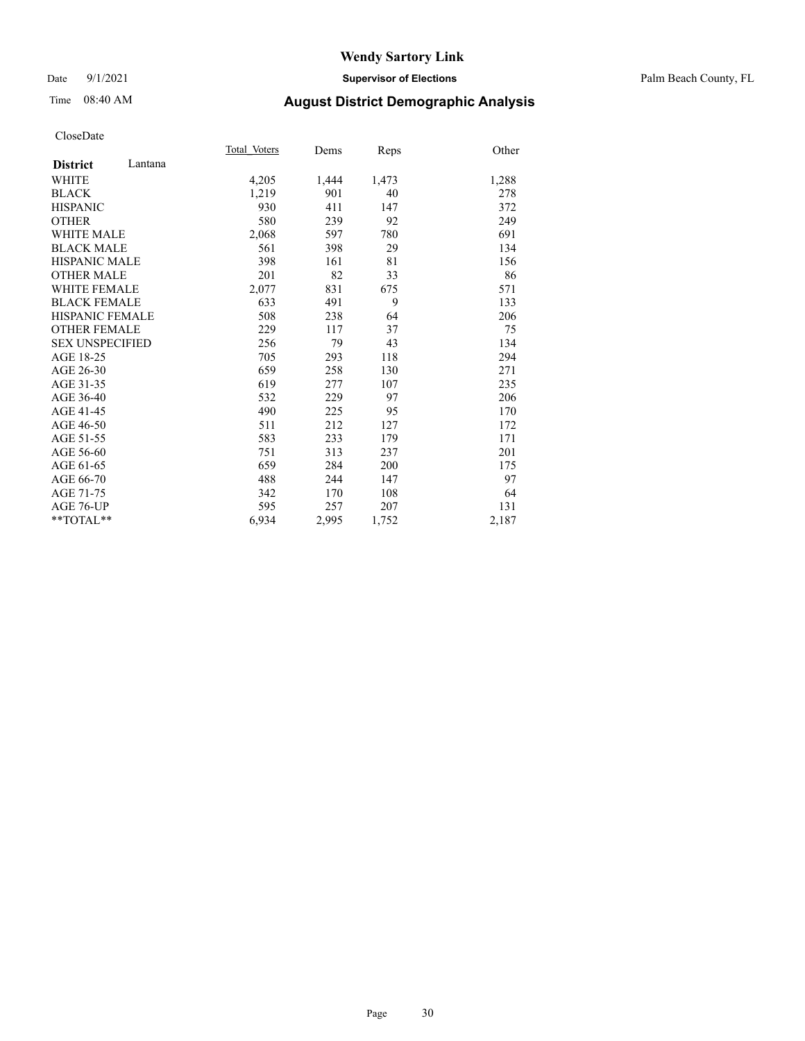# Wendy Sartory Link

Date 9/1/2021 **Supervisor of Elections** Palm Beach County, FL

Time 08:40 AM **August District Demographic Analysis**

CloseDate

| **District** Lantana | Total_Voters | Dems | Reps | Other |
|---|---|---|---|---|
| WHITE | 4,205 | 1,444 | 1,473 | 1,288 |
| BLACK | 1,219 | 901 | 40 | 278 |
| HISPANIC | 930 | 411 | 147 | 372 |
| OTHER | 580 | 239 | 92 | 249 |
| WHITE MALE | 2,068 | 597 | 780 | 691 |
| BLACK MALE | 561 | 398 | 29 | 134 |
| HISPANIC MALE | 398 | 161 | 81 | 156 |
| OTHER MALE | 201 | 82 | 33 | 86 |
| WHITE FEMALE | 2,077 | 831 | 675 | 571 |
| BLACK FEMALE | 633 | 491 | 9 | 133 |
| HISPANIC FEMALE | 508 | 238 | 64 | 206 |
| OTHER FEMALE | 229 | 117 | 37 | 75 |
| SEX UNSPECIFIED | 256 | 79 | 43 | 134 |
| AGE 18-25 | 705 | 293 | 118 | 294 |
| AGE 26-30 | 659 | 258 | 130 | 271 |
| AGE 31-35 | 619 | 277 | 107 | 235 |
| AGE 36-40 | 532 | 229 | 97 | 206 |
| AGE 41-45 | 490 | 225 | 95 | 170 |
| AGE 46-50 | 511 | 212 | 127 | 172 |
| AGE 51-55 | 583 | 233 | 179 | 171 |
| AGE 56-60 | 751 | 313 | 237 | 201 |
| AGE 61-65 | 659 | 284 | 200 | 175 |
| AGE 66-70 | 488 | 244 | 147 | 97 |
| AGE 71-75 | 342 | 170 | 108 | 64 |
| AGE 76-UP | 595 | 257 | 207 | 131 |
| **TOTAL** | 6,934 | 2,995 | 1,752 | 2,187 |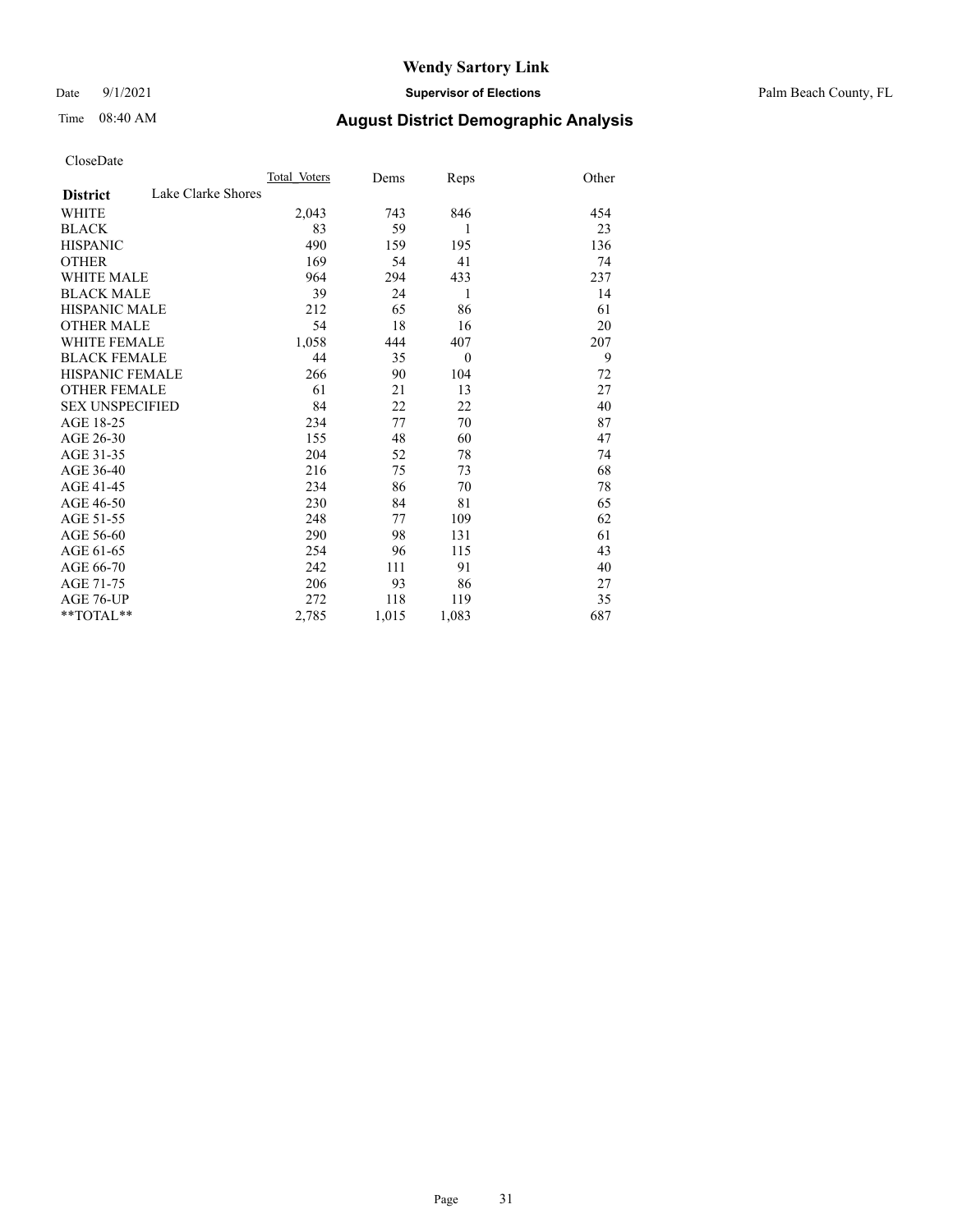# Wendy Sartory Link

Date 9/1/2021 **Supervisor of Elections** Palm Beach County, FL

Time 08:40 AM **August District Demographic Analysis**

CloseDate

| **District** Lake Clarke Shores | Total Voters | Dems | Reps | Other |
|---|---|---|---|---|
| WHITE | 2,043 | 743 | 846 | 454 |
| BLACK | 83 | 59 | 1 | 23 |
| HISPANIC | 490 | 159 | 195 | 136 |
| OTHER | 169 | 54 | 41 | 74 |
| WHITE MALE | 964 | 294 | 433 | 237 |
| BLACK MALE | 39 | 24 | 1 | 14 |
| HISPANIC MALE | 212 | 65 | 86 | 61 |
| OTHER MALE | 54 | 18 | 16 | 20 |
| WHITE FEMALE | 1,058 | 444 | 407 | 207 |
| BLACK FEMALE | 44 | 35 | 0 | 9 |
| HISPANIC FEMALE | 266 | 90 | 104 | 72 |
| OTHER FEMALE | 61 | 21 | 13 | 27 |
| SEX UNSPECIFIED | 84 | 22 | 22 | 40 |
| AGE 18-25 | 234 | 77 | 70 | 87 |
| AGE 26-30 | 155 | 48 | 60 | 47 |
| AGE 31-35 | 204 | 52 | 78 | 74 |
| AGE 36-40 | 216 | 75 | 73 | 68 |
| AGE 41-45 | 234 | 86 | 70 | 78 |
| AGE 46-50 | 230 | 84 | 81 | 65 |
| AGE 51-55 | 248 | 77 | 109 | 62 |
| AGE 56-60 | 290 | 98 | 131 | 61 |
| AGE 61-65 | 254 | 96 | 115 | 43 |
| AGE 66-70 | 242 | 111 | 91 | 40 |
| AGE 71-75 | 206 | 93 | 86 | 27 |
| AGE 76-UP | 272 | 118 | 119 | 35 |
| **TOTAL** | 2,785 | 1,015 | 1,083 | 687 |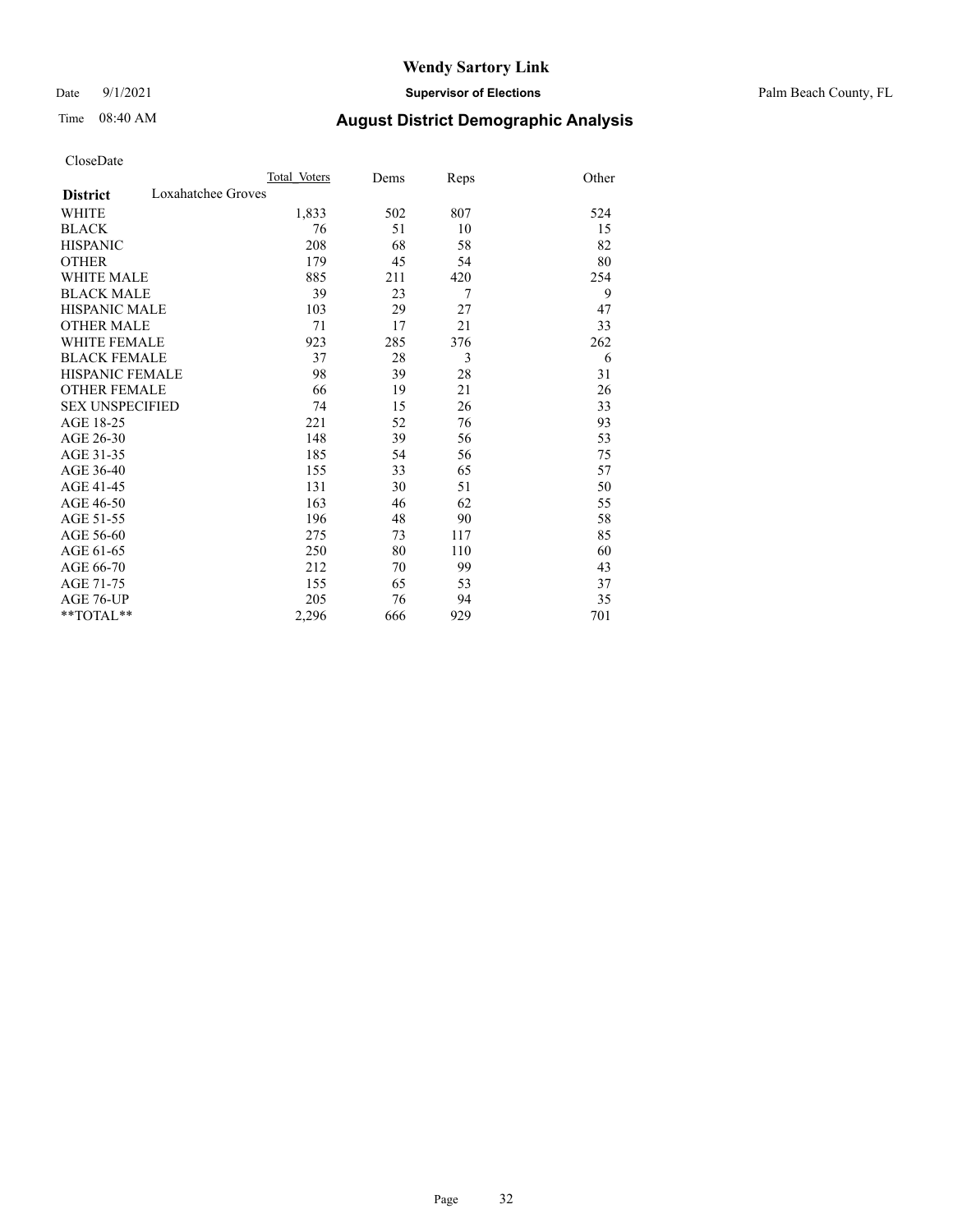CloseDate

| District | Loxahatchee Groves | Total Voters | Dems | Reps | Other |
|---|---|---|---|---|---|
| WHITE | | 1,833 | 502 | 807 | 524 |
| BLACK | | 76 | 51 | 10 | 15 |
| HISPANIC | | 208 | 68 | 58 | 82 |
| OTHER | | 179 | 45 | 54 | 80 |
| WHITE MALE | | 885 | 211 | 420 | 254 |
| BLACK MALE | | 39 | 23 | 7 | 9 |
| HISPANIC MALE | | 103 | 29 | 27 | 47 |
| OTHER MALE | | 71 | 17 | 21 | 33 |
| WHITE FEMALE | | 923 | 285 | 376 | 262 |
| BLACK FEMALE | | 37 | 28 | 3 | 6 |
| HISPANIC FEMALE | | 98 | 39 | 28 | 31 |
| OTHER FEMALE | | 66 | 19 | 21 | 26 |
| SEX UNSPECIFIED | | 74 | 15 | 26 | 33 |
| AGE 18-25 | | 221 | 52 | 76 | 93 |
| AGE 26-30 | | 148 | 39 | 56 | 53 |
| AGE 31-35 | | 185 | 54 | 56 | 75 |
| AGE 36-40 | | 155 | 33 | 65 | 57 |
| AGE 41-45 | | 131 | 30 | 51 | 50 |
| AGE 46-50 | | 163 | 46 | 62 | 55 |
| AGE 51-55 | | 196 | 48 | 90 | 58 |
| AGE 56-60 | | 275 | 73 | 117 | 85 |
| AGE 61-65 | | 250 | 80 | 110 | 60 |
| AGE 66-70 | | 212 | 70 | 99 | 43 |
| AGE 71-75 | | 155 | 65 | 53 | 37 |
| AGE 76-UP | | 205 | 76 | 94 | 35 |
| **TOTAL** | | 2,296 | 666 | 929 | 701 |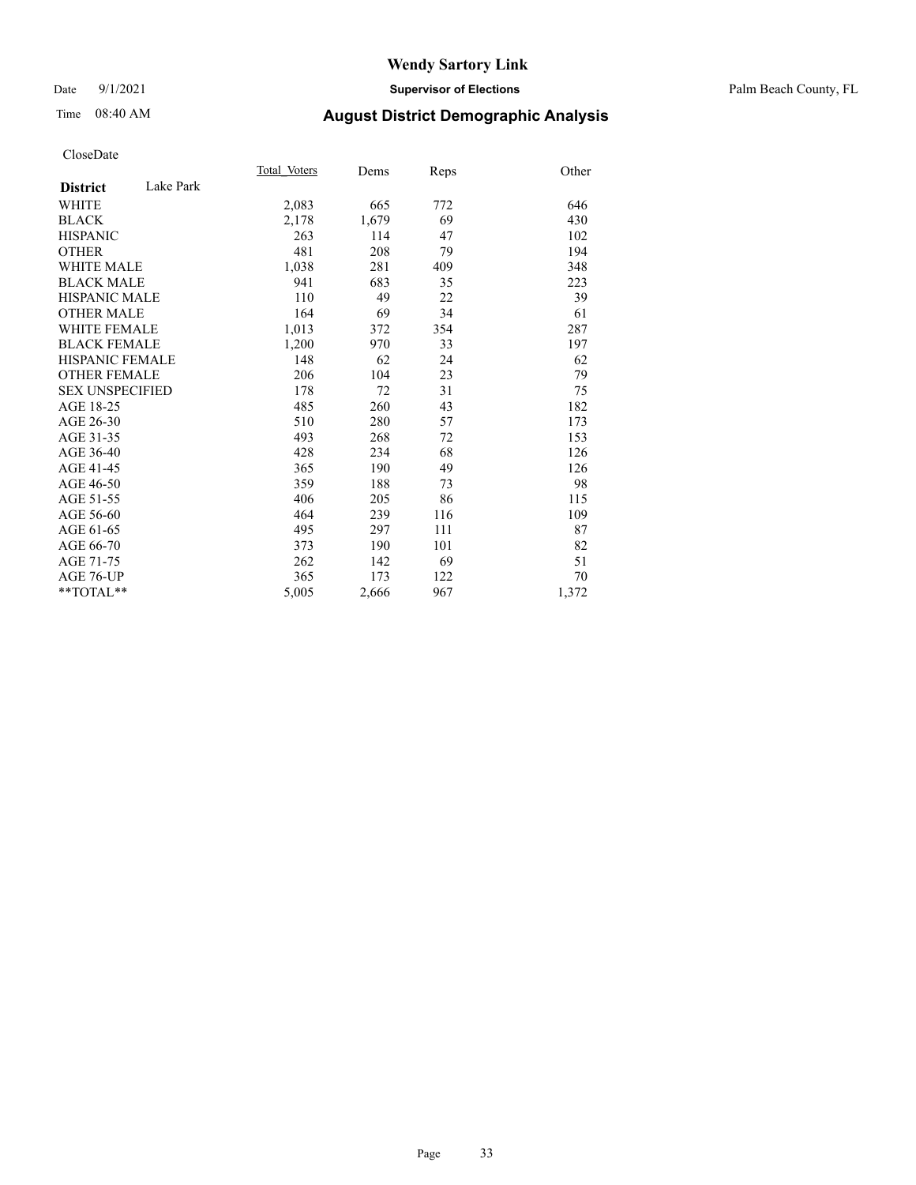# Wendy Sartory Link

Date 9/1/2021 **Supervisor of Elections** Palm Beach County, FL

Time 08:40 AM **August District Demographic Analysis**

CloseDate

| **District** Lake Park | Total_Voters | Dems | Reps | Other |
|---|---|---|---|---|
| WHITE | 2,083 | 665 | 772 | 646 |
| BLACK | 2,178 | 1,679 | 69 | 430 |
| HISPANIC | 263 | 114 | 47 | 102 |
| OTHER | 481 | 208 | 79 | 194 |
| WHITE MALE | 1,038 | 281 | 409 | 348 |
| BLACK MALE | 941 | 683 | 35 | 223 |
| HISPANIC MALE | 110 | 49 | 22 | 39 |
| OTHER MALE | 164 | 69 | 34 | 61 |
| WHITE FEMALE | 1,013 | 372 | 354 | 287 |
| BLACK FEMALE | 1,200 | 970 | 33 | 197 |
| HISPANIC FEMALE | 148 | 62 | 24 | 62 |
| OTHER FEMALE | 206 | 104 | 23 | 79 |
| SEX UNSPECIFIED | 178 | 72 | 31 | 75 |
| AGE 18-25 | 485 | 260 | 43 | 182 |
| AGE 26-30 | 510 | 280 | 57 | 173 |
| AGE 31-35 | 493 | 268 | 72 | 153 |
| AGE 36-40 | 428 | 234 | 68 | 126 |
| AGE 41-45 | 365 | 190 | 49 | 126 |
| AGE 46-50 | 359 | 188 | 73 | 98 |
| AGE 51-55 | 406 | 205 | 86 | 115 |
| AGE 56-60 | 464 | 239 | 116 | 109 |
| AGE 61-65 | 495 | 297 | 111 | 87 |
| AGE 66-70 | 373 | 190 | 101 | 82 |
| AGE 71-75 | 262 | 142 | 69 | 51 |
| AGE 76-UP | 365 | 173 | 122 | 70 |
| **TOTAL** | 5,005 | 2,666 | 967 | 1,372 |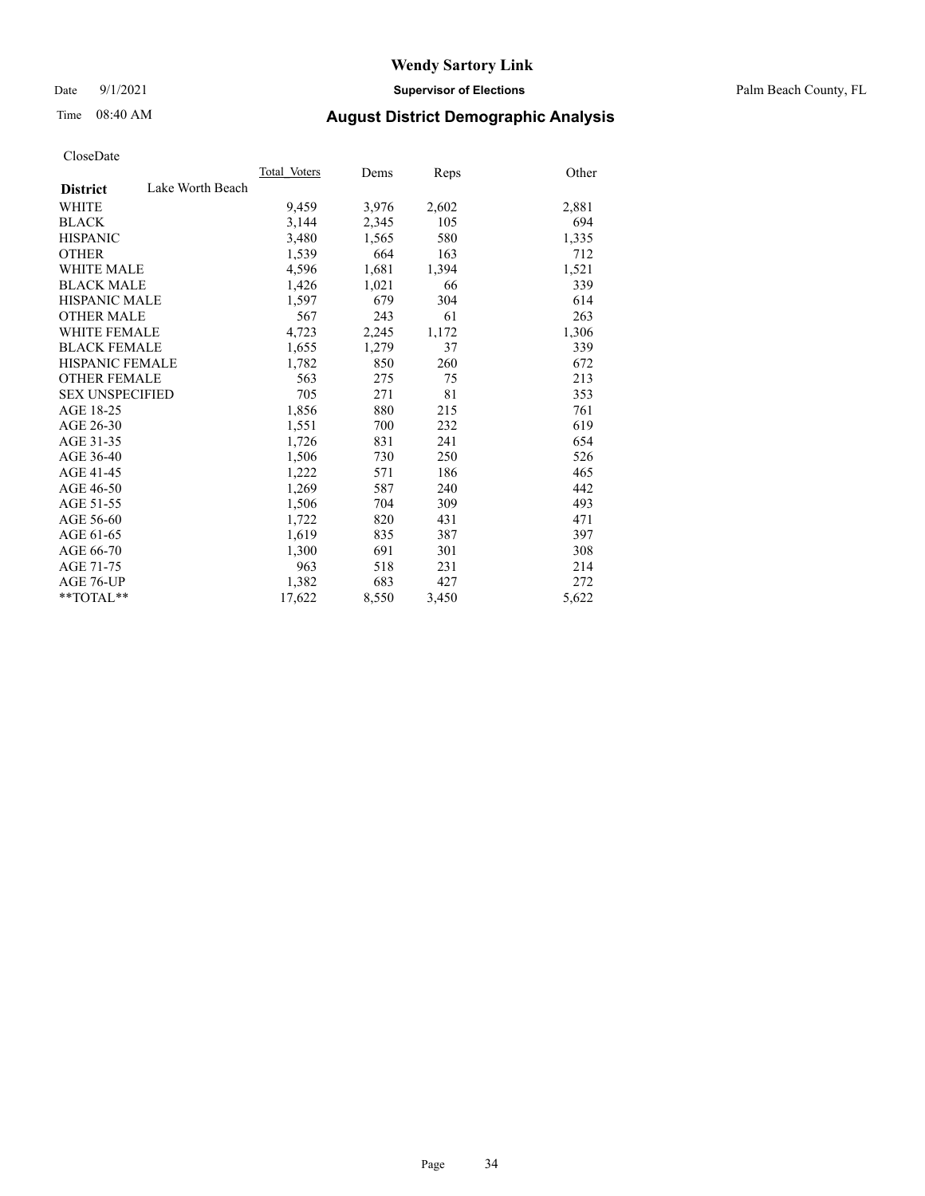# Wendy Sartory Link

Date 9/1/2021 **Supervisor of Elections** Palm Beach County, FL

Time 08:40 AM **August District Demographic Analysis**

CloseDate

| **District** Lake Worth Beach | Total_Voters | Dems | Reps | Other |
|---|---|---|---|---|
| WHITE | 9,459 | 3,976 | 2,602 | 2,881 |
| BLACK | 3,144 | 2,345 | 105 | 694 |
| HISPANIC | 3,480 | 1,565 | 580 | 1,335 |
| OTHER | 1,539 | 664 | 163 | 712 |
| WHITE MALE | 4,596 | 1,681 | 1,394 | 1,521 |
| BLACK MALE | 1,426 | 1,021 | 66 | 339 |
| HISPANIC MALE | 1,597 | 679 | 304 | 614 |
| OTHER MALE | 567 | 243 | 61 | 263 |
| WHITE FEMALE | 4,723 | 2,245 | 1,172 | 1,306 |
| BLACK FEMALE | 1,655 | 1,279 | 37 | 339 |
| HISPANIC FEMALE | 1,782 | 850 | 260 | 672 |
| OTHER FEMALE | 563 | 275 | 75 | 213 |
| SEX UNSPECIFIED | 705 | 271 | 81 | 353 |
| AGE 18-25 | 1,856 | 880 | 215 | 761 |
| AGE 26-30 | 1,551 | 700 | 232 | 619 |
| AGE 31-35 | 1,726 | 831 | 241 | 654 |
| AGE 36-40 | 1,506 | 730 | 250 | 526 |
| AGE 41-45 | 1,222 | 571 | 186 | 465 |
| AGE 46-50 | 1,269 | 587 | 240 | 442 |
| AGE 51-55 | 1,506 | 704 | 309 | 493 |
| AGE 56-60 | 1,722 | 820 | 431 | 471 |
| AGE 61-65 | 1,619 | 835 | 387 | 397 |
| AGE 66-70 | 1,300 | 691 | 301 | 308 |
| AGE 71-75 | 963 | 518 | 231 | 214 |
| AGE 76-UP | 1,382 | 683 | 427 | 272 |
| **TOTAL** | 17,622 | 8,550 | 3,450 | 5,622 |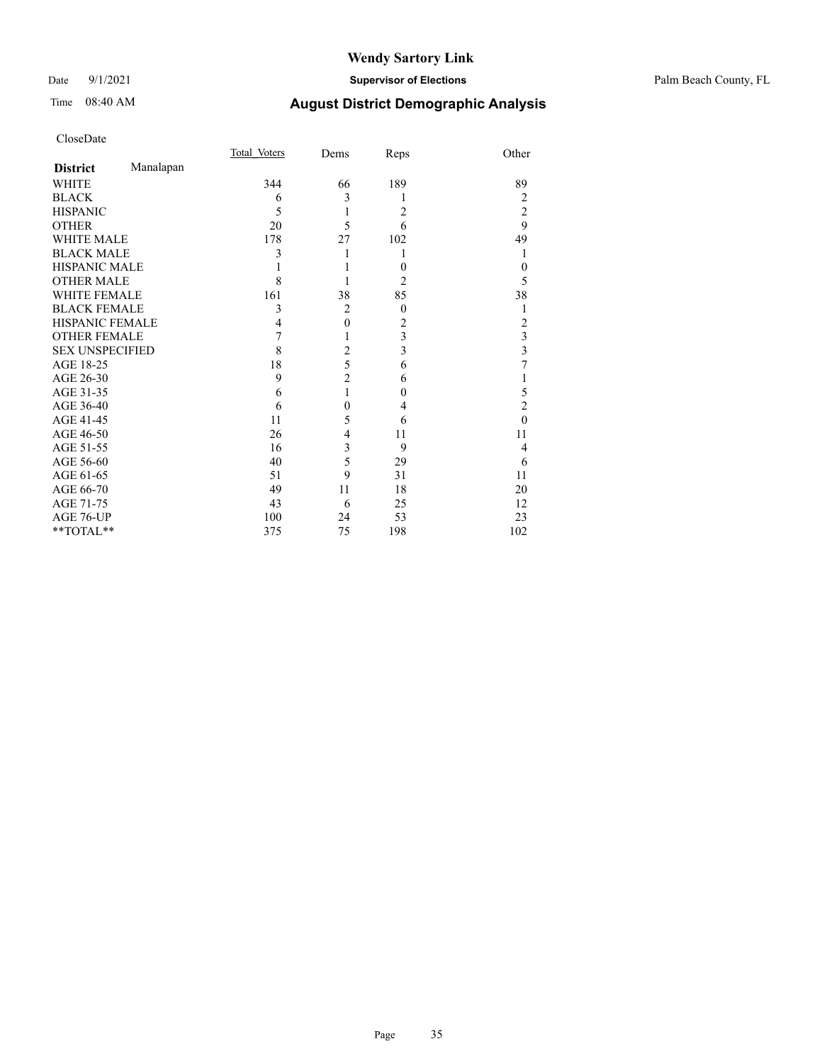# Wendy Sartory Link

Date 9/1/2021 **Supervisor of Elections** Palm Beach County, FL

Time 08:40 AM **August District Demographic Analysis**

CloseDate

| **District** Manalapan | Total Voters | Dems | Reps | Other |
|---|---|---|---|---|
| WHITE | 344 | 66 | 189 | 89 |
| BLACK | 6 | 3 | 1 | 2 |
| HISPANIC | 5 | 1 | 2 | 2 |
| OTHER | 20 | 5 | 6 | 9 |
| WHITE MALE | 178 | 27 | 102 | 49 |
| BLACK MALE | 3 | 1 | 1 | 1 |
| HISPANIC MALE | 1 | 1 | 0 | 0 |
| OTHER MALE | 8 | 1 | 2 | 5 |
| WHITE FEMALE | 161 | 38 | 85 | 38 |
| BLACK FEMALE | 3 | 2 | 0 | 1 |
| HISPANIC FEMALE | 4 | 0 | 2 | 2 |
| OTHER FEMALE | 7 | 1 | 3 | 3 |
| SEX UNSPECIFIED | 8 | 2 | 3 | 3 |
| AGE 18-25 | 18 | 5 | 6 | 7 |
| AGE 26-30 | 9 | 2 | 6 | 1 |
| AGE 31-35 | 6 | 1 | 0 | 5 |
| AGE 36-40 | 6 | 0 | 4 | 2 |
| AGE 41-45 | 11 | 5 | 6 | 0 |
| AGE 46-50 | 26 | 4 | 11 | 11 |
| AGE 51-55 | 16 | 3 | 9 | 4 |
| AGE 56-60 | 40 | 5 | 29 | 6 |
| AGE 61-65 | 51 | 9 | 31 | 11 |
| AGE 66-70 | 49 | 11 | 18 | 20 |
| AGE 71-75 | 43 | 6 | 25 | 12 |
| AGE 76-UP | 100 | 24 | 53 | 23 |
| **TOTAL** | 375 | 75 | 198 | 102 |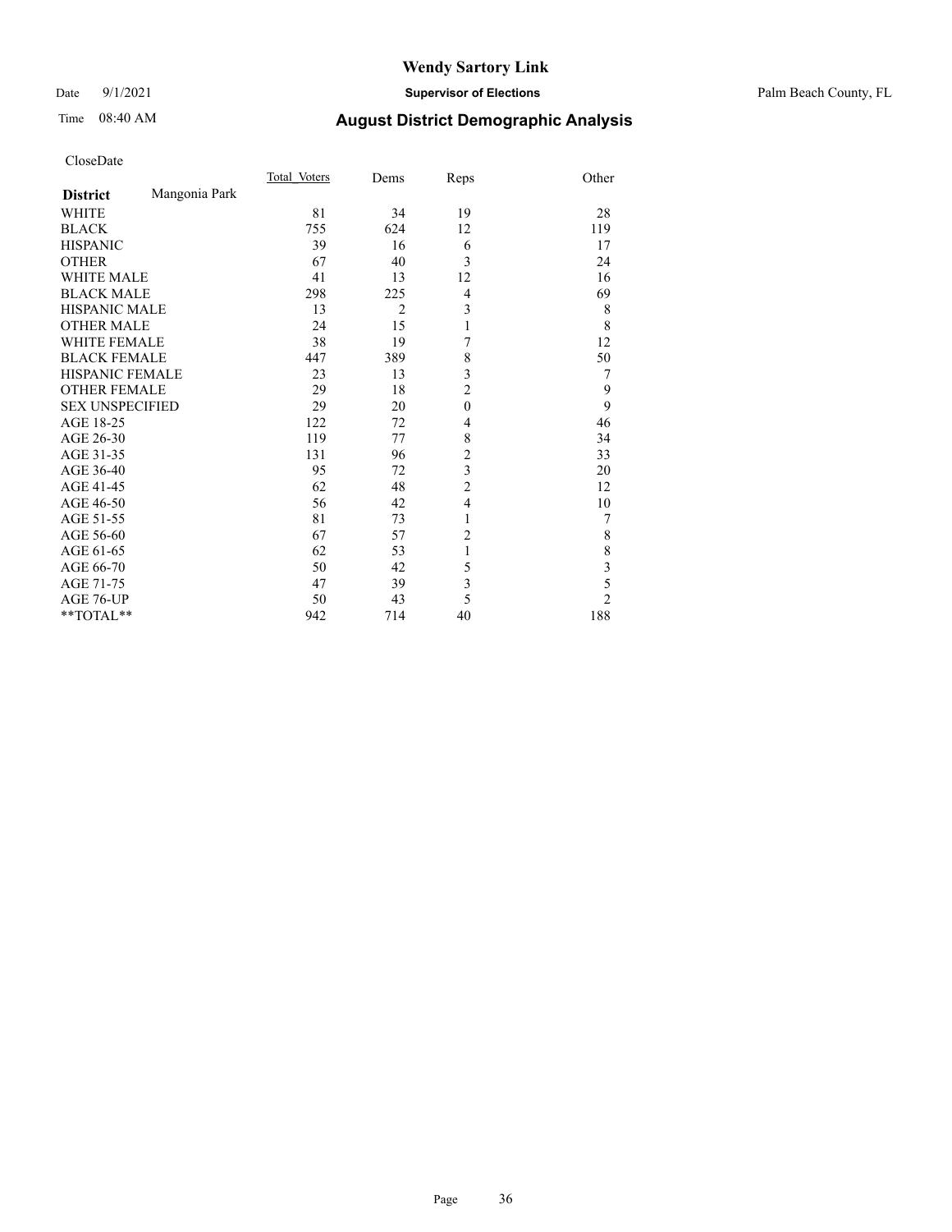# Wendy Sartory Link

Date 9/1/2021 **Supervisor of Elections** Palm Beach County, FL

Time 08:40 AM **August District Demographic Analysis**

CloseDate

| **District** Mangonia Park | Total Voters | Dems | Reps | Other |
|---|---|---|---|---|
| WHITE | 81 | 34 | 19 | 28 |
| BLACK | 755 | 624 | 12 | 119 |
| HISPANIC | 39 | 16 | 6 | 17 |
| OTHER | 67 | 40 | 3 | 24 |
| WHITE MALE | 41 | 13 | 12 | 16 |
| BLACK MALE | 298 | 225 | 4 | 69 |
| HISPANIC MALE | 13 | 2 | 3 | 8 |
| OTHER MALE | 24 | 15 | 1 | 8 |
| WHITE FEMALE | 38 | 19 | 7 | 12 |
| BLACK FEMALE | 447 | 389 | 8 | 50 |
| HISPANIC FEMALE | 23 | 13 | 3 | 7 |
| OTHER FEMALE | 29 | 18 | 2 | 9 |
| SEX UNSPECIFIED | 29 | 20 | 0 | 9 |
| AGE 18-25 | 122 | 72 | 4 | 46 |
| AGE 26-30 | 119 | 77 | 8 | 34 |
| AGE 31-35 | 131 | 96 | 2 | 33 |
| AGE 36-40 | 95 | 72 | 3 | 20 |
| AGE 41-45 | 62 | 48 | 2 | 12 |
| AGE 46-50 | 56 | 42 | 4 | 10 |
| AGE 51-55 | 81 | 73 | 1 | 7 |
| AGE 56-60 | 67 | 57 | 2 | 8 |
| AGE 61-65 | 62 | 53 | 1 | 8 |
| AGE 66-70 | 50 | 42 | 5 | 3 |
| AGE 71-75 | 47 | 39 | 3 | 5 |
| AGE 76-UP | 50 | 43 | 5 | 2 |
| **TOTAL** | 942 | 714 | 40 | 188 |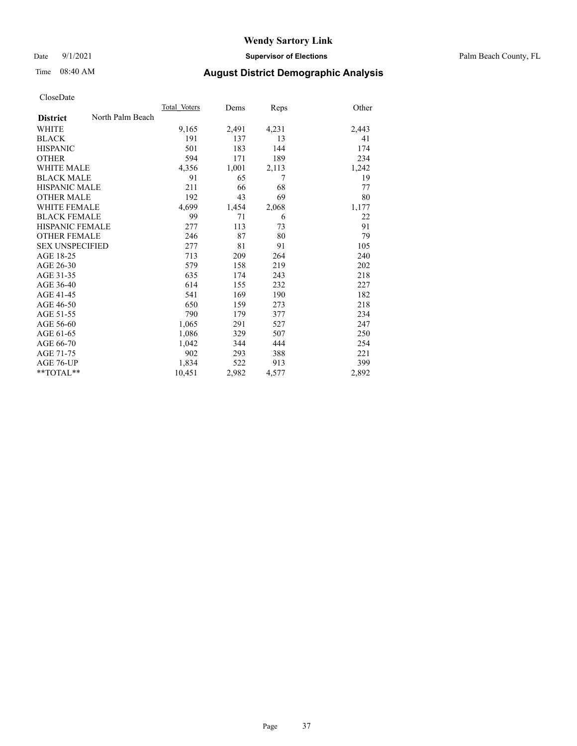# Wendy Sartory Link

Date 9/1/2021 **Supervisor of Elections** Palm Beach County, FL

Time 08:40 AM **August District Demographic Analysis**

CloseDate

| | Total Voters | Dems | Reps | Other |
|---|---|---|---|---|
| **District** North Palm Beach | | | | |
| WHITE | 9,165 | 2,491 | 4,231 | 2,443 |
| BLACK | 191 | 137 | 13 | 41 |
| HISPANIC | 501 | 183 | 144 | 174 |
| OTHER | 594 | 171 | 189 | 234 |
| WHITE MALE | 4,356 | 1,001 | 2,113 | 1,242 |
| BLACK MALE | 91 | 65 | 7 | 19 |
| HISPANIC MALE | 211 | 66 | 68 | 77 |
| OTHER MALE | 192 | 43 | 69 | 80 |
| WHITE FEMALE | 4,699 | 1,454 | 2,068 | 1,177 |
| BLACK FEMALE | 99 | 71 | 6 | 22 |
| HISPANIC FEMALE | 277 | 113 | 73 | 91 |
| OTHER FEMALE | 246 | 87 | 80 | 79 |
| SEX UNSPECIFIED | 277 | 81 | 91 | 105 |
| AGE 18-25 | 713 | 209 | 264 | 240 |
| AGE 26-30 | 579 | 158 | 219 | 202 |
| AGE 31-35 | 635 | 174 | 243 | 218 |
| AGE 36-40 | 614 | 155 | 232 | 227 |
| AGE 41-45 | 541 | 169 | 190 | 182 |
| AGE 46-50 | 650 | 159 | 273 | 218 |
| AGE 51-55 | 790 | 179 | 377 | 234 |
| AGE 56-60 | 1,065 | 291 | 527 | 247 |
| AGE 61-65 | 1,086 | 329 | 507 | 250 |
| AGE 66-70 | 1,042 | 344 | 444 | 254 |
| AGE 71-75 | 902 | 293 | 388 | 221 |
| AGE 76-UP | 1,834 | 522 | 913 | 399 |
| **TOTAL** | 10,451 | 2,982 | 4,577 | 2,892 |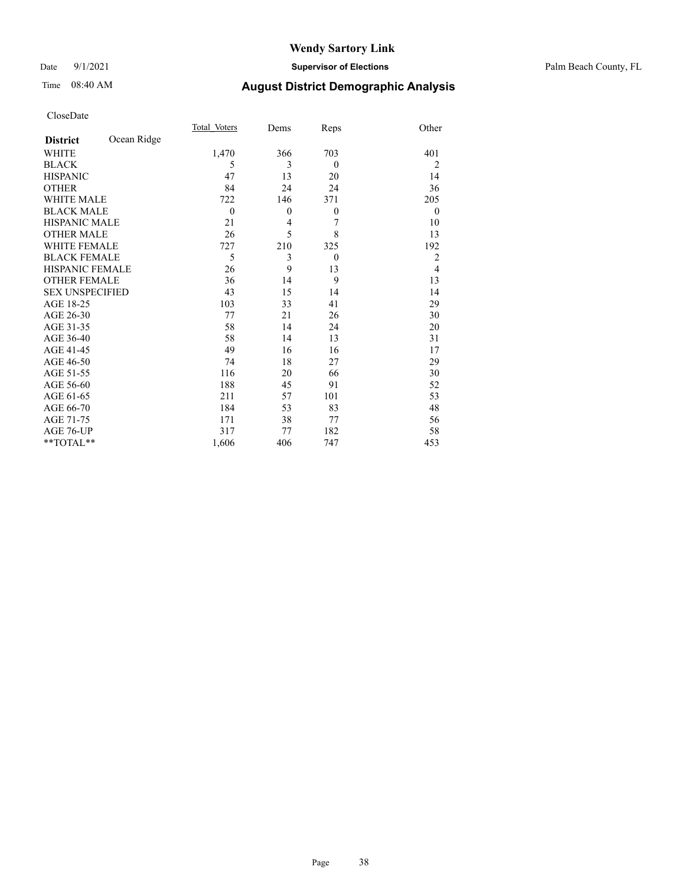# Wendy Sartory Link

Date 9/1/2021 **Supervisor of Elections** Palm Beach County, FL

Time 08:40 AM **August District Demographic Analysis**

CloseDate

| **District** Ocean Ridge | Total Voters | Dems | Reps | Other |
|---|---|---|---|---|
| WHITE | 1,470 | 366 | 703 | 401 |
| BLACK | 5 | 3 | 0 | 2 |
| HISPANIC | 47 | 13 | 20 | 14 |
| OTHER | 84 | 24 | 24 | 36 |
| WHITE MALE | 722 | 146 | 371 | 205 |
| BLACK MALE | 0 | 0 | 0 | 0 |
| HISPANIC MALE | 21 | 4 | 7 | 10 |
| OTHER MALE | 26 | 5 | 8 | 13 |
| WHITE FEMALE | 727 | 210 | 325 | 192 |
| BLACK FEMALE | 5 | 3 | 0 | 2 |
| HISPANIC FEMALE | 26 | 9 | 13 | 4 |
| OTHER FEMALE | 36 | 14 | 9 | 13 |
| SEX UNSPECIFIED | 43 | 15 | 14 | 14 |
| AGE 18-25 | 103 | 33 | 41 | 29 |
| AGE 26-30 | 77 | 21 | 26 | 30 |
| AGE 31-35 | 58 | 14 | 24 | 20 |
| AGE 36-40 | 58 | 14 | 13 | 31 |
| AGE 41-45 | 49 | 16 | 16 | 17 |
| AGE 46-50 | 74 | 18 | 27 | 29 |
| AGE 51-55 | 116 | 20 | 66 | 30 |
| AGE 56-60 | 188 | 45 | 91 | 52 |
| AGE 61-65 | 211 | 57 | 101 | 53 |
| AGE 66-70 | 184 | 53 | 83 | 48 |
| AGE 71-75 | 171 | 38 | 77 | 56 |
| AGE 76-UP | 317 | 77 | 182 | 58 |
| **TOTAL** | 1,606 | 406 | 747 | 453 |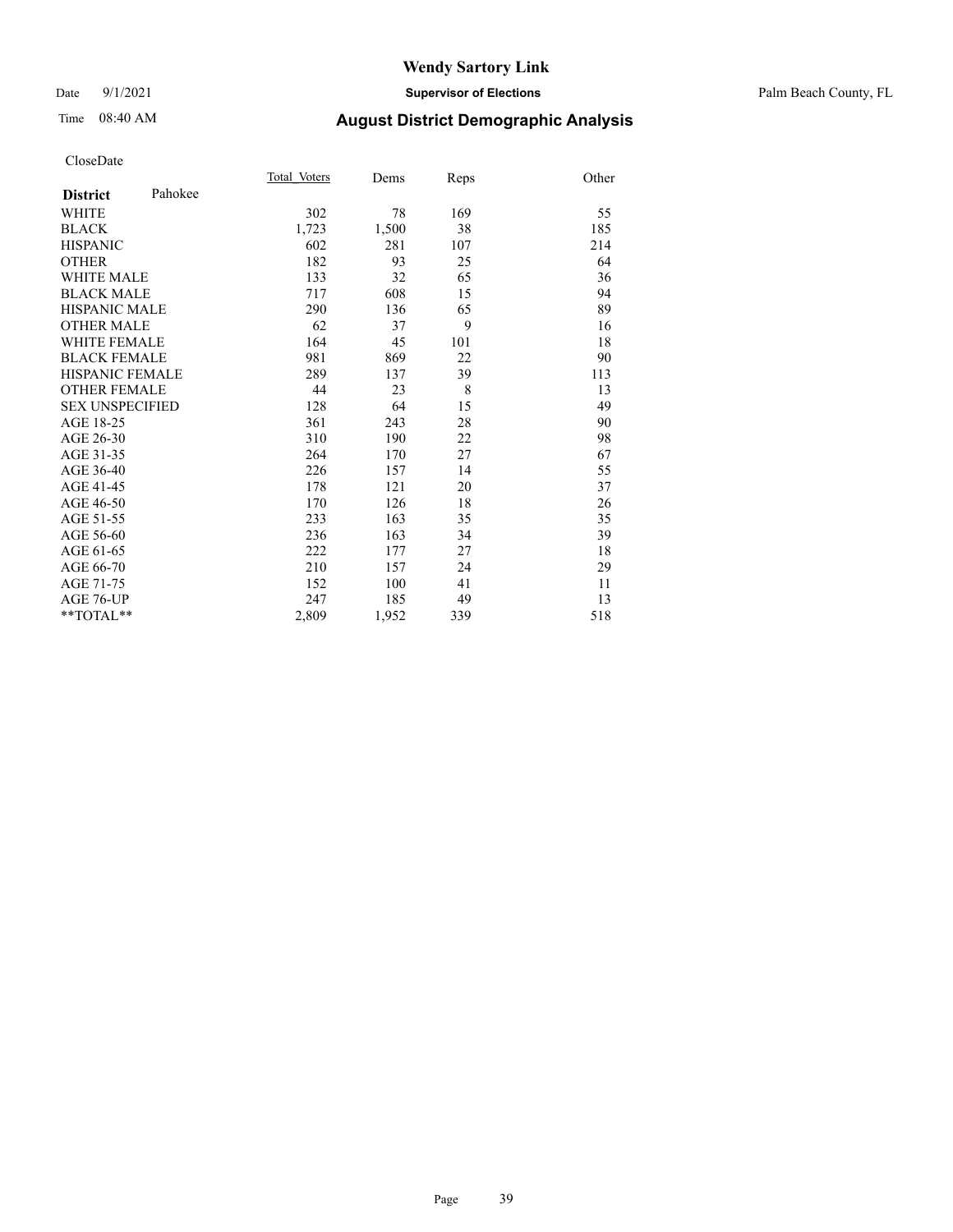# Wendy Sartory Link

Date 9/1/2021 **Supervisor of Elections** Palm Beach County, FL

Time 08:40 AM **August District Demographic Analysis**

CloseDate

| **District** Pahokee | Total_Voters | Dems | Reps | Other |
|---|---|---|---|---|
| WHITE | 302 | 78 | 169 | 55 |
| BLACK | 1,723 | 1,500 | 38 | 185 |
| HISPANIC | 602 | 281 | 107 | 214 |
| OTHER | 182 | 93 | 25 | 64 |
| WHITE MALE | 133 | 32 | 65 | 36 |
| BLACK MALE | 717 | 608 | 15 | 94 |
| HISPANIC MALE | 290 | 136 | 65 | 89 |
| OTHER MALE | 62 | 37 | 9 | 16 |
| WHITE FEMALE | 164 | 45 | 101 | 18 |
| BLACK FEMALE | 981 | 869 | 22 | 90 |
| HISPANIC FEMALE | 289 | 137 | 39 | 113 |
| OTHER FEMALE | 44 | 23 | 8 | 13 |
| SEX UNSPECIFIED | 128 | 64 | 15 | 49 |
| AGE 18-25 | 361 | 243 | 28 | 90 |
| AGE 26-30 | 310 | 190 | 22 | 98 |
| AGE 31-35 | 264 | 170 | 27 | 67 |
| AGE 36-40 | 226 | 157 | 14 | 55 |
| AGE 41-45 | 178 | 121 | 20 | 37 |
| AGE 46-50 | 170 | 126 | 18 | 26 |
| AGE 51-55 | 233 | 163 | 35 | 35 |
| AGE 56-60 | 236 | 163 | 34 | 39 |
| AGE 61-65 | 222 | 177 | 27 | 18 |
| AGE 66-70 | 210 | 157 | 24 | 29 |
| AGE 71-75 | 152 | 100 | 41 | 11 |
| AGE 76-UP | 247 | 185 | 49 | 13 |
| **TOTAL** | 2,809 | 1,952 | 339 | 518 |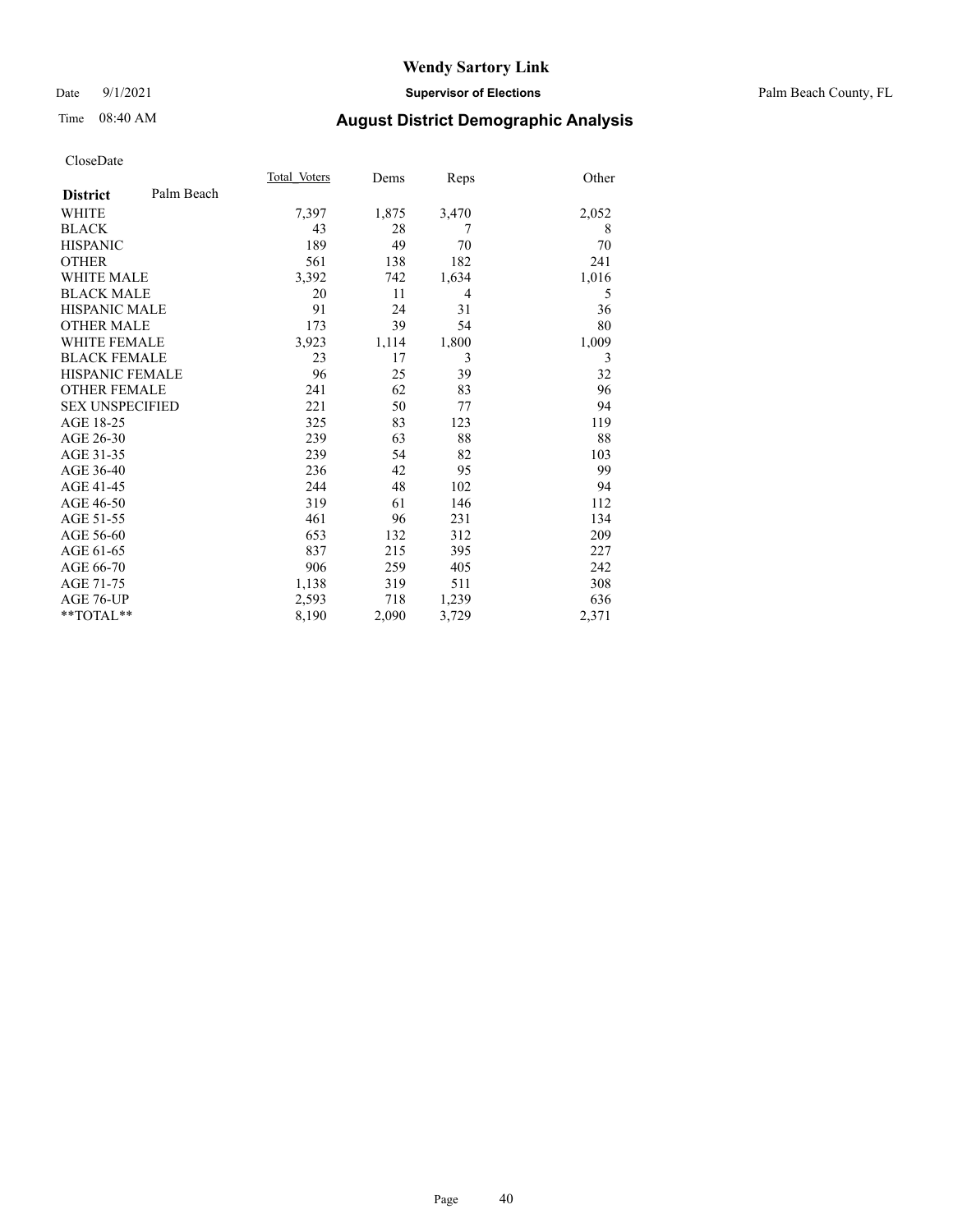# Wendy Sartory Link

Date 9/1/2021 **Supervisor of Elections** Palm Beach County, FL

Time 08:40 AM **August District Demographic Analysis**

CloseDate

| **District** Palm Beach | Total Voters | Dems | Reps | Other |
|---|---|---|---|---|
| WHITE | 7,397 | 1,875 | 3,470 | 2,052 |
| BLACK | 43 | 28 | 7 | 8 |
| HISPANIC | 189 | 49 | 70 | 70 |
| OTHER | 561 | 138 | 182 | 241 |
| WHITE MALE | 3,392 | 742 | 1,634 | 1,016 |
| BLACK MALE | 20 | 11 | 4 | 5 |
| HISPANIC MALE | 91 | 24 | 31 | 36 |
| OTHER MALE | 173 | 39 | 54 | 80 |
| WHITE FEMALE | 3,923 | 1,114 | 1,800 | 1,009 |
| BLACK FEMALE | 23 | 17 | 3 | 3 |
| HISPANIC FEMALE | 96 | 25 | 39 | 32 |
| OTHER FEMALE | 241 | 62 | 83 | 96 |
| SEX UNSPECIFIED | 221 | 50 | 77 | 94 |
| AGE 18-25 | 325 | 83 | 123 | 119 |
| AGE 26-30 | 239 | 63 | 88 | 88 |
| AGE 31-35 | 239 | 54 | 82 | 103 |
| AGE 36-40 | 236 | 42 | 95 | 99 |
| AGE 41-45 | 244 | 48 | 102 | 94 |
| AGE 46-50 | 319 | 61 | 146 | 112 |
| AGE 51-55 | 461 | 96 | 231 | 134 |
| AGE 56-60 | 653 | 132 | 312 | 209 |
| AGE 61-65 | 837 | 215 | 395 | 227 |
| AGE 66-70 | 906 | 259 | 405 | 242 |
| AGE 71-75 | 1,138 | 319 | 511 | 308 |
| AGE 76-UP | 2,593 | 718 | 1,239 | 636 |
| **TOTAL** | 8,190 | 2,090 | 3,729 | 2,371 |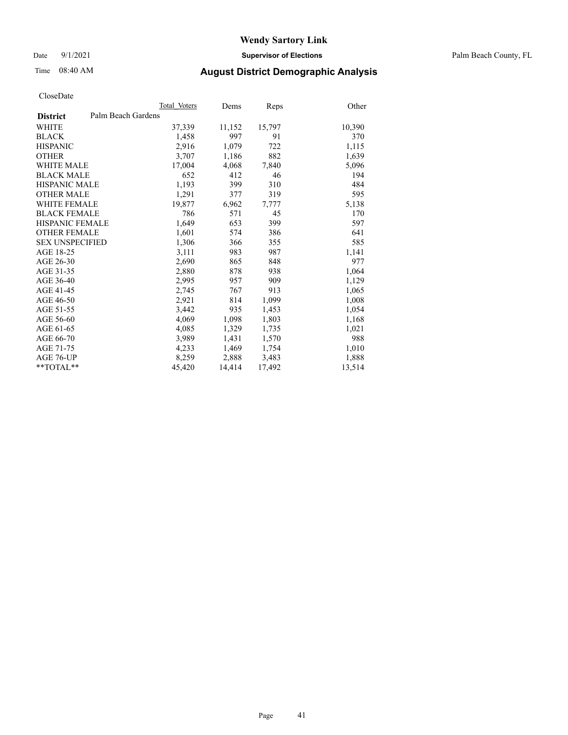# Wendy Sartory Link

Date 9/1/2021 **Supervisor of Elections** Palm Beach County, FL

Time 08:40 AM **August District Demographic Analysis**

CloseDate

| **District** Palm Beach Gardens | Total Voters | Dems | Reps | Other |
|---|---|---|---|---|
| WHITE | 37,339 | 11,152 | 15,797 | 10,390 |
| BLACK | 1,458 | 997 | 91 | 370 |
| HISPANIC | 2,916 | 1,079 | 722 | 1,115 |
| OTHER | 3,707 | 1,186 | 882 | 1,639 |
| WHITE MALE | 17,004 | 4,068 | 7,840 | 5,096 |
| BLACK MALE | 652 | 412 | 46 | 194 |
| HISPANIC MALE | 1,193 | 399 | 310 | 484 |
| OTHER MALE | 1,291 | 377 | 319 | 595 |
| WHITE FEMALE | 19,877 | 6,962 | 7,777 | 5,138 |
| BLACK FEMALE | 786 | 571 | 45 | 170 |
| HISPANIC FEMALE | 1,649 | 653 | 399 | 597 |
| OTHER FEMALE | 1,601 | 574 | 386 | 641 |
| SEX UNSPECIFIED | 1,306 | 366 | 355 | 585 |
| AGE 18-25 | 3,111 | 983 | 987 | 1,141 |
| AGE 26-30 | 2,690 | 865 | 848 | 977 |
| AGE 31-35 | 2,880 | 878 | 938 | 1,064 |
| AGE 36-40 | 2,995 | 957 | 909 | 1,129 |
| AGE 41-45 | 2,745 | 767 | 913 | 1,065 |
| AGE 46-50 | 2,921 | 814 | 1,099 | 1,008 |
| AGE 51-55 | 3,442 | 935 | 1,453 | 1,054 |
| AGE 56-60 | 4,069 | 1,098 | 1,803 | 1,168 |
| AGE 61-65 | 4,085 | 1,329 | 1,735 | 1,021 |
| AGE 66-70 | 3,989 | 1,431 | 1,570 | 988 |
| AGE 71-75 | 4,233 | 1,469 | 1,754 | 1,010 |
| AGE 76-UP | 8,259 | 2,888 | 3,483 | 1,888 |
| **TOTAL** | 45,420 | 14,414 | 17,492 | 13,514 |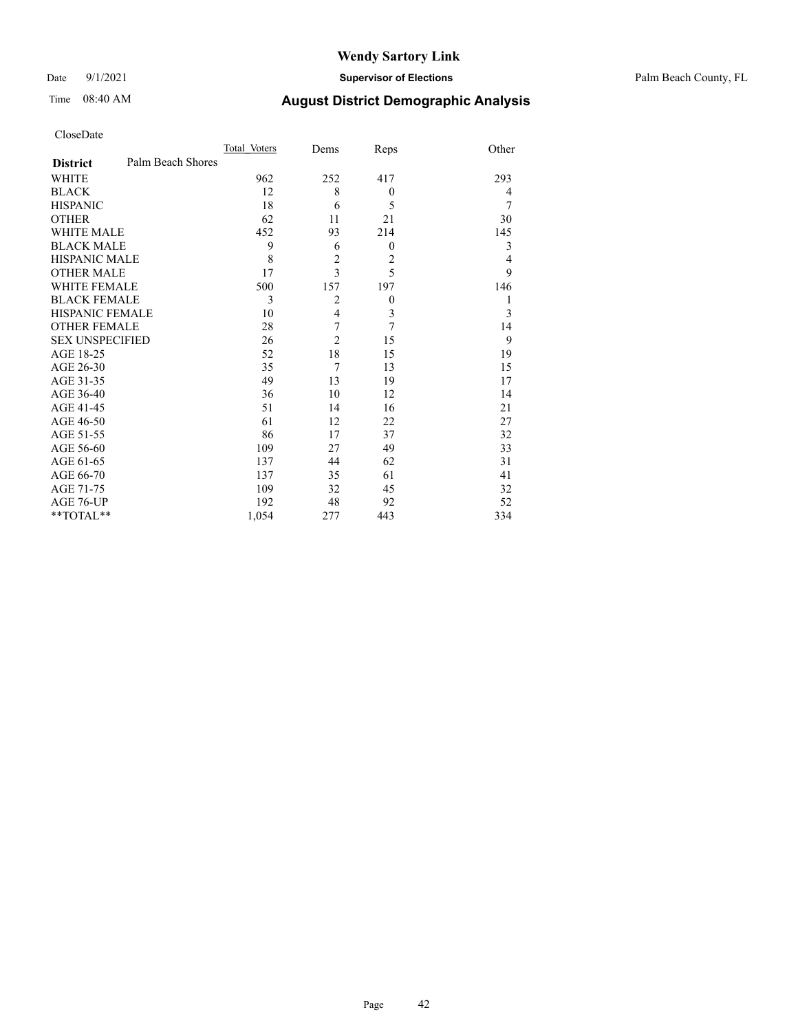# Wendy Sartory Link

Date 9/1/2021 **Supervisor of Elections** Palm Beach County, FL

Time 08:40 AM **August District Demographic Analysis**

CloseDate

| **District** Palm Beach Shores | Total_Voters | Dems | Reps | Other |
|---|---|---|---|---|
| WHITE | 962 | 252 | 417 | 293 |
| BLACK | 12 | 8 | 0 | 4 |
| HISPANIC | 18 | 6 | 5 | 7 |
| OTHER | 62 | 11 | 21 | 30 |
| WHITE MALE | 452 | 93 | 214 | 145 |
| BLACK MALE | 9 | 6 | 0 | 3 |
| HISPANIC MALE | 8 | 2 | 2 | 4 |
| OTHER MALE | 17 | 3 | 5 | 9 |
| WHITE FEMALE | 500 | 157 | 197 | 146 |
| BLACK FEMALE | 3 | 2 | 0 | 1 |
| HISPANIC FEMALE | 10 | 4 | 3 | 3 |
| OTHER FEMALE | 28 | 7 | 7 | 14 |
| SEX UNSPECIFIED | 26 | 2 | 15 | 9 |
| AGE 18-25 | 52 | 18 | 15 | 19 |
| AGE 26-30 | 35 | 7 | 13 | 15 |
| AGE 31-35 | 49 | 13 | 19 | 17 |
| AGE 36-40 | 36 | 10 | 12 | 14 |
| AGE 41-45 | 51 | 14 | 16 | 21 |
| AGE 46-50 | 61 | 12 | 22 | 27 |
| AGE 51-55 | 86 | 17 | 37 | 32 |
| AGE 56-60 | 109 | 27 | 49 | 33 |
| AGE 61-65 | 137 | 44 | 62 | 31 |
| AGE 66-70 | 137 | 35 | 61 | 41 |
| AGE 71-75 | 109 | 32 | 45 | 32 |
| AGE 76-UP | 192 | 48 | 92 | 52 |
| **TOTAL** | 1,054 | 277 | 443 | 334 |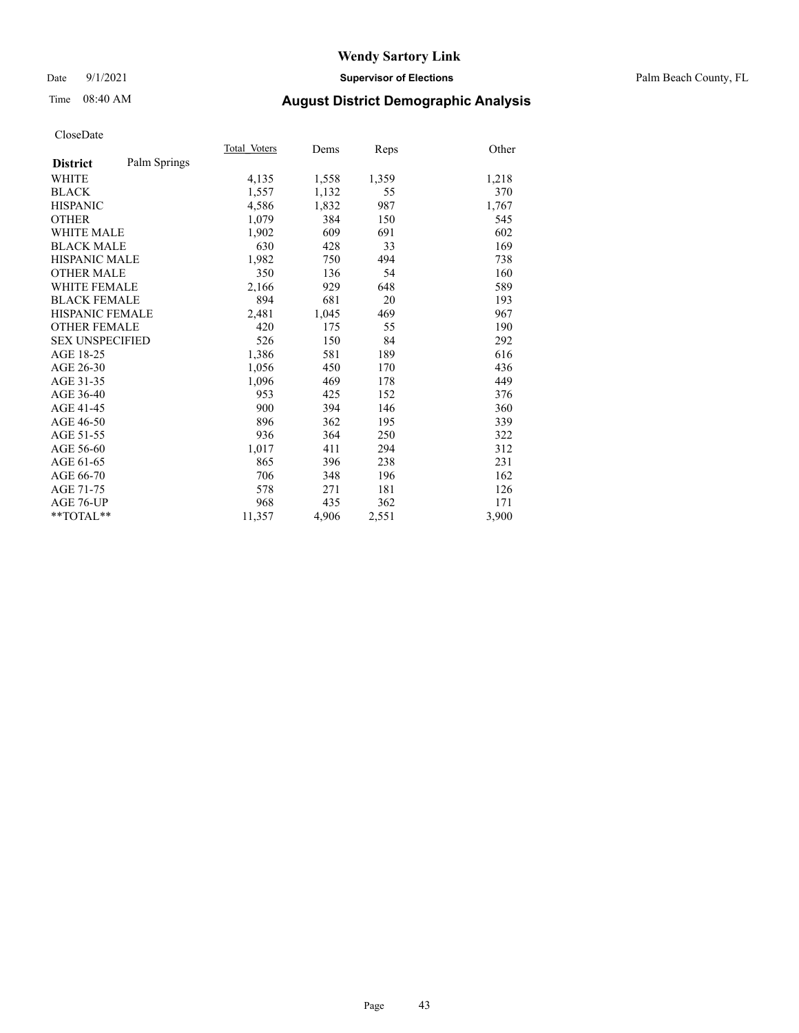# Wendy Sartory Link

Date 9/1/2021 **Supervisor of Elections** Palm Beach County, FL

Time 08:40 AM **August District Demographic Analysis**

CloseDate

| **District** Palm Springs | Total Voters | Dems | Reps | Other |
|---|---|---|---|---|
| WHITE | 4,135 | 1,558 | 1,359 | 1,218 |
| BLACK | 1,557 | 1,132 | 55 | 370 |
| HISPANIC | 4,586 | 1,832 | 987 | 1,767 |
| OTHER | 1,079 | 384 | 150 | 545 |
| WHITE MALE | 1,902 | 609 | 691 | 602 |
| BLACK MALE | 630 | 428 | 33 | 169 |
| HISPANIC MALE | 1,982 | 750 | 494 | 738 |
| OTHER MALE | 350 | 136 | 54 | 160 |
| WHITE FEMALE | 2,166 | 929 | 648 | 589 |
| BLACK FEMALE | 894 | 681 | 20 | 193 |
| HISPANIC FEMALE | 2,481 | 1,045 | 469 | 967 |
| OTHER FEMALE | 420 | 175 | 55 | 190 |
| SEX UNSPECIFIED | 526 | 150 | 84 | 292 |
| AGE 18-25 | 1,386 | 581 | 189 | 616 |
| AGE 26-30 | 1,056 | 450 | 170 | 436 |
| AGE 31-35 | 1,096 | 469 | 178 | 449 |
| AGE 36-40 | 953 | 425 | 152 | 376 |
| AGE 41-45 | 900 | 394 | 146 | 360 |
| AGE 46-50 | 896 | 362 | 195 | 339 |
| AGE 51-55 | 936 | 364 | 250 | 322 |
| AGE 56-60 | 1,017 | 411 | 294 | 312 |
| AGE 61-65 | 865 | 396 | 238 | 231 |
| AGE 66-70 | 706 | 348 | 196 | 162 |
| AGE 71-75 | 578 | 271 | 181 | 126 |
| AGE 76-UP | 968 | 435 | 362 | 171 |
| **TOTAL** | 11,357 | 4,906 | 2,551 | 3,900 |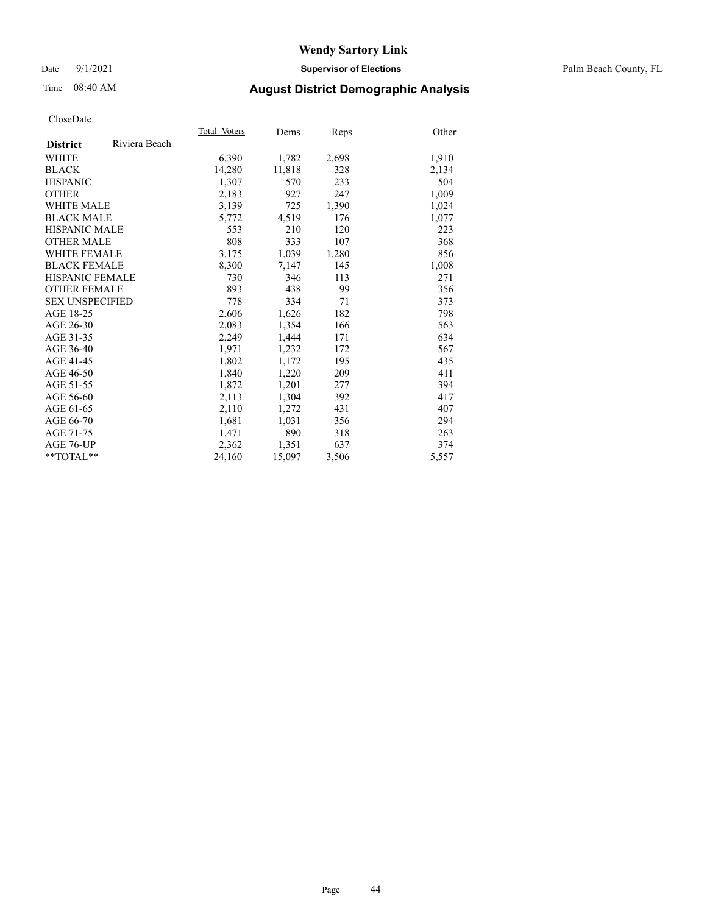# Wendy Sartory Link

Date 9/1/2021 **Supervisor of Elections** Palm Beach County, FL

Time 08:40 AM **August District Demographic Analysis**

CloseDate

| **District** Riviera Beach | Total Voters | Dems | Reps | Other |
|---|---|---|---|---|
| WHITE | 6,390 | 1,782 | 2,698 | 1,910 |
| BLACK | 14,280 | 11,818 | 328 | 2,134 |
| HISPANIC | 1,307 | 570 | 233 | 504 |
| OTHER | 2,183 | 927 | 247 | 1,009 |
| WHITE MALE | 3,139 | 725 | 1,390 | 1,024 |
| BLACK MALE | 5,772 | 4,519 | 176 | 1,077 |
| HISPANIC MALE | 553 | 210 | 120 | 223 |
| OTHER MALE | 808 | 333 | 107 | 368 |
| WHITE FEMALE | 3,175 | 1,039 | 1,280 | 856 |
| BLACK FEMALE | 8,300 | 7,147 | 145 | 1,008 |
| HISPANIC FEMALE | 730 | 346 | 113 | 271 |
| OTHER FEMALE | 893 | 438 | 99 | 356 |
| SEX UNSPECIFIED | 778 | 334 | 71 | 373 |
| AGE 18-25 | 2,606 | 1,626 | 182 | 798 |
| AGE 26-30 | 2,083 | 1,354 | 166 | 563 |
| AGE 31-35 | 2,249 | 1,444 | 171 | 634 |
| AGE 36-40 | 1,971 | 1,232 | 172 | 567 |
| AGE 41-45 | 1,802 | 1,172 | 195 | 435 |
| AGE 46-50 | 1,840 | 1,220 | 209 | 411 |
| AGE 51-55 | 1,872 | 1,201 | 277 | 394 |
| AGE 56-60 | 2,113 | 1,304 | 392 | 417 |
| AGE 61-65 | 2,110 | 1,272 | 431 | 407 |
| AGE 66-70 | 1,681 | 1,031 | 356 | 294 |
| AGE 71-75 | 1,471 | 890 | 318 | 263 |
| AGE 76-UP | 2,362 | 1,351 | 637 | 374 |
| **TOTAL** | 24,160 | 15,097 | 3,506 | 5,557 |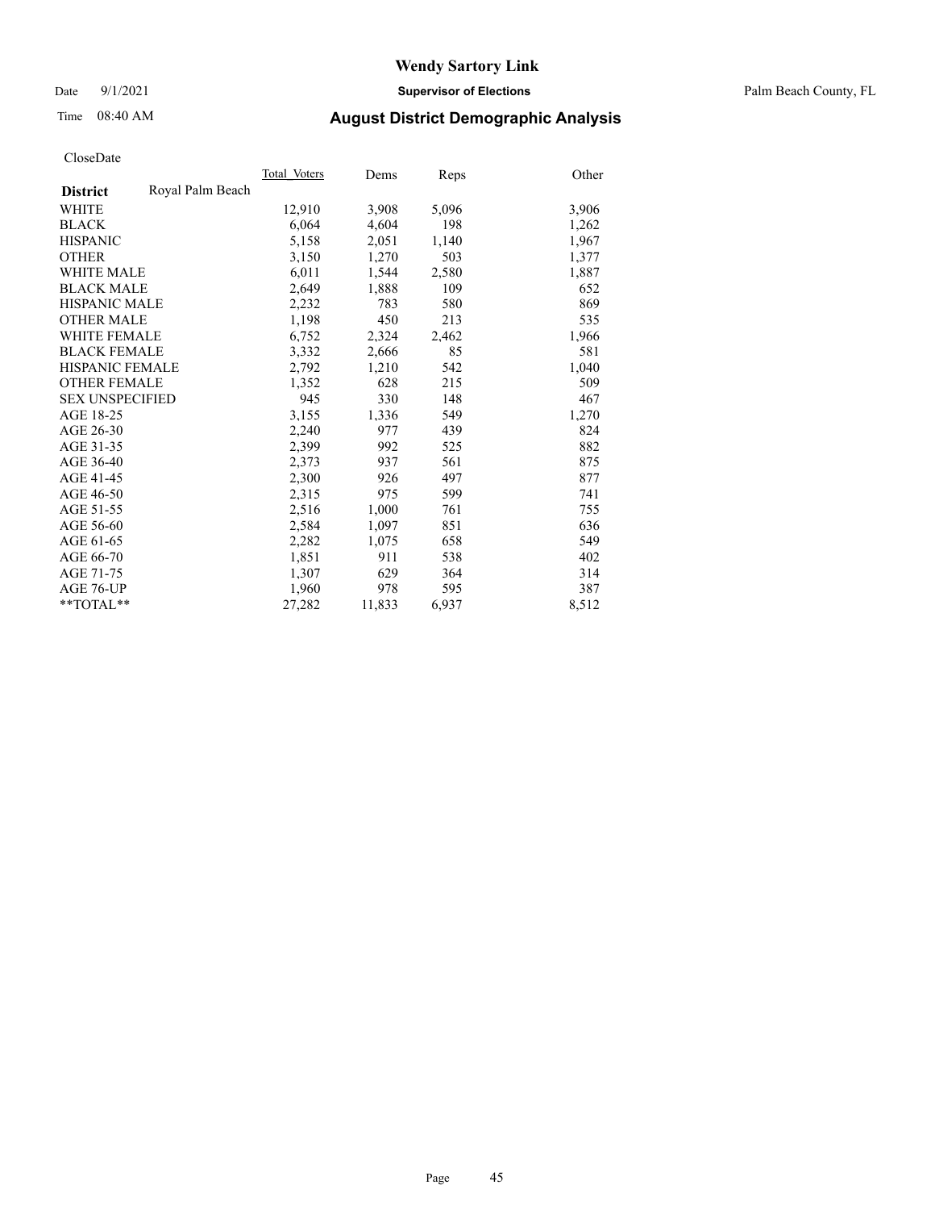# Wendy Sartory Link

Date 9/1/2021 **Supervisor of Elections** Palm Beach County, FL

Time 08:40 AM **August District Demographic Analysis**

CloseDate

| **District** Royal Palm Beach | Total Voters | Dems | Reps | Other |
|---|---|---|---|---|
| WHITE | 12,910 | 3,908 | 5,096 | 3,906 |
| BLACK | 6,064 | 4,604 | 198 | 1,262 |
| HISPANIC | 5,158 | 2,051 | 1,140 | 1,967 |
| OTHER | 3,150 | 1,270 | 503 | 1,377 |
| WHITE MALE | 6,011 | 1,544 | 2,580 | 1,887 |
| BLACK MALE | 2,649 | 1,888 | 109 | 652 |
| HISPANIC MALE | 2,232 | 783 | 580 | 869 |
| OTHER MALE | 1,198 | 450 | 213 | 535 |
| WHITE FEMALE | 6,752 | 2,324 | 2,462 | 1,966 |
| BLACK FEMALE | 3,332 | 2,666 | 85 | 581 |
| HISPANIC FEMALE | 2,792 | 1,210 | 542 | 1,040 |
| OTHER FEMALE | 1,352 | 628 | 215 | 509 |
| SEX UNSPECIFIED | 945 | 330 | 148 | 467 |
| AGE 18-25 | 3,155 | 1,336 | 549 | 1,270 |
| AGE 26-30 | 2,240 | 977 | 439 | 824 |
| AGE 31-35 | 2,399 | 992 | 525 | 882 |
| AGE 36-40 | 2,373 | 937 | 561 | 875 |
| AGE 41-45 | 2,300 | 926 | 497 | 877 |
| AGE 46-50 | 2,315 | 975 | 599 | 741 |
| AGE 51-55 | 2,516 | 1,000 | 761 | 755 |
| AGE 56-60 | 2,584 | 1,097 | 851 | 636 |
| AGE 61-65 | 2,282 | 1,075 | 658 | 549 |
| AGE 66-70 | 1,851 | 911 | 538 | 402 |
| AGE 71-75 | 1,307 | 629 | 364 | 314 |
| AGE 76-UP | 1,960 | 978 | 595 | 387 |
| **TOTAL** | 27,282 | 11,833 | 6,937 | 8,512 |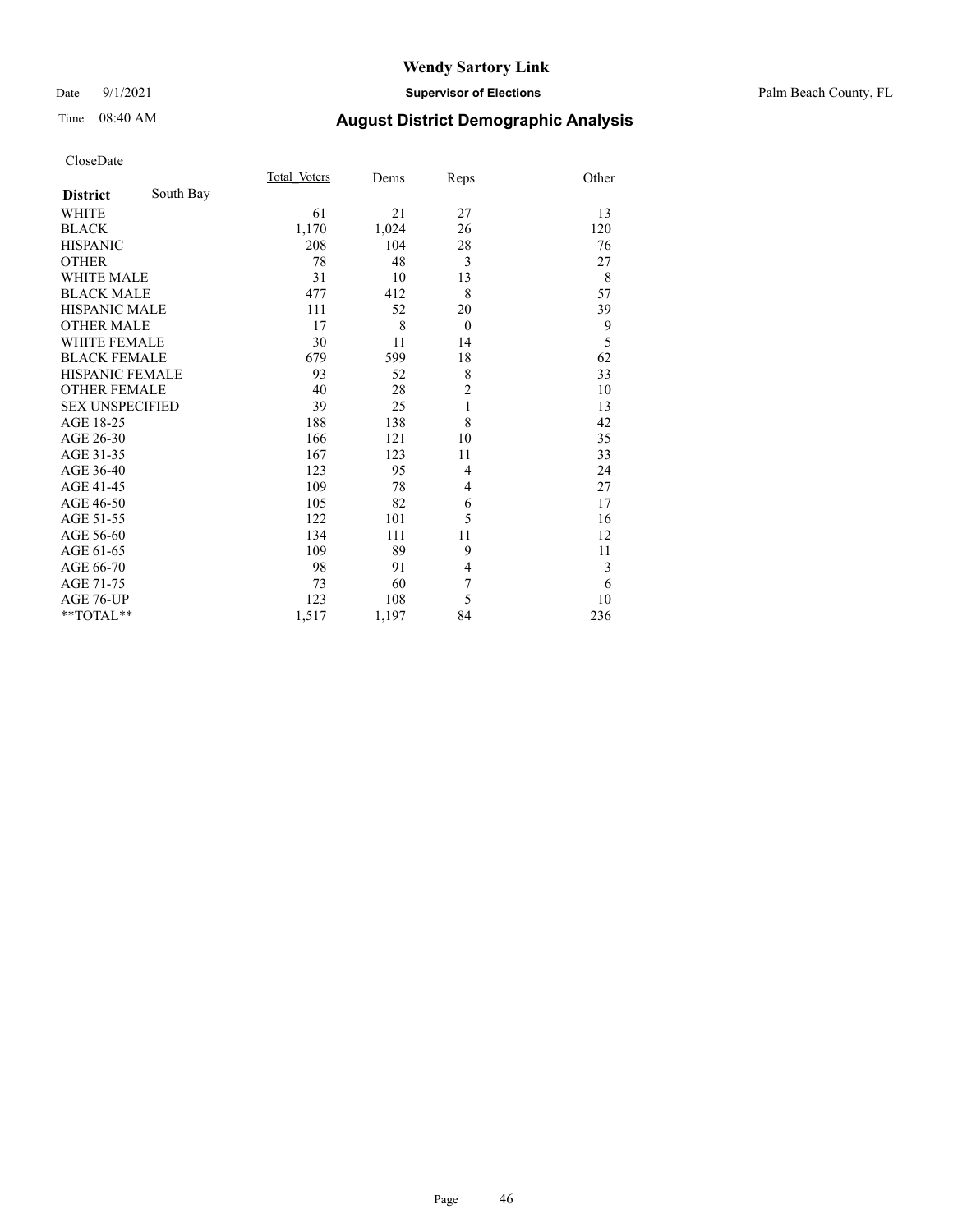# Wendy Sartory Link

Date 9/1/2021 **Supervisor of Elections** Palm Beach County, FL

Time 08:40 AM **August District Demographic Analysis**

CloseDate

| **District** South Bay | Total Voters | Dems | Reps | Other |
|---|---|---|---|---|
| WHITE | 61 | 21 | 27 | 13 |
| BLACK | 1,170 | 1,024 | 26 | 120 |
| HISPANIC | 208 | 104 | 28 | 76 |
| OTHER | 78 | 48 | 3 | 27 |
| WHITE MALE | 31 | 10 | 13 | 8 |
| BLACK MALE | 477 | 412 | 8 | 57 |
| HISPANIC MALE | 111 | 52 | 20 | 39 |
| OTHER MALE | 17 | 8 | 0 | 9 |
| WHITE FEMALE | 30 | 11 | 14 | 5 |
| BLACK FEMALE | 679 | 599 | 18 | 62 |
| HISPANIC FEMALE | 93 | 52 | 8 | 33 |
| OTHER FEMALE | 40 | 28 | 2 | 10 |
| SEX UNSPECIFIED | 39 | 25 | 1 | 13 |
| AGE 18-25 | 188 | 138 | 8 | 42 |
| AGE 26-30 | 166 | 121 | 10 | 35 |
| AGE 31-35 | 167 | 123 | 11 | 33 |
| AGE 36-40 | 123 | 95 | 4 | 24 |
| AGE 41-45 | 109 | 78 | 4 | 27 |
| AGE 46-50 | 105 | 82 | 6 | 17 |
| AGE 51-55 | 122 | 101 | 5 | 16 |
| AGE 56-60 | 134 | 111 | 11 | 12 |
| AGE 61-65 | 109 | 89 | 9 | 11 |
| AGE 66-70 | 98 | 91 | 4 | 3 |
| AGE 71-75 | 73 | 60 | 7 | 6 |
| AGE 76-UP | 123 | 108 | 5 | 10 |
| **TOTAL** | 1,517 | 1,197 | 84 | 236 |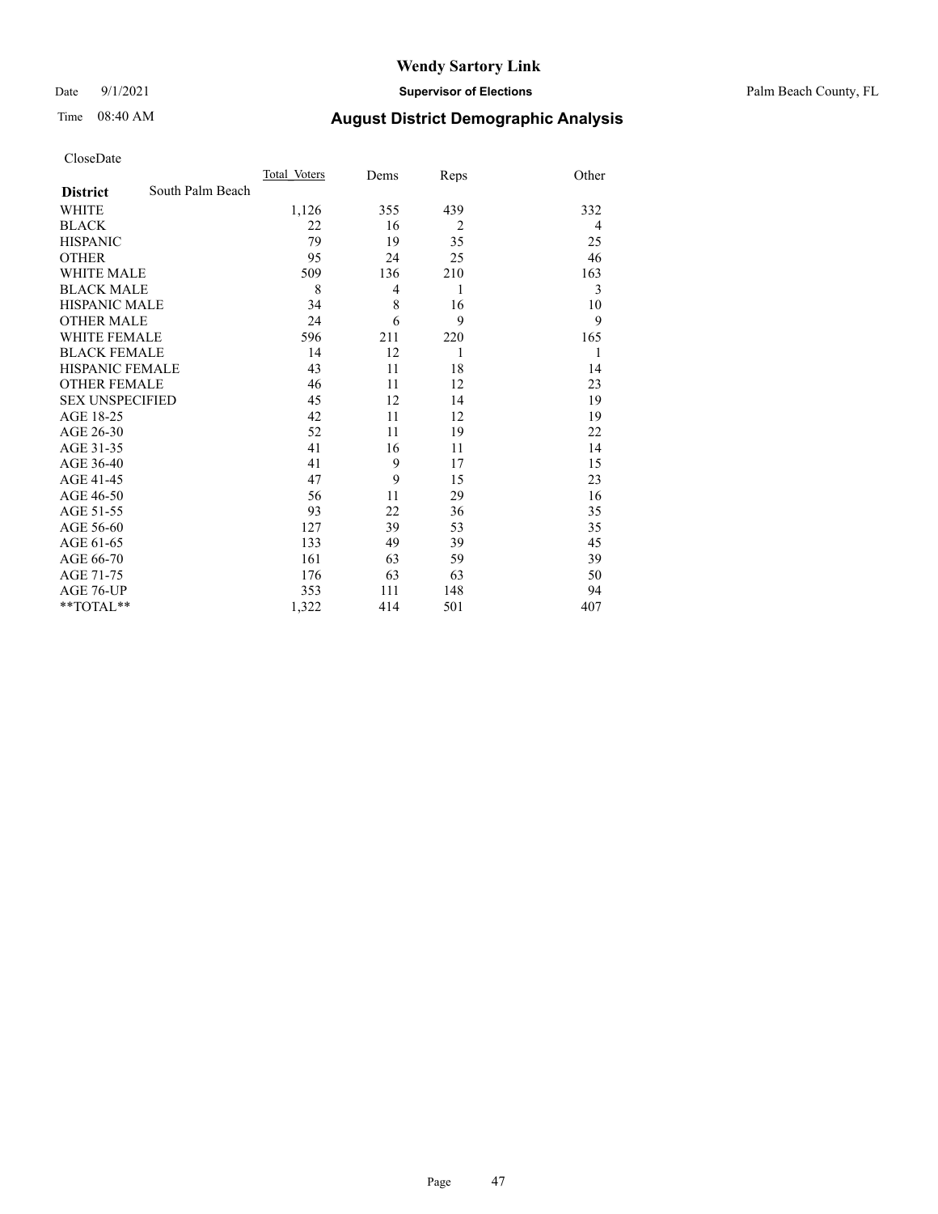# Wendy Sartory Link

Date 9/1/2021 **Supervisor of Elections** Palm Beach County, FL

Time 08:40 AM **August District Demographic Analysis**

CloseDate

| **District** South Palm Beach | Total_Voters | Dems | Reps | Other |
|---|---|---|---|---|
| WHITE | 1,126 | 355 | 439 | 332 |
| BLACK | 22 | 16 | 2 | 4 |
| HISPANIC | 79 | 19 | 35 | 25 |
| OTHER | 95 | 24 | 25 | 46 |
| WHITE MALE | 509 | 136 | 210 | 163 |
| BLACK MALE | 8 | 4 | 1 | 3 |
| HISPANIC MALE | 34 | 8 | 16 | 10 |
| OTHER MALE | 24 | 6 | 9 | 9 |
| WHITE FEMALE | 596 | 211 | 220 | 165 |
| BLACK FEMALE | 14 | 12 | 1 | 1 |
| HISPANIC FEMALE | 43 | 11 | 18 | 14 |
| OTHER FEMALE | 46 | 11 | 12 | 23 |
| SEX UNSPECIFIED | 45 | 12 | 14 | 19 |
| AGE 18-25 | 42 | 11 | 12 | 19 |
| AGE 26-30 | 52 | 11 | 19 | 22 |
| AGE 31-35 | 41 | 16 | 11 | 14 |
| AGE 36-40 | 41 | 9 | 17 | 15 |
| AGE 41-45 | 47 | 9 | 15 | 23 |
| AGE 46-50 | 56 | 11 | 29 | 16 |
| AGE 51-55 | 93 | 22 | 36 | 35 |
| AGE 56-60 | 127 | 39 | 53 | 35 |
| AGE 61-65 | 133 | 49 | 39 | 45 |
| AGE 66-70 | 161 | 63 | 59 | 39 |
| AGE 71-75 | 176 | 63 | 63 | 50 |
| AGE 76-UP | 353 | 111 | 148 | 94 |
| **TOTAL** | 1,322 | 414 | 501 | 407 |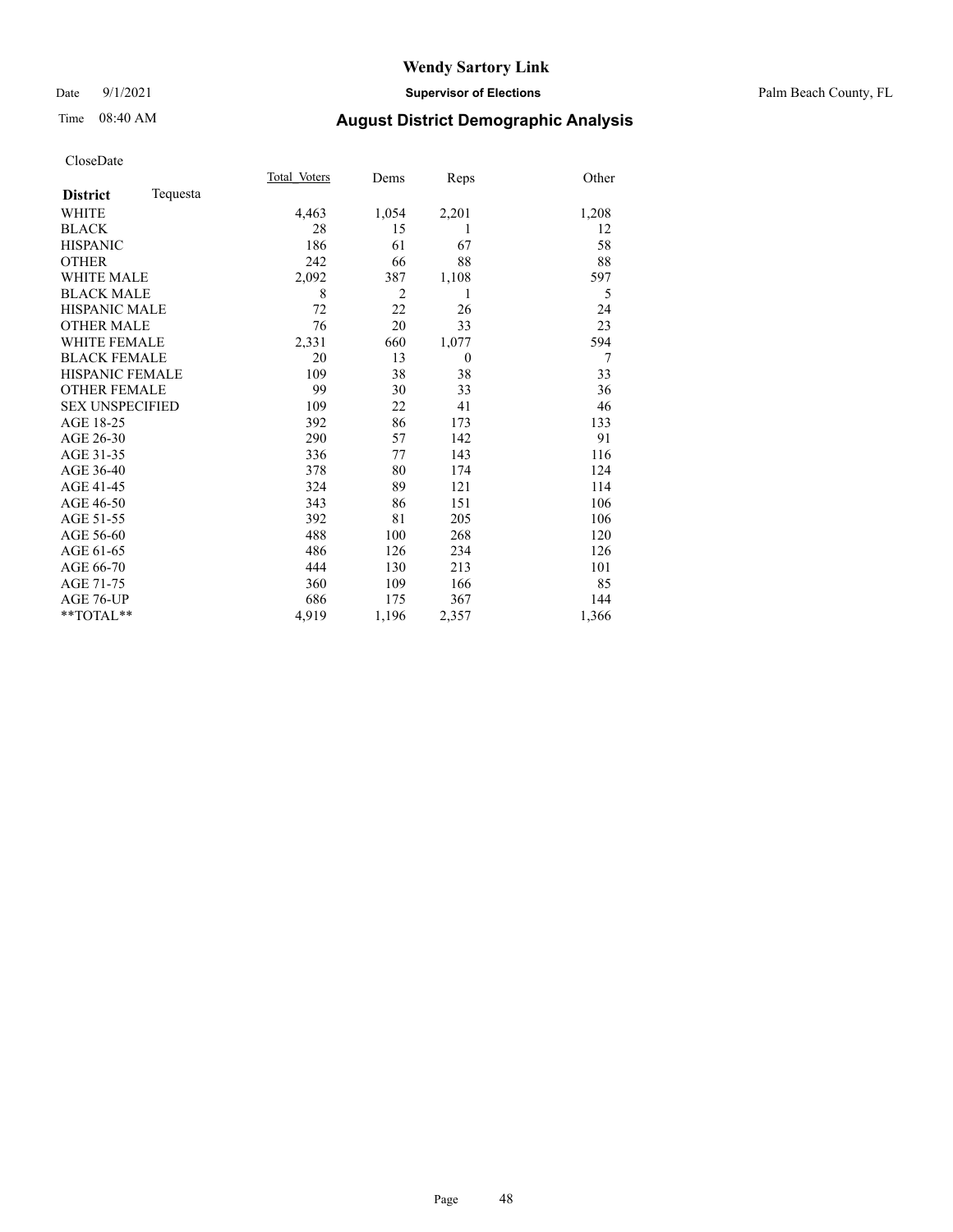# Wendy Sartory Link

Date 9/1/2021 **Supervisor of Elections** Palm Beach County, FL

Time 08:40 AM **August District Demographic Analysis**

CloseDate

| **District** Tequesta | Total Voters | Dems | Reps | Other |
|---|---|---|---|---|
| WHITE | 4,463 | 1,054 | 2,201 | 1,208 |
| BLACK | 28 | 15 | 1 | 12 |
| HISPANIC | 186 | 61 | 67 | 58 |
| OTHER | 242 | 66 | 88 | 88 |
| WHITE MALE | 2,092 | 387 | 1,108 | 597 |
| BLACK MALE | 8 | 2 | 1 | 5 |
| HISPANIC MALE | 72 | 22 | 26 | 24 |
| OTHER MALE | 76 | 20 | 33 | 23 |
| WHITE FEMALE | 2,331 | 660 | 1,077 | 594 |
| BLACK FEMALE | 20 | 13 | 0 | 7 |
| HISPANIC FEMALE | 109 | 38 | 38 | 33 |
| OTHER FEMALE | 99 | 30 | 33 | 36 |
| SEX UNSPECIFIED | 109 | 22 | 41 | 46 |
| AGE 18-25 | 392 | 86 | 173 | 133 |
| AGE 26-30 | 290 | 57 | 142 | 91 |
| AGE 31-35 | 336 | 77 | 143 | 116 |
| AGE 36-40 | 378 | 80 | 174 | 124 |
| AGE 41-45 | 324 | 89 | 121 | 114 |
| AGE 46-50 | 343 | 86 | 151 | 106 |
| AGE 51-55 | 392 | 81 | 205 | 106 |
| AGE 56-60 | 488 | 100 | 268 | 120 |
| AGE 61-65 | 486 | 126 | 234 | 126 |
| AGE 66-70 | 444 | 130 | 213 | 101 |
| AGE 71-75 | 360 | 109 | 166 | 85 |
| AGE 76-UP | 686 | 175 | 367 | 144 |
| **TOTAL** | 4,919 | 1,196 | 2,357 | 1,366 |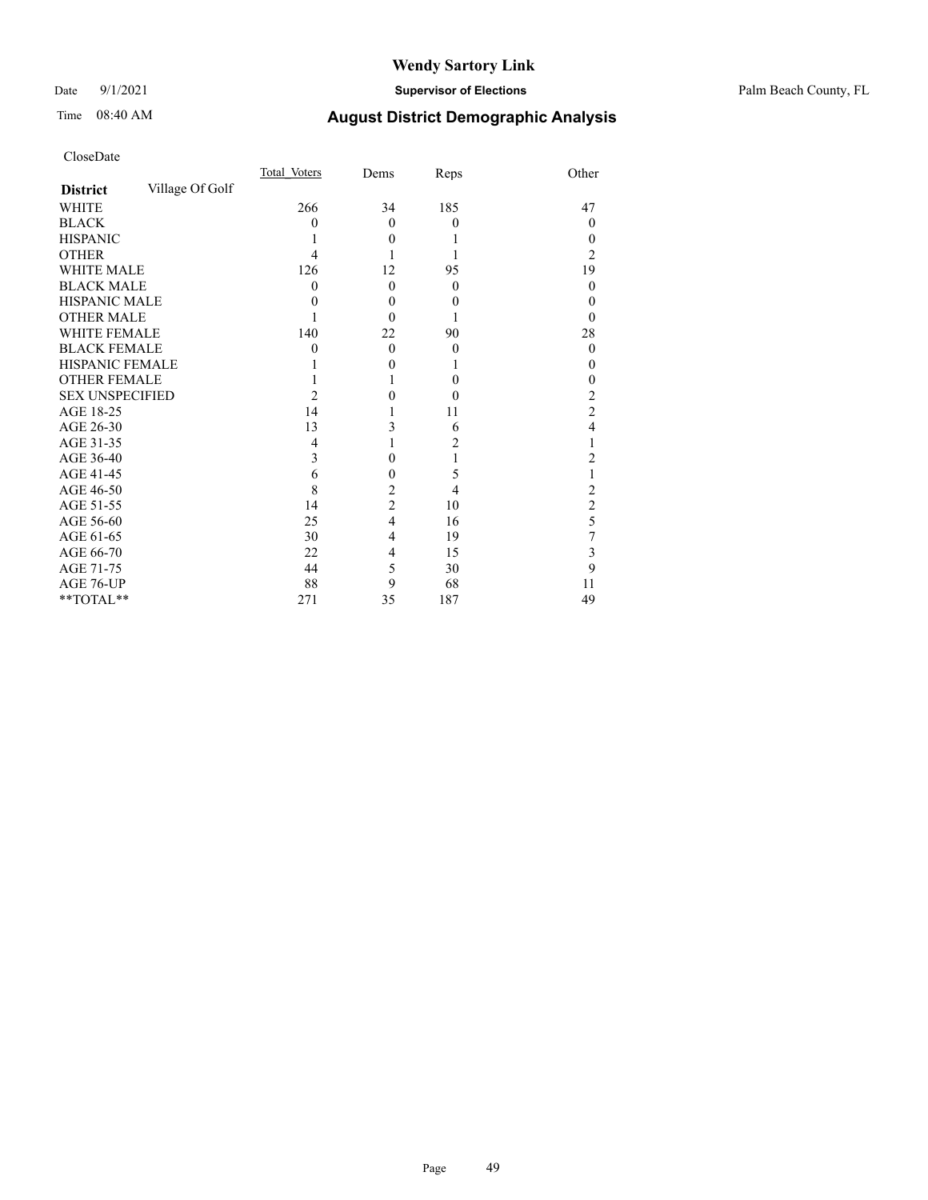# Wendy Sartory Link

Date 9/1/2021 **Supervisor of Elections** Palm Beach County, FL

Time 08:40 AM **August District Demographic Analysis**

CloseDate

| **District** Village Of Golf | Total_Voters | Dems | Reps | Other |
|---|---|---|---|---|
| WHITE | 266 | 34 | 185 | 47 |
| BLACK | 0 | 0 | 0 | 0 |
| HISPANIC | 1 | 0 | 1 | 0 |
| OTHER | 4 | 1 | 1 | 2 |
| WHITE MALE | 126 | 12 | 95 | 19 |
| BLACK MALE | 0 | 0 | 0 | 0 |
| HISPANIC MALE | 0 | 0 | 0 | 0 |
| OTHER MALE | 1 | 0 | 1 | 0 |
| WHITE FEMALE | 140 | 22 | 90 | 28 |
| BLACK FEMALE | 0 | 0 | 0 | 0 |
| HISPANIC FEMALE | 1 | 0 | 1 | 0 |
| OTHER FEMALE | 1 | 1 | 0 | 0 |
| SEX UNSPECIFIED | 2 | 0 | 0 | 2 |
| AGE 18-25 | 14 | 1 | 11 | 2 |
| AGE 26-30 | 13 | 3 | 6 | 4 |
| AGE 31-35 | 4 | 1 | 2 | 1 |
| AGE 36-40 | 3 | 0 | 1 | 2 |
| AGE 41-45 | 6 | 0 | 5 | 1 |
| AGE 46-50 | 8 | 2 | 4 | 2 |
| AGE 51-55 | 14 | 2 | 10 | 2 |
| AGE 56-60 | 25 | 4 | 16 | 5 |
| AGE 61-65 | 30 | 4 | 19 | 7 |
| AGE 66-70 | 22 | 4 | 15 | 3 |
| AGE 71-75 | 44 | 5 | 30 | 9 |
| AGE 76-UP | 88 | 9 | 68 | 11 |
| **TOTAL** | 271 | 35 | 187 | 49 |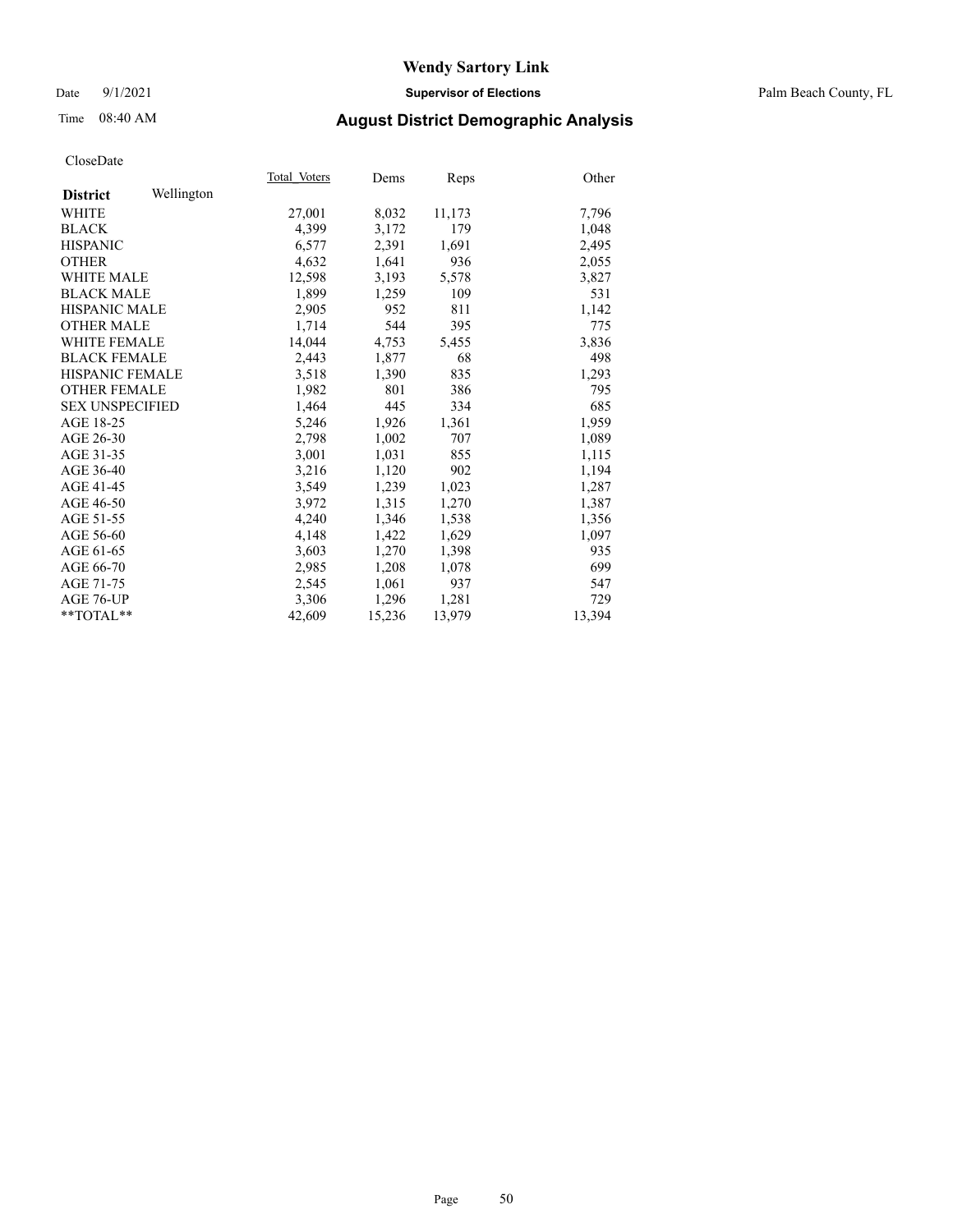# Wendy Sartory Link

Date 9/1/2021 **Supervisor of Elections** Palm Beach County, FL

Time 08:40 AM **August District Demographic Analysis**

CloseDate

| **District** Wellington | Total_Voters | Dems | Reps | Other |
|---|---|---|---|---|
| WHITE | 27,001 | 8,032 | 11,173 | 7,796 |
| BLACK | 4,399 | 3,172 | 179 | 1,048 |
| HISPANIC | 6,577 | 2,391 | 1,691 | 2,495 |
| OTHER | 4,632 | 1,641 | 936 | 2,055 |
| WHITE MALE | 12,598 | 3,193 | 5,578 | 3,827 |
| BLACK MALE | 1,899 | 1,259 | 109 | 531 |
| HISPANIC MALE | 2,905 | 952 | 811 | 1,142 |
| OTHER MALE | 1,714 | 544 | 395 | 775 |
| WHITE FEMALE | 14,044 | 4,753 | 5,455 | 3,836 |
| BLACK FEMALE | 2,443 | 1,877 | 68 | 498 |
| HISPANIC FEMALE | 3,518 | 1,390 | 835 | 1,293 |
| OTHER FEMALE | 1,982 | 801 | 386 | 795 |
| SEX UNSPECIFIED | 1,464 | 445 | 334 | 685 |
| AGE 18-25 | 5,246 | 1,926 | 1,361 | 1,959 |
| AGE 26-30 | 2,798 | 1,002 | 707 | 1,089 |
| AGE 31-35 | 3,001 | 1,031 | 855 | 1,115 |
| AGE 36-40 | 3,216 | 1,120 | 902 | 1,194 |
| AGE 41-45 | 3,549 | 1,239 | 1,023 | 1,287 |
| AGE 46-50 | 3,972 | 1,315 | 1,270 | 1,387 |
| AGE 51-55 | 4,240 | 1,346 | 1,538 | 1,356 |
| AGE 56-60 | 4,148 | 1,422 | 1,629 | 1,097 |
| AGE 61-65 | 3,603 | 1,270 | 1,398 | 935 |
| AGE 66-70 | 2,985 | 1,208 | 1,078 | 699 |
| AGE 71-75 | 2,545 | 1,061 | 937 | 547 |
| AGE 76-UP | 3,306 | 1,296 | 1,281 | 729 |
| **TOTAL** | 42,609 | 15,236 | 13,979 | 13,394 |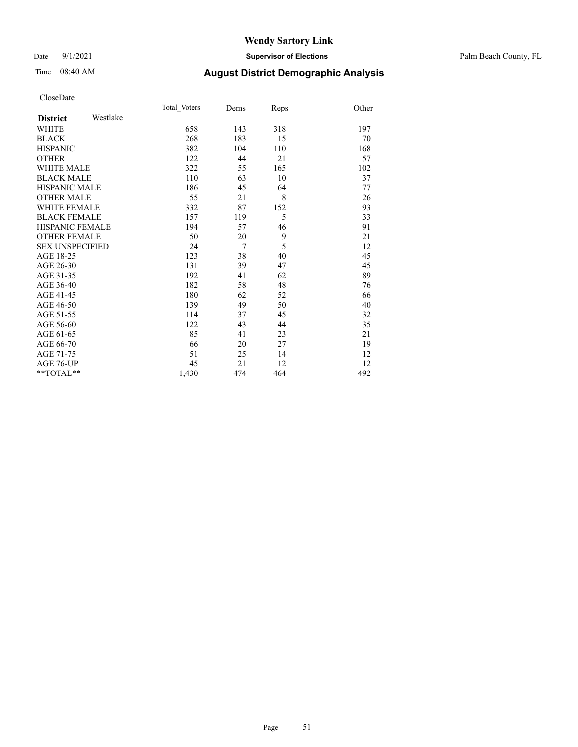# Wendy Sartory Link

Date 9/1/2021 **Supervisor of Elections** Palm Beach County, FL

Time 08:40 AM **August District Demographic Analysis**

CloseDate

| **District** Westlake | Total_Voters | Dems | Reps | Other |
|---|---|---|---|---|
| WHITE | 658 | 143 | 318 | 197 |
| BLACK | 268 | 183 | 15 | 70 |
| HISPANIC | 382 | 104 | 110 | 168 |
| OTHER | 122 | 44 | 21 | 57 |
| WHITE MALE | 322 | 55 | 165 | 102 |
| BLACK MALE | 110 | 63 | 10 | 37 |
| HISPANIC MALE | 186 | 45 | 64 | 77 |
| OTHER MALE | 55 | 21 | 8 | 26 |
| WHITE FEMALE | 332 | 87 | 152 | 93 |
| BLACK FEMALE | 157 | 119 | 5 | 33 |
| HISPANIC FEMALE | 194 | 57 | 46 | 91 |
| OTHER FEMALE | 50 | 20 | 9 | 21 |
| SEX UNSPECIFIED | 24 | 7 | 5 | 12 |
| AGE 18-25 | 123 | 38 | 40 | 45 |
| AGE 26-30 | 131 | 39 | 47 | 45 |
| AGE 31-35 | 192 | 41 | 62 | 89 |
| AGE 36-40 | 182 | 58 | 48 | 76 |
| AGE 41-45 | 180 | 62 | 52 | 66 |
| AGE 46-50 | 139 | 49 | 50 | 40 |
| AGE 51-55 | 114 | 37 | 45 | 32 |
| AGE 56-60 | 122 | 43 | 44 | 35 |
| AGE 61-65 | 85 | 41 | 23 | 21 |
| AGE 66-70 | 66 | 20 | 27 | 19 |
| AGE 71-75 | 51 | 25 | 14 | 12 |
| AGE 76-UP | 45 | 21 | 12 | 12 |
| **TOTAL** | 1,430 | 474 | 464 | 492 |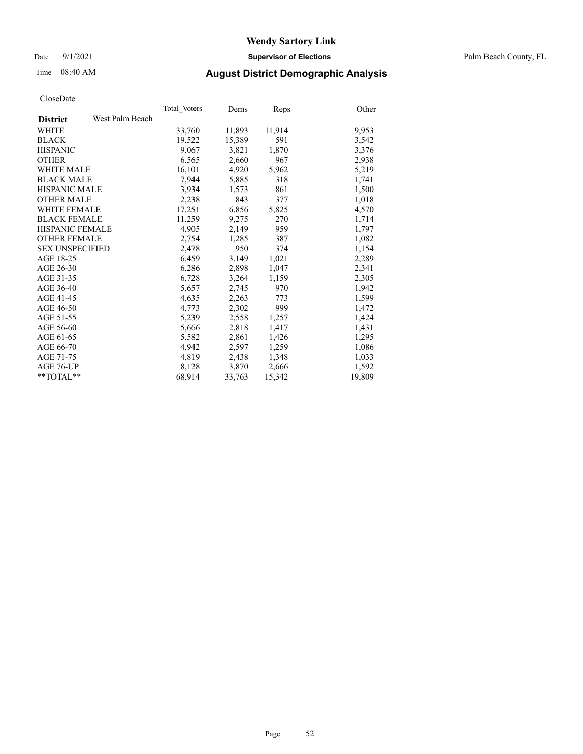# Wendy Sartory Link

Date 9/1/2021 **Supervisor of Elections** Palm Beach County, FL

Time 08:40 AM **August District Demographic Analysis**

CloseDate

| **District** West Palm Beach | Total Voters | Dems | Reps | Other |
|---|---|---|---|---|
| WHITE | 33,760 | 11,893 | 11,914 | 9,953 |
| BLACK | 19,522 | 15,389 | 591 | 3,542 |
| HISPANIC | 9,067 | 3,821 | 1,870 | 3,376 |
| OTHER | 6,565 | 2,660 | 967 | 2,938 |
| WHITE MALE | 16,101 | 4,920 | 5,962 | 5,219 |
| BLACK MALE | 7,944 | 5,885 | 318 | 1,741 |
| HISPANIC MALE | 3,934 | 1,573 | 861 | 1,500 |
| OTHER MALE | 2,238 | 843 | 377 | 1,018 |
| WHITE FEMALE | 17,251 | 6,856 | 5,825 | 4,570 |
| BLACK FEMALE | 11,259 | 9,275 | 270 | 1,714 |
| HISPANIC FEMALE | 4,905 | 2,149 | 959 | 1,797 |
| OTHER FEMALE | 2,754 | 1,285 | 387 | 1,082 |
| SEX UNSPECIFIED | 2,478 | 950 | 374 | 1,154 |
| AGE 18-25 | 6,459 | 3,149 | 1,021 | 2,289 |
| AGE 26-30 | 6,286 | 2,898 | 1,047 | 2,341 |
| AGE 31-35 | 6,728 | 3,264 | 1,159 | 2,305 |
| AGE 36-40 | 5,657 | 2,745 | 970 | 1,942 |
| AGE 41-45 | 4,635 | 2,263 | 773 | 1,599 |
| AGE 46-50 | 4,773 | 2,302 | 999 | 1,472 |
| AGE 51-55 | 5,239 | 2,558 | 1,257 | 1,424 |
| AGE 56-60 | 5,666 | 2,818 | 1,417 | 1,431 |
| AGE 61-65 | 5,582 | 2,861 | 1,426 | 1,295 |
| AGE 66-70 | 4,942 | 2,597 | 1,259 | 1,086 |
| AGE 71-75 | 4,819 | 2,438 | 1,348 | 1,033 |
| AGE 76-UP | 8,128 | 3,870 | 2,666 | 1,592 |
| **TOTAL** | 68,914 | 33,763 | 15,342 | 19,809 |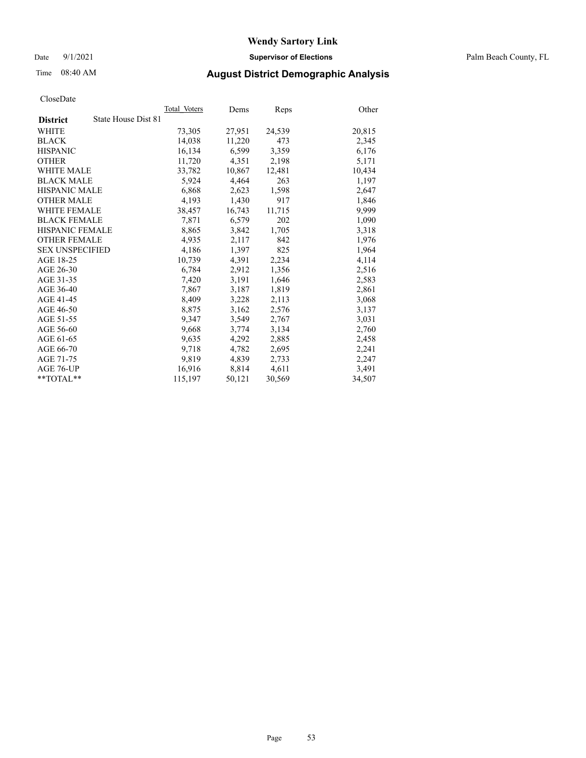# Wendy Sartory Link

Date 9/1/2021 **Supervisor of Elections** Palm Beach County, FL

Time 08:40 AM **August District Demographic Analysis**

CloseDate

| **District** State House Dist 81 | Total_Voters | Dems | Reps | Other |
|---|---|---|---|---|
| WHITE | 73,305 | 27,951 | 24,539 | 20,815 |
| BLACK | 14,038 | 11,220 | 473 | 2,345 |
| HISPANIC | 16,134 | 6,599 | 3,359 | 6,176 |
| OTHER | 11,720 | 4,351 | 2,198 | 5,171 |
| WHITE MALE | 33,782 | 10,867 | 12,481 | 10,434 |
| BLACK MALE | 5,924 | 4,464 | 263 | 1,197 |
| HISPANIC MALE | 6,868 | 2,623 | 1,598 | 2,647 |
| OTHER MALE | 4,193 | 1,430 | 917 | 1,846 |
| WHITE FEMALE | 38,457 | 16,743 | 11,715 | 9,999 |
| BLACK FEMALE | 7,871 | 6,579 | 202 | 1,090 |
| HISPANIC FEMALE | 8,865 | 3,842 | 1,705 | 3,318 |
| OTHER FEMALE | 4,935 | 2,117 | 842 | 1,976 |
| SEX UNSPECIFIED | 4,186 | 1,397 | 825 | 1,964 |
| AGE 18-25 | 10,739 | 4,391 | 2,234 | 4,114 |
| AGE 26-30 | 6,784 | 2,912 | 1,356 | 2,516 |
| AGE 31-35 | 7,420 | 3,191 | 1,646 | 2,583 |
| AGE 36-40 | 7,867 | 3,187 | 1,819 | 2,861 |
| AGE 41-45 | 8,409 | 3,228 | 2,113 | 3,068 |
| AGE 46-50 | 8,875 | 3,162 | 2,576 | 3,137 |
| AGE 51-55 | 9,347 | 3,549 | 2,767 | 3,031 |
| AGE 56-60 | 9,668 | 3,774 | 3,134 | 2,760 |
| AGE 61-65 | 9,635 | 4,292 | 2,885 | 2,458 |
| AGE 66-70 | 9,718 | 4,782 | 2,695 | 2,241 |
| AGE 71-75 | 9,819 | 4,839 | 2,733 | 2,247 |
| AGE 76-UP | 16,916 | 8,814 | 4,611 | 3,491 |
| **TOTAL** | 115,197 | 50,121 | 30,569 | 34,507 |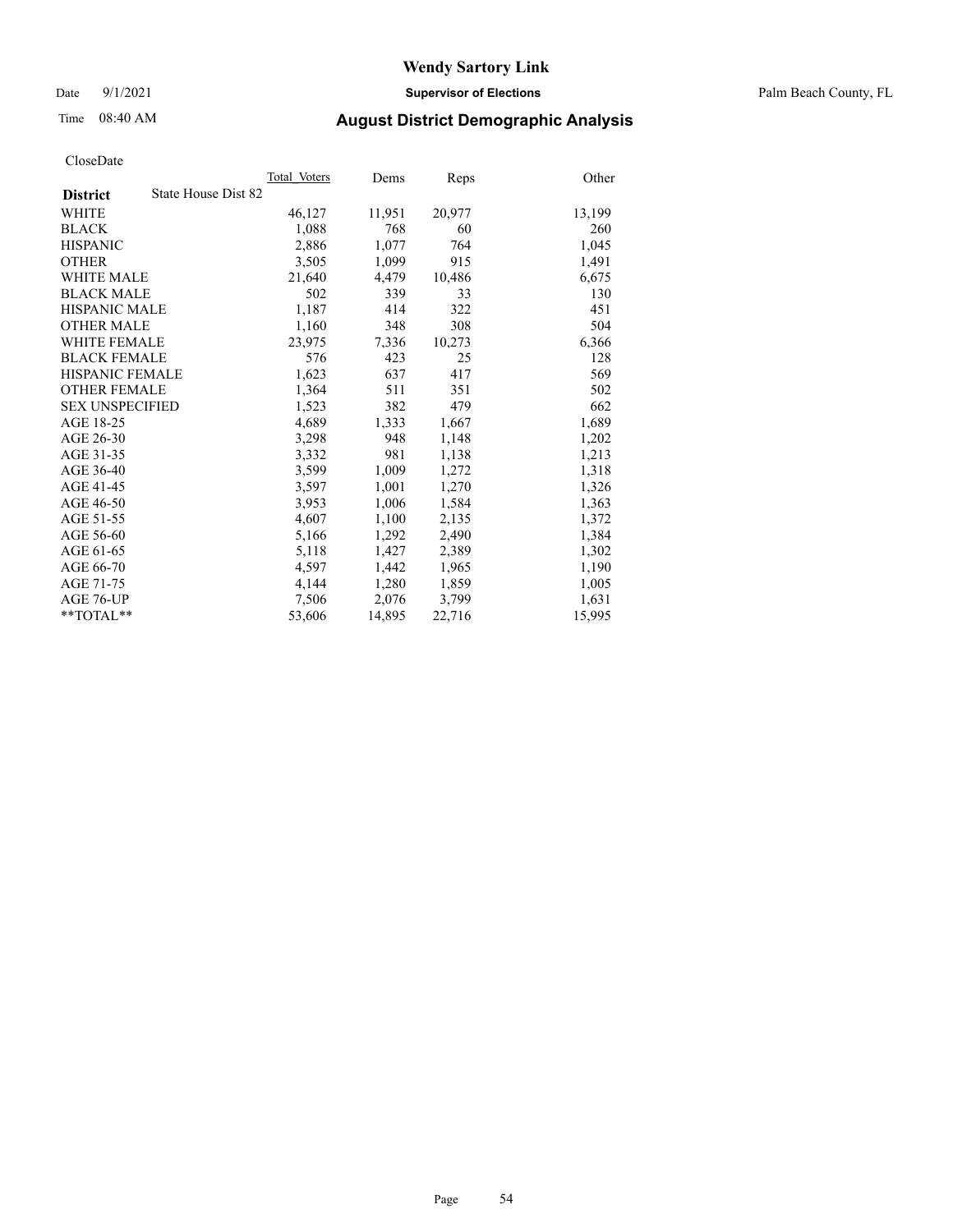# Wendy Sartory Link

Date 9/1/2021 **Supervisor of Elections** Palm Beach County, FL

Time 08:40 AM **August District Demographic Analysis**

CloseDate

| **District** | State House Dist 82 | Total_Voters | Dems | Reps | Other |
|---|---|---|---|---|---|
| WHITE | | 46,127 | 11,951 | 20,977 | 13,199 |
| BLACK | | 1,088 | 768 | 60 | 260 |
| HISPANIC | | 2,886 | 1,077 | 764 | 1,045 |
| OTHER | | 3,505 | 1,099 | 915 | 1,491 |
| WHITE MALE | | 21,640 | 4,479 | 10,486 | 6,675 |
| BLACK MALE | | 502 | 339 | 33 | 130 |
| HISPANIC MALE | | 1,187 | 414 | 322 | 451 |
| OTHER MALE | | 1,160 | 348 | 308 | 504 |
| WHITE FEMALE | | 23,975 | 7,336 | 10,273 | 6,366 |
| BLACK FEMALE | | 576 | 423 | 25 | 128 |
| HISPANIC FEMALE | | 1,623 | 637 | 417 | 569 |
| OTHER FEMALE | | 1,364 | 511 | 351 | 502 |
| SEX UNSPECIFIED | | 1,523 | 382 | 479 | 662 |
| AGE 18-25 | | 4,689 | 1,333 | 1,667 | 1,689 |
| AGE 26-30 | | 3,298 | 948 | 1,148 | 1,202 |
| AGE 31-35 | | 3,332 | 981 | 1,138 | 1,213 |
| AGE 36-40 | | 3,599 | 1,009 | 1,272 | 1,318 |
| AGE 41-45 | | 3,597 | 1,001 | 1,270 | 1,326 |
| AGE 46-50 | | 3,953 | 1,006 | 1,584 | 1,363 |
| AGE 51-55 | | 4,607 | 1,100 | 2,135 | 1,372 |
| AGE 56-60 | | 5,166 | 1,292 | 2,490 | 1,384 |
| AGE 61-65 | | 5,118 | 1,427 | 2,389 | 1,302 |
| AGE 66-70 | | 4,597 | 1,442 | 1,965 | 1,190 |
| AGE 71-75 | | 4,144 | 1,280 | 1,859 | 1,005 |
| AGE 76-UP | | 7,506 | 2,076 | 3,799 | 1,631 |
| **TOTAL** | | 53,606 | 14,895 | 22,716 | 15,995 |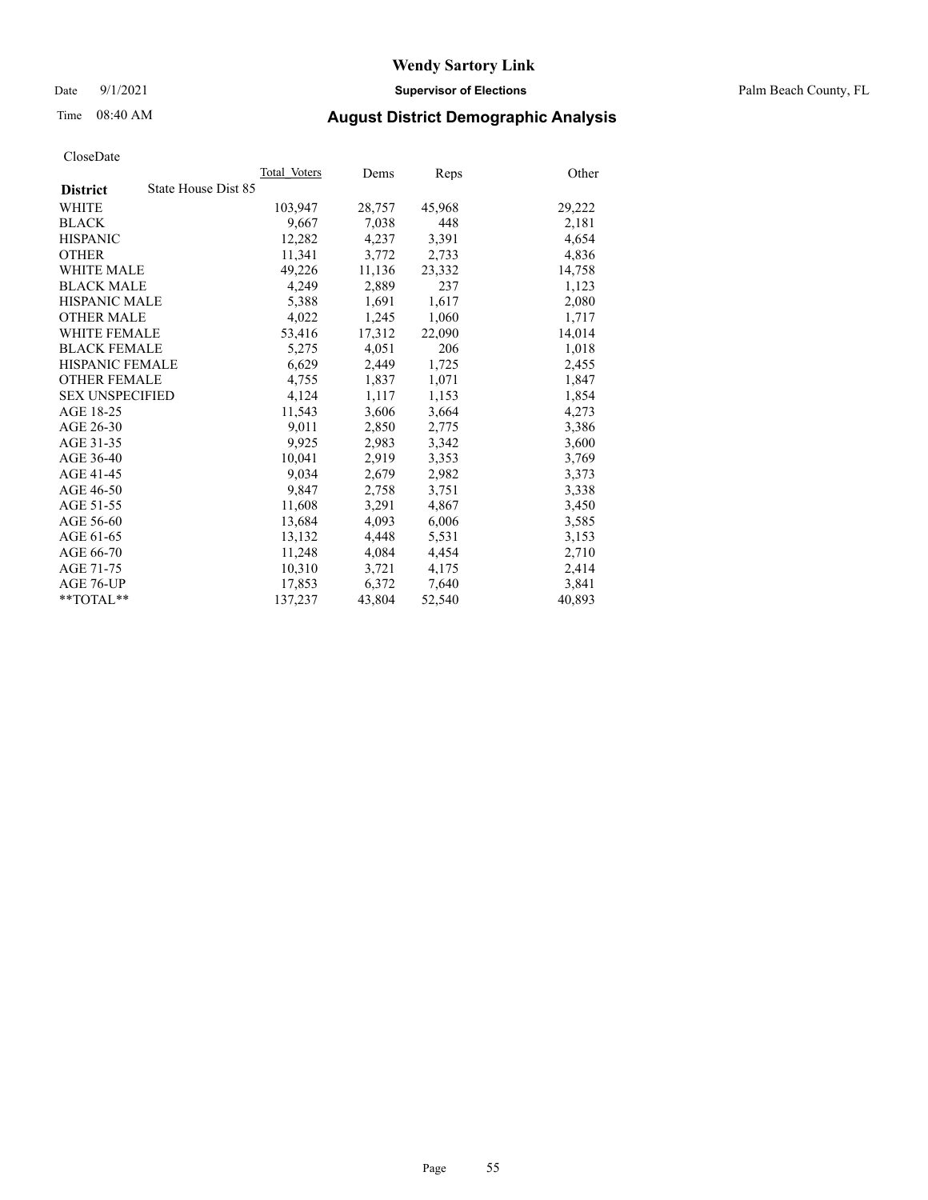# Wendy Sartory Link

Date 9/1/2021 **Supervisor of Elections** Palm Beach County, FL

Time 08:40 AM **August District Demographic Analysis**

CloseDate

| **District** State House Dist 85 | Total Voters | Dems | Reps | Other |
|---|---|---|---|---|
| WHITE | 103,947 | 28,757 | 45,968 | 29,222 |
| BLACK | 9,667 | 7,038 | 448 | 2,181 |
| HISPANIC | 12,282 | 4,237 | 3,391 | 4,654 |
| OTHER | 11,341 | 3,772 | 2,733 | 4,836 |
| WHITE MALE | 49,226 | 11,136 | 23,332 | 14,758 |
| BLACK MALE | 4,249 | 2,889 | 237 | 1,123 |
| HISPANIC MALE | 5,388 | 1,691 | 1,617 | 2,080 |
| OTHER MALE | 4,022 | 1,245 | 1,060 | 1,717 |
| WHITE FEMALE | 53,416 | 17,312 | 22,090 | 14,014 |
| BLACK FEMALE | 5,275 | 4,051 | 206 | 1,018 |
| HISPANIC FEMALE | 6,629 | 2,449 | 1,725 | 2,455 |
| OTHER FEMALE | 4,755 | 1,837 | 1,071 | 1,847 |
| SEX UNSPECIFIED | 4,124 | 1,117 | 1,153 | 1,854 |
| AGE 18-25 | 11,543 | 3,606 | 3,664 | 4,273 |
| AGE 26-30 | 9,011 | 2,850 | 2,775 | 3,386 |
| AGE 31-35 | 9,925 | 2,983 | 3,342 | 3,600 |
| AGE 36-40 | 10,041 | 2,919 | 3,353 | 3,769 |
| AGE 41-45 | 9,034 | 2,679 | 2,982 | 3,373 |
| AGE 46-50 | 9,847 | 2,758 | 3,751 | 3,338 |
| AGE 51-55 | 11,608 | 3,291 | 4,867 | 3,450 |
| AGE 56-60 | 13,684 | 4,093 | 6,006 | 3,585 |
| AGE 61-65 | 13,132 | 4,448 | 5,531 | 3,153 |
| AGE 66-70 | 11,248 | 4,084 | 4,454 | 2,710 |
| AGE 71-75 | 10,310 | 3,721 | 4,175 | 2,414 |
| AGE 76-UP | 17,853 | 6,372 | 7,640 | 3,841 |
| **TOTAL** | 137,237 | 43,804 | 52,540 | 40,893 |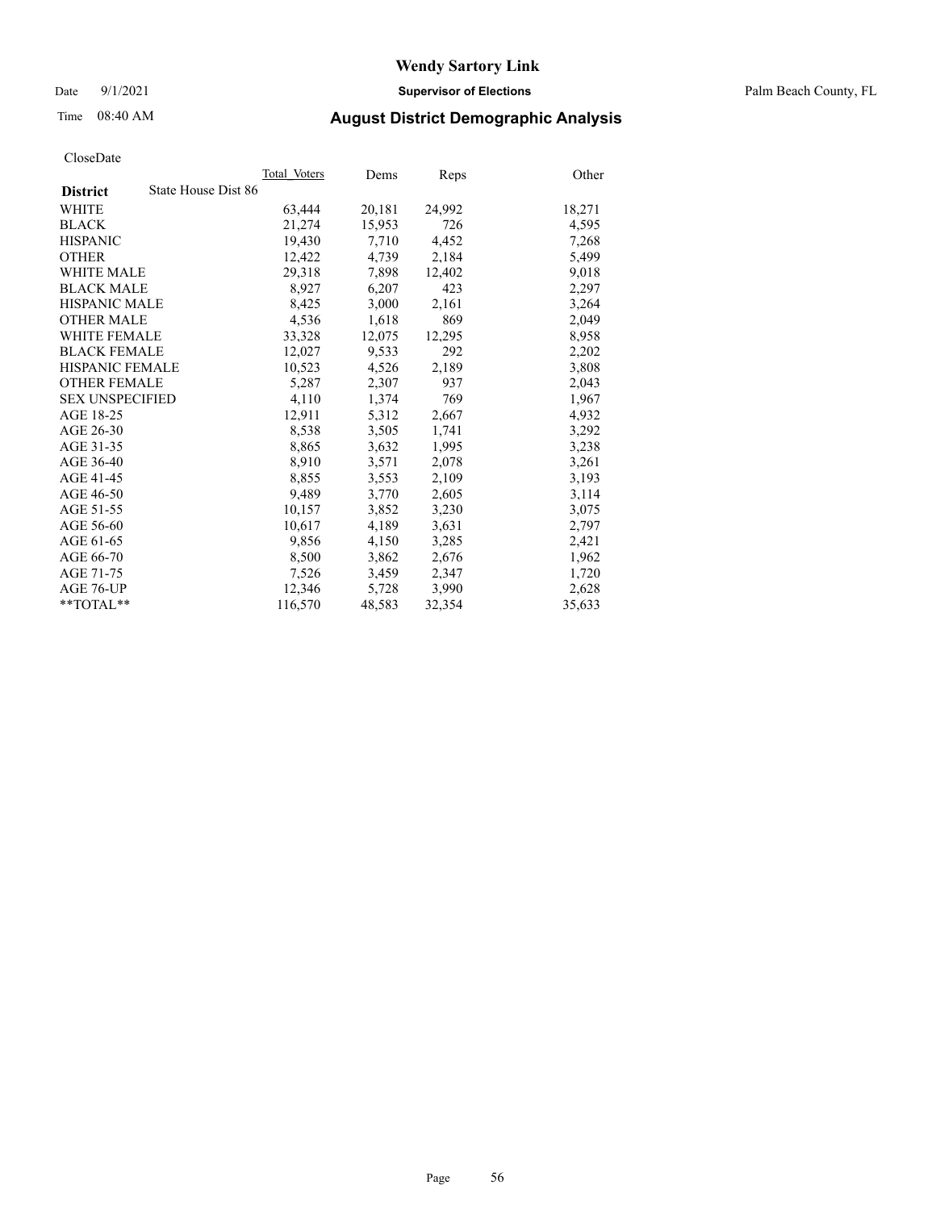# Wendy Sartory Link

Date 9/1/2021 **Supervisor of Elections** Palm Beach County, FL

Time 08:40 AM **August District Demographic Analysis**

CloseDate

| **District** | State House Dist 86 | Total Voters | Dems | Reps | Other |
|---|---|---|---|---|---|
| WHITE | | 63,444 | 20,181 | 24,992 | 18,271 |
| BLACK | | 21,274 | 15,953 | 726 | 4,595 |
| HISPANIC | | 19,430 | 7,710 | 4,452 | 7,268 |
| OTHER | | 12,422 | 4,739 | 2,184 | 5,499 |
| WHITE MALE | | 29,318 | 7,898 | 12,402 | 9,018 |
| BLACK MALE | | 8,927 | 6,207 | 423 | 2,297 |
| HISPANIC MALE | | 8,425 | 3,000 | 2,161 | 3,264 |
| OTHER MALE | | 4,536 | 1,618 | 869 | 2,049 |
| WHITE FEMALE | | 33,328 | 12,075 | 12,295 | 8,958 |
| BLACK FEMALE | | 12,027 | 9,533 | 292 | 2,202 |
| HISPANIC FEMALE | | 10,523 | 4,526 | 2,189 | 3,808 |
| OTHER FEMALE | | 5,287 | 2,307 | 937 | 2,043 |
| SEX UNSPECIFIED | | 4,110 | 1,374 | 769 | 1,967 |
| AGE 18-25 | | 12,911 | 5,312 | 2,667 | 4,932 |
| AGE 26-30 | | 8,538 | 3,505 | 1,741 | 3,292 |
| AGE 31-35 | | 8,865 | 3,632 | 1,995 | 3,238 |
| AGE 36-40 | | 8,910 | 3,571 | 2,078 | 3,261 |
| AGE 41-45 | | 8,855 | 3,553 | 2,109 | 3,193 |
| AGE 46-50 | | 9,489 | 3,770 | 2,605 | 3,114 |
| AGE 51-55 | | 10,157 | 3,852 | 3,230 | 3,075 |
| AGE 56-60 | | 10,617 | 4,189 | 3,631 | 2,797 |
| AGE 61-65 | | 9,856 | 4,150 | 3,285 | 2,421 |
| AGE 66-70 | | 8,500 | 3,862 | 2,676 | 1,962 |
| AGE 71-75 | | 7,526 | 3,459 | 2,347 | 1,720 |
| AGE 76-UP | | 12,346 | 5,728 | 3,990 | 2,628 |
| **TOTAL** | | 116,570 | 48,583 | 32,354 | 35,633 |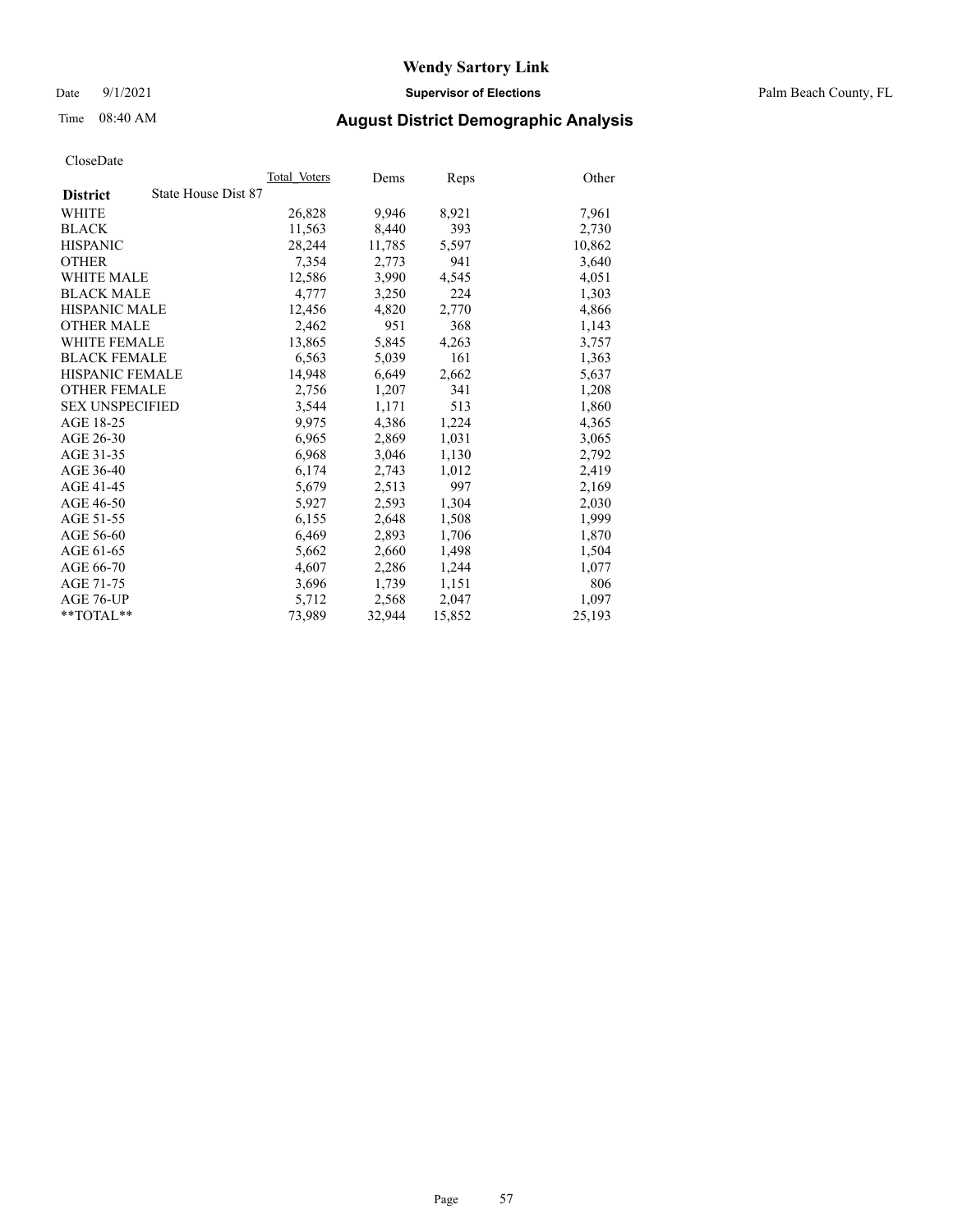# Wendy Sartory Link

Date 9/1/2021 **Supervisor of Elections** Palm Beach County, FL

Time 08:40 AM **August District Demographic Analysis**

CloseDate

| **District** State House Dist 87 | Total Voters | Dems | Reps | Other |
|---|---|---|---|---|
| WHITE | 26,828 | 9,946 | 8,921 | 7,961 |
| BLACK | 11,563 | 8,440 | 393 | 2,730 |
| HISPANIC | 28,244 | 11,785 | 5,597 | 10,862 |
| OTHER | 7,354 | 2,773 | 941 | 3,640 |
| WHITE MALE | 12,586 | 3,990 | 4,545 | 4,051 |
| BLACK MALE | 4,777 | 3,250 | 224 | 1,303 |
| HISPANIC MALE | 12,456 | 4,820 | 2,770 | 4,866 |
| OTHER MALE | 2,462 | 951 | 368 | 1,143 |
| WHITE FEMALE | 13,865 | 5,845 | 4,263 | 3,757 |
| BLACK FEMALE | 6,563 | 5,039 | 161 | 1,363 |
| HISPANIC FEMALE | 14,948 | 6,649 | 2,662 | 5,637 |
| OTHER FEMALE | 2,756 | 1,207 | 341 | 1,208 |
| SEX UNSPECIFIED | 3,544 | 1,171 | 513 | 1,860 |
| AGE 18-25 | 9,975 | 4,386 | 1,224 | 4,365 |
| AGE 26-30 | 6,965 | 2,869 | 1,031 | 3,065 |
| AGE 31-35 | 6,968 | 3,046 | 1,130 | 2,792 |
| AGE 36-40 | 6,174 | 2,743 | 1,012 | 2,419 |
| AGE 41-45 | 5,679 | 2,513 | 997 | 2,169 |
| AGE 46-50 | 5,927 | 2,593 | 1,304 | 2,030 |
| AGE 51-55 | 6,155 | 2,648 | 1,508 | 1,999 |
| AGE 56-60 | 6,469 | 2,893 | 1,706 | 1,870 |
| AGE 61-65 | 5,662 | 2,660 | 1,498 | 1,504 |
| AGE 66-70 | 4,607 | 2,286 | 1,244 | 1,077 |
| AGE 71-75 | 3,696 | 1,739 | 1,151 | 806 |
| AGE 76-UP | 5,712 | 2,568 | 2,047 | 1,097 |
| **TOTAL** | 73,989 | 32,944 | 15,852 | 25,193 |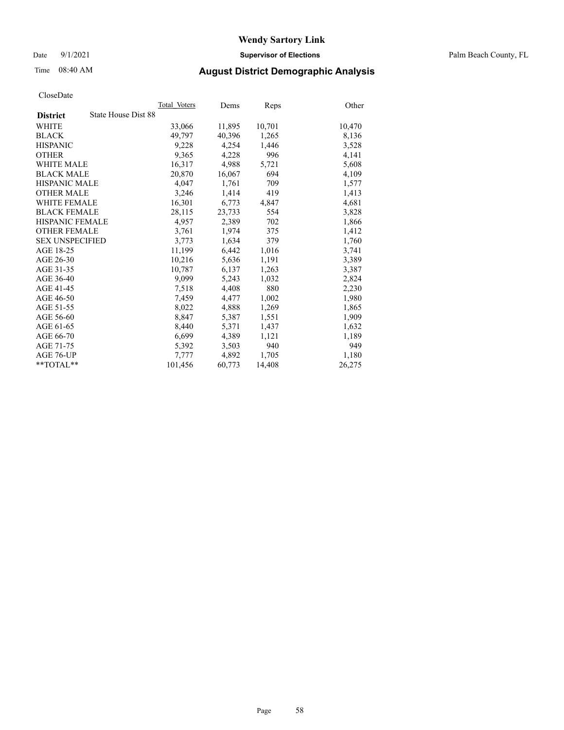# Wendy Sartory Link

Date 9/1/2021 **Supervisor of Elections** Palm Beach County, FL

Time 08:40 AM **August District Demographic Analysis**

CloseDate

| **District** State House Dist 88 | Total Voters | Dems | Reps | Other |
|---|---|---|---|---|
| WHITE | 33,066 | 11,895 | 10,701 | 10,470 |
| BLACK | 49,797 | 40,396 | 1,265 | 8,136 |
| HISPANIC | 9,228 | 4,254 | 1,446 | 3,528 |
| OTHER | 9,365 | 4,228 | 996 | 4,141 |
| WHITE MALE | 16,317 | 4,988 | 5,721 | 5,608 |
| BLACK MALE | 20,870 | 16,067 | 694 | 4,109 |
| HISPANIC MALE | 4,047 | 1,761 | 709 | 1,577 |
| OTHER MALE | 3,246 | 1,414 | 419 | 1,413 |
| WHITE FEMALE | 16,301 | 6,773 | 4,847 | 4,681 |
| BLACK FEMALE | 28,115 | 23,733 | 554 | 3,828 |
| HISPANIC FEMALE | 4,957 | 2,389 | 702 | 1,866 |
| OTHER FEMALE | 3,761 | 1,974 | 375 | 1,412 |
| SEX UNSPECIFIED | 3,773 | 1,634 | 379 | 1,760 |
| AGE 18-25 | 11,199 | 6,442 | 1,016 | 3,741 |
| AGE 26-30 | 10,216 | 5,636 | 1,191 | 3,389 |
| AGE 31-35 | 10,787 | 6,137 | 1,263 | 3,387 |
| AGE 36-40 | 9,099 | 5,243 | 1,032 | 2,824 |
| AGE 41-45 | 7,518 | 4,408 | 880 | 2,230 |
| AGE 46-50 | 7,459 | 4,477 | 1,002 | 1,980 |
| AGE 51-55 | 8,022 | 4,888 | 1,269 | 1,865 |
| AGE 56-60 | 8,847 | 5,387 | 1,551 | 1,909 |
| AGE 61-65 | 8,440 | 5,371 | 1,437 | 1,632 |
| AGE 66-70 | 6,699 | 4,389 | 1,121 | 1,189 |
| AGE 71-75 | 5,392 | 3,503 | 940 | 949 |
| AGE 76-UP | 7,777 | 4,892 | 1,705 | 1,180 |
| **TOTAL** | 101,456 | 60,773 | 14,408 | 26,275 |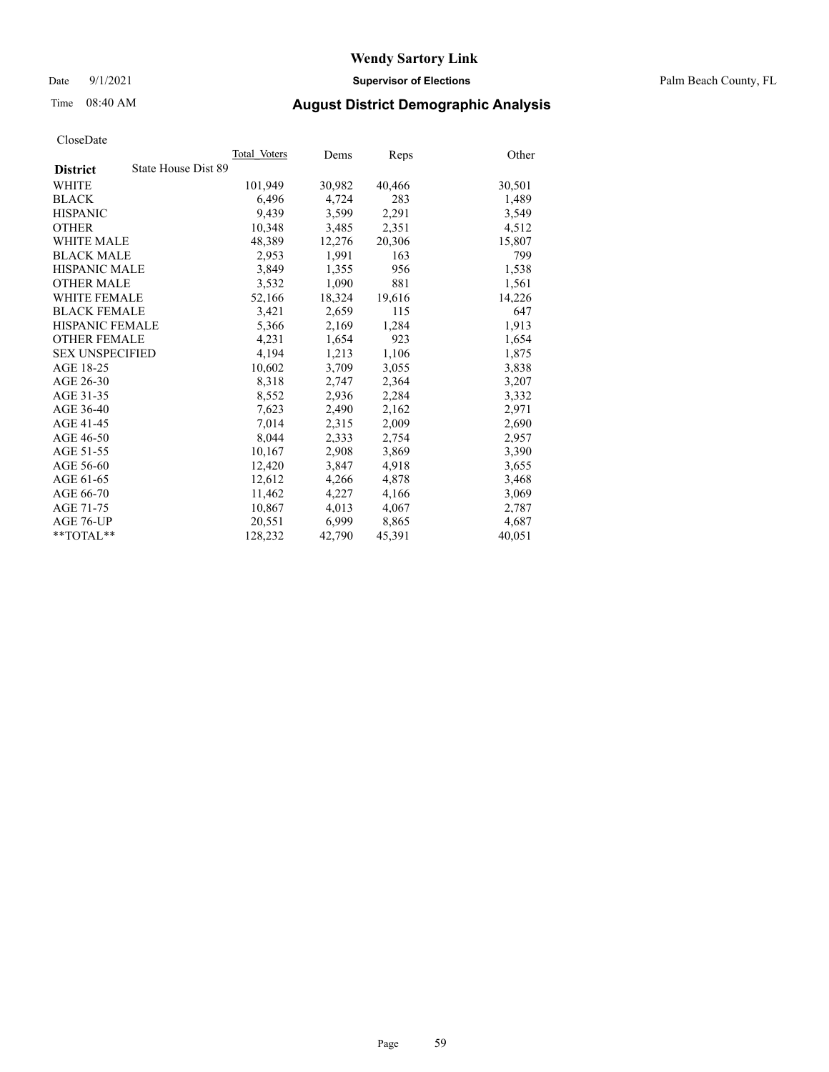# Wendy Sartory Link

Date 9/1/2021 **Supervisor of Elections** Palm Beach County, FL

Time 08:40 AM **August District Demographic Analysis**

CloseDate

| **District** State House Dist 89 | Total Voters | Dems | Reps | Other |
|---|---|---|---|---|
| WHITE | 101,949 | 30,982 | 40,466 | 30,501 |
| BLACK | 6,496 | 4,724 | 283 | 1,489 |
| HISPANIC | 9,439 | 3,599 | 2,291 | 3,549 |
| OTHER | 10,348 | 3,485 | 2,351 | 4,512 |
| WHITE MALE | 48,389 | 12,276 | 20,306 | 15,807 |
| BLACK MALE | 2,953 | 1,991 | 163 | 799 |
| HISPANIC MALE | 3,849 | 1,355 | 956 | 1,538 |
| OTHER MALE | 3,532 | 1,090 | 881 | 1,561 |
| WHITE FEMALE | 52,166 | 18,324 | 19,616 | 14,226 |
| BLACK FEMALE | 3,421 | 2,659 | 115 | 647 |
| HISPANIC FEMALE | 5,366 | 2,169 | 1,284 | 1,913 |
| OTHER FEMALE | 4,231 | 1,654 | 923 | 1,654 |
| SEX UNSPECIFIED | 4,194 | 1,213 | 1,106 | 1,875 |
| AGE 18-25 | 10,602 | 3,709 | 3,055 | 3,838 |
| AGE 26-30 | 8,318 | 2,747 | 2,364 | 3,207 |
| AGE 31-35 | 8,552 | 2,936 | 2,284 | 3,332 |
| AGE 36-40 | 7,623 | 2,490 | 2,162 | 2,971 |
| AGE 41-45 | 7,014 | 2,315 | 2,009 | 2,690 |
| AGE 46-50 | 8,044 | 2,333 | 2,754 | 2,957 |
| AGE 51-55 | 10,167 | 2,908 | 3,869 | 3,390 |
| AGE 56-60 | 12,420 | 3,847 | 4,918 | 3,655 |
| AGE 61-65 | 12,612 | 4,266 | 4,878 | 3,468 |
| AGE 66-70 | 11,462 | 4,227 | 4,166 | 3,069 |
| AGE 71-75 | 10,867 | 4,013 | 4,067 | 2,787 |
| AGE 76-UP | 20,551 | 6,999 | 8,865 | 4,687 |
| **TOTAL** | 128,232 | 42,790 | 45,391 | 40,051 |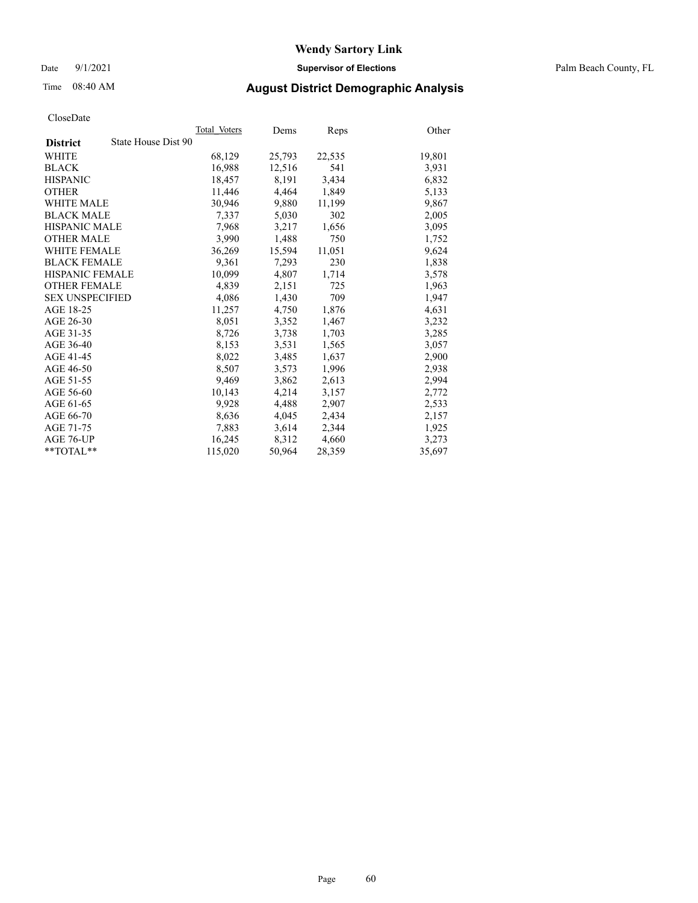# Wendy Sartory Link

Date 9/1/2021 **Supervisor of Elections** Palm Beach County, FL

Time 08:40 AM **August District Demographic Analysis**

CloseDate

| **District** State House Dist 90 | Total Voters | Dems | Reps | Other |
|---|---|---|---|---|
| WHITE | 68,129 | 25,793 | 22,535 | 19,801 |
| BLACK | 16,988 | 12,516 | 541 | 3,931 |
| HISPANIC | 18,457 | 8,191 | 3,434 | 6,832 |
| OTHER | 11,446 | 4,464 | 1,849 | 5,133 |
| WHITE MALE | 30,946 | 9,880 | 11,199 | 9,867 |
| BLACK MALE | 7,337 | 5,030 | 302 | 2,005 |
| HISPANIC MALE | 7,968 | 3,217 | 1,656 | 3,095 |
| OTHER MALE | 3,990 | 1,488 | 750 | 1,752 |
| WHITE FEMALE | 36,269 | 15,594 | 11,051 | 9,624 |
| BLACK FEMALE | 9,361 | 7,293 | 230 | 1,838 |
| HISPANIC FEMALE | 10,099 | 4,807 | 1,714 | 3,578 |
| OTHER FEMALE | 4,839 | 2,151 | 725 | 1,963 |
| SEX UNSPECIFIED | 4,086 | 1,430 | 709 | 1,947 |
| AGE 18-25 | 11,257 | 4,750 | 1,876 | 4,631 |
| AGE 26-30 | 8,051 | 3,352 | 1,467 | 3,232 |
| AGE 31-35 | 8,726 | 3,738 | 1,703 | 3,285 |
| AGE 36-40 | 8,153 | 3,531 | 1,565 | 3,057 |
| AGE 41-45 | 8,022 | 3,485 | 1,637 | 2,900 |
| AGE 46-50 | 8,507 | 3,573 | 1,996 | 2,938 |
| AGE 51-55 | 9,469 | 3,862 | 2,613 | 2,994 |
| AGE 56-60 | 10,143 | 4,214 | 3,157 | 2,772 |
| AGE 61-65 | 9,928 | 4,488 | 2,907 | 2,533 |
| AGE 66-70 | 8,636 | 4,045 | 2,434 | 2,157 |
| AGE 71-75 | 7,883 | 3,614 | 2,344 | 1,925 |
| AGE 76-UP | 16,245 | 8,312 | 4,660 | 3,273 |
| **TOTAL** | 115,020 | 50,964 | 28,359 | 35,697 |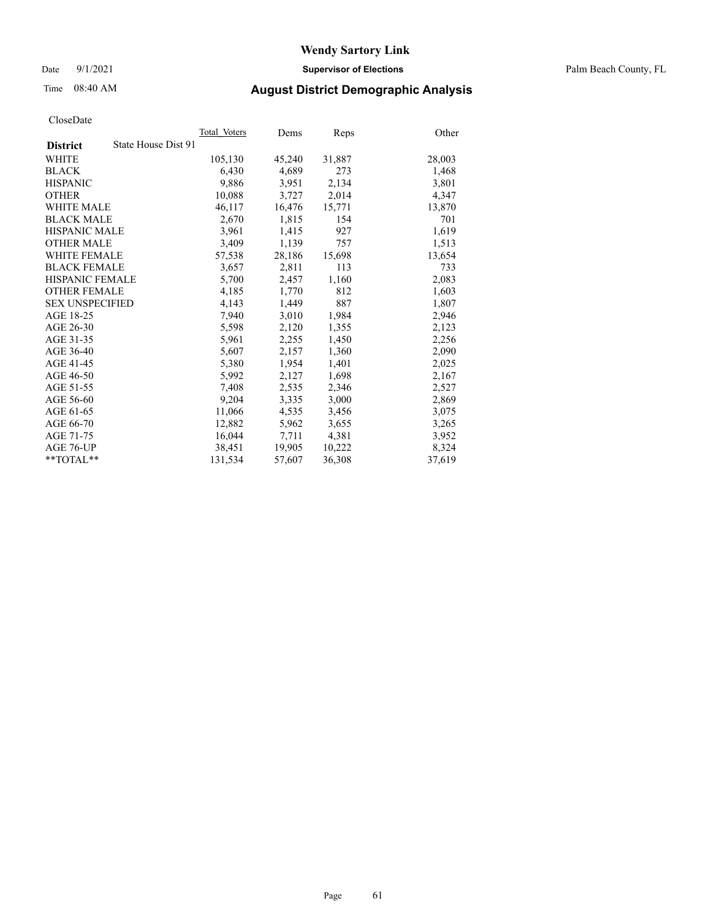CloseDate

| District | State House Dist 91 | Total_Voters | Dems | Reps | Other |
|---|---|---|---|---|---|
| WHITE | | 105,130 | 45,240 | 31,887 | 28,003 |
| BLACK | | 6,430 | 4,689 | 273 | 1,468 |
| HISPANIC | | 9,886 | 3,951 | 2,134 | 3,801 |
| OTHER | | 10,088 | 3,727 | 2,014 | 4,347 |
| WHITE MALE | | 46,117 | 16,476 | 15,771 | 13,870 |
| BLACK MALE | | 2,670 | 1,815 | 154 | 701 |
| HISPANIC MALE | | 3,961 | 1,415 | 927 | 1,619 |
| OTHER MALE | | 3,409 | 1,139 | 757 | 1,513 |
| WHITE FEMALE | | 57,538 | 28,186 | 15,698 | 13,654 |
| BLACK FEMALE | | 3,657 | 2,811 | 113 | 733 |
| HISPANIC FEMALE | | 5,700 | 2,457 | 1,160 | 2,083 |
| OTHER FEMALE | | 4,185 | 1,770 | 812 | 1,603 |
| SEX UNSPECIFIED | | 4,143 | 1,449 | 887 | 1,807 |
| AGE 18-25 | | 7,940 | 3,010 | 1,984 | 2,946 |
| AGE 26-30 | | 5,598 | 2,120 | 1,355 | 2,123 |
| AGE 31-35 | | 5,961 | 2,255 | 1,450 | 2,256 |
| AGE 36-40 | | 5,607 | 2,157 | 1,360 | 2,090 |
| AGE 41-45 | | 5,380 | 1,954 | 1,401 | 2,025 |
| AGE 46-50 | | 5,992 | 2,127 | 1,698 | 2,167 |
| AGE 51-55 | | 7,408 | 2,535 | 2,346 | 2,527 |
| AGE 56-60 | | 9,204 | 3,335 | 3,000 | 2,869 |
| AGE 61-65 | | 11,066 | 4,535 | 3,456 | 3,075 |
| AGE 66-70 | | 12,882 | 5,962 | 3,655 | 3,265 |
| AGE 71-75 | | 16,044 | 7,711 | 4,381 | 3,952 |
| AGE 76-UP | | 38,451 | 19,905 | 10,222 | 8,324 |
| **TOTAL** | | 131,534 | 57,607 | 36,308 | 37,619 |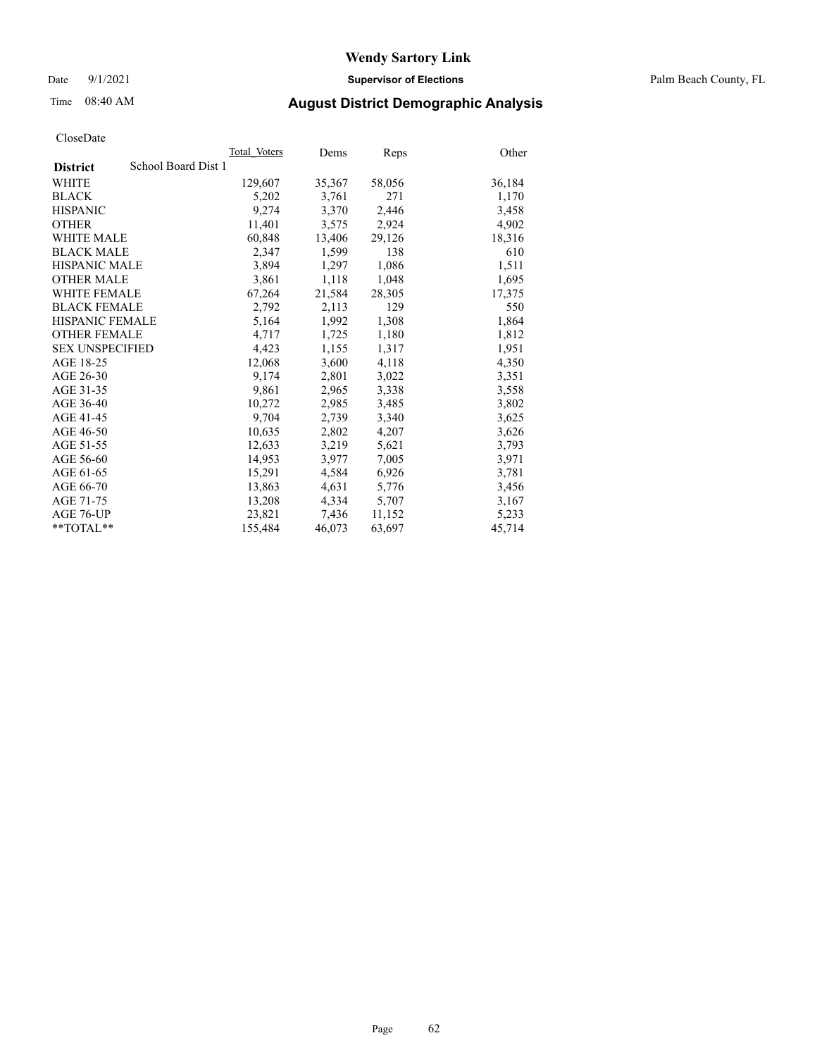# Wendy Sartory Link

Date 9/1/2021 **Supervisor of Elections** Palm Beach County, FL

Time 08:40 AM **August District Demographic Analysis**

CloseDate

| **District** School Board Dist 1 | Total Voters | Dems | Reps | Other |
|---|---|---|---|---|
| WHITE | 129,607 | 35,367 | 58,056 | 36,184 |
| BLACK | 5,202 | 3,761 | 271 | 1,170 |
| HISPANIC | 9,274 | 3,370 | 2,446 | 3,458 |
| OTHER | 11,401 | 3,575 | 2,924 | 4,902 |
| WHITE MALE | 60,848 | 13,406 | 29,126 | 18,316 |
| BLACK MALE | 2,347 | 1,599 | 138 | 610 |
| HISPANIC MALE | 3,894 | 1,297 | 1,086 | 1,511 |
| OTHER MALE | 3,861 | 1,118 | 1,048 | 1,695 |
| WHITE FEMALE | 67,264 | 21,584 | 28,305 | 17,375 |
| BLACK FEMALE | 2,792 | 2,113 | 129 | 550 |
| HISPANIC FEMALE | 5,164 | 1,992 | 1,308 | 1,864 |
| OTHER FEMALE | 4,717 | 1,725 | 1,180 | 1,812 |
| SEX UNSPECIFIED | 4,423 | 1,155 | 1,317 | 1,951 |
| AGE 18-25 | 12,068 | 3,600 | 4,118 | 4,350 |
| AGE 26-30 | 9,174 | 2,801 | 3,022 | 3,351 |
| AGE 31-35 | 9,861 | 2,965 | 3,338 | 3,558 |
| AGE 36-40 | 10,272 | 2,985 | 3,485 | 3,802 |
| AGE 41-45 | 9,704 | 2,739 | 3,340 | 3,625 |
| AGE 46-50 | 10,635 | 2,802 | 4,207 | 3,626 |
| AGE 51-55 | 12,633 | 3,219 | 5,621 | 3,793 |
| AGE 56-60 | 14,953 | 3,977 | 7,005 | 3,971 |
| AGE 61-65 | 15,291 | 4,584 | 6,926 | 3,781 |
| AGE 66-70 | 13,863 | 4,631 | 5,776 | 3,456 |
| AGE 71-75 | 13,208 | 4,334 | 5,707 | 3,167 |
| AGE 76-UP | 23,821 | 7,436 | 11,152 | 5,233 |
| **TOTAL** | 155,484 | 46,073 | 63,697 | 45,714 |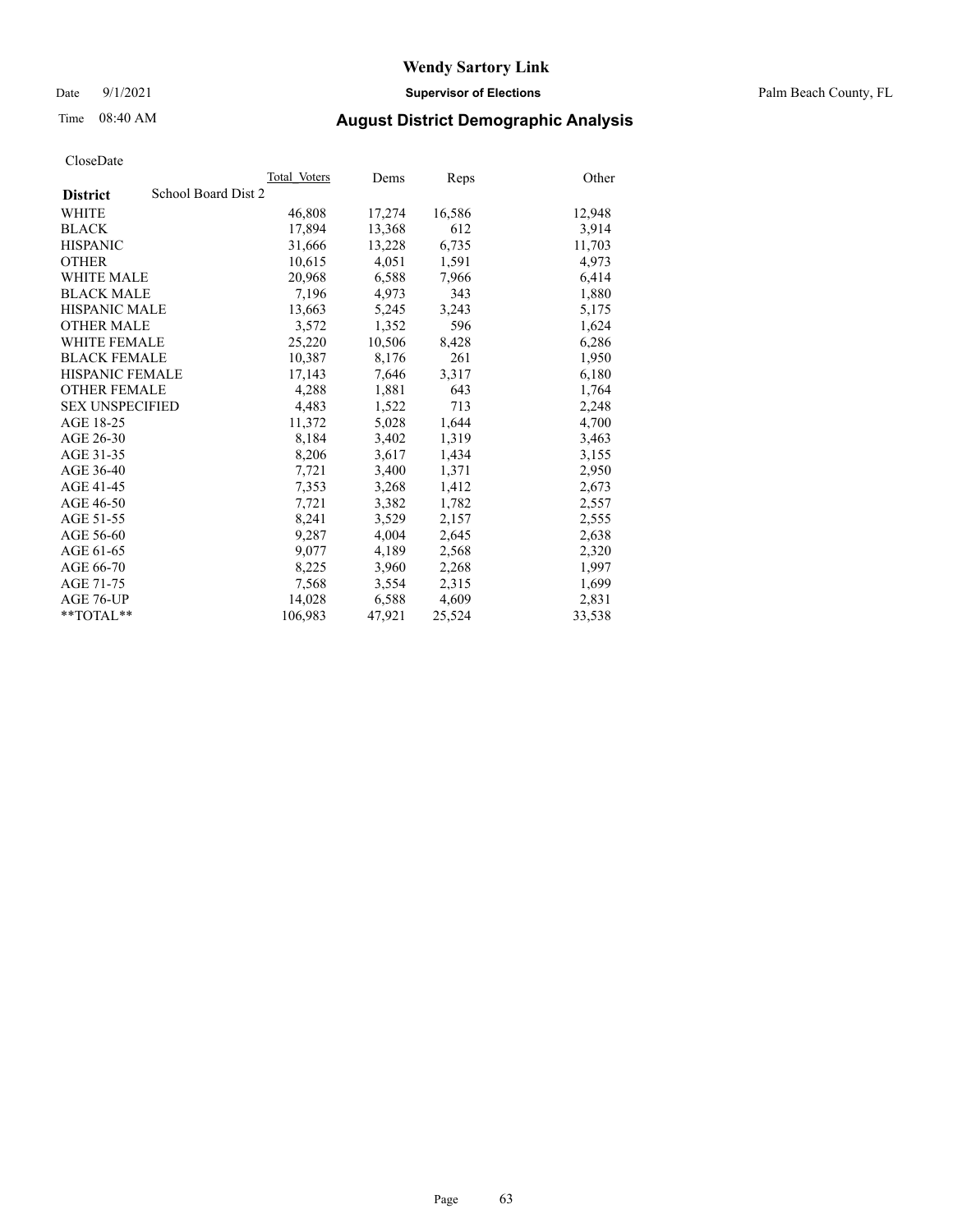# Wendy Sartory Link

Date 9/1/2021 **Supervisor of Elections** Palm Beach County, FL

Time 08:40 AM **August District Demographic Analysis**

CloseDate

| **District** | School Board Dist 2 | Total Voters | Dems | Reps | Other |
|---|---|---|---|---|---|
| WHITE | | 46,808 | 17,274 | 16,586 | 12,948 |
| BLACK | | 17,894 | 13,368 | 612 | 3,914 |
| HISPANIC | | 31,666 | 13,228 | 6,735 | 11,703 |
| OTHER | | 10,615 | 4,051 | 1,591 | 4,973 |
| WHITE MALE | | 20,968 | 6,588 | 7,966 | 6,414 |
| BLACK MALE | | 7,196 | 4,973 | 343 | 1,880 |
| HISPANIC MALE | | 13,663 | 5,245 | 3,243 | 5,175 |
| OTHER MALE | | 3,572 | 1,352 | 596 | 1,624 |
| WHITE FEMALE | | 25,220 | 10,506 | 8,428 | 6,286 |
| BLACK FEMALE | | 10,387 | 8,176 | 261 | 1,950 |
| HISPANIC FEMALE | | 17,143 | 7,646 | 3,317 | 6,180 |
| OTHER FEMALE | | 4,288 | 1,881 | 643 | 1,764 |
| SEX UNSPECIFIED | | 4,483 | 1,522 | 713 | 2,248 |
| AGE 18-25 | | 11,372 | 5,028 | 1,644 | 4,700 |
| AGE 26-30 | | 8,184 | 3,402 | 1,319 | 3,463 |
| AGE 31-35 | | 8,206 | 3,617 | 1,434 | 3,155 |
| AGE 36-40 | | 7,721 | 3,400 | 1,371 | 2,950 |
| AGE 41-45 | | 7,353 | 3,268 | 1,412 | 2,673 |
| AGE 46-50 | | 7,721 | 3,382 | 1,782 | 2,557 |
| AGE 51-55 | | 8,241 | 3,529 | 2,157 | 2,555 |
| AGE 56-60 | | 9,287 | 4,004 | 2,645 | 2,638 |
| AGE 61-65 | | 9,077 | 4,189 | 2,568 | 2,320 |
| AGE 66-70 | | 8,225 | 3,960 | 2,268 | 1,997 |
| AGE 71-75 | | 7,568 | 3,554 | 2,315 | 1,699 |
| AGE 76-UP | | 14,028 | 6,588 | 4,609 | 2,831 |
| **TOTAL** | | 106,983 | 47,921 | 25,524 | 33,538 |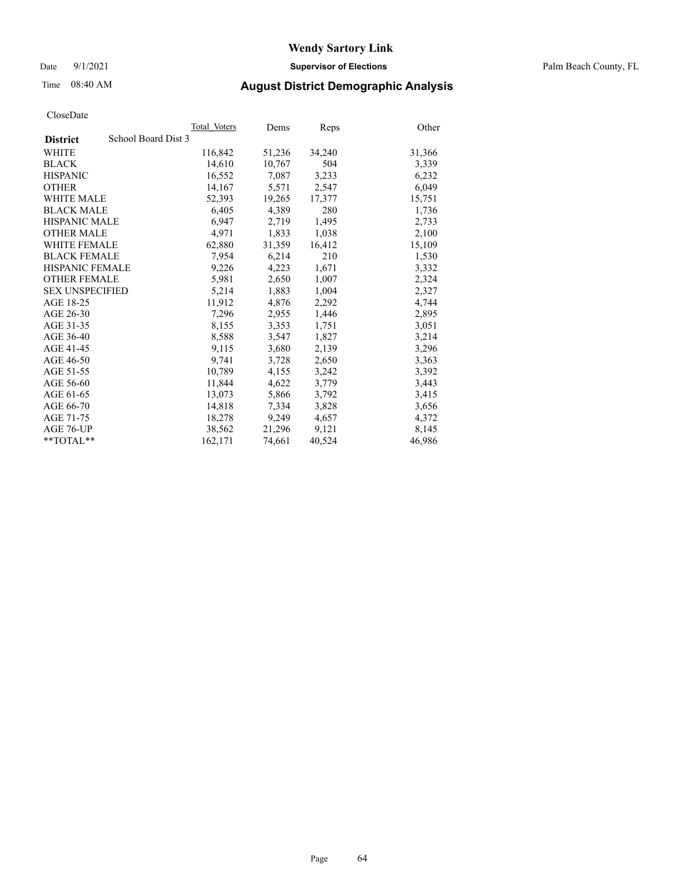# Wendy Sartory Link

Date 9/1/2021 **Supervisor of Elections** Palm Beach County, FL

Time 08:40 AM **August District Demographic Analysis**

CloseDate

| **District** School Board Dist 3 | Total Voters | Dems | Reps | Other |
|---|---|---|---|---|
| WHITE | 116,842 | 51,236 | 34,240 | 31,366 |
| BLACK | 14,610 | 10,767 | 504 | 3,339 |
| HISPANIC | 16,552 | 7,087 | 3,233 | 6,232 |
| OTHER | 14,167 | 5,571 | 2,547 | 6,049 |
| WHITE MALE | 52,393 | 19,265 | 17,377 | 15,751 |
| BLACK MALE | 6,405 | 4,389 | 280 | 1,736 |
| HISPANIC MALE | 6,947 | 2,719 | 1,495 | 2,733 |
| OTHER MALE | 4,971 | 1,833 | 1,038 | 2,100 |
| WHITE FEMALE | 62,880 | 31,359 | 16,412 | 15,109 |
| BLACK FEMALE | 7,954 | 6,214 | 210 | 1,530 |
| HISPANIC FEMALE | 9,226 | 4,223 | 1,671 | 3,332 |
| OTHER FEMALE | 5,981 | 2,650 | 1,007 | 2,324 |
| SEX UNSPECIFIED | 5,214 | 1,883 | 1,004 | 2,327 |
| AGE 18-25 | 11,912 | 4,876 | 2,292 | 4,744 |
| AGE 26-30 | 7,296 | 2,955 | 1,446 | 2,895 |
| AGE 31-35 | 8,155 | 3,353 | 1,751 | 3,051 |
| AGE 36-40 | 8,588 | 3,547 | 1,827 | 3,214 |
| AGE 41-45 | 9,115 | 3,680 | 2,139 | 3,296 |
| AGE 46-50 | 9,741 | 3,728 | 2,650 | 3,363 |
| AGE 51-55 | 10,789 | 4,155 | 3,242 | 3,392 |
| AGE 56-60 | 11,844 | 4,622 | 3,779 | 3,443 |
| AGE 61-65 | 13,073 | 5,866 | 3,792 | 3,415 |
| AGE 66-70 | 14,818 | 7,334 | 3,828 | 3,656 |
| AGE 71-75 | 18,278 | 9,249 | 4,657 | 4,372 |
| AGE 76-UP | 38,562 | 21,296 | 9,121 | 8,145 |
| **TOTAL** | 162,171 | 74,661 | 40,524 | 46,986 |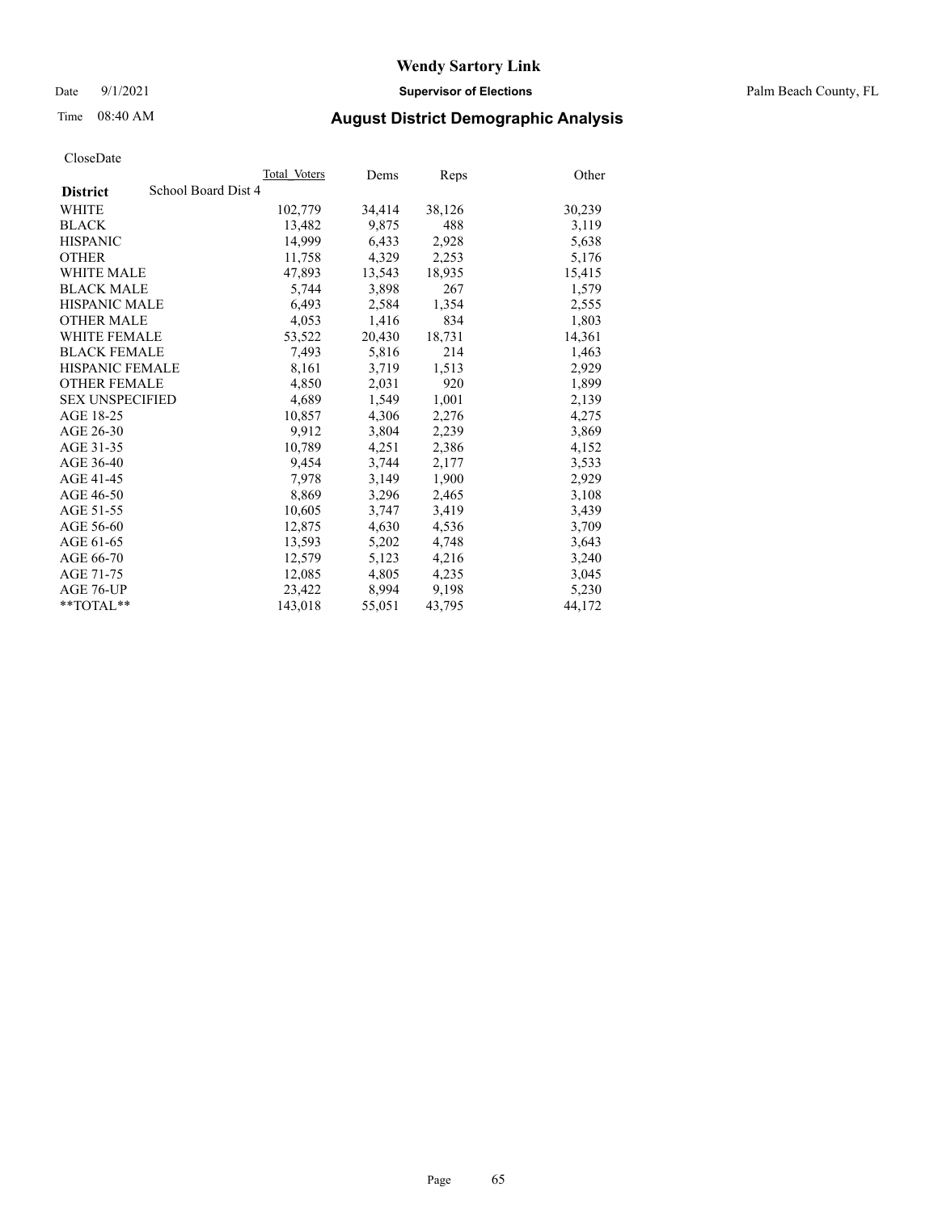# Wendy Sartory Link

Date 9/1/2021 **Supervisor of Elections** Palm Beach County, FL

Time 08:40 AM **August District Demographic Analysis**

CloseDate

| **District** School Board Dist 4 | Total Voters | Dems | Reps | Other |
|---|---|---|---|---|
| WHITE | 102,779 | 34,414 | 38,126 | 30,239 |
| BLACK | 13,482 | 9,875 | 488 | 3,119 |
| HISPANIC | 14,999 | 6,433 | 2,928 | 5,638 |
| OTHER | 11,758 | 4,329 | 2,253 | 5,176 |
| WHITE MALE | 47,893 | 13,543 | 18,935 | 15,415 |
| BLACK MALE | 5,744 | 3,898 | 267 | 1,579 |
| HISPANIC MALE | 6,493 | 2,584 | 1,354 | 2,555 |
| OTHER MALE | 4,053 | 1,416 | 834 | 1,803 |
| WHITE FEMALE | 53,522 | 20,430 | 18,731 | 14,361 |
| BLACK FEMALE | 7,493 | 5,816 | 214 | 1,463 |
| HISPANIC FEMALE | 8,161 | 3,719 | 1,513 | 2,929 |
| OTHER FEMALE | 4,850 | 2,031 | 920 | 1,899 |
| SEX UNSPECIFIED | 4,689 | 1,549 | 1,001 | 2,139 |
| AGE 18-25 | 10,857 | 4,306 | 2,276 | 4,275 |
| AGE 26-30 | 9,912 | 3,804 | 2,239 | 3,869 |
| AGE 31-35 | 10,789 | 4,251 | 2,386 | 4,152 |
| AGE 36-40 | 9,454 | 3,744 | 2,177 | 3,533 |
| AGE 41-45 | 7,978 | 3,149 | 1,900 | 2,929 |
| AGE 46-50 | 8,869 | 3,296 | 2,465 | 3,108 |
| AGE 51-55 | 10,605 | 3,747 | 3,419 | 3,439 |
| AGE 56-60 | 12,875 | 4,630 | 4,536 | 3,709 |
| AGE 61-65 | 13,593 | 5,202 | 4,748 | 3,643 |
| AGE 66-70 | 12,579 | 5,123 | 4,216 | 3,240 |
| AGE 71-75 | 12,085 | 4,805 | 4,235 | 3,045 |
| AGE 76-UP | 23,422 | 8,994 | 9,198 | 5,230 |
| **TOTAL** | 143,018 | 55,051 | 43,795 | 44,172 |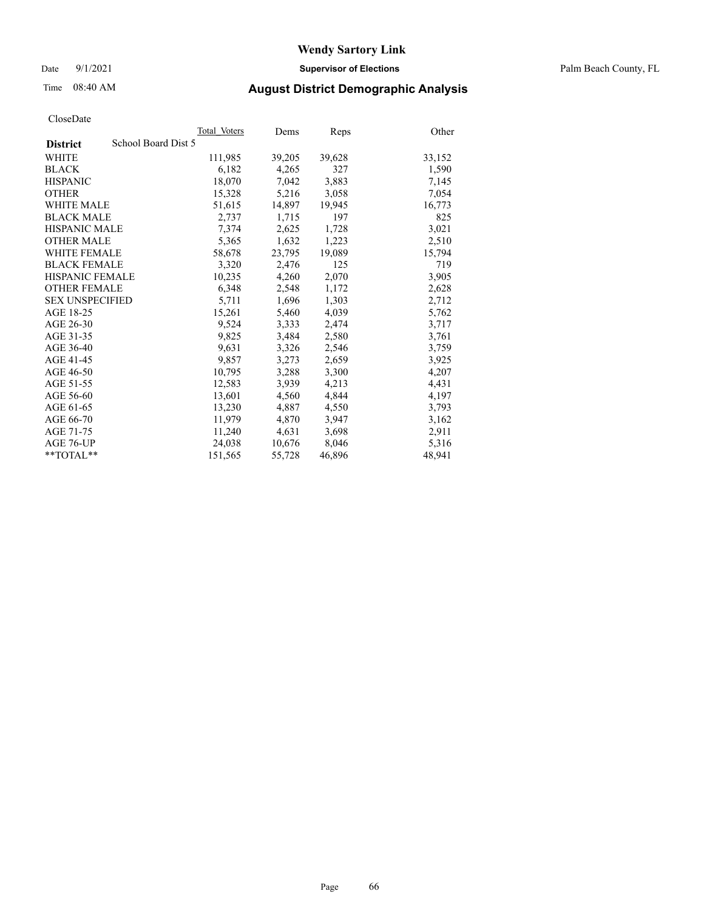# Wendy Sartory Link

Date 9/1/2021 **Supervisor of Elections** Palm Beach County, FL

Time 08:40 AM **August District Demographic Analysis**

CloseDate

| **District** School Board Dist 5 | Total Voters | Dems | Reps | Other |
|---|---|---|---|---|
| WHITE | 111,985 | 39,205 | 39,628 | 33,152 |
| BLACK | 6,182 | 4,265 | 327 | 1,590 |
| HISPANIC | 18,070 | 7,042 | 3,883 | 7,145 |
| OTHER | 15,328 | 5,216 | 3,058 | 7,054 |
| WHITE MALE | 51,615 | 14,897 | 19,945 | 16,773 |
| BLACK MALE | 2,737 | 1,715 | 197 | 825 |
| HISPANIC MALE | 7,374 | 2,625 | 1,728 | 3,021 |
| OTHER MALE | 5,365 | 1,632 | 1,223 | 2,510 |
| WHITE FEMALE | 58,678 | 23,795 | 19,089 | 15,794 |
| BLACK FEMALE | 3,320 | 2,476 | 125 | 719 |
| HISPANIC FEMALE | 10,235 | 4,260 | 2,070 | 3,905 |
| OTHER FEMALE | 6,348 | 2,548 | 1,172 | 2,628 |
| SEX UNSPECIFIED | 5,711 | 1,696 | 1,303 | 2,712 |
| AGE 18-25 | 15,261 | 5,460 | 4,039 | 5,762 |
| AGE 26-30 | 9,524 | 3,333 | 2,474 | 3,717 |
| AGE 31-35 | 9,825 | 3,484 | 2,580 | 3,761 |
| AGE 36-40 | 9,631 | 3,326 | 2,546 | 3,759 |
| AGE 41-45 | 9,857 | 3,273 | 2,659 | 3,925 |
| AGE 46-50 | 10,795 | 3,288 | 3,300 | 4,207 |
| AGE 51-55 | 12,583 | 3,939 | 4,213 | 4,431 |
| AGE 56-60 | 13,601 | 4,560 | 4,844 | 4,197 |
| AGE 61-65 | 13,230 | 4,887 | 4,550 | 3,793 |
| AGE 66-70 | 11,979 | 4,870 | 3,947 | 3,162 |
| AGE 71-75 | 11,240 | 4,631 | 3,698 | 2,911 |
| AGE 76-UP | 24,038 | 10,676 | 8,046 | 5,316 |
| **TOTAL** | 151,565 | 55,728 | 46,896 | 48,941 |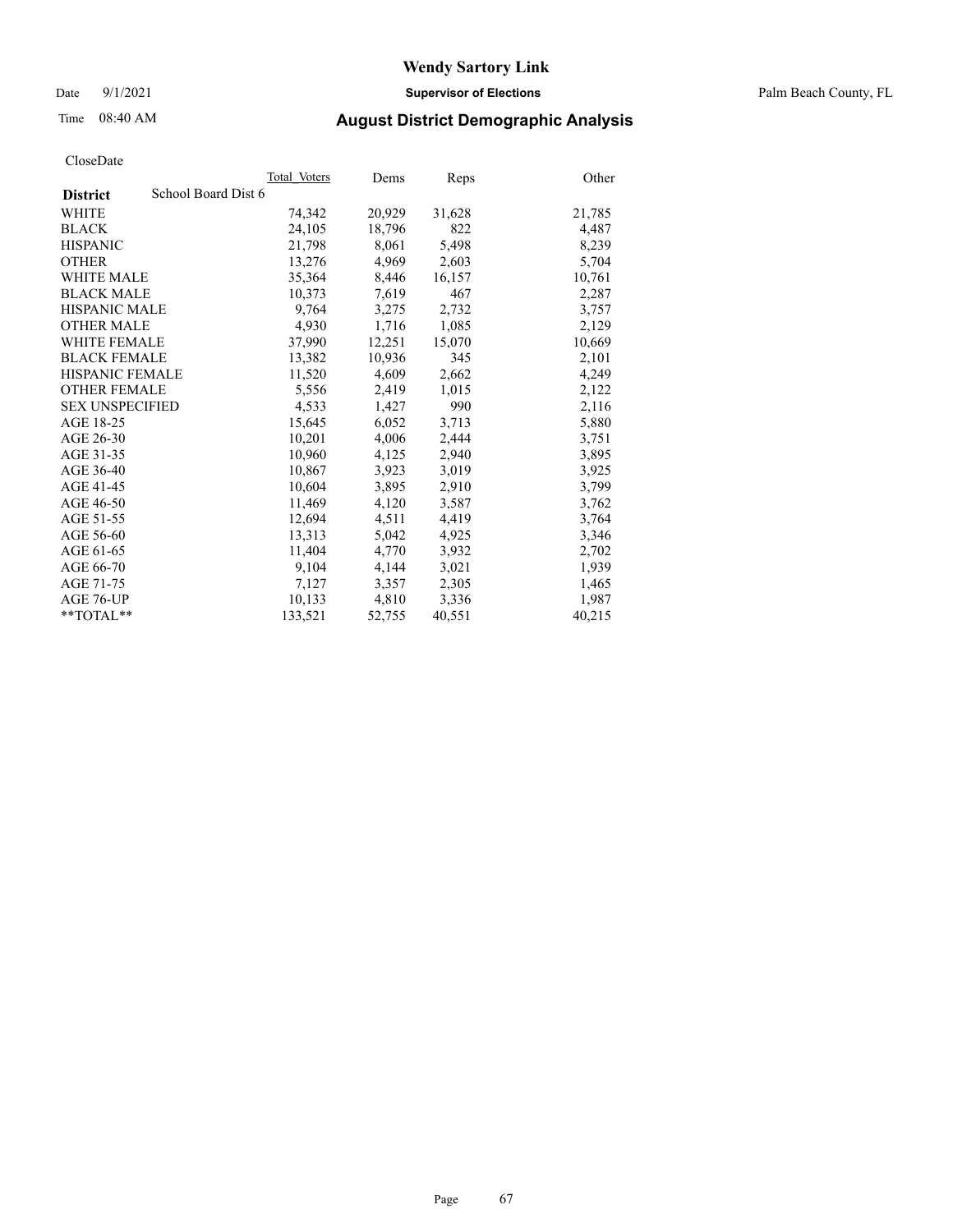# Wendy Sartory Link

Date 9/1/2021 **Supervisor of Elections** Palm Beach County, FL

Time 08:40 AM **August District Demographic Analysis**

CloseDate

| **District** School Board Dist 6 | Total Voters | Dems | Reps | Other |
|---|---|---|---|---|
| WHITE | 74,342 | 20,929 | 31,628 | 21,785 |
| BLACK | 24,105 | 18,796 | 822 | 4,487 |
| HISPANIC | 21,798 | 8,061 | 5,498 | 8,239 |
| OTHER | 13,276 | 4,969 | 2,603 | 5,704 |
| WHITE MALE | 35,364 | 8,446 | 16,157 | 10,761 |
| BLACK MALE | 10,373 | 7,619 | 467 | 2,287 |
| HISPANIC MALE | 9,764 | 3,275 | 2,732 | 3,757 |
| OTHER MALE | 4,930 | 1,716 | 1,085 | 2,129 |
| WHITE FEMALE | 37,990 | 12,251 | 15,070 | 10,669 |
| BLACK FEMALE | 13,382 | 10,936 | 345 | 2,101 |
| HISPANIC FEMALE | 11,520 | 4,609 | 2,662 | 4,249 |
| OTHER FEMALE | 5,556 | 2,419 | 1,015 | 2,122 |
| SEX UNSPECIFIED | 4,533 | 1,427 | 990 | 2,116 |
| AGE 18-25 | 15,645 | 6,052 | 3,713 | 5,880 |
| AGE 26-30 | 10,201 | 4,006 | 2,444 | 3,751 |
| AGE 31-35 | 10,960 | 4,125 | 2,940 | 3,895 |
| AGE 36-40 | 10,867 | 3,923 | 3,019 | 3,925 |
| AGE 41-45 | 10,604 | 3,895 | 2,910 | 3,799 |
| AGE 46-50 | 11,469 | 4,120 | 3,587 | 3,762 |
| AGE 51-55 | 12,694 | 4,511 | 4,419 | 3,764 |
| AGE 56-60 | 13,313 | 5,042 | 4,925 | 3,346 |
| AGE 61-65 | 11,404 | 4,770 | 3,932 | 2,702 |
| AGE 66-70 | 9,104 | 4,144 | 3,021 | 1,939 |
| AGE 71-75 | 7,127 | 3,357 | 2,305 | 1,465 |
| AGE 76-UP | 10,133 | 4,810 | 3,336 | 1,987 |
| **TOTAL** | 133,521 | 52,755 | 40,551 | 40,215 |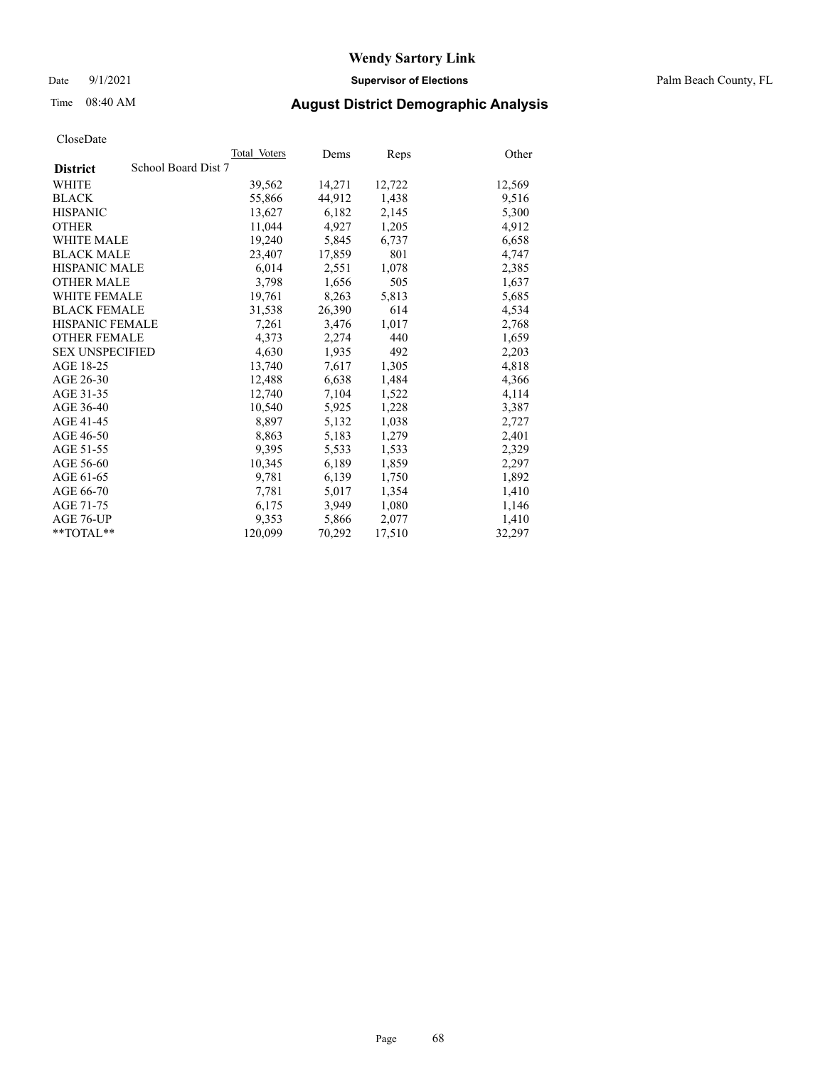# Wendy Sartory Link

Date 9/1/2021 **Supervisor of Elections** Palm Beach County, FL

Time 08:40 AM **August District Demographic Analysis**

CloseDate

| **District** School Board Dist 7 | Total_Voters | Dems | Reps | Other |
|---|---|---|---|---|
| WHITE | 39,562 | 14,271 | 12,722 | 12,569 |
| BLACK | 55,866 | 44,912 | 1,438 | 9,516 |
| HISPANIC | 13,627 | 6,182 | 2,145 | 5,300 |
| OTHER | 11,044 | 4,927 | 1,205 | 4,912 |
| WHITE MALE | 19,240 | 5,845 | 6,737 | 6,658 |
| BLACK MALE | 23,407 | 17,859 | 801 | 4,747 |
| HISPANIC MALE | 6,014 | 2,551 | 1,078 | 2,385 |
| OTHER MALE | 3,798 | 1,656 | 505 | 1,637 |
| WHITE FEMALE | 19,761 | 8,263 | 5,813 | 5,685 |
| BLACK FEMALE | 31,538 | 26,390 | 614 | 4,534 |
| HISPANIC FEMALE | 7,261 | 3,476 | 1,017 | 2,768 |
| OTHER FEMALE | 4,373 | 2,274 | 440 | 1,659 |
| SEX UNSPECIFIED | 4,630 | 1,935 | 492 | 2,203 |
| AGE 18-25 | 13,740 | 7,617 | 1,305 | 4,818 |
| AGE 26-30 | 12,488 | 6,638 | 1,484 | 4,366 |
| AGE 31-35 | 12,740 | 7,104 | 1,522 | 4,114 |
| AGE 36-40 | 10,540 | 5,925 | 1,228 | 3,387 |
| AGE 41-45 | 8,897 | 5,132 | 1,038 | 2,727 |
| AGE 46-50 | 8,863 | 5,183 | 1,279 | 2,401 |
| AGE 51-55 | 9,395 | 5,533 | 1,533 | 2,329 |
| AGE 56-60 | 10,345 | 6,189 | 1,859 | 2,297 |
| AGE 61-65 | 9,781 | 6,139 | 1,750 | 1,892 |
| AGE 66-70 | 7,781 | 5,017 | 1,354 | 1,410 |
| AGE 71-75 | 6,175 | 3,949 | 1,080 | 1,146 |
| AGE 76-UP | 9,353 | 5,866 | 2,077 | 1,410 |
| **TOTAL** | 120,099 | 70,292 | 17,510 | 32,297 |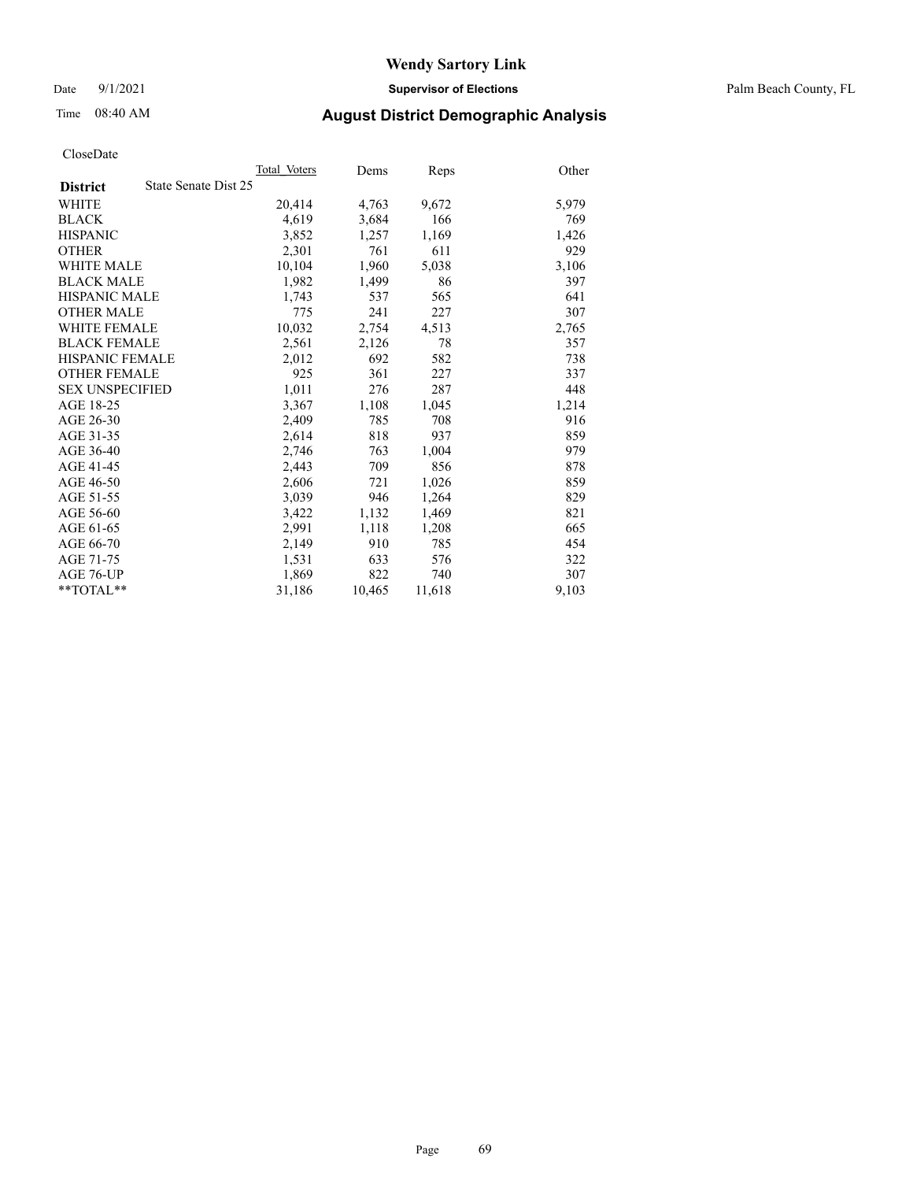# Wendy Sartory Link

Date 9/1/2021 **Supervisor of Elections** Palm Beach County, FL

Time 08:40 AM **August District Demographic Analysis**

CloseDate

| **District** State Senate Dist 25 | Total Voters | Dems | Reps | Other |
|---|---|---|---|---|
| WHITE | 20,414 | 4,763 | 9,672 | 5,979 |
| BLACK | 4,619 | 3,684 | 166 | 769 |
| HISPANIC | 3,852 | 1,257 | 1,169 | 1,426 |
| OTHER | 2,301 | 761 | 611 | 929 |
| WHITE MALE | 10,104 | 1,960 | 5,038 | 3,106 |
| BLACK MALE | 1,982 | 1,499 | 86 | 397 |
| HISPANIC MALE | 1,743 | 537 | 565 | 641 |
| OTHER MALE | 775 | 241 | 227 | 307 |
| WHITE FEMALE | 10,032 | 2,754 | 4,513 | 2,765 |
| BLACK FEMALE | 2,561 | 2,126 | 78 | 357 |
| HISPANIC FEMALE | 2,012 | 692 | 582 | 738 |
| OTHER FEMALE | 925 | 361 | 227 | 337 |
| SEX UNSPECIFIED | 1,011 | 276 | 287 | 448 |
| AGE 18-25 | 3,367 | 1,108 | 1,045 | 1,214 |
| AGE 26-30 | 2,409 | 785 | 708 | 916 |
| AGE 31-35 | 2,614 | 818 | 937 | 859 |
| AGE 36-40 | 2,746 | 763 | 1,004 | 979 |
| AGE 41-45 | 2,443 | 709 | 856 | 878 |
| AGE 46-50 | 2,606 | 721 | 1,026 | 859 |
| AGE 51-55 | 3,039 | 946 | 1,264 | 829 |
| AGE 56-60 | 3,422 | 1,132 | 1,469 | 821 |
| AGE 61-65 | 2,991 | 1,118 | 1,208 | 665 |
| AGE 66-70 | 2,149 | 910 | 785 | 454 |
| AGE 71-75 | 1,531 | 633 | 576 | 322 |
| AGE 76-UP | 1,869 | 822 | 740 | 307 |
| **TOTAL** | 31,186 | 10,465 | 11,618 | 9,103 |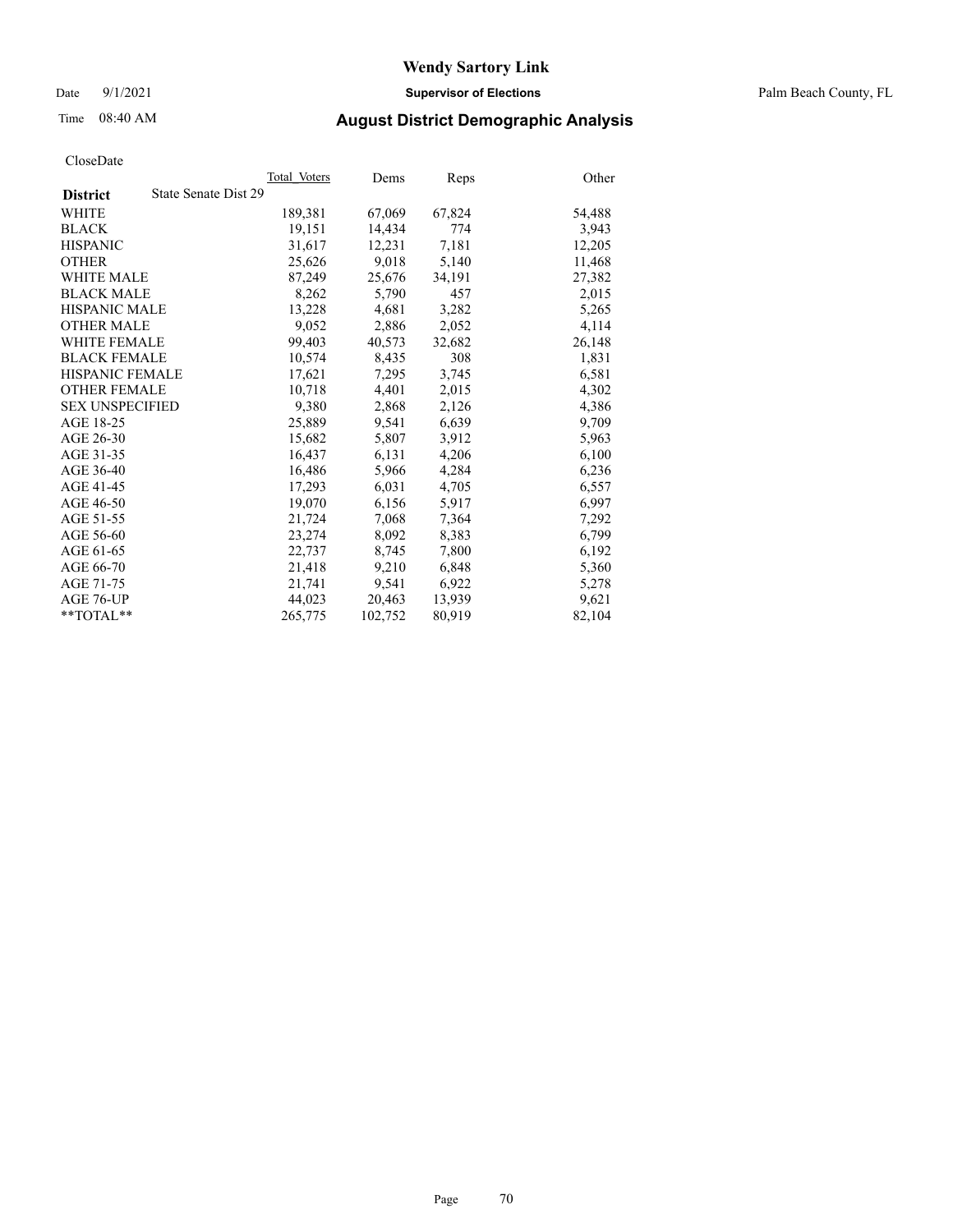# Wendy Sartory Link

Date 9/1/2021 **Supervisor of Elections** Palm Beach County, FL

Time 08:40 AM **August District Demographic Analysis**

CloseDate

| District | State Senate Dist 29 | Total_Voters | Dems | Reps | Other |
|---|---|---|---|---|---|
| WHITE | | 189,381 | 67,069 | 67,824 | 54,488 |
| BLACK | | 19,151 | 14,434 | 774 | 3,943 |
| HISPANIC | | 31,617 | 12,231 | 7,181 | 12,205 |
| OTHER | | 25,626 | 9,018 | 5,140 | 11,468 |
| WHITE MALE | | 87,249 | 25,676 | 34,191 | 27,382 |
| BLACK MALE | | 8,262 | 5,790 | 457 | 2,015 |
| HISPANIC MALE | | 13,228 | 4,681 | 3,282 | 5,265 |
| OTHER MALE | | 9,052 | 2,886 | 2,052 | 4,114 |
| WHITE FEMALE | | 99,403 | 40,573 | 32,682 | 26,148 |
| BLACK FEMALE | | 10,574 | 8,435 | 308 | 1,831 |
| HISPANIC FEMALE | | 17,621 | 7,295 | 3,745 | 6,581 |
| OTHER FEMALE | | 10,718 | 4,401 | 2,015 | 4,302 |
| SEX UNSPECIFIED | | 9,380 | 2,868 | 2,126 | 4,386 |
| AGE 18-25 | | 25,889 | 9,541 | 6,639 | 9,709 |
| AGE 26-30 | | 15,682 | 5,807 | 3,912 | 5,963 |
| AGE 31-35 | | 16,437 | 6,131 | 4,206 | 6,100 |
| AGE 36-40 | | 16,486 | 5,966 | 4,284 | 6,236 |
| AGE 41-45 | | 17,293 | 6,031 | 4,705 | 6,557 |
| AGE 46-50 | | 19,070 | 6,156 | 5,917 | 6,997 |
| AGE 51-55 | | 21,724 | 7,068 | 7,364 | 7,292 |
| AGE 56-60 | | 23,274 | 8,092 | 8,383 | 6,799 |
| AGE 61-65 | | 22,737 | 8,745 | 7,800 | 6,192 |
| AGE 66-70 | | 21,418 | 9,210 | 6,848 | 5,360 |
| AGE 71-75 | | 21,741 | 9,541 | 6,922 | 5,278 |
| AGE 76-UP | | 44,023 | 20,463 | 13,939 | 9,621 |
| **TOTAL** | | 265,775 | 102,752 | 80,919 | 82,104 |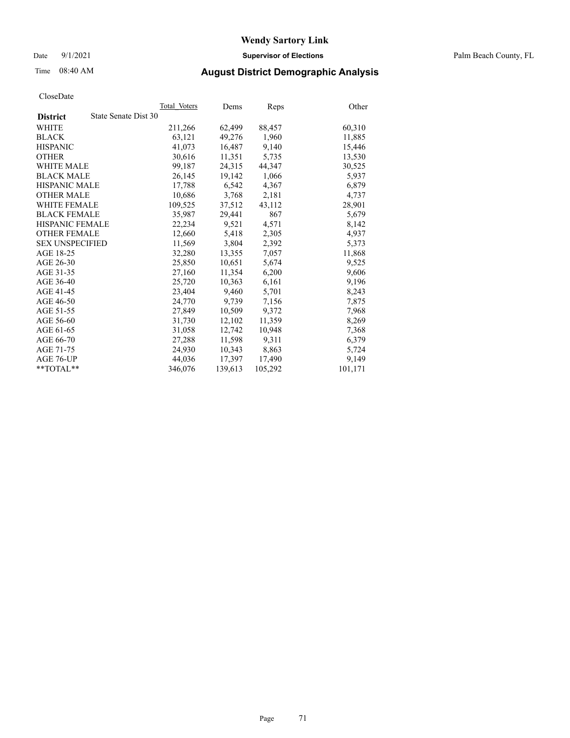# Wendy Sartory Link

Date 9/1/2021 **Supervisor of Elections** Palm Beach County, FL

Time 08:40 AM **August District Demographic Analysis**

CloseDate

| **District** State Senate Dist 30 | Total Voters | Dems | Reps | Other |
|---|---|---|---|---|
| WHITE | 211,266 | 62,499 | 88,457 | 60,310 |
| BLACK | 63,121 | 49,276 | 1,960 | 11,885 |
| HISPANIC | 41,073 | 16,487 | 9,140 | 15,446 |
| OTHER | 30,616 | 11,351 | 5,735 | 13,530 |
| WHITE MALE | 99,187 | 24,315 | 44,347 | 30,525 |
| BLACK MALE | 26,145 | 19,142 | 1,066 | 5,937 |
| HISPANIC MALE | 17,788 | 6,542 | 4,367 | 6,879 |
| OTHER MALE | 10,686 | 3,768 | 2,181 | 4,737 |
| WHITE FEMALE | 109,525 | 37,512 | 43,112 | 28,901 |
| BLACK FEMALE | 35,987 | 29,441 | 867 | 5,679 |
| HISPANIC FEMALE | 22,234 | 9,521 | 4,571 | 8,142 |
| OTHER FEMALE | 12,660 | 5,418 | 2,305 | 4,937 |
| SEX UNSPECIFIED | 11,569 | 3,804 | 2,392 | 5,373 |
| AGE 18-25 | 32,280 | 13,355 | 7,057 | 11,868 |
| AGE 26-30 | 25,850 | 10,651 | 5,674 | 9,525 |
| AGE 31-35 | 27,160 | 11,354 | 6,200 | 9,606 |
| AGE 36-40 | 25,720 | 10,363 | 6,161 | 9,196 |
| AGE 41-45 | 23,404 | 9,460 | 5,701 | 8,243 |
| AGE 46-50 | 24,770 | 9,739 | 7,156 | 7,875 |
| AGE 51-55 | 27,849 | 10,509 | 9,372 | 7,968 |
| AGE 56-60 | 31,730 | 12,102 | 11,359 | 8,269 |
| AGE 61-65 | 31,058 | 12,742 | 10,948 | 7,368 |
| AGE 66-70 | 27,288 | 11,598 | 9,311 | 6,379 |
| AGE 71-75 | 24,930 | 10,343 | 8,863 | 5,724 |
| AGE 76-UP | 44,036 | 17,397 | 17,490 | 9,149 |
| **TOTAL** | 346,076 | 139,613 | 105,292 | 101,171 |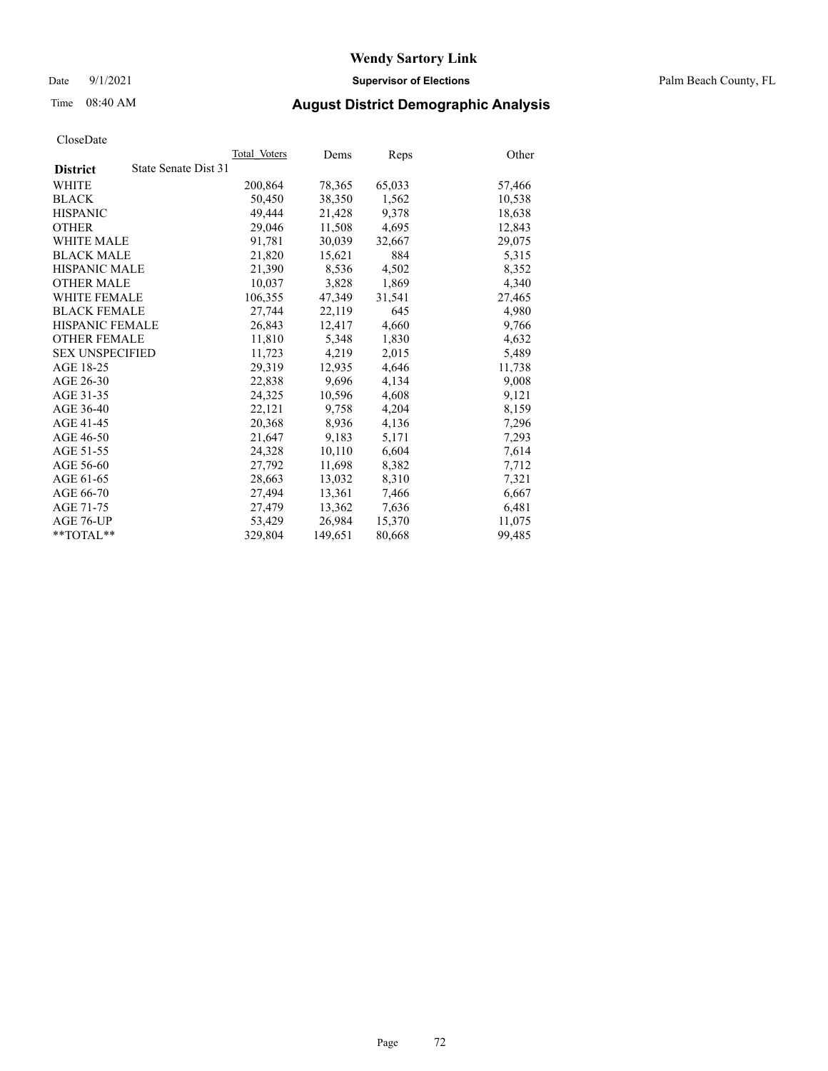# Wendy Sartory Link

Date 9/1/2021 **Supervisor of Elections** Palm Beach County, FL

Time 08:40 AM **August District Demographic Analysis**

CloseDate

| **District** State Senate Dist 31 | Total Voters | Dems | Reps | Other |
|---|---|---|---|---|
| WHITE | 200,864 | 78,365 | 65,033 | 57,466 |
| BLACK | 50,450 | 38,350 | 1,562 | 10,538 |
| HISPANIC | 49,444 | 21,428 | 9,378 | 18,638 |
| OTHER | 29,046 | 11,508 | 4,695 | 12,843 |
| WHITE MALE | 91,781 | 30,039 | 32,667 | 29,075 |
| BLACK MALE | 21,820 | 15,621 | 884 | 5,315 |
| HISPANIC MALE | 21,390 | 8,536 | 4,502 | 8,352 |
| OTHER MALE | 10,037 | 3,828 | 1,869 | 4,340 |
| WHITE FEMALE | 106,355 | 47,349 | 31,541 | 27,465 |
| BLACK FEMALE | 27,744 | 22,119 | 645 | 4,980 |
| HISPANIC FEMALE | 26,843 | 12,417 | 4,660 | 9,766 |
| OTHER FEMALE | 11,810 | 5,348 | 1,830 | 4,632 |
| SEX UNSPECIFIED | 11,723 | 4,219 | 2,015 | 5,489 |
| AGE 18-25 | 29,319 | 12,935 | 4,646 | 11,738 |
| AGE 26-30 | 22,838 | 9,696 | 4,134 | 9,008 |
| AGE 31-35 | 24,325 | 10,596 | 4,608 | 9,121 |
| AGE 36-40 | 22,121 | 9,758 | 4,204 | 8,159 |
| AGE 41-45 | 20,368 | 8,936 | 4,136 | 7,296 |
| AGE 46-50 | 21,647 | 9,183 | 5,171 | 7,293 |
| AGE 51-55 | 24,328 | 10,110 | 6,604 | 7,614 |
| AGE 56-60 | 27,792 | 11,698 | 8,382 | 7,712 |
| AGE 61-65 | 28,663 | 13,032 | 8,310 | 7,321 |
| AGE 66-70 | 27,494 | 13,361 | 7,466 | 6,667 |
| AGE 71-75 | 27,479 | 13,362 | 7,636 | 6,481 |
| AGE 76-UP | 53,429 | 26,984 | 15,370 | 11,075 |
| **TOTAL** | 329,804 | 149,651 | 80,668 | 99,485 |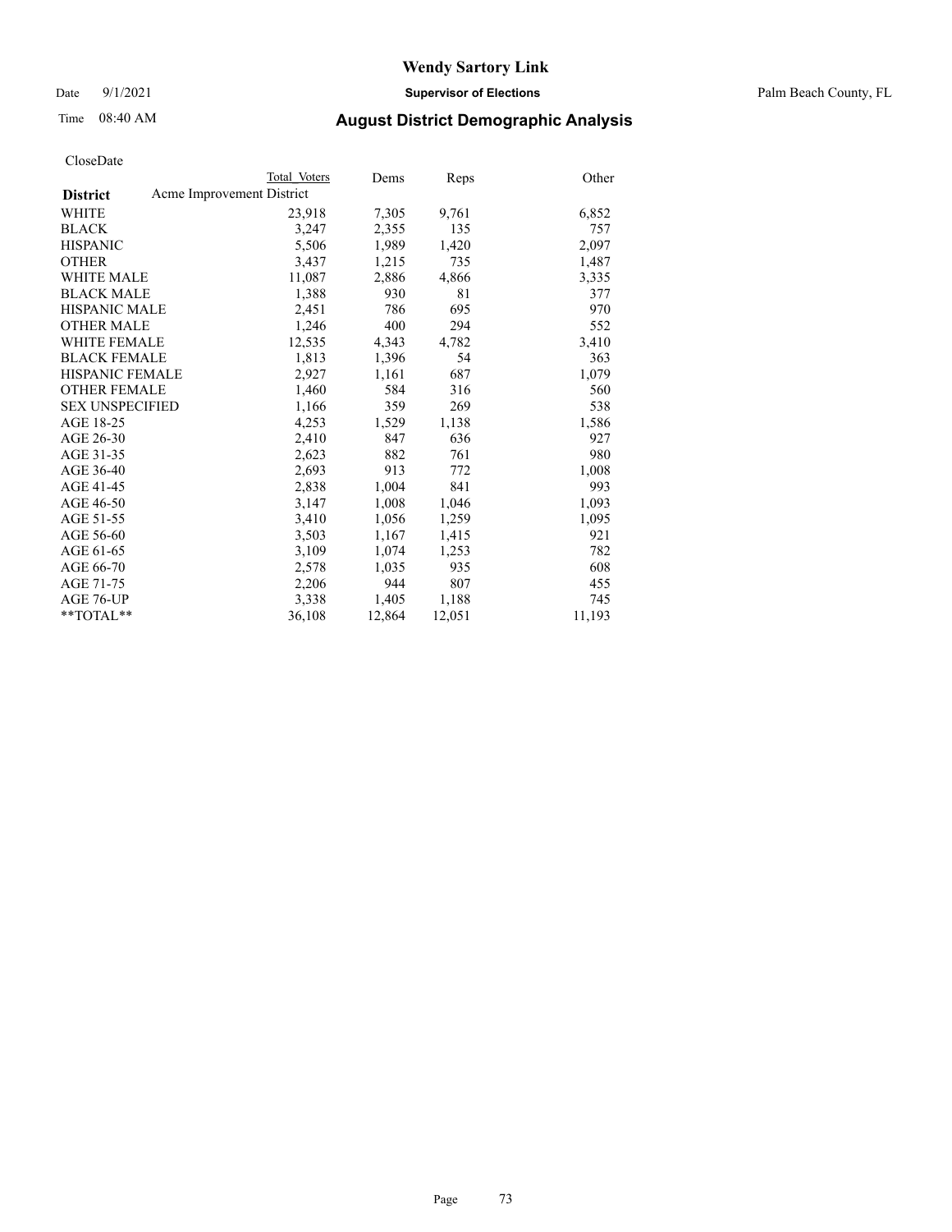# Wendy Sartory Link

Date 9/1/2021 **Supervisor of Elections** Palm Beach County, FL

Time 08:40 AM **August District Demographic Analysis**

CloseDate

| District | Total Voters | Dems | Reps | Other |
|---|---|---|---|---|
| **Acme Improvement District** | | | | |
| WHITE | 23,918 | 7,305 | 9,761 | 6,852 |
| BLACK | 3,247 | 2,355 | 135 | 757 |
| HISPANIC | 5,506 | 1,989 | 1,420 | 2,097 |
| OTHER | 3,437 | 1,215 | 735 | 1,487 |
| WHITE MALE | 11,087 | 2,886 | 4,866 | 3,335 |
| BLACK MALE | 1,388 | 930 | 81 | 377 |
| HISPANIC MALE | 2,451 | 786 | 695 | 970 |
| OTHER MALE | 1,246 | 400 | 294 | 552 |
| WHITE FEMALE | 12,535 | 4,343 | 4,782 | 3,410 |
| BLACK FEMALE | 1,813 | 1,396 | 54 | 363 |
| HISPANIC FEMALE | 2,927 | 1,161 | 687 | 1,079 |
| OTHER FEMALE | 1,460 | 584 | 316 | 560 |
| SEX UNSPECIFIED | 1,166 | 359 | 269 | 538 |
| AGE 18-25 | 4,253 | 1,529 | 1,138 | 1,586 |
| AGE 26-30 | 2,410 | 847 | 636 | 927 |
| AGE 31-35 | 2,623 | 882 | 761 | 980 |
| AGE 36-40 | 2,693 | 913 | 772 | 1,008 |
| AGE 41-45 | 2,838 | 1,004 | 841 | 993 |
| AGE 46-50 | 3,147 | 1,008 | 1,046 | 1,093 |
| AGE 51-55 | 3,410 | 1,056 | 1,259 | 1,095 |
| AGE 56-60 | 3,503 | 1,167 | 1,415 | 921 |
| AGE 61-65 | 3,109 | 1,074 | 1,253 | 782 |
| AGE 66-70 | 2,578 | 1,035 | 935 | 608 |
| AGE 71-75 | 2,206 | 944 | 807 | 455 |
| AGE 76-UP | 3,338 | 1,405 | 1,188 | 745 |
| **TOTAL** | 36,108 | 12,864 | 12,051 | 11,193 |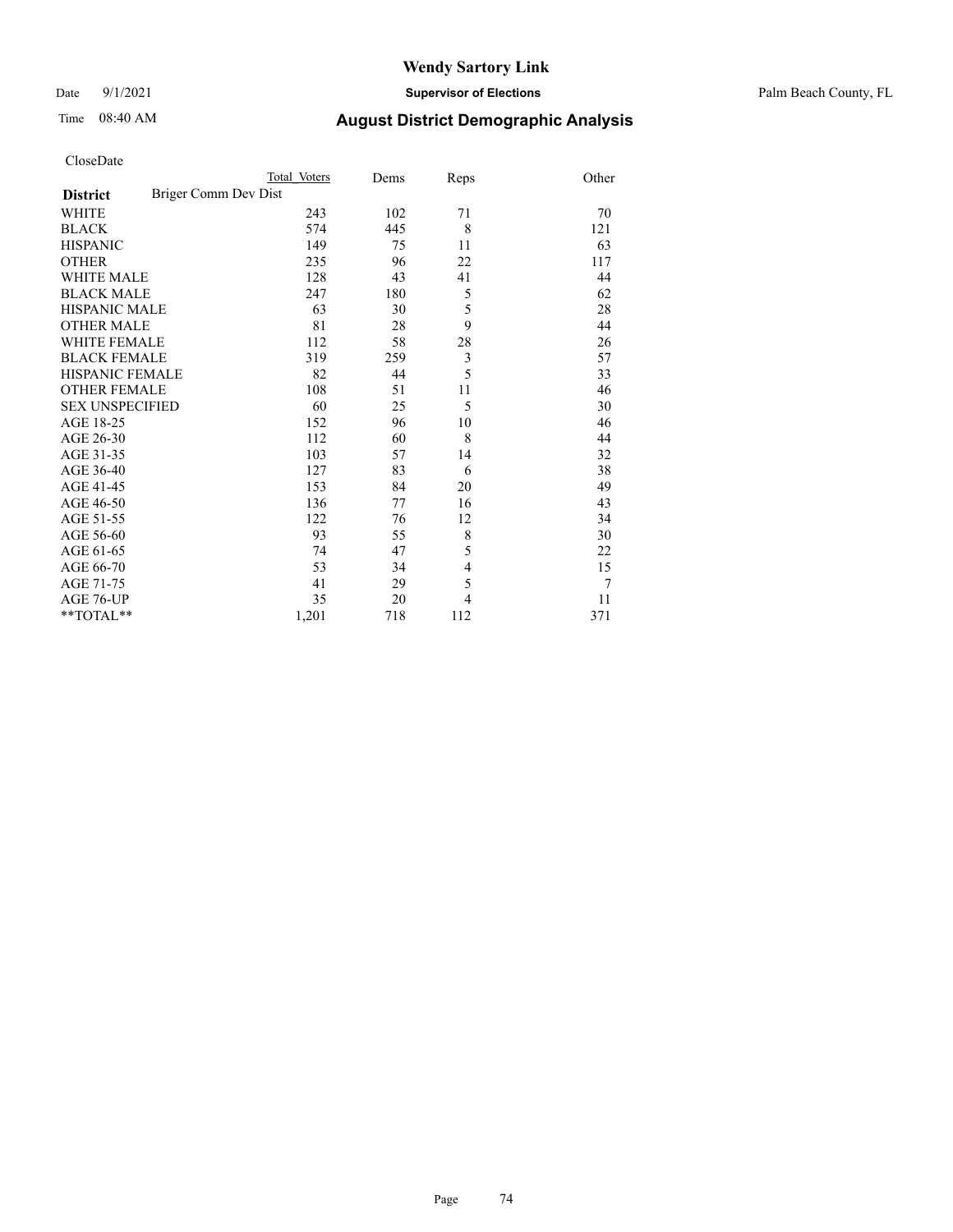# Wendy Sartory Link

Date 9/1/2021 **Supervisor of Elections** Palm Beach County, FL

Time 08:40 AM **August District Demographic Analysis**

CloseDate

| **District** | Briger Comm Dev Dist | | | |
|---|---|---|---|---|
| | Total Voters | Dems | Reps | Other |
| WHITE | 243 | 102 | 71 | 70 |
| BLACK | 574 | 445 | 8 | 121 |
| HISPANIC | 149 | 75 | 11 | 63 |
| OTHER | 235 | 96 | 22 | 117 |
| WHITE MALE | 128 | 43 | 41 | 44 |
| BLACK MALE | 247 | 180 | 5 | 62 |
| HISPANIC MALE | 63 | 30 | 5 | 28 |
| OTHER MALE | 81 | 28 | 9 | 44 |
| WHITE FEMALE | 112 | 58 | 28 | 26 |
| BLACK FEMALE | 319 | 259 | 3 | 57 |
| HISPANIC FEMALE | 82 | 44 | 5 | 33 |
| OTHER FEMALE | 108 | 51 | 11 | 46 |
| SEX UNSPECIFIED | 60 | 25 | 5 | 30 |
| AGE 18-25 | 152 | 96 | 10 | 46 |
| AGE 26-30 | 112 | 60 | 8 | 44 |
| AGE 31-35 | 103 | 57 | 14 | 32 |
| AGE 36-40 | 127 | 83 | 6 | 38 |
| AGE 41-45 | 153 | 84 | 20 | 49 |
| AGE 46-50 | 136 | 77 | 16 | 43 |
| AGE 51-55 | 122 | 76 | 12 | 34 |
| AGE 56-60 | 93 | 55 | 8 | 30 |
| AGE 61-65 | 74 | 47 | 5 | 22 |
| AGE 66-70 | 53 | 34 | 4 | 15 |
| AGE 71-75 | 41 | 29 | 5 | 7 |
| AGE 76-UP | 35 | 20 | 4 | 11 |
| **TOTAL** | 1,201 | 718 | 112 | 371 |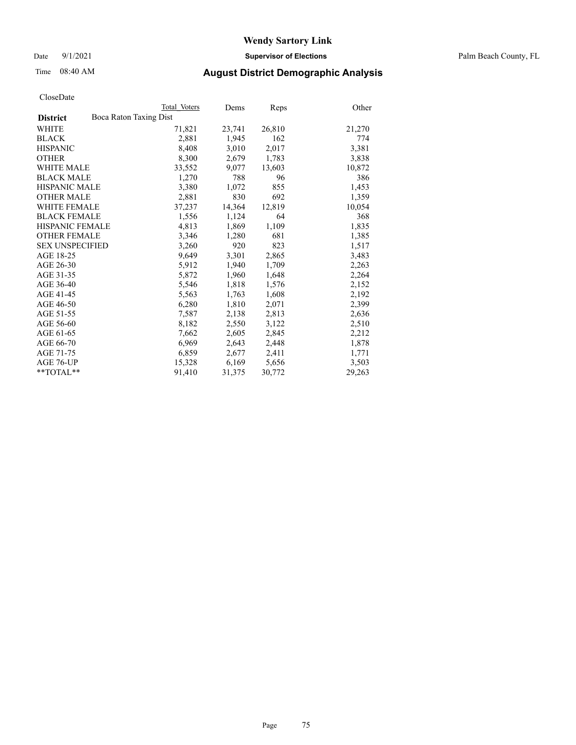# Wendy Sartory Link

Date 9/1/2021 **Supervisor of Elections** Palm Beach County, FL

Time 08:40 AM **August District Demographic Analysis**

CloseDate

| District | Total Voters | Dems | Reps | Other |
|---|---|---|---|---|
| Boca Raton Taxing Dist | | | | |
| WHITE | 71,821 | 23,741 | 26,810 | 21,270 |
| BLACK | 2,881 | 1,945 | 162 | 774 |
| HISPANIC | 8,408 | 3,010 | 2,017 | 3,381 |
| OTHER | 8,300 | 2,679 | 1,783 | 3,838 |
| WHITE MALE | 33,552 | 9,077 | 13,603 | 10,872 |
| BLACK MALE | 1,270 | 788 | 96 | 386 |
| HISPANIC MALE | 3,380 | 1,072 | 855 | 1,453 |
| OTHER MALE | 2,881 | 830 | 692 | 1,359 |
| WHITE FEMALE | 37,237 | 14,364 | 12,819 | 10,054 |
| BLACK FEMALE | 1,556 | 1,124 | 64 | 368 |
| HISPANIC FEMALE | 4,813 | 1,869 | 1,109 | 1,835 |
| OTHER FEMALE | 3,346 | 1,280 | 681 | 1,385 |
| SEX UNSPECIFIED | 3,260 | 920 | 823 | 1,517 |
| AGE 18-25 | 9,649 | 3,301 | 2,865 | 3,483 |
| AGE 26-30 | 5,912 | 1,940 | 1,709 | 2,263 |
| AGE 31-35 | 5,872 | 1,960 | 1,648 | 2,264 |
| AGE 36-40 | 5,546 | 1,818 | 1,576 | 2,152 |
| AGE 41-45 | 5,563 | 1,763 | 1,608 | 2,192 |
| AGE 46-50 | 6,280 | 1,810 | 2,071 | 2,399 |
| AGE 51-55 | 7,587 | 2,138 | 2,813 | 2,636 |
| AGE 56-60 | 8,182 | 2,550 | 3,122 | 2,510 |
| AGE 61-65 | 7,662 | 2,605 | 2,845 | 2,212 |
| AGE 66-70 | 6,969 | 2,643 | 2,448 | 1,878 |
| AGE 71-75 | 6,859 | 2,677 | 2,411 | 1,771 |
| AGE 76-UP | 15,328 | 6,169 | 5,656 | 3,503 |
| **TOTAL** | 91,410 | 31,375 | 30,772 | 29,263 |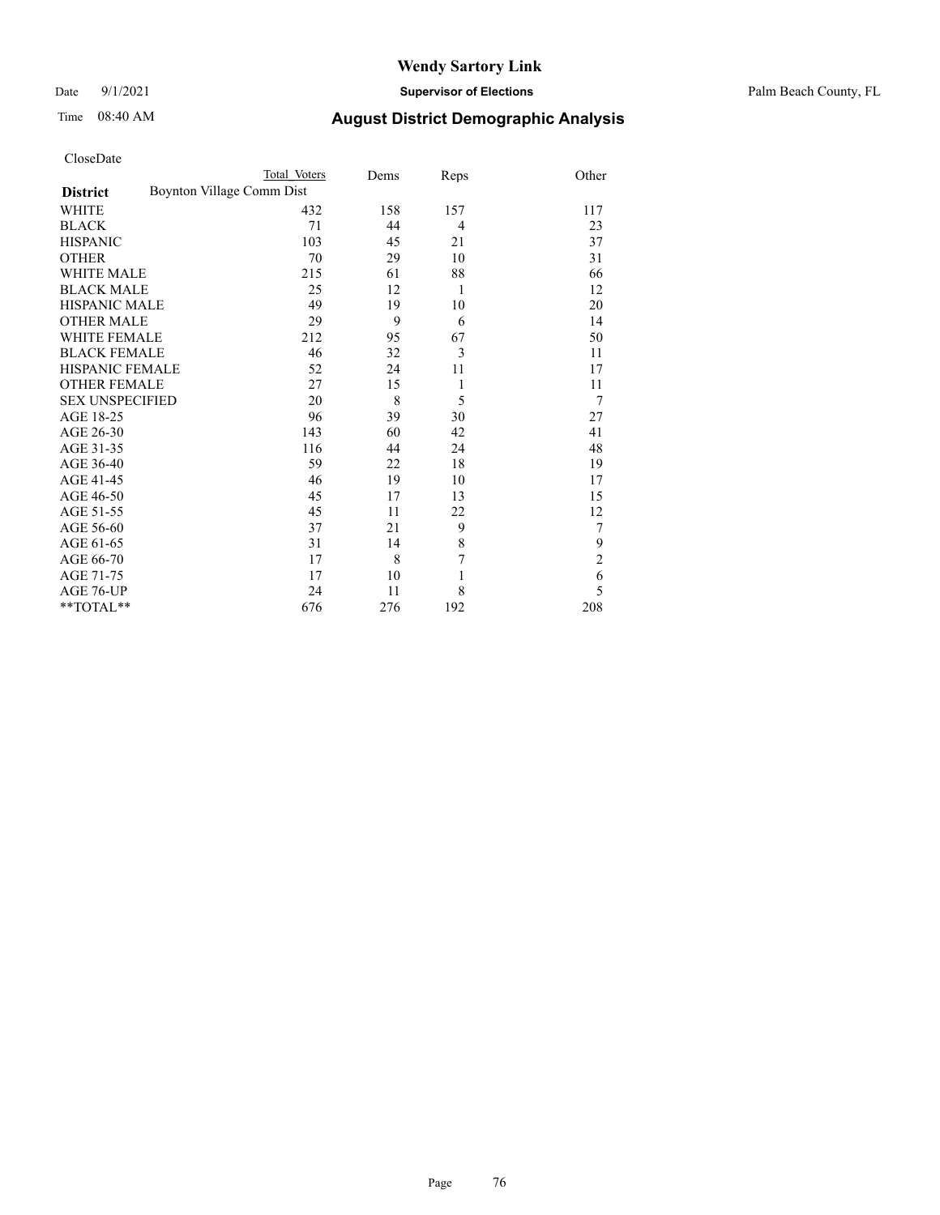# Wendy Sartory Link

Date 9/1/2021 **Supervisor of Elections** Palm Beach County, FL

Time 08:40 AM **August District Demographic Analysis**

CloseDate

| District | Total Voters | Dems | Reps | Other |
|---|---|---|---|---|
| Boynton Village Comm Dist | | | | |
| WHITE | 432 | 158 | 157 | 117 |
| BLACK | 71 | 44 | 4 | 23 |
| HISPANIC | 103 | 45 | 21 | 37 |
| OTHER | 70 | 29 | 10 | 31 |
| WHITE MALE | 215 | 61 | 88 | 66 |
| BLACK MALE | 25 | 12 | 1 | 12 |
| HISPANIC MALE | 49 | 19 | 10 | 20 |
| OTHER MALE | 29 | 9 | 6 | 14 |
| WHITE FEMALE | 212 | 95 | 67 | 50 |
| BLACK FEMALE | 46 | 32 | 3 | 11 |
| HISPANIC FEMALE | 52 | 24 | 11 | 17 |
| OTHER FEMALE | 27 | 15 | 1 | 11 |
| SEX UNSPECIFIED | 20 | 8 | 5 | 7 |
| AGE 18-25 | 96 | 39 | 30 | 27 |
| AGE 26-30 | 143 | 60 | 42 | 41 |
| AGE 31-35 | 116 | 44 | 24 | 48 |
| AGE 36-40 | 59 | 22 | 18 | 19 |
| AGE 41-45 | 46 | 19 | 10 | 17 |
| AGE 46-50 | 45 | 17 | 13 | 15 |
| AGE 51-55 | 45 | 11 | 22 | 12 |
| AGE 56-60 | 37 | 21 | 9 | 7 |
| AGE 61-65 | 31 | 14 | 8 | 9 |
| AGE 66-70 | 17 | 8 | 7 | 2 |
| AGE 71-75 | 17 | 10 | 1 | 6 |
| AGE 76-UP | 24 | 11 | 8 | 5 |
| **TOTAL** | 676 | 276 | 192 | 208 |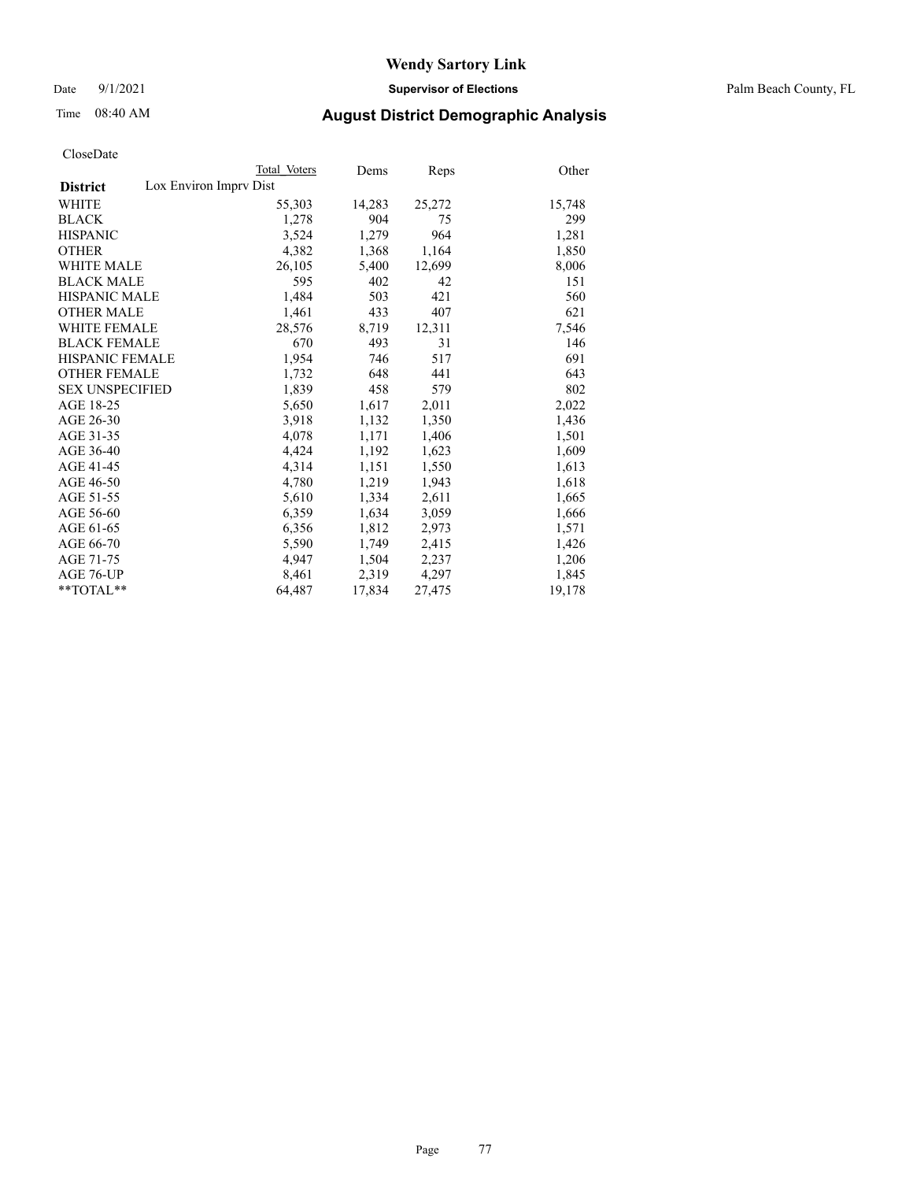# Wendy Sartory Link

Date 9/1/2021 **Supervisor of Elections** Palm Beach County, FL

Time 08:40 AM **August District Demographic Analysis**

CloseDate

| | Total Voters | Dems | Reps | Other |
|---|---|---|---|---|
| **District** Lox Environ Imprv Dist | | | | |
| WHITE | 55,303 | 14,283 | 25,272 | 15,748 |
| BLACK | 1,278 | 904 | 75 | 299 |
| HISPANIC | 3,524 | 1,279 | 964 | 1,281 |
| OTHER | 4,382 | 1,368 | 1,164 | 1,850 |
| WHITE MALE | 26,105 | 5,400 | 12,699 | 8,006 |
| BLACK MALE | 595 | 402 | 42 | 151 |
| HISPANIC MALE | 1,484 | 503 | 421 | 560 |
| OTHER MALE | 1,461 | 433 | 407 | 621 |
| WHITE FEMALE | 28,576 | 8,719 | 12,311 | 7,546 |
| BLACK FEMALE | 670 | 493 | 31 | 146 |
| HISPANIC FEMALE | 1,954 | 746 | 517 | 691 |
| OTHER FEMALE | 1,732 | 648 | 441 | 643 |
| SEX UNSPECIFIED | 1,839 | 458 | 579 | 802 |
| AGE 18-25 | 5,650 | 1,617 | 2,011 | 2,022 |
| AGE 26-30 | 3,918 | 1,132 | 1,350 | 1,436 |
| AGE 31-35 | 4,078 | 1,171 | 1,406 | 1,501 |
| AGE 36-40 | 4,424 | 1,192 | 1,623 | 1,609 |
| AGE 41-45 | 4,314 | 1,151 | 1,550 | 1,613 |
| AGE 46-50 | 4,780 | 1,219 | 1,943 | 1,618 |
| AGE 51-55 | 5,610 | 1,334 | 2,611 | 1,665 |
| AGE 56-60 | 6,359 | 1,634 | 3,059 | 1,666 |
| AGE 61-65 | 6,356 | 1,812 | 2,973 | 1,571 |
| AGE 66-70 | 5,590 | 1,749 | 2,415 | 1,426 |
| AGE 71-75 | 4,947 | 1,504 | 2,237 | 1,206 |
| AGE 76-UP | 8,461 | 2,319 | 4,297 | 1,845 |
| **TOTAL** | 64,487 | 17,834 | 27,475 | 19,178 |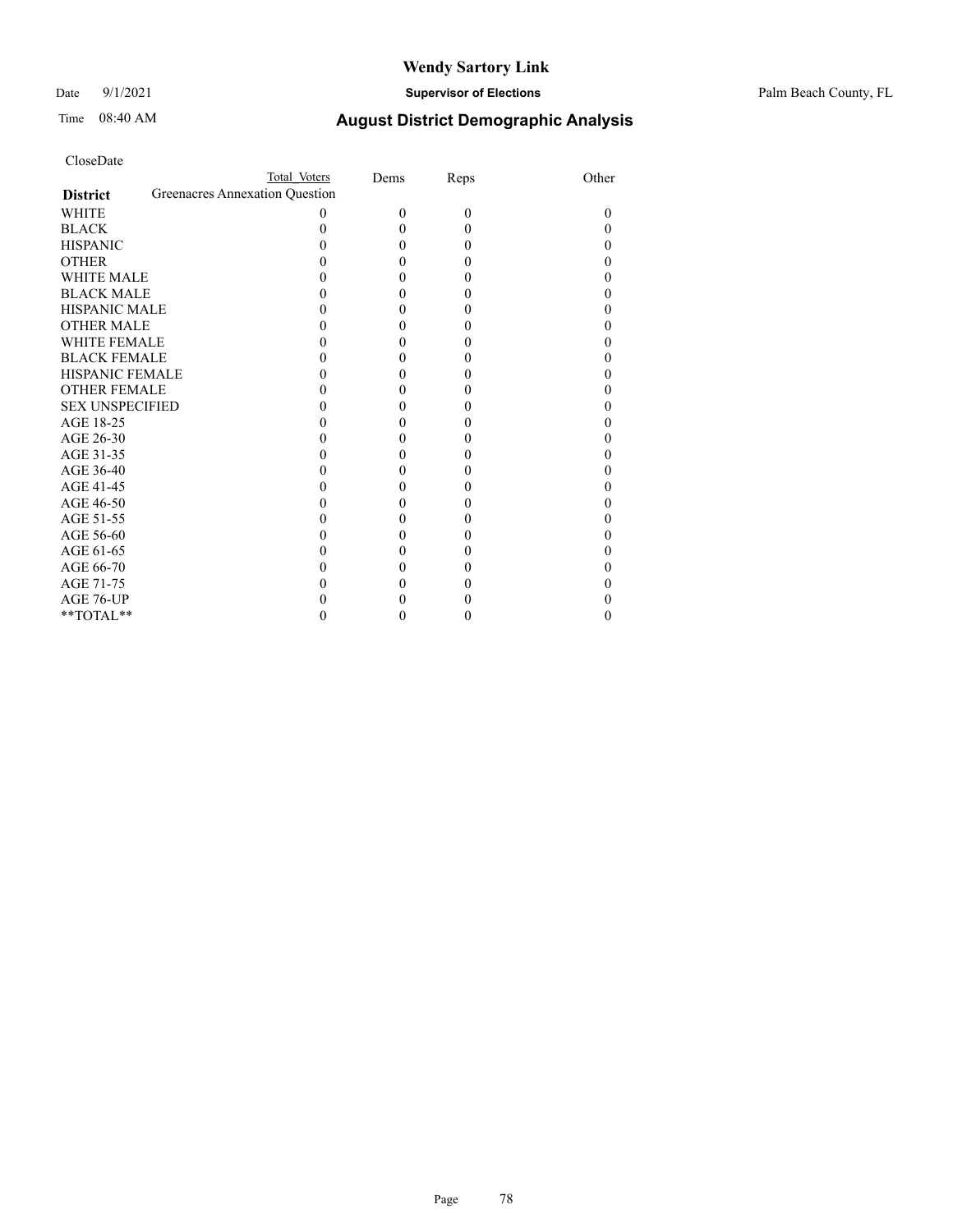CloseDate

| District | Total Voters | Dems | Reps | Other |
|---|---|---|---|---|
| Greenacres Annexation Question | | | | |
| WHITE | 0 | 0 | 0 | 0 |
| BLACK | 0 | 0 | 0 | 0 |
| HISPANIC | 0 | 0 | 0 | 0 |
| OTHER | 0 | 0 | 0 | 0 |
| WHITE MALE | 0 | 0 | 0 | 0 |
| BLACK MALE | 0 | 0 | 0 | 0 |
| HISPANIC MALE | 0 | 0 | 0 | 0 |
| OTHER MALE | 0 | 0 | 0 | 0 |
| WHITE FEMALE | 0 | 0 | 0 | 0 |
| BLACK FEMALE | 0 | 0 | 0 | 0 |
| HISPANIC FEMALE | 0 | 0 | 0 | 0 |
| OTHER FEMALE | 0 | 0 | 0 | 0 |
| SEX UNSPECIFIED | 0 | 0 | 0 | 0 |
| AGE 18-25 | 0 | 0 | 0 | 0 |
| AGE 26-30 | 0 | 0 | 0 | 0 |
| AGE 31-35 | 0 | 0 | 0 | 0 |
| AGE 36-40 | 0 | 0 | 0 | 0 |
| AGE 41-45 | 0 | 0 | 0 | 0 |
| AGE 46-50 | 0 | 0 | 0 | 0 |
| AGE 51-55 | 0 | 0 | 0 | 0 |
| AGE 56-60 | 0 | 0 | 0 | 0 |
| AGE 61-65 | 0 | 0 | 0 | 0 |
| AGE 66-70 | 0 | 0 | 0 | 0 |
| AGE 71-75 | 0 | 0 | 0 | 0 |
| AGE 76-UP | 0 | 0 | 0 | 0 |
| **TOTAL** | 0 | 0 | 0 | 0 |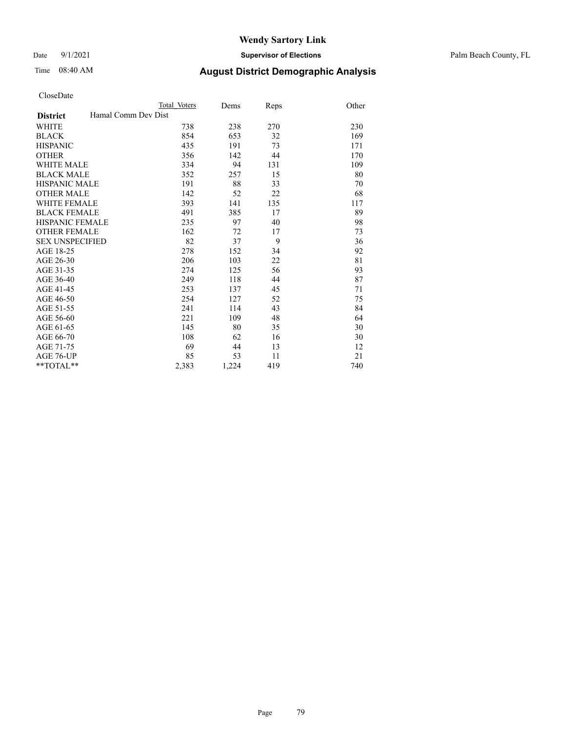CloseDate

| District | Hamal Comm Dev Dist Total Voters | Dems | Reps | Other |
|---|---|---|---|---|
| WHITE | 738 | 238 | 270 | 230 |
| BLACK | 854 | 653 | 32 | 169 |
| HISPANIC | 435 | 191 | 73 | 171 |
| OTHER | 356 | 142 | 44 | 170 |
| WHITE MALE | 334 | 94 | 131 | 109 |
| BLACK MALE | 352 | 257 | 15 | 80 |
| HISPANIC MALE | 191 | 88 | 33 | 70 |
| OTHER MALE | 142 | 52 | 22 | 68 |
| WHITE FEMALE | 393 | 141 | 135 | 117 |
| BLACK FEMALE | 491 | 385 | 17 | 89 |
| HISPANIC FEMALE | 235 | 97 | 40 | 98 |
| OTHER FEMALE | 162 | 72 | 17 | 73 |
| SEX UNSPECIFIED | 82 | 37 | 9 | 36 |
| AGE 18-25 | 278 | 152 | 34 | 92 |
| AGE 26-30 | 206 | 103 | 22 | 81 |
| AGE 31-35 | 274 | 125 | 56 | 93 |
| AGE 36-40 | 249 | 118 | 44 | 87 |
| AGE 41-45 | 253 | 137 | 45 | 71 |
| AGE 46-50 | 254 | 127 | 52 | 75 |
| AGE 51-55 | 241 | 114 | 43 | 84 |
| AGE 56-60 | 221 | 109 | 48 | 64 |
| AGE 61-65 | 145 | 80 | 35 | 30 |
| AGE 66-70 | 108 | 62 | 16 | 30 |
| AGE 71-75 | 69 | 44 | 13 | 12 |
| AGE 76-UP | 85 | 53 | 11 | 21 |
| **TOTAL** | 2,383 | 1,224 | 419 | 740 |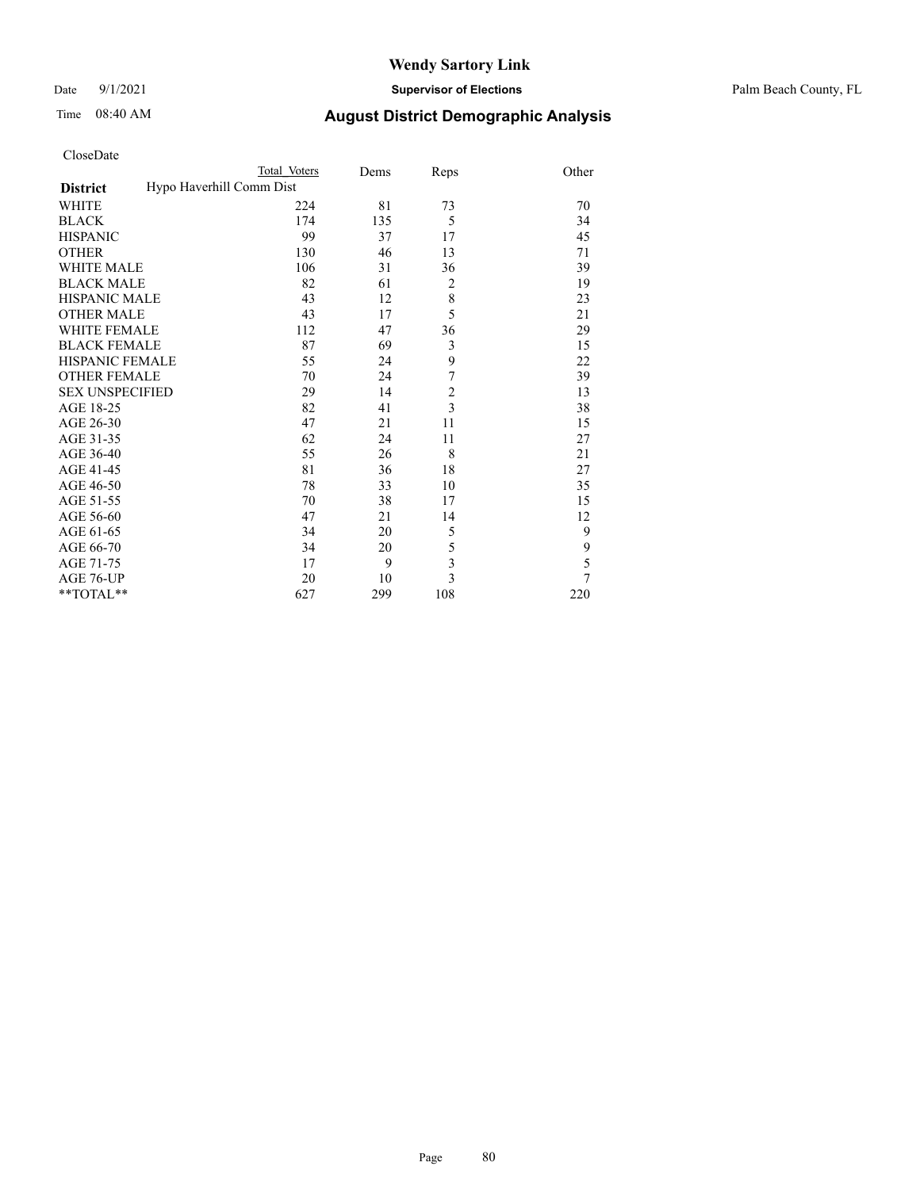# Wendy Sartory Link

Date 9/1/2021 **Supervisor of Elections** Palm Beach County, FL

Time 08:40 AM **August District Demographic Analysis**

CloseDate

| District | Total Voters | Dems | Reps | Other |
|---|---|---|---|---|
| Hypo Haverhill Comm Dist | | | | |
| WHITE | 224 | 81 | 73 | 70 |
| BLACK | 174 | 135 | 5 | 34 |
| HISPANIC | 99 | 37 | 17 | 45 |
| OTHER | 130 | 46 | 13 | 71 |
| WHITE MALE | 106 | 31 | 36 | 39 |
| BLACK MALE | 82 | 61 | 2 | 19 |
| HISPANIC MALE | 43 | 12 | 8 | 23 |
| OTHER MALE | 43 | 17 | 5 | 21 |
| WHITE FEMALE | 112 | 47 | 36 | 29 |
| BLACK FEMALE | 87 | 69 | 3 | 15 |
| HISPANIC FEMALE | 55 | 24 | 9 | 22 |
| OTHER FEMALE | 70 | 24 | 7 | 39 |
| SEX UNSPECIFIED | 29 | 14 | 2 | 13 |
| AGE 18-25 | 82 | 41 | 3 | 38 |
| AGE 26-30 | 47 | 21 | 11 | 15 |
| AGE 31-35 | 62 | 24 | 11 | 27 |
| AGE 36-40 | 55 | 26 | 8 | 21 |
| AGE 41-45 | 81 | 36 | 18 | 27 |
| AGE 46-50 | 78 | 33 | 10 | 35 |
| AGE 51-55 | 70 | 38 | 17 | 15 |
| AGE 56-60 | 47 | 21 | 14 | 12 |
| AGE 61-65 | 34 | 20 | 5 | 9 |
| AGE 66-70 | 34 | 20 | 5 | 9 |
| AGE 71-75 | 17 | 9 | 3 | 5 |
| AGE 76-UP | 20 | 10 | 3 | 7 |
| **TOTAL** | 627 | 299 | 108 | 220 |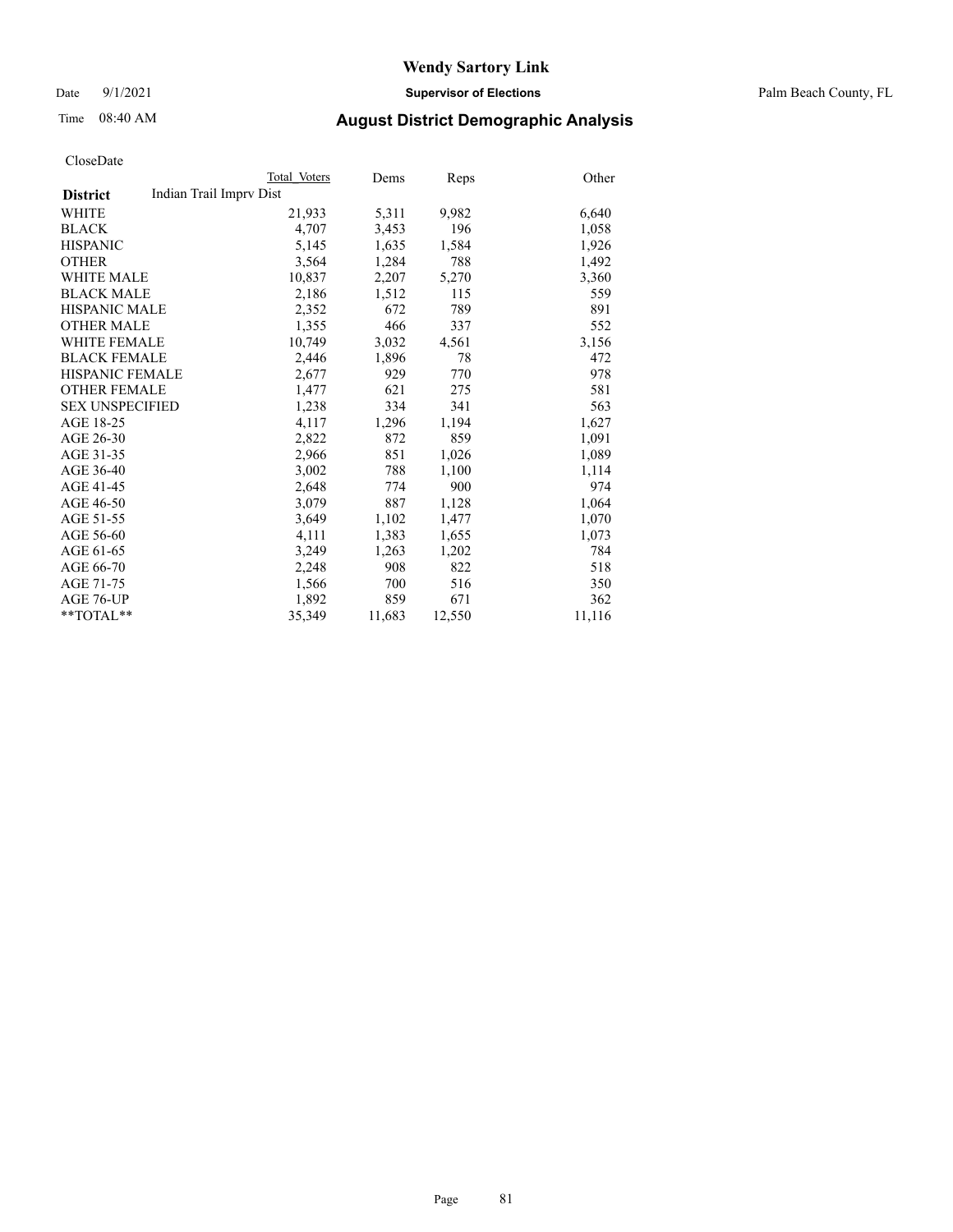# Wendy Sartory Link

Date 9/1/2021 **Supervisor of Elections** Palm Beach County, FL

Time 08:40 AM **August District Demographic Analysis**

CloseDate

| District | Total Voters | Dems | Reps | Other |
|---|---|---|---|---|
| Indian Trail Imprv Dist | | | | |
| WHITE | 21,933 | 5,311 | 9,982 | 6,640 |
| BLACK | 4,707 | 3,453 | 196 | 1,058 |
| HISPANIC | 5,145 | 1,635 | 1,584 | 1,926 |
| OTHER | 3,564 | 1,284 | 788 | 1,492 |
| WHITE MALE | 10,837 | 2,207 | 5,270 | 3,360 |
| BLACK MALE | 2,186 | 1,512 | 115 | 559 |
| HISPANIC MALE | 2,352 | 672 | 789 | 891 |
| OTHER MALE | 1,355 | 466 | 337 | 552 |
| WHITE FEMALE | 10,749 | 3,032 | 4,561 | 3,156 |
| BLACK FEMALE | 2,446 | 1,896 | 78 | 472 |
| HISPANIC FEMALE | 2,677 | 929 | 770 | 978 |
| OTHER FEMALE | 1,477 | 621 | 275 | 581 |
| SEX UNSPECIFIED | 1,238 | 334 | 341 | 563 |
| AGE 18-25 | 4,117 | 1,296 | 1,194 | 1,627 |
| AGE 26-30 | 2,822 | 872 | 859 | 1,091 |
| AGE 31-35 | 2,966 | 851 | 1,026 | 1,089 |
| AGE 36-40 | 3,002 | 788 | 1,100 | 1,114 |
| AGE 41-45 | 2,648 | 774 | 900 | 974 |
| AGE 46-50 | 3,079 | 887 | 1,128 | 1,064 |
| AGE 51-55 | 3,649 | 1,102 | 1,477 | 1,070 |
| AGE 56-60 | 4,111 | 1,383 | 1,655 | 1,073 |
| AGE 61-65 | 3,249 | 1,263 | 1,202 | 784 |
| AGE 66-70 | 2,248 | 908 | 822 | 518 |
| AGE 71-75 | 1,566 | 700 | 516 | 350 |
| AGE 76-UP | 1,892 | 859 | 671 | 362 |
| **TOTAL** | 35,349 | 11,683 | 12,550 | 11,116 |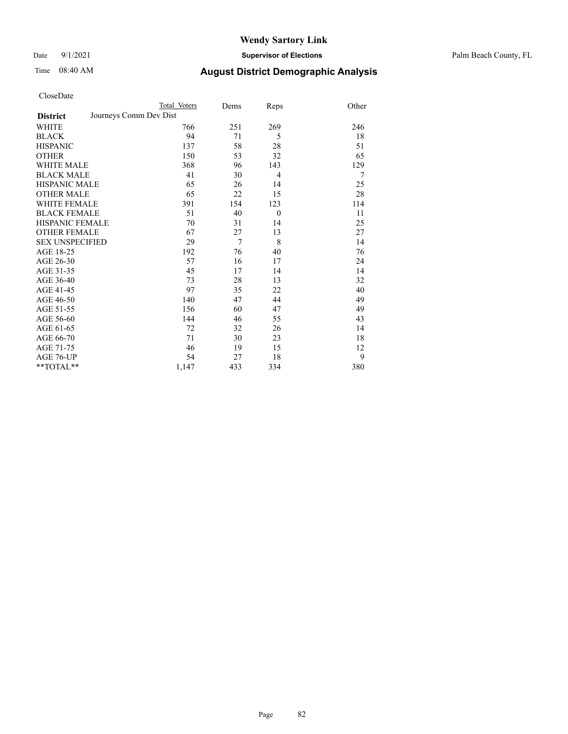# August District Demographic Analysis

CloseDate

| District | Total Voters | Dems | Reps | Other |
|---|---|---|---|---|
| Journeys Comm Dev Dist | | | | |
| WHITE | 766 | 251 | 269 | 246 |
| BLACK | 94 | 71 | 5 | 18 |
| HISPANIC | 137 | 58 | 28 | 51 |
| OTHER | 150 | 53 | 32 | 65 |
| WHITE MALE | 368 | 96 | 143 | 129 |
| BLACK MALE | 41 | 30 | 4 | 7 |
| HISPANIC MALE | 65 | 26 | 14 | 25 |
| OTHER MALE | 65 | 22 | 15 | 28 |
| WHITE FEMALE | 391 | 154 | 123 | 114 |
| BLACK FEMALE | 51 | 40 | 0 | 11 |
| HISPANIC FEMALE | 70 | 31 | 14 | 25 |
| OTHER FEMALE | 67 | 27 | 13 | 27 |
| SEX UNSPECIFIED | 29 | 7 | 8 | 14 |
| AGE 18-25 | 192 | 76 | 40 | 76 |
| AGE 26-30 | 57 | 16 | 17 | 24 |
| AGE 31-35 | 45 | 17 | 14 | 14 |
| AGE 36-40 | 73 | 28 | 13 | 32 |
| AGE 41-45 | 97 | 35 | 22 | 40 |
| AGE 46-50 | 140 | 47 | 44 | 49 |
| AGE 51-55 | 156 | 60 | 47 | 49 |
| AGE 56-60 | 144 | 46 | 55 | 43 |
| AGE 61-65 | 72 | 32 | 26 | 14 |
| AGE 66-70 | 71 | 30 | 23 | 18 |
| AGE 71-75 | 46 | 19 | 15 | 12 |
| AGE 76-UP | 54 | 27 | 18 | 9 |
| **TOTAL** | 1,147 | 433 | 334 | 380 |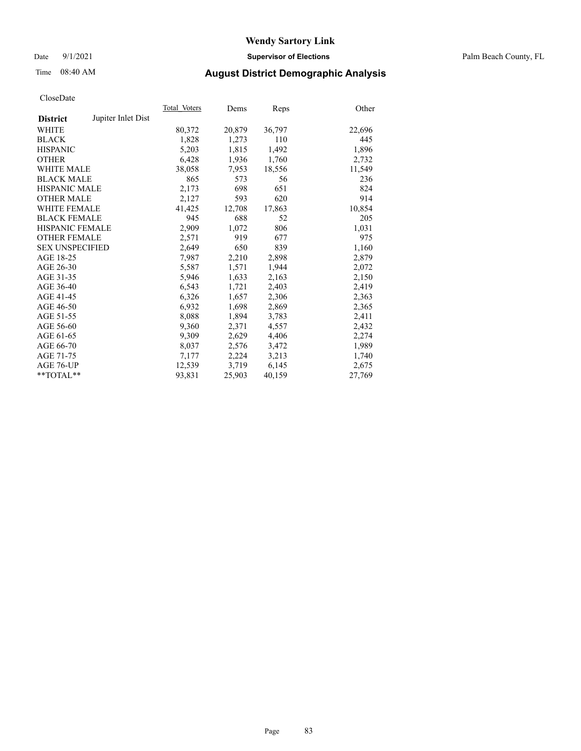# Wendy Sartory Link

Date 9/1/2021 **Supervisor of Elections** Palm Beach County, FL

Time 08:40 AM **August District Demographic Analysis**

CloseDate

| **District** Jupiter Inlet Dist | Total Voters | Dems | Reps | Other |
|---|---|---|---|---|
| WHITE | 80,372 | 20,879 | 36,797 | 22,696 |
| BLACK | 1,828 | 1,273 | 110 | 445 |
| HISPANIC | 5,203 | 1,815 | 1,492 | 1,896 |
| OTHER | 6,428 | 1,936 | 1,760 | 2,732 |
| WHITE MALE | 38,058 | 7,953 | 18,556 | 11,549 |
| BLACK MALE | 865 | 573 | 56 | 236 |
| HISPANIC MALE | 2,173 | 698 | 651 | 824 |
| OTHER MALE | 2,127 | 593 | 620 | 914 |
| WHITE FEMALE | 41,425 | 12,708 | 17,863 | 10,854 |
| BLACK FEMALE | 945 | 688 | 52 | 205 |
| HISPANIC FEMALE | 2,909 | 1,072 | 806 | 1,031 |
| OTHER FEMALE | 2,571 | 919 | 677 | 975 |
| SEX UNSPECIFIED | 2,649 | 650 | 839 | 1,160 |
| AGE 18-25 | 7,987 | 2,210 | 2,898 | 2,879 |
| AGE 26-30 | 5,587 | 1,571 | 1,944 | 2,072 |
| AGE 31-35 | 5,946 | 1,633 | 2,163 | 2,150 |
| AGE 36-40 | 6,543 | 1,721 | 2,403 | 2,419 |
| AGE 41-45 | 6,326 | 1,657 | 2,306 | 2,363 |
| AGE 46-50 | 6,932 | 1,698 | 2,869 | 2,365 |
| AGE 51-55 | 8,088 | 1,894 | 3,783 | 2,411 |
| AGE 56-60 | 9,360 | 2,371 | 4,557 | 2,432 |
| AGE 61-65 | 9,309 | 2,629 | 4,406 | 2,274 |
| AGE 66-70 | 8,037 | 2,576 | 3,472 | 1,989 |
| AGE 71-75 | 7,177 | 2,224 | 3,213 | 1,740 |
| AGE 76-UP | 12,539 | 3,719 | 6,145 | 2,675 |
| **TOTAL** | 93,831 | 25,903 | 40,159 | 27,769 |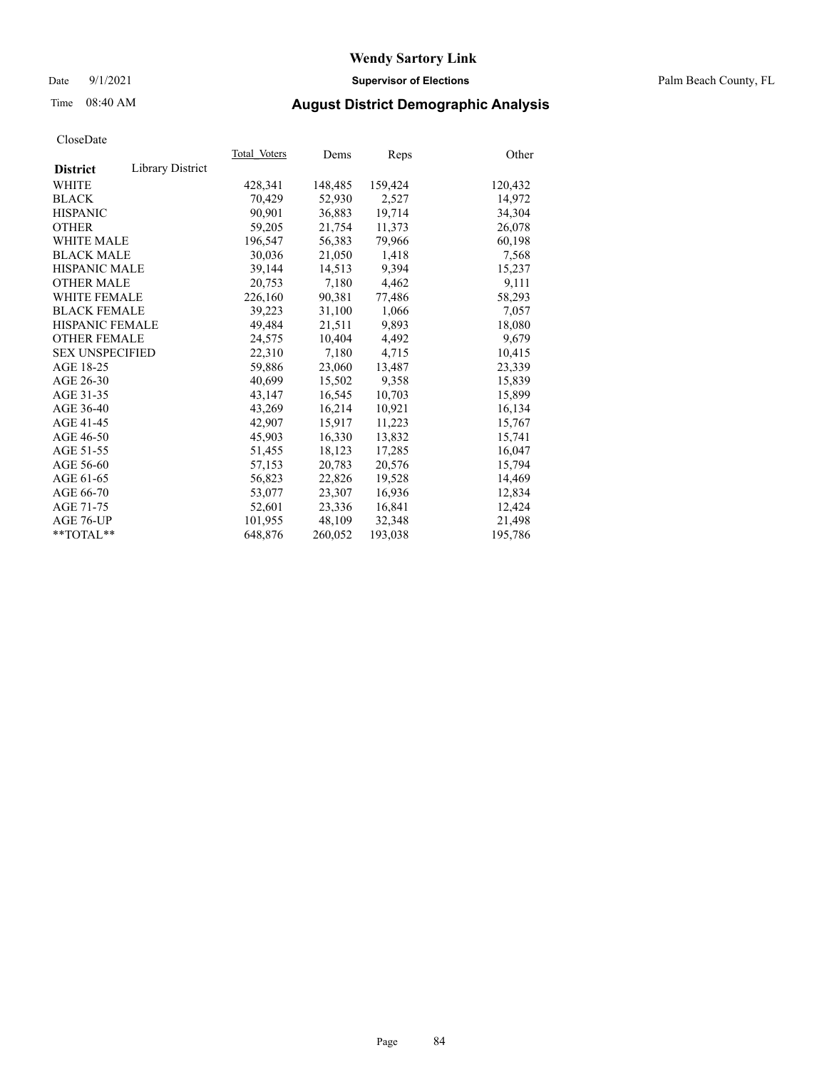# Wendy Sartory Link

Date 9/1/2021 **Supervisor of Elections** Palm Beach County, FL

Time 08:40 AM **August District Demographic Analysis**

CloseDate

| **District** Library District | Total Voters | Dems | Reps | Other |
|---|---|---|---|---|
| WHITE | 428,341 | 148,485 | 159,424 | 120,432 |
| BLACK | 70,429 | 52,930 | 2,527 | 14,972 |
| HISPANIC | 90,901 | 36,883 | 19,714 | 34,304 |
| OTHER | 59,205 | 21,754 | 11,373 | 26,078 |
| WHITE MALE | 196,547 | 56,383 | 79,966 | 60,198 |
| BLACK MALE | 30,036 | 21,050 | 1,418 | 7,568 |
| HISPANIC MALE | 39,144 | 14,513 | 9,394 | 15,237 |
| OTHER MALE | 20,753 | 7,180 | 4,462 | 9,111 |
| WHITE FEMALE | 226,160 | 90,381 | 77,486 | 58,293 |
| BLACK FEMALE | 39,223 | 31,100 | 1,066 | 7,057 |
| HISPANIC FEMALE | 49,484 | 21,511 | 9,893 | 18,080 |
| OTHER FEMALE | 24,575 | 10,404 | 4,492 | 9,679 |
| SEX UNSPECIFIED | 22,310 | 7,180 | 4,715 | 10,415 |
| AGE 18-25 | 59,886 | 23,060 | 13,487 | 23,339 |
| AGE 26-30 | 40,699 | 15,502 | 9,358 | 15,839 |
| AGE 31-35 | 43,147 | 16,545 | 10,703 | 15,899 |
| AGE 36-40 | 43,269 | 16,214 | 10,921 | 16,134 |
| AGE 41-45 | 42,907 | 15,917 | 11,223 | 15,767 |
| AGE 46-50 | 45,903 | 16,330 | 13,832 | 15,741 |
| AGE 51-55 | 51,455 | 18,123 | 17,285 | 16,047 |
| AGE 56-60 | 57,153 | 20,783 | 20,576 | 15,794 |
| AGE 61-65 | 56,823 | 22,826 | 19,528 | 14,469 |
| AGE 66-70 | 53,077 | 23,307 | 16,936 | 12,834 |
| AGE 71-75 | 52,601 | 23,336 | 16,841 | 12,424 |
| AGE 76-UP | 101,955 | 48,109 | 32,348 | 21,498 |
| **TOTAL** | 648,876 | 260,052 | 193,038 | 195,786 |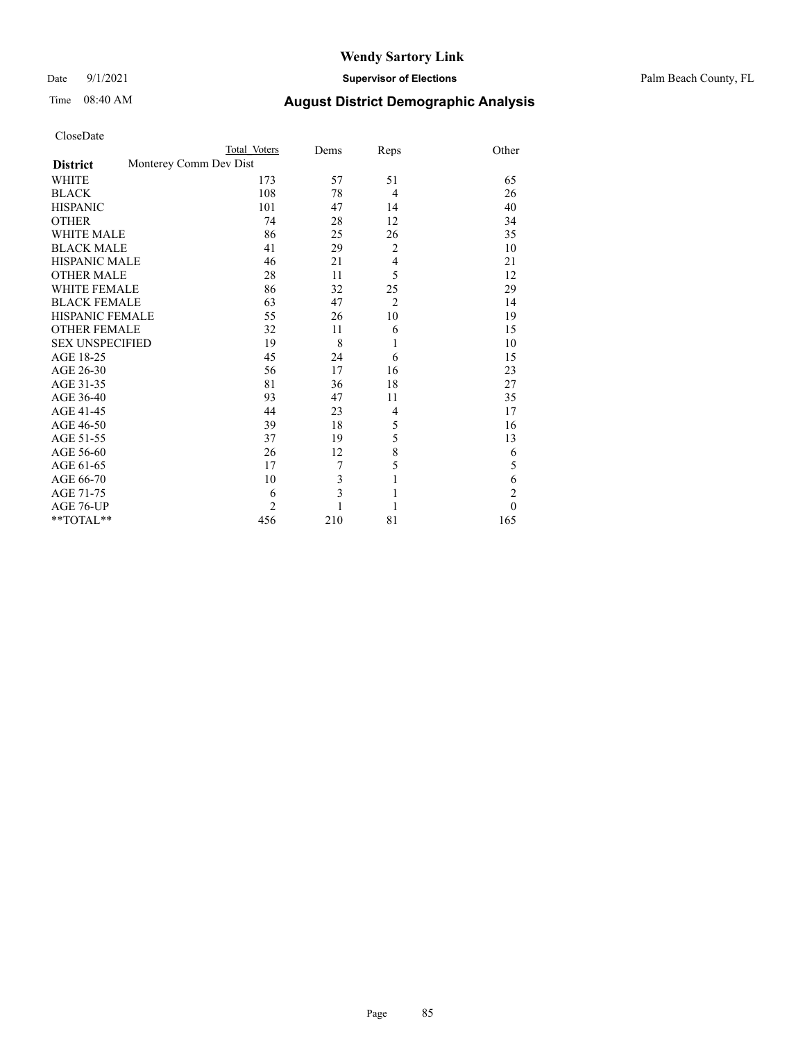# Wendy Sartory Link

Date 9/1/2021 **Supervisor of Elections** Palm Beach County, FL

Time 08:40 AM **August District Demographic Analysis**

CloseDate

| **District** | Total Voters | Dems | Reps | Other |
|---|---|---|---|---|
| Monterey Comm Dev Dist | | | | |
| WHITE | 173 | 57 | 51 | 65 |
| BLACK | 108 | 78 | 4 | 26 |
| HISPANIC | 101 | 47 | 14 | 40 |
| OTHER | 74 | 28 | 12 | 34 |
| WHITE MALE | 86 | 25 | 26 | 35 |
| BLACK MALE | 41 | 29 | 2 | 10 |
| HISPANIC MALE | 46 | 21 | 4 | 21 |
| OTHER MALE | 28 | 11 | 5 | 12 |
| WHITE FEMALE | 86 | 32 | 25 | 29 |
| BLACK FEMALE | 63 | 47 | 2 | 14 |
| HISPANIC FEMALE | 55 | 26 | 10 | 19 |
| OTHER FEMALE | 32 | 11 | 6 | 15 |
| SEX UNSPECIFIED | 19 | 8 | 1 | 10 |
| AGE 18-25 | 45 | 24 | 6 | 15 |
| AGE 26-30 | 56 | 17 | 16 | 23 |
| AGE 31-35 | 81 | 36 | 18 | 27 |
| AGE 36-40 | 93 | 47 | 11 | 35 |
| AGE 41-45 | 44 | 23 | 4 | 17 |
| AGE 46-50 | 39 | 18 | 5 | 16 |
| AGE 51-55 | 37 | 19 | 5 | 13 |
| AGE 56-60 | 26 | 12 | 8 | 6 |
| AGE 61-65 | 17 | 7 | 5 | 5 |
| AGE 66-70 | 10 | 3 | 1 | 6 |
| AGE 71-75 | 6 | 3 | 1 | 2 |
| AGE 76-UP | 2 | 1 | 1 | 0 |
| **TOTAL** | 456 | 210 | 81 | 165 |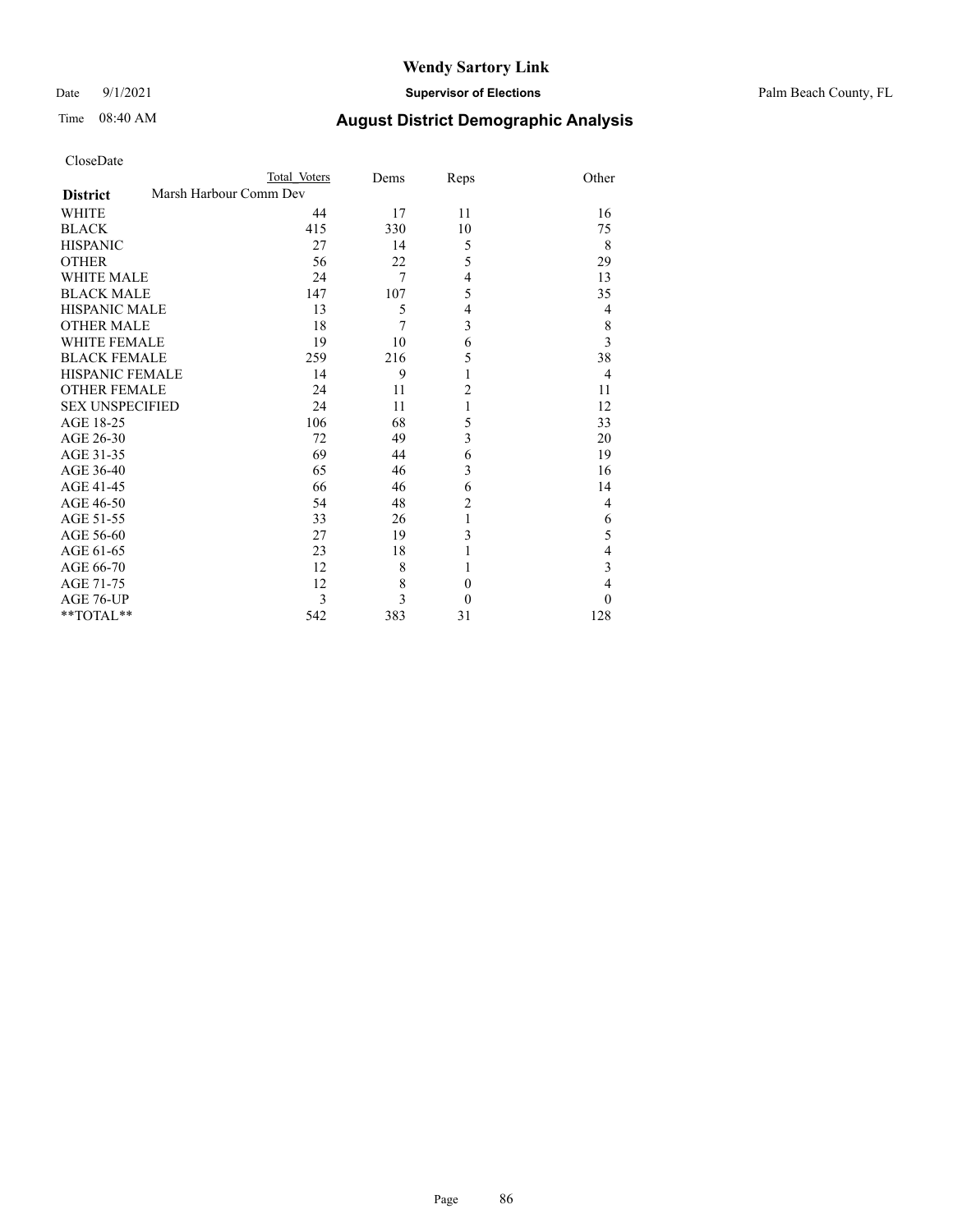# Wendy Sartory Link

Date 9/1/2021 **Supervisor of Elections** Palm Beach County, FL

Time 08:40 AM **August District Demographic Analysis**

CloseDate

| District | Total Voters | Dems | Reps | Other |
|---|---|---|---|---|
| Marsh Harbour Comm Dev | | | | |
| WHITE | 44 | 17 | 11 | 16 |
| BLACK | 415 | 330 | 10 | 75 |
| HISPANIC | 27 | 14 | 5 | 8 |
| OTHER | 56 | 22 | 5 | 29 |
| WHITE MALE | 24 | 7 | 4 | 13 |
| BLACK MALE | 147 | 107 | 5 | 35 |
| HISPANIC MALE | 13 | 5 | 4 | 4 |
| OTHER MALE | 18 | 7 | 3 | 8 |
| WHITE FEMALE | 19 | 10 | 6 | 3 |
| BLACK FEMALE | 259 | 216 | 5 | 38 |
| HISPANIC FEMALE | 14 | 9 | 1 | 4 |
| OTHER FEMALE | 24 | 11 | 2 | 11 |
| SEX UNSPECIFIED | 24 | 11 | 1 | 12 |
| AGE 18-25 | 106 | 68 | 5 | 33 |
| AGE 26-30 | 72 | 49 | 3 | 20 |
| AGE 31-35 | 69 | 44 | 6 | 19 |
| AGE 36-40 | 65 | 46 | 3 | 16 |
| AGE 41-45 | 66 | 46 | 6 | 14 |
| AGE 46-50 | 54 | 48 | 2 | 4 |
| AGE 51-55 | 33 | 26 | 1 | 6 |
| AGE 56-60 | 27 | 19 | 3 | 5 |
| AGE 61-65 | 23 | 18 | 1 | 4 |
| AGE 66-70 | 12 | 8 | 1 | 3 |
| AGE 71-75 | 12 | 8 | 0 | 4 |
| AGE 76-UP | 3 | 3 | 0 | 0 |
| **TOTAL** | 542 | 383 | 31 | 128 |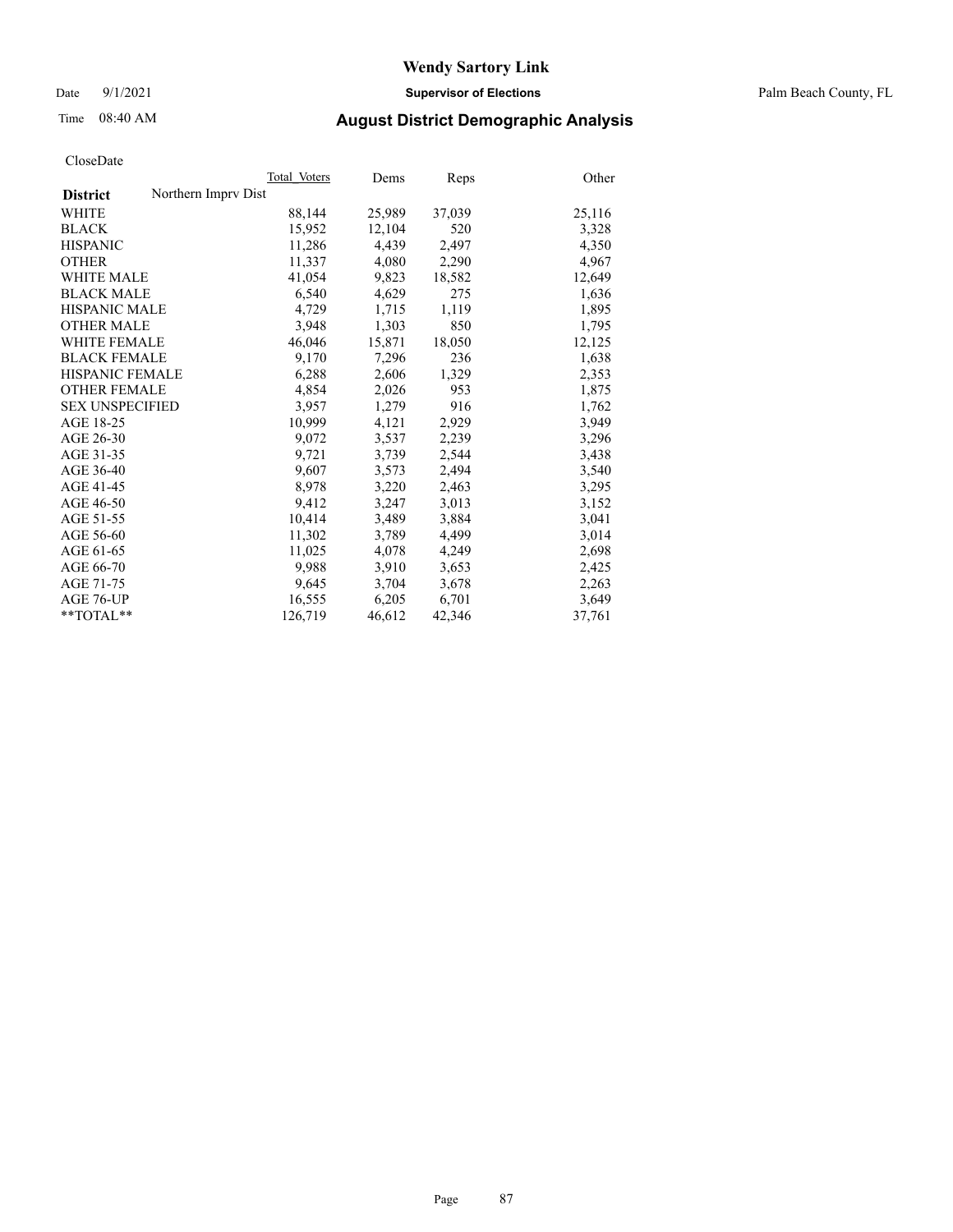CloseDate

| District | Northern Imprv Dist | Total_Voters | Dems | Reps | Other |
|---|---|---|---|---|---|
| WHITE | | 88,144 | 25,989 | 37,039 | 25,116 |
| BLACK | | 15,952 | 12,104 | 520 | 3,328 |
| HISPANIC | | 11,286 | 4,439 | 2,497 | 4,350 |
| OTHER | | 11,337 | 4,080 | 2,290 | 4,967 |
| WHITE MALE | | 41,054 | 9,823 | 18,582 | 12,649 |
| BLACK MALE | | 6,540 | 4,629 | 275 | 1,636 |
| HISPANIC MALE | | 4,729 | 1,715 | 1,119 | 1,895 |
| OTHER MALE | | 3,948 | 1,303 | 850 | 1,795 |
| WHITE FEMALE | | 46,046 | 15,871 | 18,050 | 12,125 |
| BLACK FEMALE | | 9,170 | 7,296 | 236 | 1,638 |
| HISPANIC FEMALE | | 6,288 | 2,606 | 1,329 | 2,353 |
| OTHER FEMALE | | 4,854 | 2,026 | 953 | 1,875 |
| SEX UNSPECIFIED | | 3,957 | 1,279 | 916 | 1,762 |
| AGE 18-25 | | 10,999 | 4,121 | 2,929 | 3,949 |
| AGE 26-30 | | 9,072 | 3,537 | 2,239 | 3,296 |
| AGE 31-35 | | 9,721 | 3,739 | 2,544 | 3,438 |
| AGE 36-40 | | 9,607 | 3,573 | 2,494 | 3,540 |
| AGE 41-45 | | 8,978 | 3,220 | 2,463 | 3,295 |
| AGE 46-50 | | 9,412 | 3,247 | 3,013 | 3,152 |
| AGE 51-55 | | 10,414 | 3,489 | 3,884 | 3,041 |
| AGE 56-60 | | 11,302 | 3,789 | 4,499 | 3,014 |
| AGE 61-65 | | 11,025 | 4,078 | 4,249 | 2,698 |
| AGE 66-70 | | 9,988 | 3,910 | 3,653 | 2,425 |
| AGE 71-75 | | 9,645 | 3,704 | 3,678 | 2,263 |
| AGE 76-UP | | 16,555 | 6,205 | 6,701 | 3,649 |
| **TOTAL** | | 126,719 | 46,612 | 42,346 | 37,761 |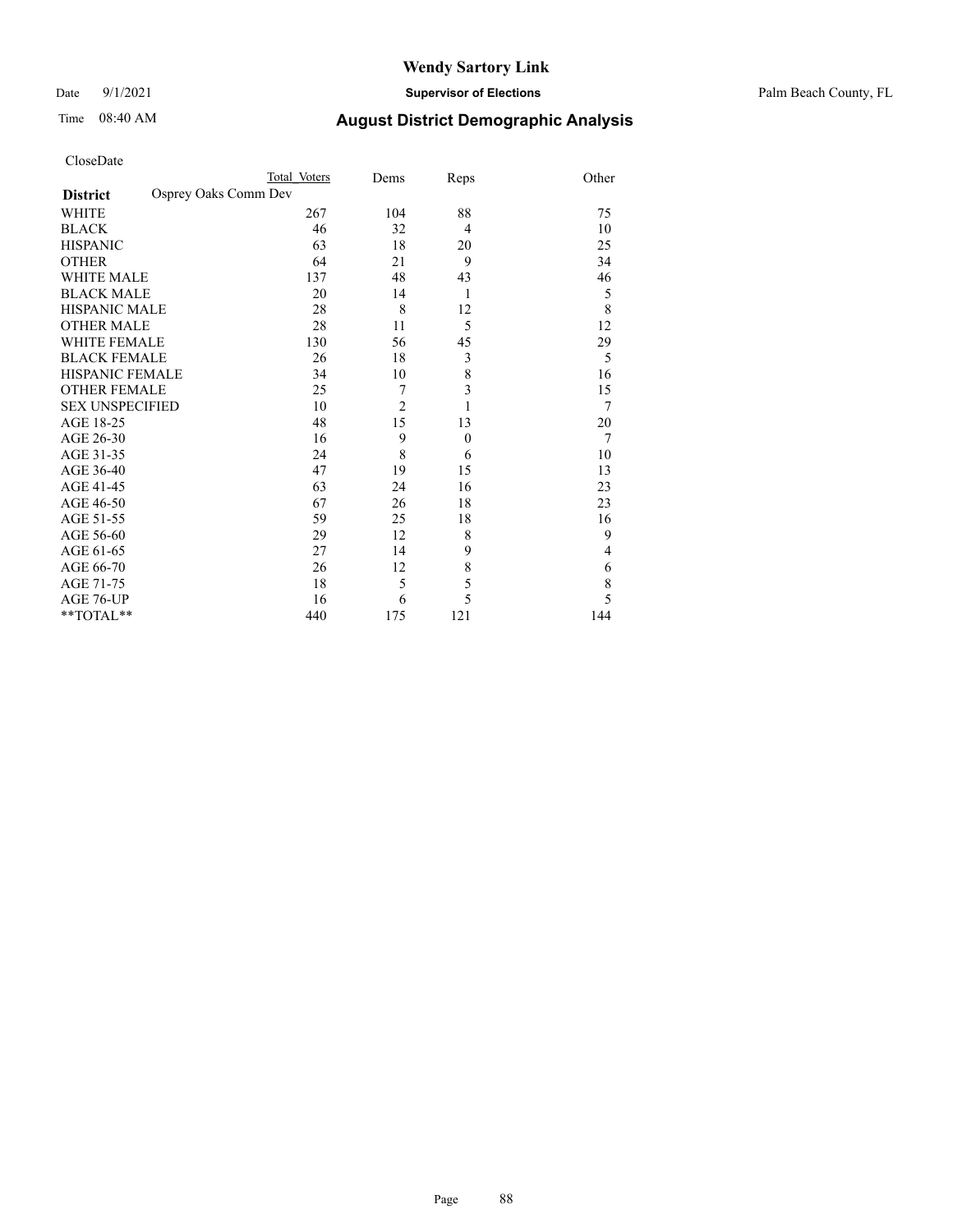CloseDate

| | Total Voters | Dems | Reps | Other |
|---|---|---|---|---|
| **District** Osprey Oaks Comm Dev | | | | |
| WHITE | 267 | 104 | 88 | 75 |
| BLACK | 46 | 32 | 4 | 10 |
| HISPANIC | 63 | 18 | 20 | 25 |
| OTHER | 64 | 21 | 9 | 34 |
| WHITE MALE | 137 | 48 | 43 | 46 |
| BLACK MALE | 20 | 14 | 1 | 5 |
| HISPANIC MALE | 28 | 8 | 12 | 8 |
| OTHER MALE | 28 | 11 | 5 | 12 |
| WHITE FEMALE | 130 | 56 | 45 | 29 |
| BLACK FEMALE | 26 | 18 | 3 | 5 |
| HISPANIC FEMALE | 34 | 10 | 8 | 16 |
| OTHER FEMALE | 25 | 7 | 3 | 15 |
| SEX UNSPECIFIED | 10 | 2 | 1 | 7 |
| AGE 18-25 | 48 | 15 | 13 | 20 |
| AGE 26-30 | 16 | 9 | 0 | 7 |
| AGE 31-35 | 24 | 8 | 6 | 10 |
| AGE 36-40 | 47 | 19 | 15 | 13 |
| AGE 41-45 | 63 | 24 | 16 | 23 |
| AGE 46-50 | 67 | 26 | 18 | 23 |
| AGE 51-55 | 59 | 25 | 18 | 16 |
| AGE 56-60 | 29 | 12 | 8 | 9 |
| AGE 61-65 | 27 | 14 | 9 | 4 |
| AGE 66-70 | 26 | 12 | 8 | 6 |
| AGE 71-75 | 18 | 5 | 5 | 8 |
| AGE 76-UP | 16 | 6 | 5 | 5 |
| **TOTAL** | 440 | 175 | 121 | 144 |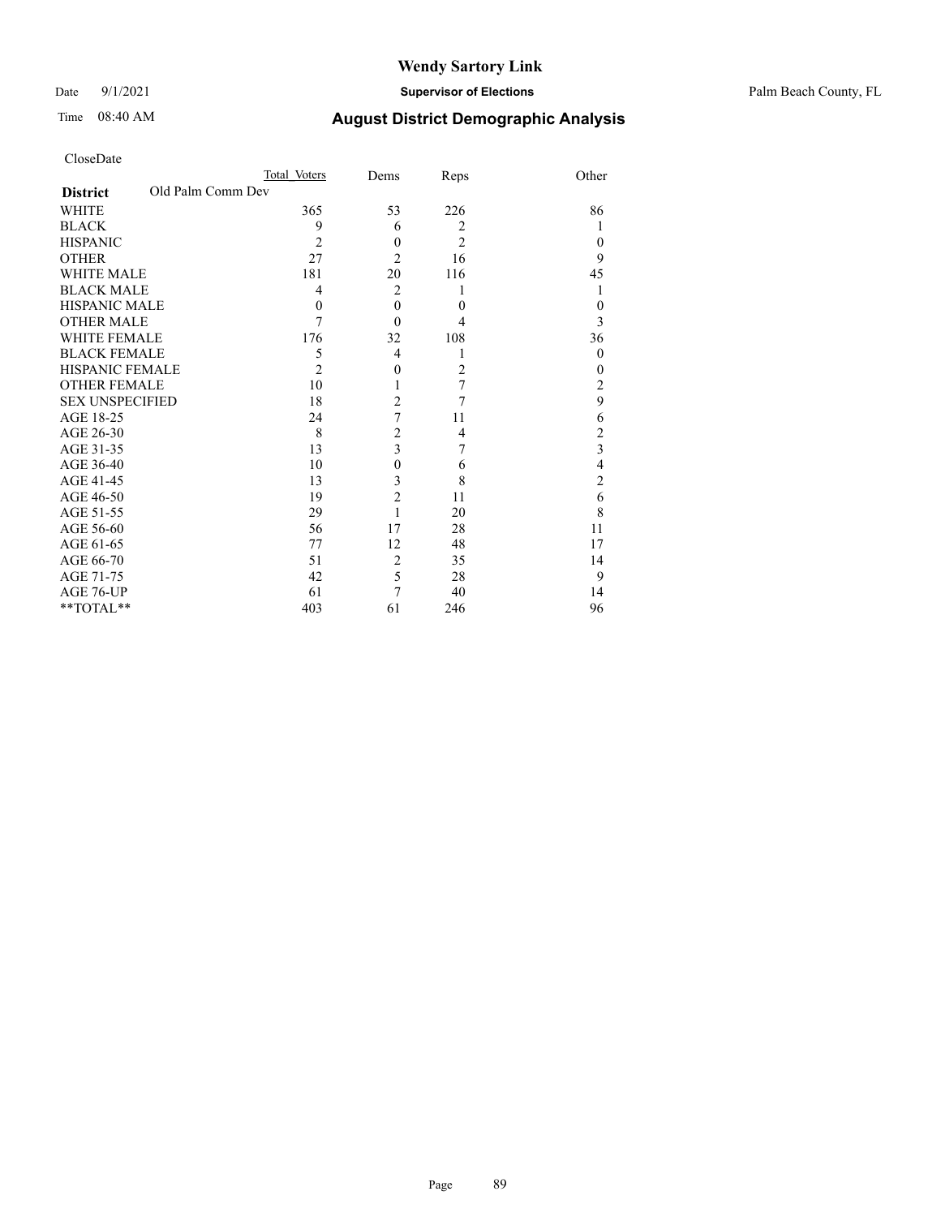# Wendy Sartory Link

Date 9/1/2021 **Supervisor of Elections** Palm Beach County, FL

Time 08:40 AM **August District Demographic Analysis**

CloseDate

| District | Old Palm Comm Dev | Total Voters | Dems | Reps | Other |
|---|---|---|---|---|---|
| WHITE | | 365 | 53 | 226 | 86 |
| BLACK | | 9 | 6 | 2 | 1 |
| HISPANIC | | 2 | 0 | 2 | 0 |
| OTHER | | 27 | 2 | 16 | 9 |
| WHITE MALE | | 181 | 20 | 116 | 45 |
| BLACK MALE | | 4 | 2 | 1 | 1 |
| HISPANIC MALE | | 0 | 0 | 0 | 0 |
| OTHER MALE | | 7 | 0 | 4 | 3 |
| WHITE FEMALE | | 176 | 32 | 108 | 36 |
| BLACK FEMALE | | 5 | 4 | 1 | 0 |
| HISPANIC FEMALE | | 2 | 0 | 2 | 0 |
| OTHER FEMALE | | 10 | 1 | 7 | 2 |
| SEX UNSPECIFIED | | 18 | 2 | 7 | 9 |
| AGE 18-25 | | 24 | 7 | 11 | 6 |
| AGE 26-30 | | 8 | 2 | 4 | 2 |
| AGE 31-35 | | 13 | 3 | 7 | 3 |
| AGE 36-40 | | 10 | 0 | 6 | 4 |
| AGE 41-45 | | 13 | 3 | 8 | 2 |
| AGE 46-50 | | 19 | 2 | 11 | 6 |
| AGE 51-55 | | 29 | 1 | 20 | 8 |
| AGE 56-60 | | 56 | 17 | 28 | 11 |
| AGE 61-65 | | 77 | 12 | 48 | 17 |
| AGE 66-70 | | 51 | 2 | 35 | 14 |
| AGE 71-75 | | 42 | 5 | 28 | 9 |
| AGE 76-UP | | 61 | 7 | 40 | 14 |
| **TOTAL** | | 403 | 61 | 246 | 96 |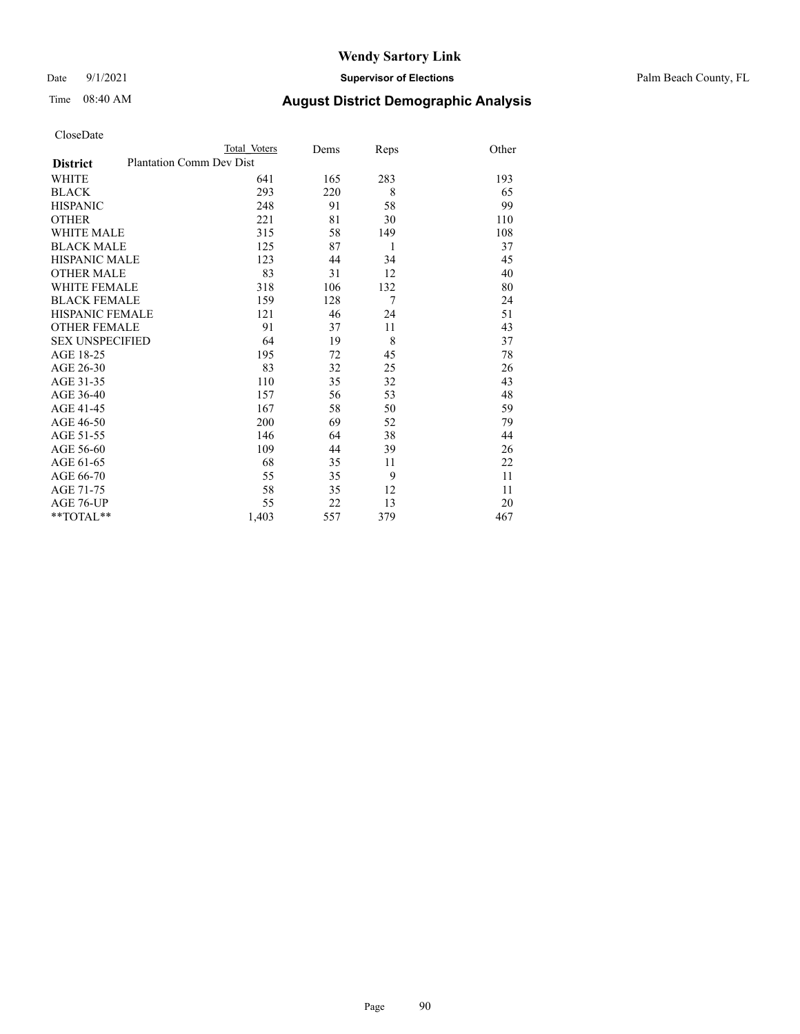# Wendy Sartory Link

Date 9/1/2021 **Supervisor of Elections** Palm Beach County, FL

Time 08:40 AM **August District Demographic Analysis**

CloseDate

| District | Total Voters | Dems | Reps | Other |
|---|---|---|---|---|
| Plantation Comm Dev Dist | | | | |
| WHITE | 641 | 165 | 283 | 193 |
| BLACK | 293 | 220 | 8 | 65 |
| HISPANIC | 248 | 91 | 58 | 99 |
| OTHER | 221 | 81 | 30 | 110 |
| WHITE MALE | 315 | 58 | 149 | 108 |
| BLACK MALE | 125 | 87 | 1 | 37 |
| HISPANIC MALE | 123 | 44 | 34 | 45 |
| OTHER MALE | 83 | 31 | 12 | 40 |
| WHITE FEMALE | 318 | 106 | 132 | 80 |
| BLACK FEMALE | 159 | 128 | 7 | 24 |
| HISPANIC FEMALE | 121 | 46 | 24 | 51 |
| OTHER FEMALE | 91 | 37 | 11 | 43 |
| SEX UNSPECIFIED | 64 | 19 | 8 | 37 |
| AGE 18-25 | 195 | 72 | 45 | 78 |
| AGE 26-30 | 83 | 32 | 25 | 26 |
| AGE 31-35 | 110 | 35 | 32 | 43 |
| AGE 36-40 | 157 | 56 | 53 | 48 |
| AGE 41-45 | 167 | 58 | 50 | 59 |
| AGE 46-50 | 200 | 69 | 52 | 79 |
| AGE 51-55 | 146 | 64 | 38 | 44 |
| AGE 56-60 | 109 | 44 | 39 | 26 |
| AGE 61-65 | 68 | 35 | 11 | 22 |
| AGE 66-70 | 55 | 35 | 9 | 11 |
| AGE 71-75 | 58 | 35 | 12 | 11 |
| AGE 76-UP | 55 | 22 | 13 | 20 |
| **TOTAL** | 1,403 | 557 | 379 | 467 |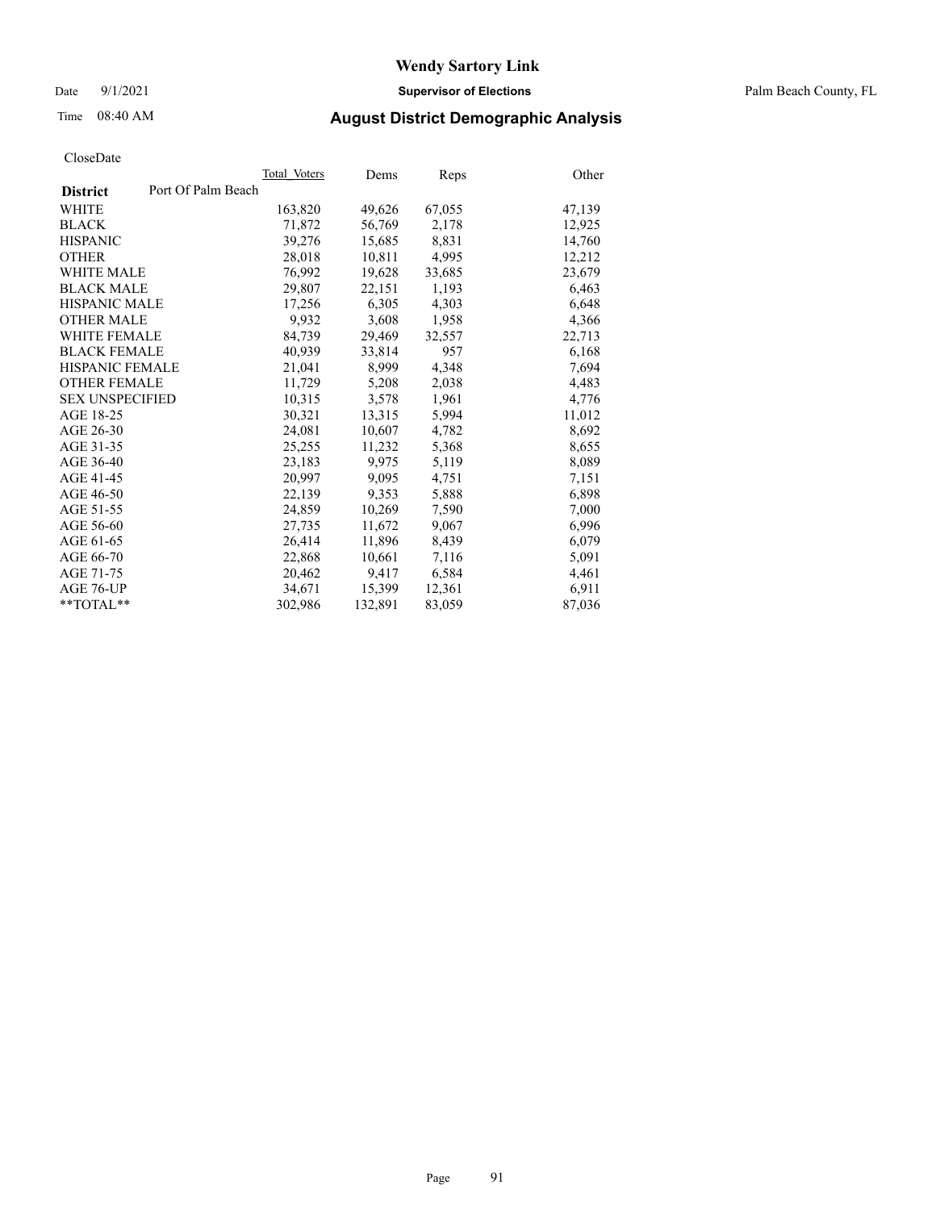# Wendy Sartory Link

Date 9/1/2021 **Supervisor of Elections** Palm Beach County, FL

Time 08:40 AM **August District Demographic Analysis**

CloseDate

| **District** Port Of Palm Beach | Total_Voters | Dems | Reps | Other |
|---|---|---|---|---|
| WHITE | 163,820 | 49,626 | 67,055 | 47,139 |
| BLACK | 71,872 | 56,769 | 2,178 | 12,925 |
| HISPANIC | 39,276 | 15,685 | 8,831 | 14,760 |
| OTHER | 28,018 | 10,811 | 4,995 | 12,212 |
| WHITE MALE | 76,992 | 19,628 | 33,685 | 23,679 |
| BLACK MALE | 29,807 | 22,151 | 1,193 | 6,463 |
| HISPANIC MALE | 17,256 | 6,305 | 4,303 | 6,648 |
| OTHER MALE | 9,932 | 3,608 | 1,958 | 4,366 |
| WHITE FEMALE | 84,739 | 29,469 | 32,557 | 22,713 |
| BLACK FEMALE | 40,939 | 33,814 | 957 | 6,168 |
| HISPANIC FEMALE | 21,041 | 8,999 | 4,348 | 7,694 |
| OTHER FEMALE | 11,729 | 5,208 | 2,038 | 4,483 |
| SEX UNSPECIFIED | 10,315 | 3,578 | 1,961 | 4,776 |
| AGE 18-25 | 30,321 | 13,315 | 5,994 | 11,012 |
| AGE 26-30 | 24,081 | 10,607 | 4,782 | 8,692 |
| AGE 31-35 | 25,255 | 11,232 | 5,368 | 8,655 |
| AGE 36-40 | 23,183 | 9,975 | 5,119 | 8,089 |
| AGE 41-45 | 20,997 | 9,095 | 4,751 | 7,151 |
| AGE 46-50 | 22,139 | 9,353 | 5,888 | 6,898 |
| AGE 51-55 | 24,859 | 10,269 | 7,590 | 7,000 |
| AGE 56-60 | 27,735 | 11,672 | 9,067 | 6,996 |
| AGE 61-65 | 26,414 | 11,896 | 8,439 | 6,079 |
| AGE 66-70 | 22,868 | 10,661 | 7,116 | 5,091 |
| AGE 71-75 | 20,462 | 9,417 | 6,584 | 4,461 |
| AGE 76-UP | 34,671 | 15,399 | 12,361 | 6,911 |
| **TOTAL** | 302,986 | 132,891 | 83,059 | 87,036 |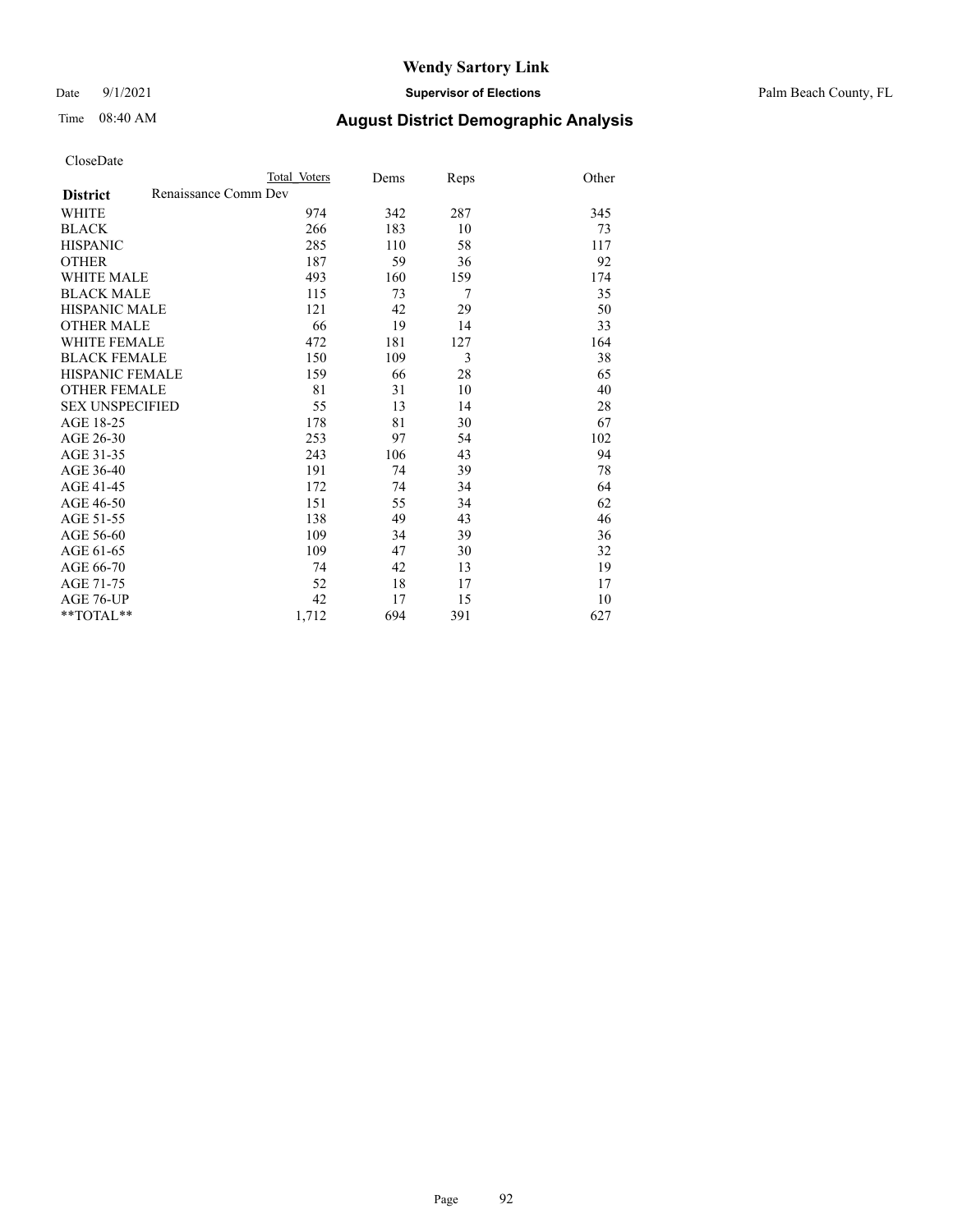# Wendy Sartory Link

Date 9/1/2021 **Supervisor of Elections** Palm Beach County, FL

Time 08:40 AM **August District Demographic Analysis**

CloseDate

| District | Total Voters | Dems | Reps | Other |
|---|---|---|---|---|
| Renaissance Comm Dev | | | | |
| WHITE | 974 | 342 | 287 | 345 |
| BLACK | 266 | 183 | 10 | 73 |
| HISPANIC | 285 | 110 | 58 | 117 |
| OTHER | 187 | 59 | 36 | 92 |
| WHITE MALE | 493 | 160 | 159 | 174 |
| BLACK MALE | 115 | 73 | 7 | 35 |
| HISPANIC MALE | 121 | 42 | 29 | 50 |
| OTHER MALE | 66 | 19 | 14 | 33 |
| WHITE FEMALE | 472 | 181 | 127 | 164 |
| BLACK FEMALE | 150 | 109 | 3 | 38 |
| HISPANIC FEMALE | 159 | 66 | 28 | 65 |
| OTHER FEMALE | 81 | 31 | 10 | 40 |
| SEX UNSPECIFIED | 55 | 13 | 14 | 28 |
| AGE 18-25 | 178 | 81 | 30 | 67 |
| AGE 26-30 | 253 | 97 | 54 | 102 |
| AGE 31-35 | 243 | 106 | 43 | 94 |
| AGE 36-40 | 191 | 74 | 39 | 78 |
| AGE 41-45 | 172 | 74 | 34 | 64 |
| AGE 46-50 | 151 | 55 | 34 | 62 |
| AGE 51-55 | 138 | 49 | 43 | 46 |
| AGE 56-60 | 109 | 34 | 39 | 36 |
| AGE 61-65 | 109 | 47 | 30 | 32 |
| AGE 66-70 | 74 | 42 | 13 | 19 |
| AGE 71-75 | 52 | 18 | 17 | 17 |
| AGE 76-UP | 42 | 17 | 15 | 10 |
| **TOTAL** | 1,712 | 694 | 391 | 627 |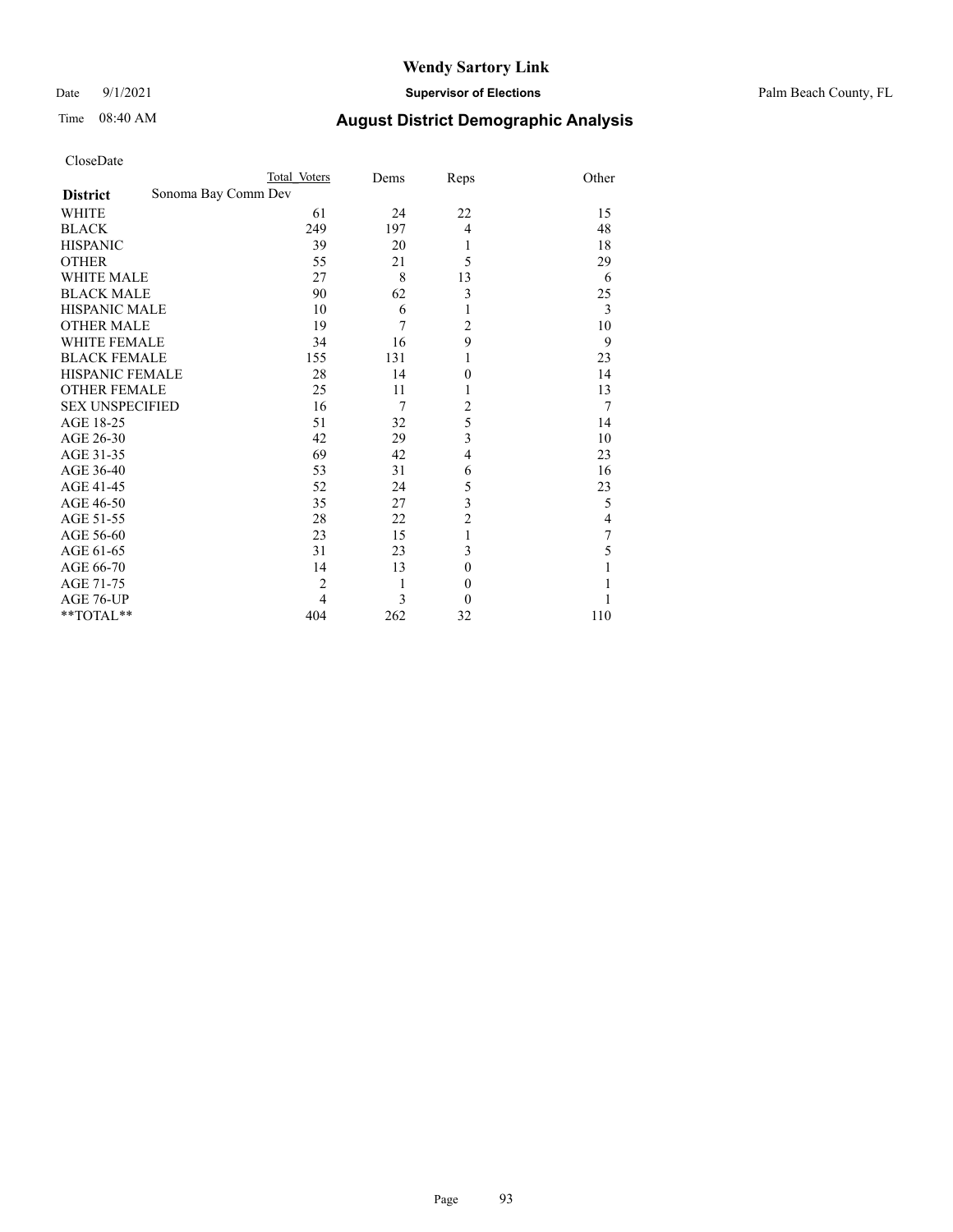# Wendy Sartory Link

Date 9/1/2021 **Supervisor of Elections** Palm Beach County, FL

Time 08:40 AM **August District Demographic Analysis**

CloseDate

| District | Total Voters | Dems | Reps | Other |
|---|---|---|---|---|
| Sonoma Bay Comm Dev | | | | |
| WHITE | 61 | 24 | 22 | 15 |
| BLACK | 249 | 197 | 4 | 48 |
| HISPANIC | 39 | 20 | 1 | 18 |
| OTHER | 55 | 21 | 5 | 29 |
| WHITE MALE | 27 | 8 | 13 | 6 |
| BLACK MALE | 90 | 62 | 3 | 25 |
| HISPANIC MALE | 10 | 6 | 1 | 3 |
| OTHER MALE | 19 | 7 | 2 | 10 |
| WHITE FEMALE | 34 | 16 | 9 | 9 |
| BLACK FEMALE | 155 | 131 | 1 | 23 |
| HISPANIC FEMALE | 28 | 14 | 0 | 14 |
| OTHER FEMALE | 25 | 11 | 1 | 13 |
| SEX UNSPECIFIED | 16 | 7 | 2 | 7 |
| AGE 18-25 | 51 | 32 | 5 | 14 |
| AGE 26-30 | 42 | 29 | 3 | 10 |
| AGE 31-35 | 69 | 42 | 4 | 23 |
| AGE 36-40 | 53 | 31 | 6 | 16 |
| AGE 41-45 | 52 | 24 | 5 | 23 |
| AGE 46-50 | 35 | 27 | 3 | 5 |
| AGE 51-55 | 28 | 22 | 2 | 4 |
| AGE 56-60 | 23 | 15 | 1 | 7 |
| AGE 61-65 | 31 | 23 | 3 | 5 |
| AGE 66-70 | 14 | 13 | 0 | 1 |
| AGE 71-75 | 2 | 1 | 0 | 1 |
| AGE 76-UP | 4 | 3 | 0 | 1 |
| **TOTAL** | 404 | 262 | 32 | 110 |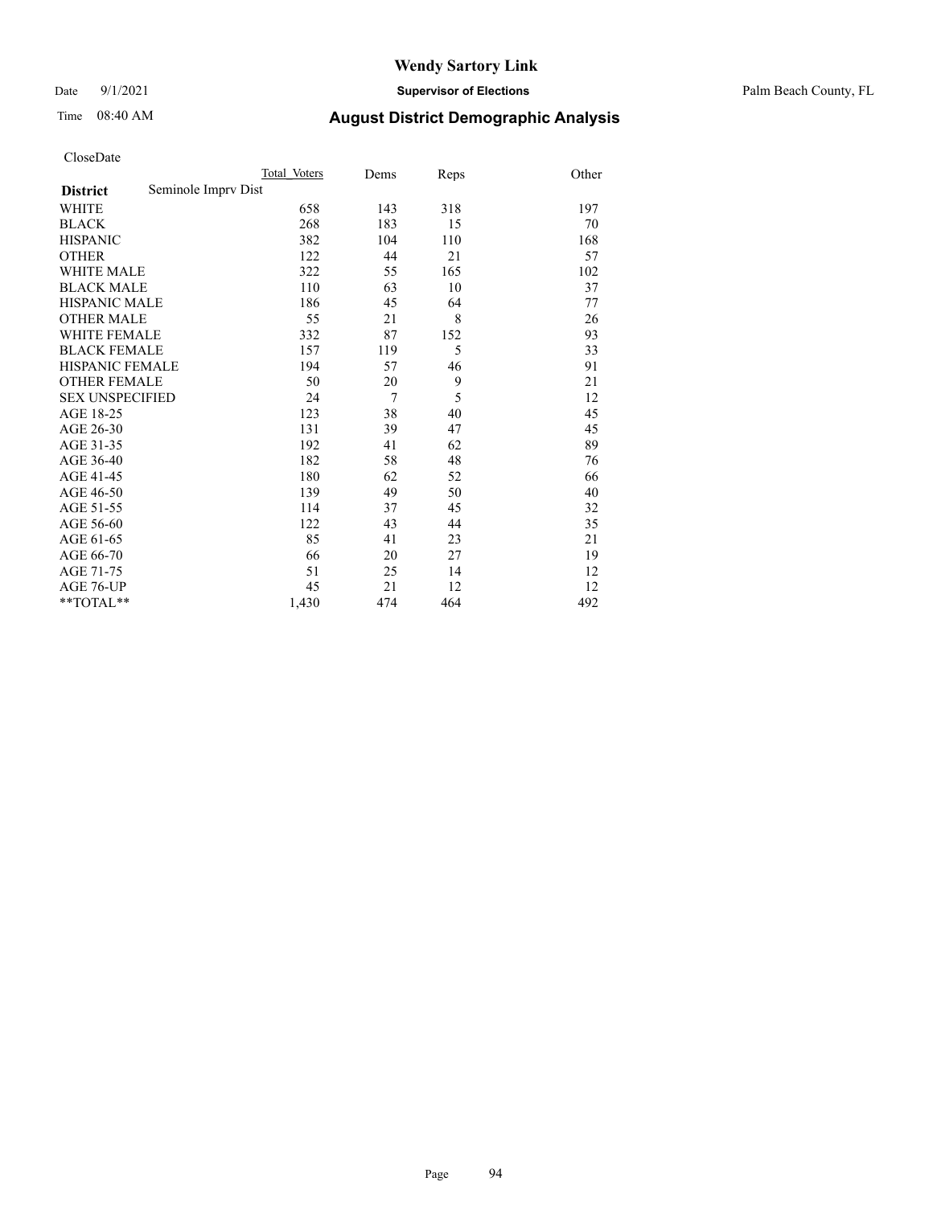# Wendy Sartory Link

Date 9/1/2021 **Supervisor of Elections** Palm Beach County, FL

Time 08:40 AM **August District Demographic Analysis**

CloseDate

| **District** | Seminole Imprv Dist | Total Voters | Dems | Reps | Other |
|---|---|---|---|---|---|
| WHITE | | 658 | 143 | 318 | 197 |
| BLACK | | 268 | 183 | 15 | 70 |
| HISPANIC | | 382 | 104 | 110 | 168 |
| OTHER | | 122 | 44 | 21 | 57 |
| WHITE MALE | | 322 | 55 | 165 | 102 |
| BLACK MALE | | 110 | 63 | 10 | 37 |
| HISPANIC MALE | | 186 | 45 | 64 | 77 |
| OTHER MALE | | 55 | 21 | 8 | 26 |
| WHITE FEMALE | | 332 | 87 | 152 | 93 |
| BLACK FEMALE | | 157 | 119 | 5 | 33 |
| HISPANIC FEMALE | | 194 | 57 | 46 | 91 |
| OTHER FEMALE | | 50 | 20 | 9 | 21 |
| SEX UNSPECIFIED | | 24 | 7 | 5 | 12 |
| AGE 18-25 | | 123 | 38 | 40 | 45 |
| AGE 26-30 | | 131 | 39 | 47 | 45 |
| AGE 31-35 | | 192 | 41 | 62 | 89 |
| AGE 36-40 | | 182 | 58 | 48 | 76 |
| AGE 41-45 | | 180 | 62 | 52 | 66 |
| AGE 46-50 | | 139 | 49 | 50 | 40 |
| AGE 51-55 | | 114 | 37 | 45 | 32 |
| AGE 56-60 | | 122 | 43 | 44 | 35 |
| AGE 61-65 | | 85 | 41 | 23 | 21 |
| AGE 66-70 | | 66 | 20 | 27 | 19 |
| AGE 71-75 | | 51 | 25 | 14 | 12 |
| AGE 76-UP | | 45 | 21 | 12 | 12 |
| **TOTAL** | | 1,430 | 474 | 464 | 492 |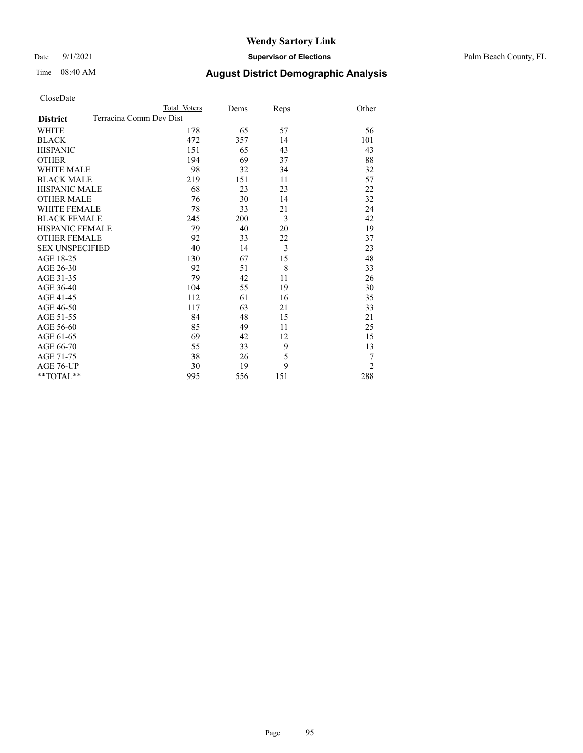# Wendy Sartory Link

Date 9/1/2021 **Supervisor of Elections** Palm Beach County, FL

Time 08:40 AM **August District Demographic Analysis**

CloseDate

| | Total Voters | Dems | Reps | Other |
|---|---|---|---|---|
| **District** Terracina Comm Dev Dist | | | | |
| WHITE | 178 | 65 | 57 | 56 |
| BLACK | 472 | 357 | 14 | 101 |
| HISPANIC | 151 | 65 | 43 | 43 |
| OTHER | 194 | 69 | 37 | 88 |
| WHITE MALE | 98 | 32 | 34 | 32 |
| BLACK MALE | 219 | 151 | 11 | 57 |
| HISPANIC MALE | 68 | 23 | 23 | 22 |
| OTHER MALE | 76 | 30 | 14 | 32 |
| WHITE FEMALE | 78 | 33 | 21 | 24 |
| BLACK FEMALE | 245 | 200 | 3 | 42 |
| HISPANIC FEMALE | 79 | 40 | 20 | 19 |
| OTHER FEMALE | 92 | 33 | 22 | 37 |
| SEX UNSPECIFIED | 40 | 14 | 3 | 23 |
| AGE 18-25 | 130 | 67 | 15 | 48 |
| AGE 26-30 | 92 | 51 | 8 | 33 |
| AGE 31-35 | 79 | 42 | 11 | 26 |
| AGE 36-40 | 104 | 55 | 19 | 30 |
| AGE 41-45 | 112 | 61 | 16 | 35 |
| AGE 46-50 | 117 | 63 | 21 | 33 |
| AGE 51-55 | 84 | 48 | 15 | 21 |
| AGE 56-60 | 85 | 49 | 11 | 25 |
| AGE 61-65 | 69 | 42 | 12 | 15 |
| AGE 66-70 | 55 | 33 | 9 | 13 |
| AGE 71-75 | 38 | 26 | 5 | 7 |
| AGE 76-UP | 30 | 19 | 9 | 2 |
| **TOTAL** | 995 | 556 | 151 | 288 |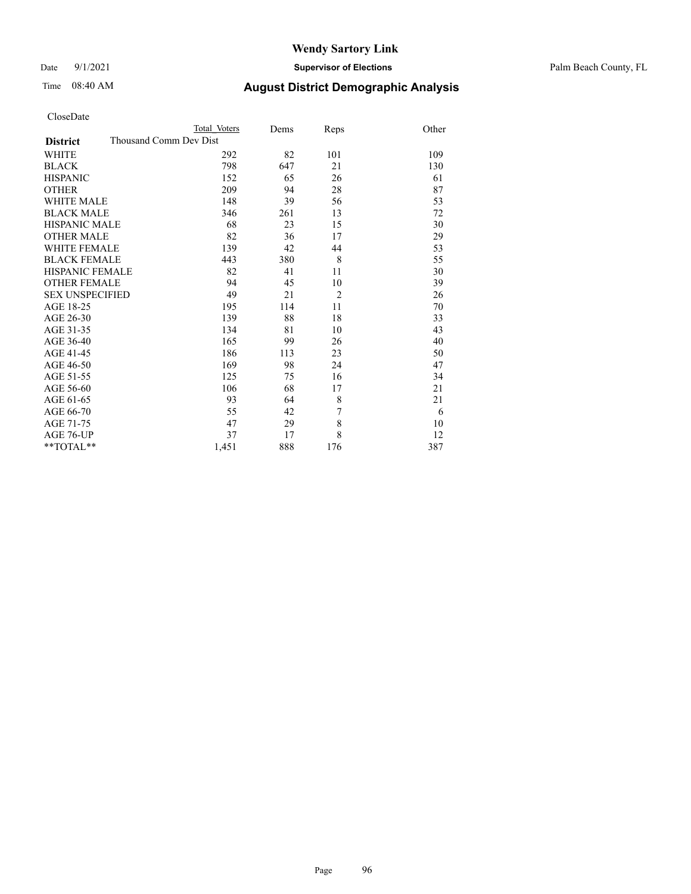# Wendy Sartory Link

Date 9/1/2021 **Supervisor of Elections** Palm Beach County, FL

Time 08:40 AM **August District Demographic Analysis**

CloseDate

| **District** | Total Voters | Dems | Reps | Other |
|---|---|---|---|---|
| Thousand Comm Dev Dist | | | | |
| WHITE | 292 | 82 | 101 | 109 |
| BLACK | 798 | 647 | 21 | 130 |
| HISPANIC | 152 | 65 | 26 | 61 |
| OTHER | 209 | 94 | 28 | 87 |
| WHITE MALE | 148 | 39 | 56 | 53 |
| BLACK MALE | 346 | 261 | 13 | 72 |
| HISPANIC MALE | 68 | 23 | 15 | 30 |
| OTHER MALE | 82 | 36 | 17 | 29 |
| WHITE FEMALE | 139 | 42 | 44 | 53 |
| BLACK FEMALE | 443 | 380 | 8 | 55 |
| HISPANIC FEMALE | 82 | 41 | 11 | 30 |
| OTHER FEMALE | 94 | 45 | 10 | 39 |
| SEX UNSPECIFIED | 49 | 21 | 2 | 26 |
| AGE 18-25 | 195 | 114 | 11 | 70 |
| AGE 26-30 | 139 | 88 | 18 | 33 |
| AGE 31-35 | 134 | 81 | 10 | 43 |
| AGE 36-40 | 165 | 99 | 26 | 40 |
| AGE 41-45 | 186 | 113 | 23 | 50 |
| AGE 46-50 | 169 | 98 | 24 | 47 |
| AGE 51-55 | 125 | 75 | 16 | 34 |
| AGE 56-60 | 106 | 68 | 17 | 21 |
| AGE 61-65 | 93 | 64 | 8 | 21 |
| AGE 66-70 | 55 | 42 | 7 | 6 |
| AGE 71-75 | 47 | 29 | 8 | 10 |
| AGE 76-UP | 37 | 17 | 8 | 12 |
| **TOTAL** | 1,451 | 888 | 176 | 387 |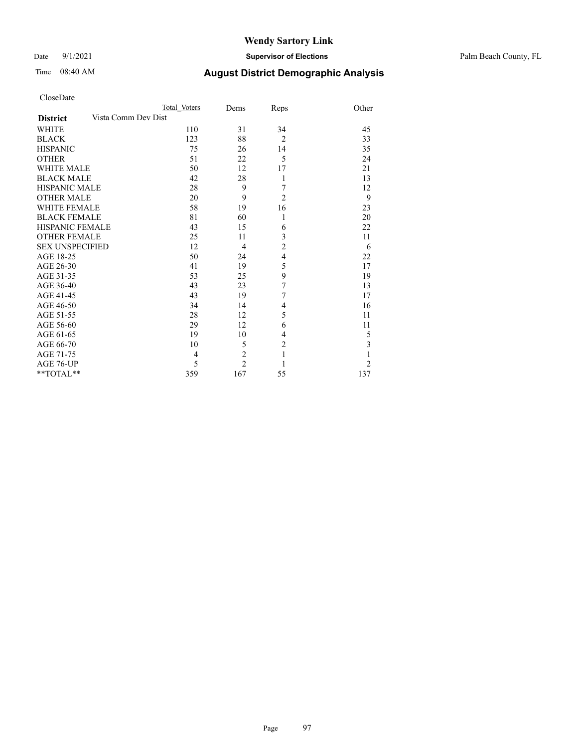# Wendy Sartory Link

Date 9/1/2021 **Supervisor of Elections** Palm Beach County, FL

Time 08:40 AM **August District Demographic Analysis**

CloseDate

| District | Total Voters | Dems | Reps | Other |
|---|---|---|---|---|
| Vista Comm Dev Dist | | | | |
| WHITE | 110 | 31 | 34 | 45 |
| BLACK | 123 | 88 | 2 | 33 |
| HISPANIC | 75 | 26 | 14 | 35 |
| OTHER | 51 | 22 | 5 | 24 |
| WHITE MALE | 50 | 12 | 17 | 21 |
| BLACK MALE | 42 | 28 | 1 | 13 |
| HISPANIC MALE | 28 | 9 | 7 | 12 |
| OTHER MALE | 20 | 9 | 2 | 9 |
| WHITE FEMALE | 58 | 19 | 16 | 23 |
| BLACK FEMALE | 81 | 60 | 1 | 20 |
| HISPANIC FEMALE | 43 | 15 | 6 | 22 |
| OTHER FEMALE | 25 | 11 | 3 | 11 |
| SEX UNSPECIFIED | 12 | 4 | 2 | 6 |
| AGE 18-25 | 50 | 24 | 4 | 22 |
| AGE 26-30 | 41 | 19 | 5 | 17 |
| AGE 31-35 | 53 | 25 | 9 | 19 |
| AGE 36-40 | 43 | 23 | 7 | 13 |
| AGE 41-45 | 43 | 19 | 7 | 17 |
| AGE 46-50 | 34 | 14 | 4 | 16 |
| AGE 51-55 | 28 | 12 | 5 | 11 |
| AGE 56-60 | 29 | 12 | 6 | 11 |
| AGE 61-65 | 19 | 10 | 4 | 5 |
| AGE 66-70 | 10 | 5 | 2 | 3 |
| AGE 71-75 | 4 | 2 | 1 | 1 |
| AGE 76-UP | 5 | 2 | 1 | 2 |
| **TOTAL** | 359 | 167 | 55 | 137 |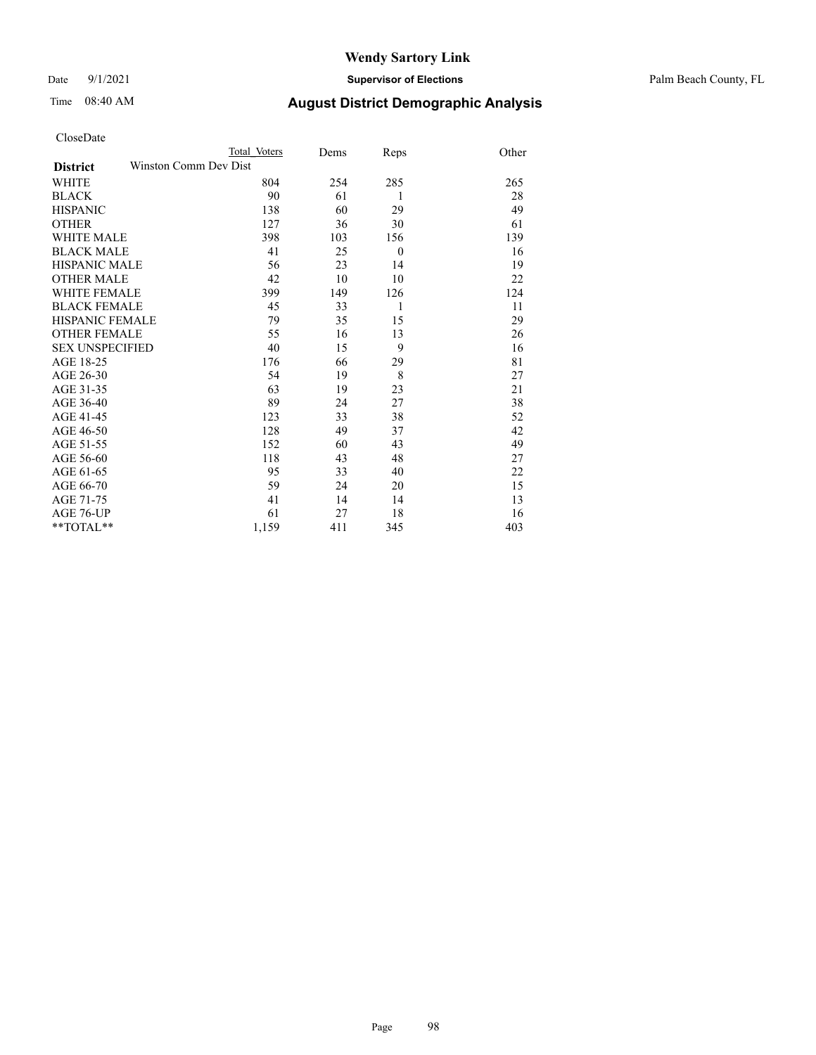# Wendy Sartory Link

Date 9/1/2021 **Supervisor of Elections** Palm Beach County, FL

Time 08:40 AM **August District Demographic Analysis**

CloseDate

| | Total Voters | Dems | Reps | Other |
|---|---|---|---|---|
| **District** Winston Comm Dev Dist | | | | |
| WHITE | 804 | 254 | 285 | 265 |
| BLACK | 90 | 61 | 1 | 28 |
| HISPANIC | 138 | 60 | 29 | 49 |
| OTHER | 127 | 36 | 30 | 61 |
| WHITE MALE | 398 | 103 | 156 | 139 |
| BLACK MALE | 41 | 25 | 0 | 16 |
| HISPANIC MALE | 56 | 23 | 14 | 19 |
| OTHER MALE | 42 | 10 | 10 | 22 |
| WHITE FEMALE | 399 | 149 | 126 | 124 |
| BLACK FEMALE | 45 | 33 | 1 | 11 |
| HISPANIC FEMALE | 79 | 35 | 15 | 29 |
| OTHER FEMALE | 55 | 16 | 13 | 26 |
| SEX UNSPECIFIED | 40 | 15 | 9 | 16 |
| AGE 18-25 | 176 | 66 | 29 | 81 |
| AGE 26-30 | 54 | 19 | 8 | 27 |
| AGE 31-35 | 63 | 19 | 23 | 21 |
| AGE 36-40 | 89 | 24 | 27 | 38 |
| AGE 41-45 | 123 | 33 | 38 | 52 |
| AGE 46-50 | 128 | 49 | 37 | 42 |
| AGE 51-55 | 152 | 60 | 43 | 49 |
| AGE 56-60 | 118 | 43 | 48 | 27 |
| AGE 61-65 | 95 | 33 | 40 | 22 |
| AGE 66-70 | 59 | 24 | 20 | 15 |
| AGE 71-75 | 41 | 14 | 14 | 13 |
| AGE 76-UP | 61 | 27 | 18 | 16 |
| **TOTAL** | 1,159 | 411 | 345 | 403 |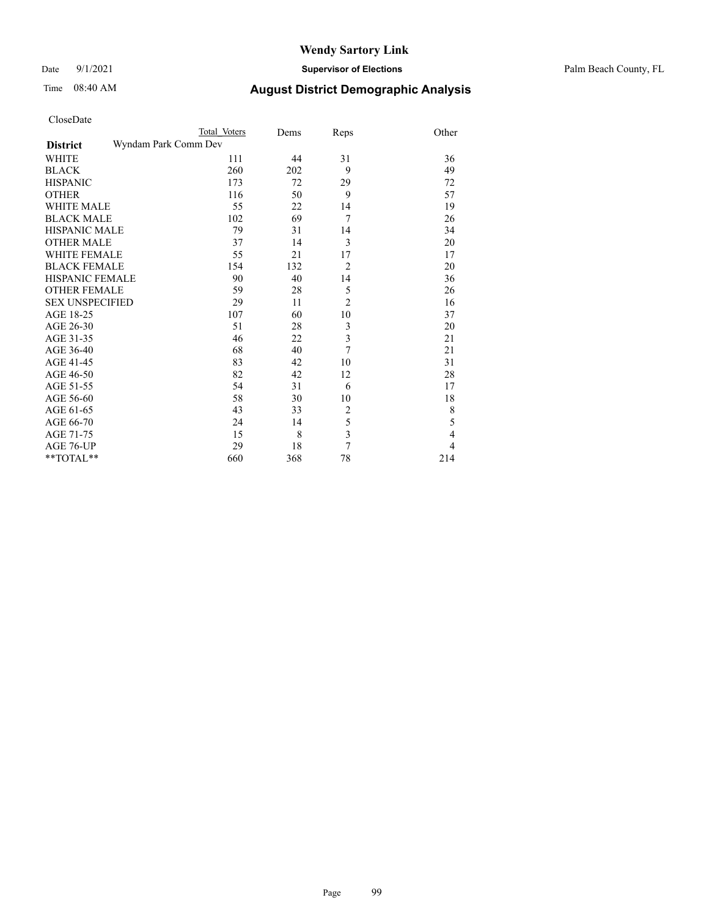# Wendy Sartory Link

Date 9/1/2021 **Supervisor of Elections** Palm Beach County, FL

Time 08:40 AM **August District Demographic Analysis**

CloseDate

| | Total Voters | Dems | Reps | Other |
|---|---|---|---|---|
| **District** Wyndam Park Comm Dev | | | | |
| WHITE | 111 | 44 | 31 | 36 |
| BLACK | 260 | 202 | 9 | 49 |
| HISPANIC | 173 | 72 | 29 | 72 |
| OTHER | 116 | 50 | 9 | 57 |
| WHITE MALE | 55 | 22 | 14 | 19 |
| BLACK MALE | 102 | 69 | 7 | 26 |
| HISPANIC MALE | 79 | 31 | 14 | 34 |
| OTHER MALE | 37 | 14 | 3 | 20 |
| WHITE FEMALE | 55 | 21 | 17 | 17 |
| BLACK FEMALE | 154 | 132 | 2 | 20 |
| HISPANIC FEMALE | 90 | 40 | 14 | 36 |
| OTHER FEMALE | 59 | 28 | 5 | 26 |
| SEX UNSPECIFIED | 29 | 11 | 2 | 16 |
| AGE 18-25 | 107 | 60 | 10 | 37 |
| AGE 26-30 | 51 | 28 | 3 | 20 |
| AGE 31-35 | 46 | 22 | 3 | 21 |
| AGE 36-40 | 68 | 40 | 7 | 21 |
| AGE 41-45 | 83 | 42 | 10 | 31 |
| AGE 46-50 | 82 | 42 | 12 | 28 |
| AGE 51-55 | 54 | 31 | 6 | 17 |
| AGE 56-60 | 58 | 30 | 10 | 18 |
| AGE 61-65 | 43 | 33 | 2 | 8 |
| AGE 66-70 | 24 | 14 | 5 | 5 |
| AGE 71-75 | 15 | 8 | 3 | 4 |
| AGE 76-UP | 29 | 18 | 7 | 4 |
| **TOTAL** | 660 | 368 | 78 | 214 |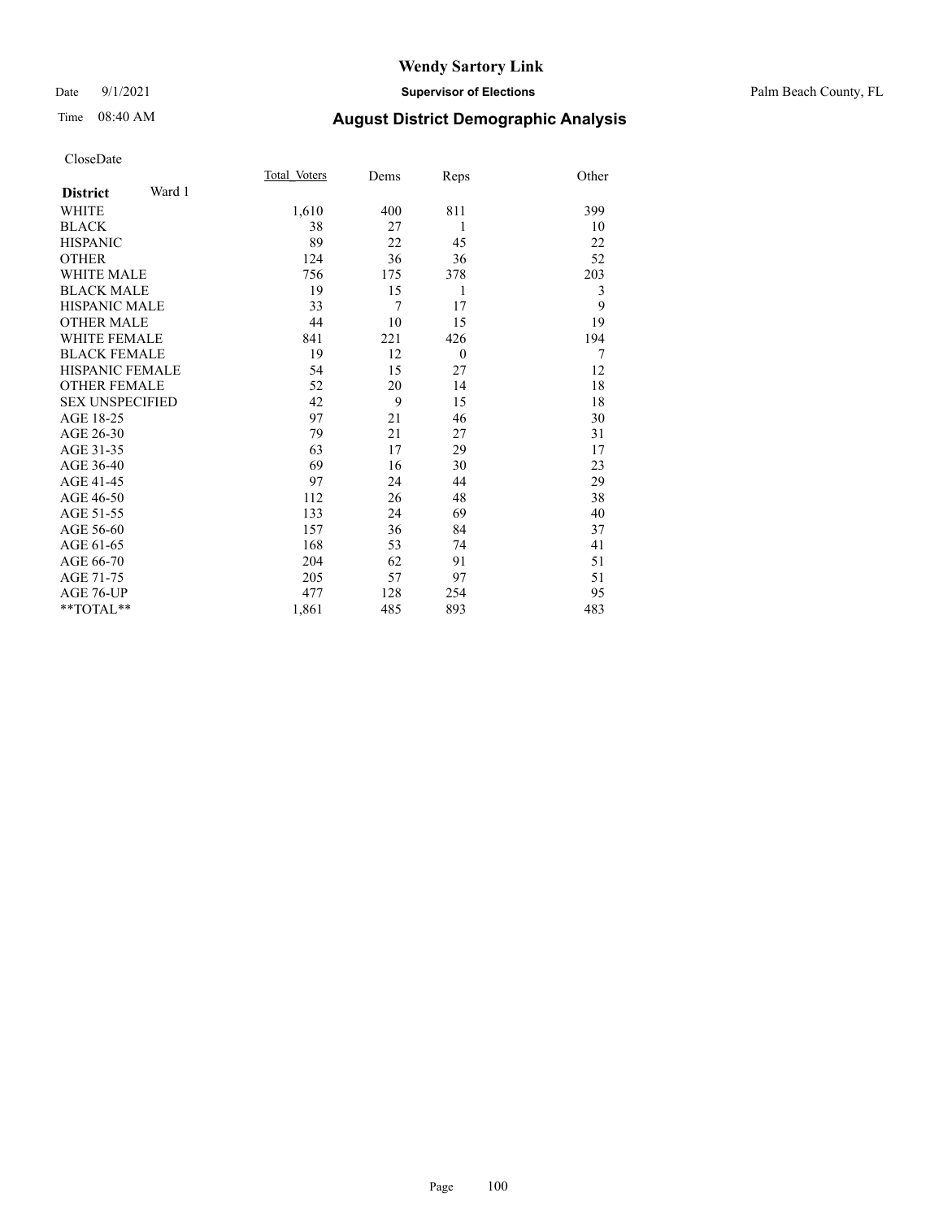# Wendy Sartory Link

Date 9/1/2021 **Supervisor of Elections** Palm Beach County, FL

Time 08:40 AM **August District Demographic Analysis**

CloseDate

| **District** Ward 1 | Total_Voters | Dems | Reps | Other |
|---|---|---|---|---|
| WHITE | 1,610 | 400 | 811 | 399 |
| BLACK | 38 | 27 | 1 | 10 |
| HISPANIC | 89 | 22 | 45 | 22 |
| OTHER | 124 | 36 | 36 | 52 |
| WHITE MALE | 756 | 175 | 378 | 203 |
| BLACK MALE | 19 | 15 | 1 | 3 |
| HISPANIC MALE | 33 | 7 | 17 | 9 |
| OTHER MALE | 44 | 10 | 15 | 19 |
| WHITE FEMALE | 841 | 221 | 426 | 194 |
| BLACK FEMALE | 19 | 12 | 0 | 7 |
| HISPANIC FEMALE | 54 | 15 | 27 | 12 |
| OTHER FEMALE | 52 | 20 | 14 | 18 |
| SEX UNSPECIFIED | 42 | 9 | 15 | 18 |
| AGE 18-25 | 97 | 21 | 46 | 30 |
| AGE 26-30 | 79 | 21 | 27 | 31 |
| AGE 31-35 | 63 | 17 | 29 | 17 |
| AGE 36-40 | 69 | 16 | 30 | 23 |
| AGE 41-45 | 97 | 24 | 44 | 29 |
| AGE 46-50 | 112 | 26 | 48 | 38 |
| AGE 51-55 | 133 | 24 | 69 | 40 |
| AGE 56-60 | 157 | 36 | 84 | 37 |
| AGE 61-65 | 168 | 53 | 74 | 41 |
| AGE 66-70 | 204 | 62 | 91 | 51 |
| AGE 71-75 | 205 | 57 | 97 | 51 |
| AGE 76-UP | 477 | 128 | 254 | 95 |
| **TOTAL** | 1,861 | 485 | 893 | 483 |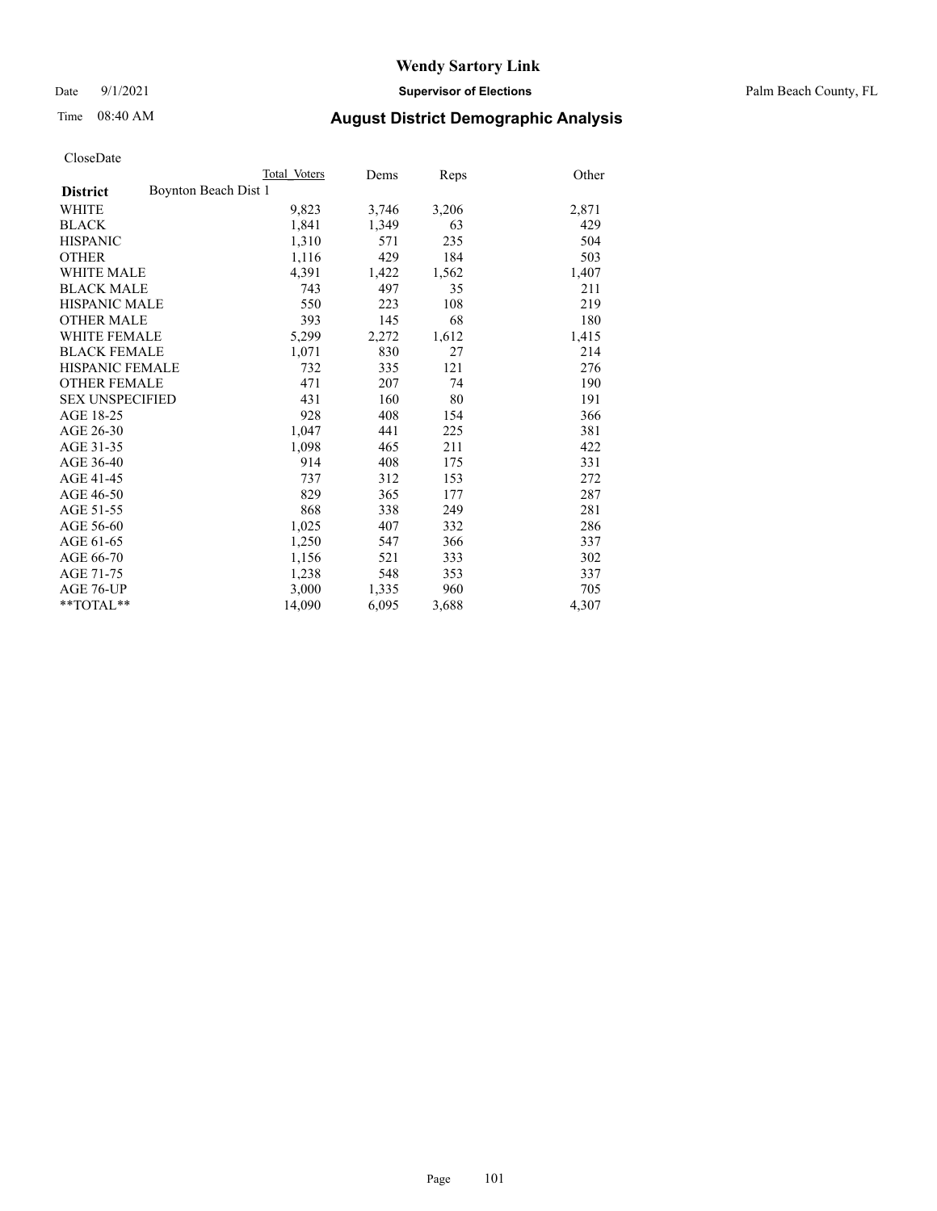# August District Demographic Analysis

CloseDate

| District | Boynton Beach Dist 1 | Total Voters | Dems | Reps | Other |
|---|---|---|---|---|---|
| WHITE | | 9,823 | 3,746 | 3,206 | 2,871 |
| BLACK | | 1,841 | 1,349 | 63 | 429 |
| HISPANIC | | 1,310 | 571 | 235 | 504 |
| OTHER | | 1,116 | 429 | 184 | 503 |
| WHITE MALE | | 4,391 | 1,422 | 1,562 | 1,407 |
| BLACK MALE | | 743 | 497 | 35 | 211 |
| HISPANIC MALE | | 550 | 223 | 108 | 219 |
| OTHER MALE | | 393 | 145 | 68 | 180 |
| WHITE FEMALE | | 5,299 | 2,272 | 1,612 | 1,415 |
| BLACK FEMALE | | 1,071 | 830 | 27 | 214 |
| HISPANIC FEMALE | | 732 | 335 | 121 | 276 |
| OTHER FEMALE | | 471 | 207 | 74 | 190 |
| SEX UNSPECIFIED | | 431 | 160 | 80 | 191 |
| AGE 18-25 | | 928 | 408 | 154 | 366 |
| AGE 26-30 | | 1,047 | 441 | 225 | 381 |
| AGE 31-35 | | 1,098 | 465 | 211 | 422 |
| AGE 36-40 | | 914 | 408 | 175 | 331 |
| AGE 41-45 | | 737 | 312 | 153 | 272 |
| AGE 46-50 | | 829 | 365 | 177 | 287 |
| AGE 51-55 | | 868 | 338 | 249 | 281 |
| AGE 56-60 | | 1,025 | 407 | 332 | 286 |
| AGE 61-65 | | 1,250 | 547 | 366 | 337 |
| AGE 66-70 | | 1,156 | 521 | 333 | 302 |
| AGE 71-75 | | 1,238 | 548 | 353 | 337 |
| AGE 76-UP | | 3,000 | 1,335 | 960 | 705 |
| **TOTAL** | | 14,090 | 6,095 | 3,688 | 4,307 |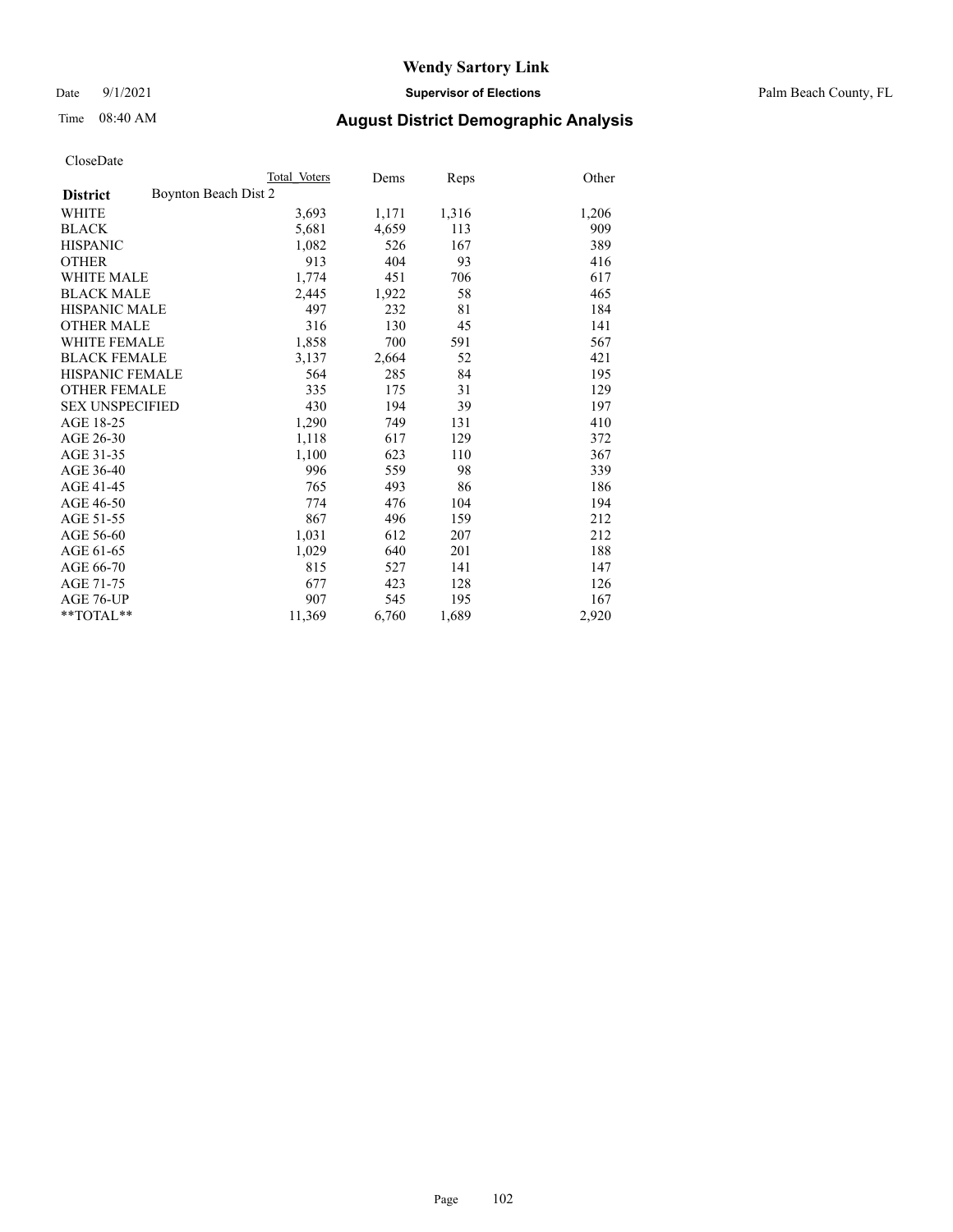# Wendy Sartory Link

Date 9/1/2021 **Supervisor of Elections** Palm Beach County, FL

Time 08:40 AM **August District Demographic Analysis**

CloseDate

| | Total Voters | Dems | Reps | Other |
|---|---|---|---|---|
| **District** Boynton Beach Dist 2 | | | | |
| WHITE | 3,693 | 1,171 | 1,316 | 1,206 |
| BLACK | 5,681 | 4,659 | 113 | 909 |
| HISPANIC | 1,082 | 526 | 167 | 389 |
| OTHER | 913 | 404 | 93 | 416 |
| WHITE MALE | 1,774 | 451 | 706 | 617 |
| BLACK MALE | 2,445 | 1,922 | 58 | 465 |
| HISPANIC MALE | 497 | 232 | 81 | 184 |
| OTHER MALE | 316 | 130 | 45 | 141 |
| WHITE FEMALE | 1,858 | 700 | 591 | 567 |
| BLACK FEMALE | 3,137 | 2,664 | 52 | 421 |
| HISPANIC FEMALE | 564 | 285 | 84 | 195 |
| OTHER FEMALE | 335 | 175 | 31 | 129 |
| SEX UNSPECIFIED | 430 | 194 | 39 | 197 |
| AGE 18-25 | 1,290 | 749 | 131 | 410 |
| AGE 26-30 | 1,118 | 617 | 129 | 372 |
| AGE 31-35 | 1,100 | 623 | 110 | 367 |
| AGE 36-40 | 996 | 559 | 98 | 339 |
| AGE 41-45 | 765 | 493 | 86 | 186 |
| AGE 46-50 | 774 | 476 | 104 | 194 |
| AGE 51-55 | 867 | 496 | 159 | 212 |
| AGE 56-60 | 1,031 | 612 | 207 | 212 |
| AGE 61-65 | 1,029 | 640 | 201 | 188 |
| AGE 66-70 | 815 | 527 | 141 | 147 |
| AGE 71-75 | 677 | 423 | 128 | 126 |
| AGE 76-UP | 907 | 545 | 195 | 167 |
| **TOTAL** | 11,369 | 6,760 | 1,689 | 2,920 |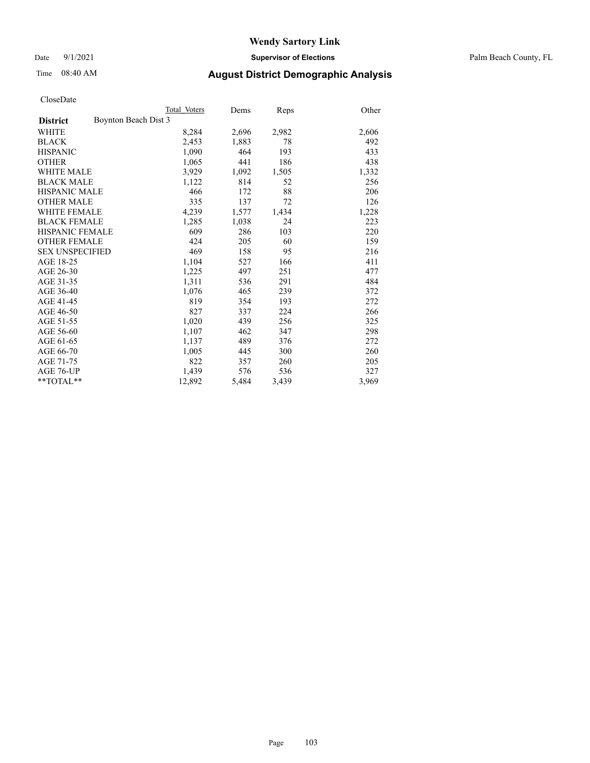# Wendy Sartory Link

Date 9/1/2021 **Supervisor of Elections** Palm Beach County, FL

Time 08:40 AM **August District Demographic Analysis**

CloseDate

| | Total Voters | Dems | Reps | Other |
|---|---|---|---|---|
| **District** Boynton Beach Dist 3 | | | | |
| WHITE | 8,284 | 2,696 | 2,982 | 2,606 |
| BLACK | 2,453 | 1,883 | 78 | 492 |
| HISPANIC | 1,090 | 464 | 193 | 433 |
| OTHER | 1,065 | 441 | 186 | 438 |
| WHITE MALE | 3,929 | 1,092 | 1,505 | 1,332 |
| BLACK MALE | 1,122 | 814 | 52 | 256 |
| HISPANIC MALE | 466 | 172 | 88 | 206 |
| OTHER MALE | 335 | 137 | 72 | 126 |
| WHITE FEMALE | 4,239 | 1,577 | 1,434 | 1,228 |
| BLACK FEMALE | 1,285 | 1,038 | 24 | 223 |
| HISPANIC FEMALE | 609 | 286 | 103 | 220 |
| OTHER FEMALE | 424 | 205 | 60 | 159 |
| SEX UNSPECIFIED | 469 | 158 | 95 | 216 |
| AGE 18-25 | 1,104 | 527 | 166 | 411 |
| AGE 26-30 | 1,225 | 497 | 251 | 477 |
| AGE 31-35 | 1,311 | 536 | 291 | 484 |
| AGE 36-40 | 1,076 | 465 | 239 | 372 |
| AGE 41-45 | 819 | 354 | 193 | 272 |
| AGE 46-50 | 827 | 337 | 224 | 266 |
| AGE 51-55 | 1,020 | 439 | 256 | 325 |
| AGE 56-60 | 1,107 | 462 | 347 | 298 |
| AGE 61-65 | 1,137 | 489 | 376 | 272 |
| AGE 66-70 | 1,005 | 445 | 300 | 260 |
| AGE 71-75 | 822 | 357 | 260 | 205 |
| AGE 76-UP | 1,439 | 576 | 536 | 327 |
| **TOTAL** | 12,892 | 5,484 | 3,439 | 3,969 |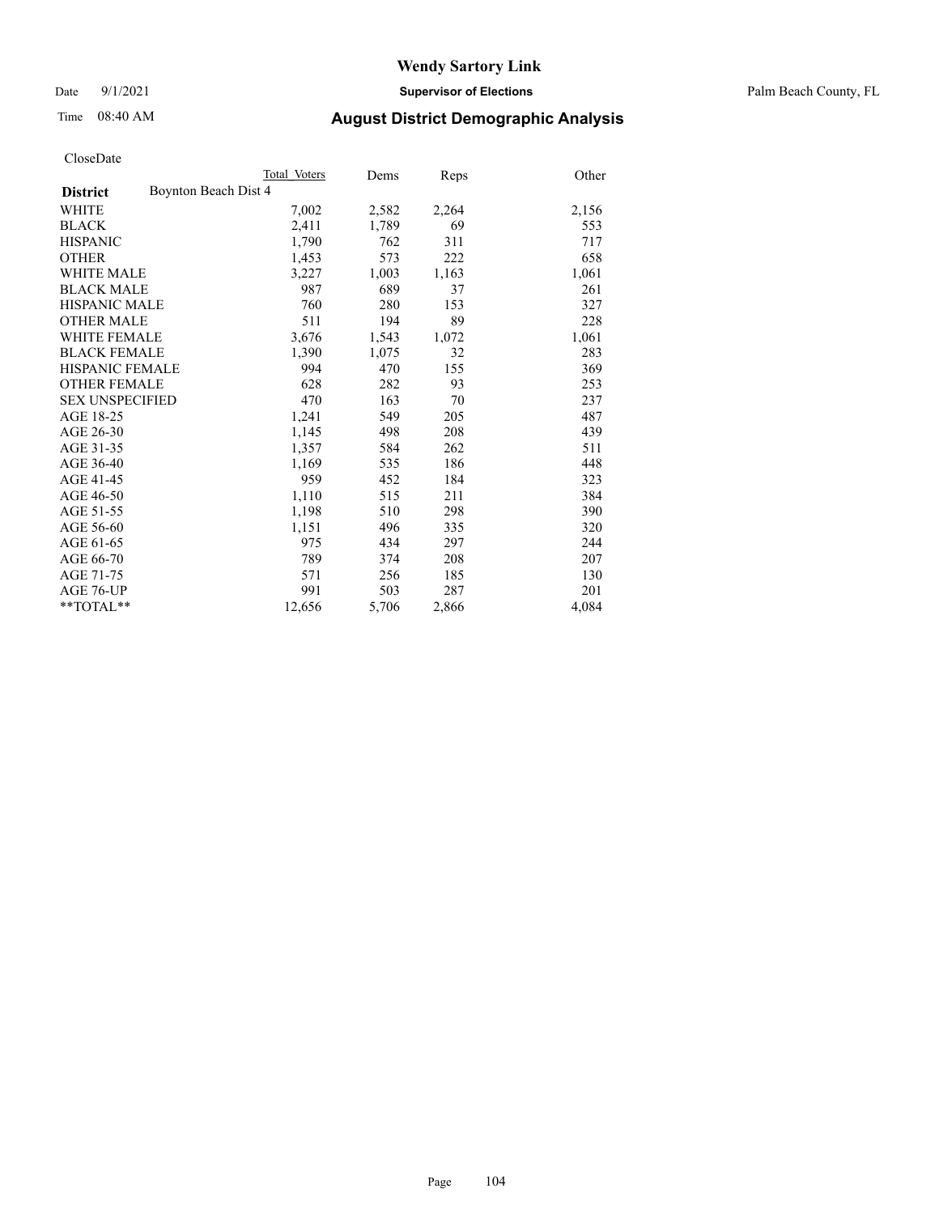# Wendy Sartory Link

Date 9/1/2021 **Supervisor of Elections** Palm Beach County, FL

Time 08:40 AM **August District Demographic Analysis**

CloseDate

| **District** | Boynton Beach Dist 4 | Total Voters | Dems | Reps | Other |
|---|---|---|---|---|---|
| WHITE | | 7,002 | 2,582 | 2,264 | 2,156 |
| BLACK | | 2,411 | 1,789 | 69 | 553 |
| HISPANIC | | 1,790 | 762 | 311 | 717 |
| OTHER | | 1,453 | 573 | 222 | 658 |
| WHITE MALE | | 3,227 | 1,003 | 1,163 | 1,061 |
| BLACK MALE | | 987 | 689 | 37 | 261 |
| HISPANIC MALE | | 760 | 280 | 153 | 327 |
| OTHER MALE | | 511 | 194 | 89 | 228 |
| WHITE FEMALE | | 3,676 | 1,543 | 1,072 | 1,061 |
| BLACK FEMALE | | 1,390 | 1,075 | 32 | 283 |
| HISPANIC FEMALE | | 994 | 470 | 155 | 369 |
| OTHER FEMALE | | 628 | 282 | 93 | 253 |
| SEX UNSPECIFIED | | 470 | 163 | 70 | 237 |
| AGE 18-25 | | 1,241 | 549 | 205 | 487 |
| AGE 26-30 | | 1,145 | 498 | 208 | 439 |
| AGE 31-35 | | 1,357 | 584 | 262 | 511 |
| AGE 36-40 | | 1,169 | 535 | 186 | 448 |
| AGE 41-45 | | 959 | 452 | 184 | 323 |
| AGE 46-50 | | 1,110 | 515 | 211 | 384 |
| AGE 51-55 | | 1,198 | 510 | 298 | 390 |
| AGE 56-60 | | 1,151 | 496 | 335 | 320 |
| AGE 61-65 | | 975 | 434 | 297 | 244 |
| AGE 66-70 | | 789 | 374 | 208 | 207 |
| AGE 71-75 | | 571 | 256 | 185 | 130 |
| AGE 76-UP | | 991 | 503 | 287 | 201 |
| **TOTAL** | | 12,656 | 5,706 | 2,866 | 4,084 |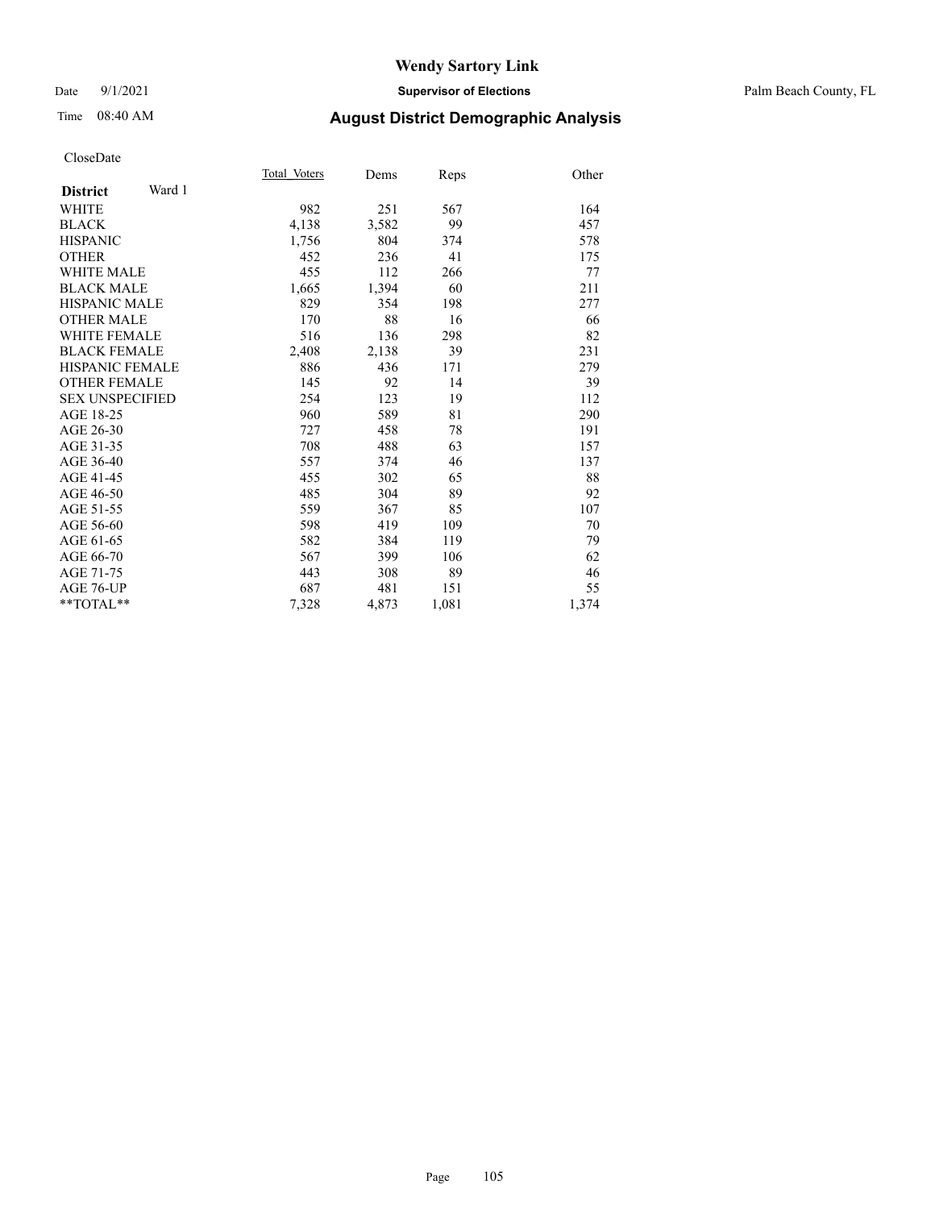# Wendy Sartory Link

Date 9/1/2021 **Supervisor of Elections** Palm Beach County, FL

Time 08:40 AM **August District Demographic Analysis**

CloseDate

| **District** Ward 1 | Total Voters | Dems | Reps | Other |
|---|---|---|---|---|
| WHITE | 982 | 251 | 567 | 164 |
| BLACK | 4,138 | 3,582 | 99 | 457 |
| HISPANIC | 1,756 | 804 | 374 | 578 |
| OTHER | 452 | 236 | 41 | 175 |
| WHITE MALE | 455 | 112 | 266 | 77 |
| BLACK MALE | 1,665 | 1,394 | 60 | 211 |
| HISPANIC MALE | 829 | 354 | 198 | 277 |
| OTHER MALE | 170 | 88 | 16 | 66 |
| WHITE FEMALE | 516 | 136 | 298 | 82 |
| BLACK FEMALE | 2,408 | 2,138 | 39 | 231 |
| HISPANIC FEMALE | 886 | 436 | 171 | 279 |
| OTHER FEMALE | 145 | 92 | 14 | 39 |
| SEX UNSPECIFIED | 254 | 123 | 19 | 112 |
| AGE 18-25 | 960 | 589 | 81 | 290 |
| AGE 26-30 | 727 | 458 | 78 | 191 |
| AGE 31-35 | 708 | 488 | 63 | 157 |
| AGE 36-40 | 557 | 374 | 46 | 137 |
| AGE 41-45 | 455 | 302 | 65 | 88 |
| AGE 46-50 | 485 | 304 | 89 | 92 |
| AGE 51-55 | 559 | 367 | 85 | 107 |
| AGE 56-60 | 598 | 419 | 109 | 70 |
| AGE 61-65 | 582 | 384 | 119 | 79 |
| AGE 66-70 | 567 | 399 | 106 | 62 |
| AGE 71-75 | 443 | 308 | 89 | 46 |
| AGE 76-UP | 687 | 481 | 151 | 55 |
| **TOTAL** | 7,328 | 4,873 | 1,081 | 1,374 |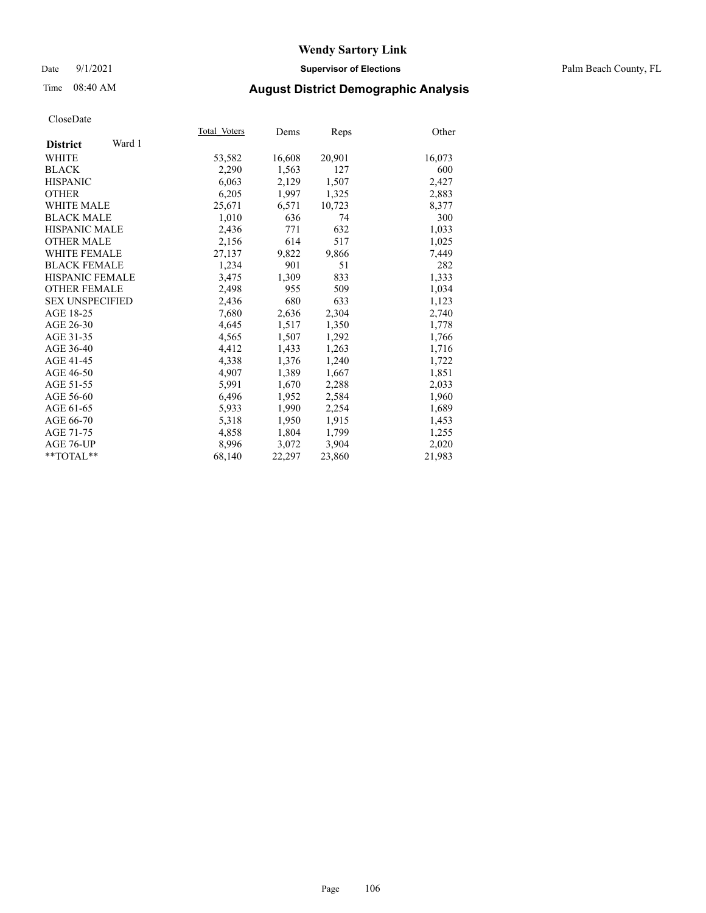**Wendy Sartory Link**

Date 9/1/2021 **Supervisor of Elections** Palm Beach County, FL

Time 08:40 AM **August District Demographic Analysis**

CloseDate

| **District** Ward 1 | Total_Voters | Dems | Reps | Other |
|---|---|---|---|---|
| WHITE | 53,582 | 16,608 | 20,901 | 16,073 |
| BLACK | 2,290 | 1,563 | 127 | 600 |
| HISPANIC | 6,063 | 2,129 | 1,507 | 2,427 |
| OTHER | 6,205 | 1,997 | 1,325 | 2,883 |
| WHITE MALE | 25,671 | 6,571 | 10,723 | 8,377 |
| BLACK MALE | 1,010 | 636 | 74 | 300 |
| HISPANIC MALE | 2,436 | 771 | 632 | 1,033 |
| OTHER MALE | 2,156 | 614 | 517 | 1,025 |
| WHITE FEMALE | 27,137 | 9,822 | 9,866 | 7,449 |
| BLACK FEMALE | 1,234 | 901 | 51 | 282 |
| HISPANIC FEMALE | 3,475 | 1,309 | 833 | 1,333 |
| OTHER FEMALE | 2,498 | 955 | 509 | 1,034 |
| SEX UNSPECIFIED | 2,436 | 680 | 633 | 1,123 |
| AGE 18-25 | 7,680 | 2,636 | 2,304 | 2,740 |
| AGE 26-30 | 4,645 | 1,517 | 1,350 | 1,778 |
| AGE 31-35 | 4,565 | 1,507 | 1,292 | 1,766 |
| AGE 36-40 | 4,412 | 1,433 | 1,263 | 1,716 |
| AGE 41-45 | 4,338 | 1,376 | 1,240 | 1,722 |
| AGE 46-50 | 4,907 | 1,389 | 1,667 | 1,851 |
| AGE 51-55 | 5,991 | 1,670 | 2,288 | 2,033 |
| AGE 56-60 | 6,496 | 1,952 | 2,584 | 1,960 |
| AGE 61-65 | 5,933 | 1,990 | 2,254 | 1,689 |
| AGE 66-70 | 5,318 | 1,950 | 1,915 | 1,453 |
| AGE 71-75 | 4,858 | 1,804 | 1,799 | 1,255 |
| AGE 76-UP | 8,996 | 3,072 | 3,904 | 2,020 |
| **TOTAL** | 68,140 | 22,297 | 23,860 | 21,983 |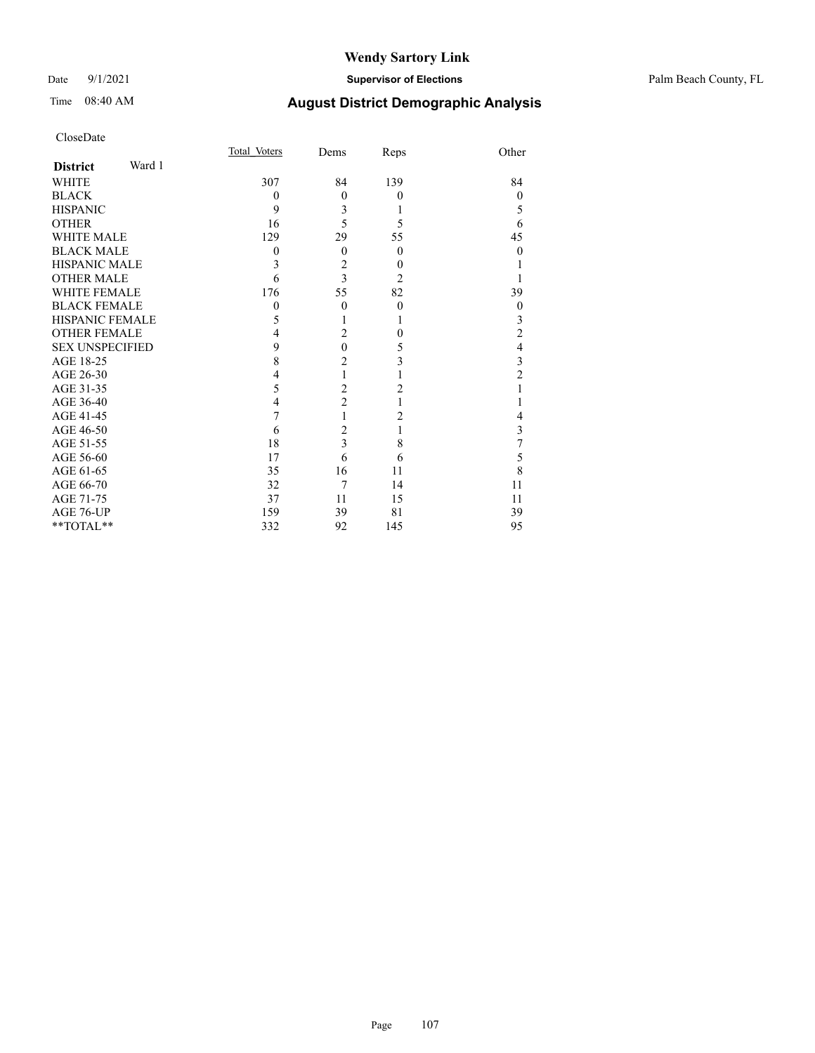# Wendy Sartory Link

Date 9/1/2021 **Supervisor of Elections** Palm Beach County, FL

Time 08:40 AM **August District Demographic Analysis**

CloseDate

| **District** Ward 1 | Total_Voters | Dems | Reps | Other |
|---|---|---|---|---|
| WHITE | 307 | 84 | 139 | 84 |
| BLACK | 0 | 0 | 0 | 0 |
| HISPANIC | 9 | 3 | 1 | 5 |
| OTHER | 16 | 5 | 5 | 6 |
| WHITE MALE | 129 | 29 | 55 | 45 |
| BLACK MALE | 0 | 0 | 0 | 0 |
| HISPANIC MALE | 3 | 2 | 0 | 1 |
| OTHER MALE | 6 | 3 | 2 | 1 |
| WHITE FEMALE | 176 | 55 | 82 | 39 |
| BLACK FEMALE | 0 | 0 | 0 | 0 |
| HISPANIC FEMALE | 5 | 1 | 1 | 3 |
| OTHER FEMALE | 4 | 2 | 0 | 2 |
| SEX UNSPECIFIED | 9 | 0 | 5 | 4 |
| AGE 18-25 | 8 | 2 | 3 | 3 |
| AGE 26-30 | 4 | 1 | 1 | 2 |
| AGE 31-35 | 5 | 2 | 2 | 1 |
| AGE 36-40 | 4 | 2 | 1 | 1 |
| AGE 41-45 | 7 | 1 | 2 | 4 |
| AGE 46-50 | 6 | 2 | 1 | 3 |
| AGE 51-55 | 18 | 3 | 8 | 7 |
| AGE 56-60 | 17 | 6 | 6 | 5 |
| AGE 61-65 | 35 | 16 | 11 | 8 |
| AGE 66-70 | 32 | 7 | 14 | 11 |
| AGE 71-75 | 37 | 11 | 15 | 11 |
| AGE 76-UP | 159 | 39 | 81 | 39 |
| **TOTAL** | 332 | 92 | 145 | 95 |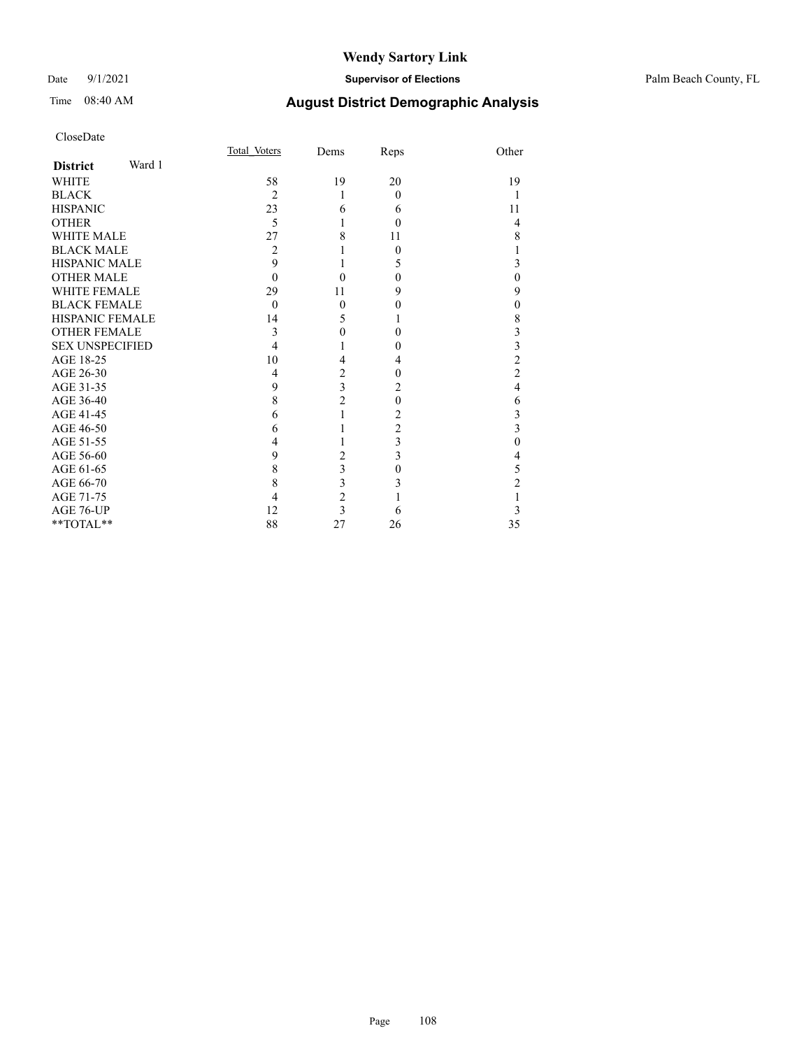# Wendy Sartory Link

Date 9/1/2021 **Supervisor of Elections** Palm Beach County, FL

Time 08:40 AM **August District Demographic Analysis**

CloseDate

| **District** Ward 1 | Total Voters | Dems | Reps | Other |
|---|---|---|---|---|
| WHITE | 58 | 19 | 20 | 19 |
| BLACK | 2 | 1 | 0 | 1 |
| HISPANIC | 23 | 6 | 6 | 11 |
| OTHER | 5 | 1 | 0 | 4 |
| WHITE MALE | 27 | 8 | 11 | 8 |
| BLACK MALE | 2 | 1 | 0 | 1 |
| HISPANIC MALE | 9 | 1 | 5 | 3 |
| OTHER MALE | 0 | 0 | 0 | 0 |
| WHITE FEMALE | 29 | 11 | 9 | 9 |
| BLACK FEMALE | 0 | 0 | 0 | 0 |
| HISPANIC FEMALE | 14 | 5 | 1 | 8 |
| OTHER FEMALE | 3 | 0 | 0 | 3 |
| SEX UNSPECIFIED | 4 | 1 | 0 | 3 |
| AGE 18-25 | 10 | 4 | 4 | 2 |
| AGE 26-30 | 4 | 2 | 0 | 2 |
| AGE 31-35 | 9 | 3 | 2 | 4 |
| AGE 36-40 | 8 | 2 | 0 | 6 |
| AGE 41-45 | 6 | 1 | 2 | 3 |
| AGE 46-50 | 6 | 1 | 2 | 3 |
| AGE 51-55 | 4 | 1 | 3 | 0 |
| AGE 56-60 | 9 | 2 | 3 | 4 |
| AGE 61-65 | 8 | 3 | 0 | 5 |
| AGE 66-70 | 8 | 3 | 3 | 2 |
| AGE 71-75 | 4 | 2 | 1 | 1 |
| AGE 76-UP | 12 | 3 | 6 | 3 |
| **TOTAL** | 88 | 27 | 26 | 35 |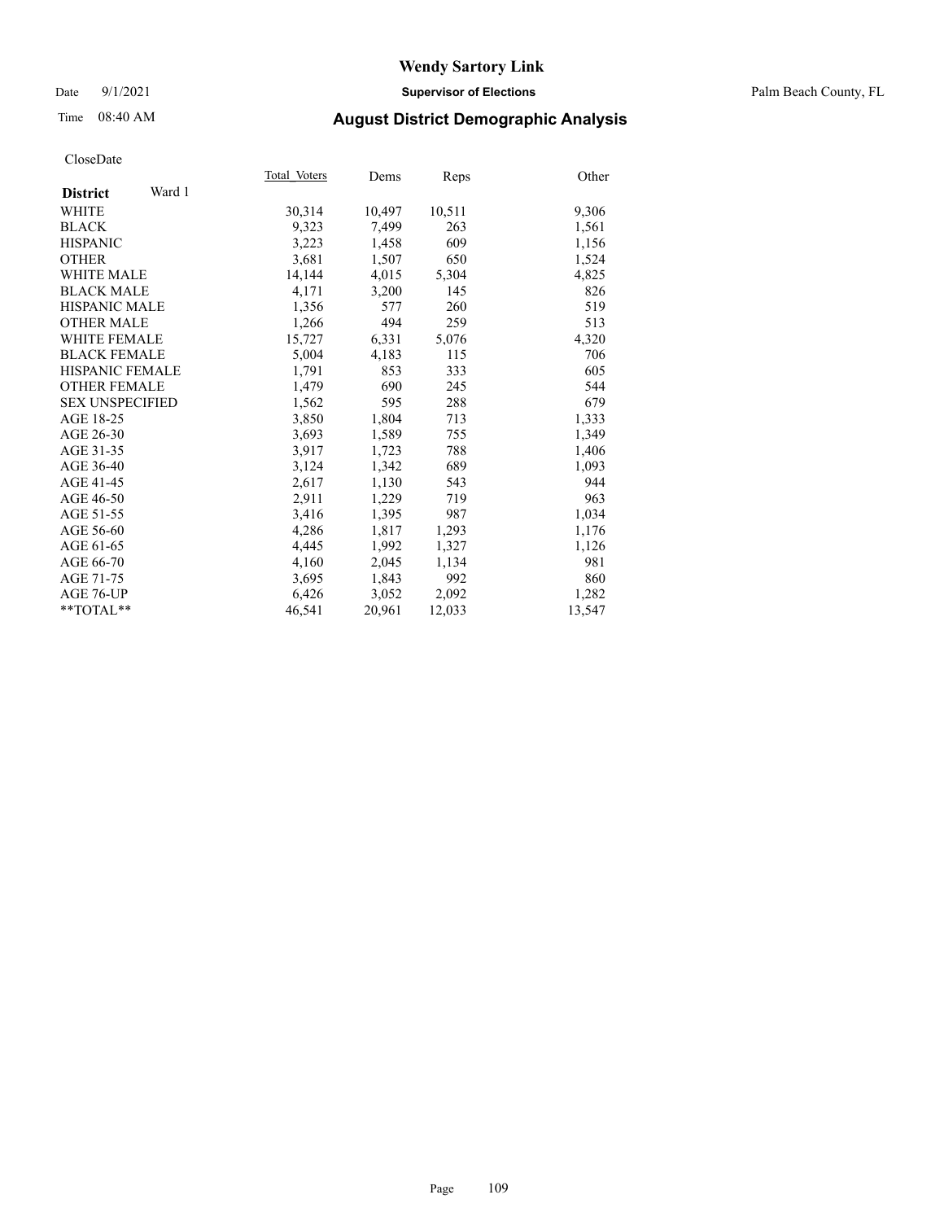# Wendy Sartory Link

Date 9/1/2021 **Supervisor of Elections** Palm Beach County, FL

Time 08:40 AM **August District Demographic Analysis**

CloseDate

| **District** Ward 1 | Total_Voters | Dems | Reps | Other |
|---|---|---|---|---|
| WHITE | 30,314 | 10,497 | 10,511 | 9,306 |
| BLACK | 9,323 | 7,499 | 263 | 1,561 |
| HISPANIC | 3,223 | 1,458 | 609 | 1,156 |
| OTHER | 3,681 | 1,507 | 650 | 1,524 |
| WHITE MALE | 14,144 | 4,015 | 5,304 | 4,825 |
| BLACK MALE | 4,171 | 3,200 | 145 | 826 |
| HISPANIC MALE | 1,356 | 577 | 260 | 519 |
| OTHER MALE | 1,266 | 494 | 259 | 513 |
| WHITE FEMALE | 15,727 | 6,331 | 5,076 | 4,320 |
| BLACK FEMALE | 5,004 | 4,183 | 115 | 706 |
| HISPANIC FEMALE | 1,791 | 853 | 333 | 605 |
| OTHER FEMALE | 1,479 | 690 | 245 | 544 |
| SEX UNSPECIFIED | 1,562 | 595 | 288 | 679 |
| AGE 18-25 | 3,850 | 1,804 | 713 | 1,333 |
| AGE 26-30 | 3,693 | 1,589 | 755 | 1,349 |
| AGE 31-35 | 3,917 | 1,723 | 788 | 1,406 |
| AGE 36-40 | 3,124 | 1,342 | 689 | 1,093 |
| AGE 41-45 | 2,617 | 1,130 | 543 | 944 |
| AGE 46-50 | 2,911 | 1,229 | 719 | 963 |
| AGE 51-55 | 3,416 | 1,395 | 987 | 1,034 |
| AGE 56-60 | 4,286 | 1,817 | 1,293 | 1,176 |
| AGE 61-65 | 4,445 | 1,992 | 1,327 | 1,126 |
| AGE 66-70 | 4,160 | 2,045 | 1,134 | 981 |
| AGE 71-75 | 3,695 | 1,843 | 992 | 860 |
| AGE 76-UP | 6,426 | 3,052 | 2,092 | 1,282 |
| **TOTAL** | 46,541 | 20,961 | 12,033 | 13,547 |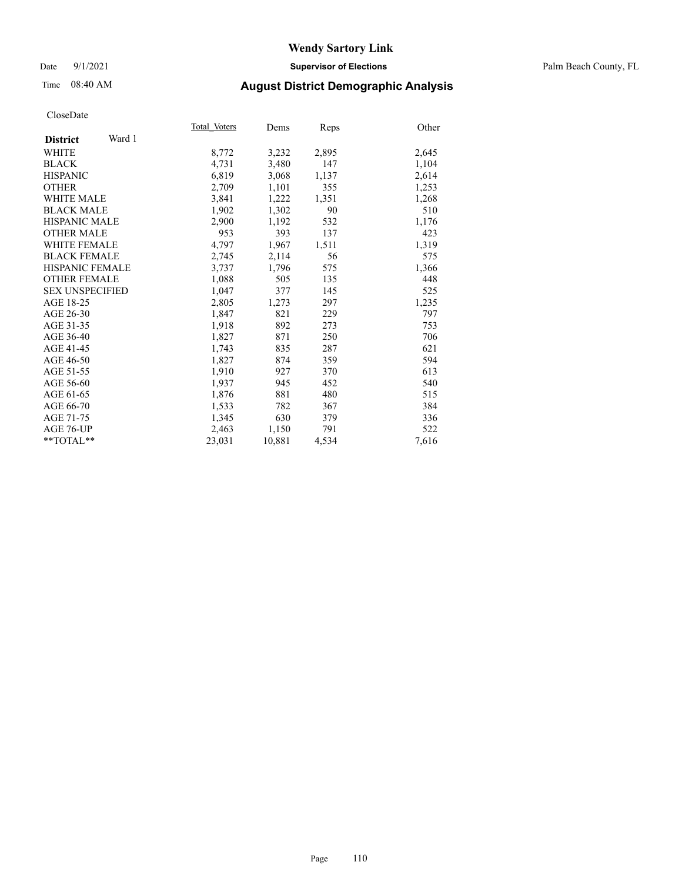# Wendy Sartory Link

Date 9/1/2021 **Supervisor of Elections** Palm Beach County, FL

Time 08:40 AM **August District Demographic Analysis**

CloseDate

| **District** Ward 1 | Total Voters | Dems | Reps | Other |
|---|---|---|---|---|
| WHITE | 8,772 | 3,232 | 2,895 | 2,645 |
| BLACK | 4,731 | 3,480 | 147 | 1,104 |
| HISPANIC | 6,819 | 3,068 | 1,137 | 2,614 |
| OTHER | 2,709 | 1,101 | 355 | 1,253 |
| WHITE MALE | 3,841 | 1,222 | 1,351 | 1,268 |
| BLACK MALE | 1,902 | 1,302 | 90 | 510 |
| HISPANIC MALE | 2,900 | 1,192 | 532 | 1,176 |
| OTHER MALE | 953 | 393 | 137 | 423 |
| WHITE FEMALE | 4,797 | 1,967 | 1,511 | 1,319 |
| BLACK FEMALE | 2,745 | 2,114 | 56 | 575 |
| HISPANIC FEMALE | 3,737 | 1,796 | 575 | 1,366 |
| OTHER FEMALE | 1,088 | 505 | 135 | 448 |
| SEX UNSPECIFIED | 1,047 | 377 | 145 | 525 |
| AGE 18-25 | 2,805 | 1,273 | 297 | 1,235 |
| AGE 26-30 | 1,847 | 821 | 229 | 797 |
| AGE 31-35 | 1,918 | 892 | 273 | 753 |
| AGE 36-40 | 1,827 | 871 | 250 | 706 |
| AGE 41-45 | 1,743 | 835 | 287 | 621 |
| AGE 46-50 | 1,827 | 874 | 359 | 594 |
| AGE 51-55 | 1,910 | 927 | 370 | 613 |
| AGE 56-60 | 1,937 | 945 | 452 | 540 |
| AGE 61-65 | 1,876 | 881 | 480 | 515 |
| AGE 66-70 | 1,533 | 782 | 367 | 384 |
| AGE 71-75 | 1,345 | 630 | 379 | 336 |
| AGE 76-UP | 2,463 | 1,150 | 791 | 522 |
| **TOTAL** | 23,031 | 10,881 | 4,534 | 7,616 |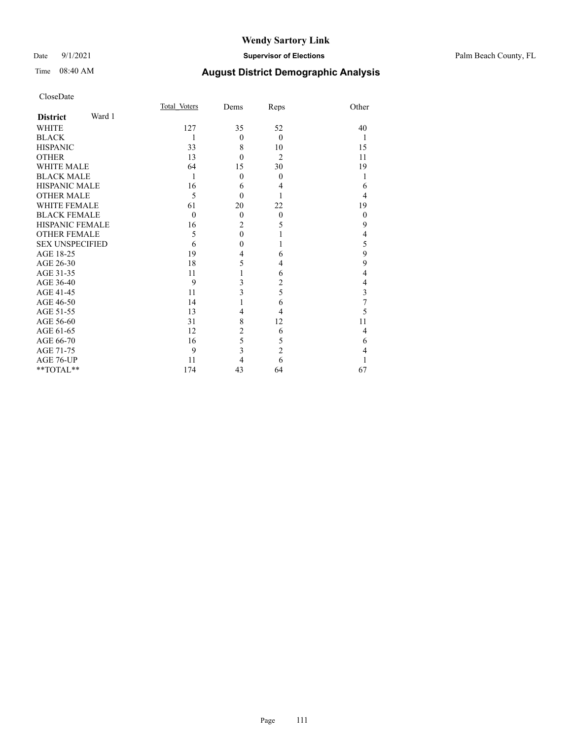# Wendy Sartory Link

Date 9/1/2021 **Supervisor of Elections** Palm Beach County, FL

Time 08:40 AM **August District Demographic Analysis**

CloseDate

| **District** Ward 1 | Total_Voters | Dems | Reps | Other |
|---|---|---|---|---|
| WHITE | 127 | 35 | 52 | 40 |
| BLACK | 1 | 0 | 0 | 1 |
| HISPANIC | 33 | 8 | 10 | 15 |
| OTHER | 13 | 0 | 2 | 11 |
| WHITE MALE | 64 | 15 | 30 | 19 |
| BLACK MALE | 1 | 0 | 0 | 1 |
| HISPANIC MALE | 16 | 6 | 4 | 6 |
| OTHER MALE | 5 | 0 | 1 | 4 |
| WHITE FEMALE | 61 | 20 | 22 | 19 |
| BLACK FEMALE | 0 | 0 | 0 | 0 |
| HISPANIC FEMALE | 16 | 2 | 5 | 9 |
| OTHER FEMALE | 5 | 0 | 1 | 4 |
| SEX UNSPECIFIED | 6 | 0 | 1 | 5 |
| AGE 18-25 | 19 | 4 | 6 | 9 |
| AGE 26-30 | 18 | 5 | 4 | 9 |
| AGE 31-35 | 11 | 1 | 6 | 4 |
| AGE 36-40 | 9 | 3 | 2 | 4 |
| AGE 41-45 | 11 | 3 | 5 | 3 |
| AGE 46-50 | 14 | 1 | 6 | 7 |
| AGE 51-55 | 13 | 4 | 4 | 5 |
| AGE 56-60 | 31 | 8 | 12 | 11 |
| AGE 61-65 | 12 | 2 | 6 | 4 |
| AGE 66-70 | 16 | 5 | 5 | 6 |
| AGE 71-75 | 9 | 3 | 2 | 4 |
| AGE 76-UP | 11 | 4 | 6 | 1 |
| **TOTAL** | 174 | 43 | 64 | 67 |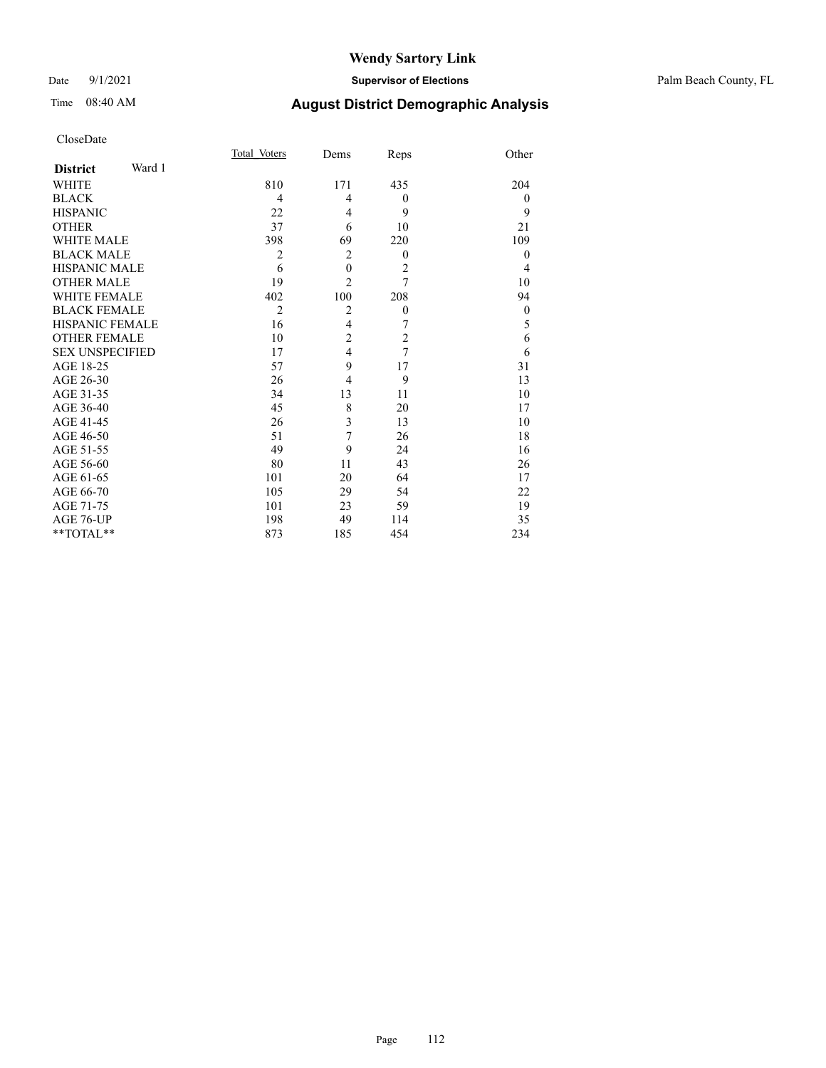# Wendy Sartory Link

Date 9/1/2021 **Supervisor of Elections** Palm Beach County, FL

Time 08:40 AM **August District Demographic Analysis**

CloseDate

| **District** Ward 1 | Total Voters | Dems | Reps | Other |
|---|---|---|---|---|
| WHITE | 810 | 171 | 435 | 204 |
| BLACK | 4 | 4 | 0 | 0 |
| HISPANIC | 22 | 4 | 9 | 9 |
| OTHER | 37 | 6 | 10 | 21 |
| WHITE MALE | 398 | 69 | 220 | 109 |
| BLACK MALE | 2 | 2 | 0 | 0 |
| HISPANIC MALE | 6 | 0 | 2 | 4 |
| OTHER MALE | 19 | 2 | 7 | 10 |
| WHITE FEMALE | 402 | 100 | 208 | 94 |
| BLACK FEMALE | 2 | 2 | 0 | 0 |
| HISPANIC FEMALE | 16 | 4 | 7 | 5 |
| OTHER FEMALE | 10 | 2 | 2 | 6 |
| SEX UNSPECIFIED | 17 | 4 | 7 | 6 |
| AGE 18-25 | 57 | 9 | 17 | 31 |
| AGE 26-30 | 26 | 4 | 9 | 13 |
| AGE 31-35 | 34 | 13 | 11 | 10 |
| AGE 36-40 | 45 | 8 | 20 | 17 |
| AGE 41-45 | 26 | 3 | 13 | 10 |
| AGE 46-50 | 51 | 7 | 26 | 18 |
| AGE 51-55 | 49 | 9 | 24 | 16 |
| AGE 56-60 | 80 | 11 | 43 | 26 |
| AGE 61-65 | 101 | 20 | 64 | 17 |
| AGE 66-70 | 105 | 29 | 54 | 22 |
| AGE 71-75 | 101 | 23 | 59 | 19 |
| AGE 76-UP | 198 | 49 | 114 | 35 |
| **TOTAL** | 873 | 185 | 454 | 234 |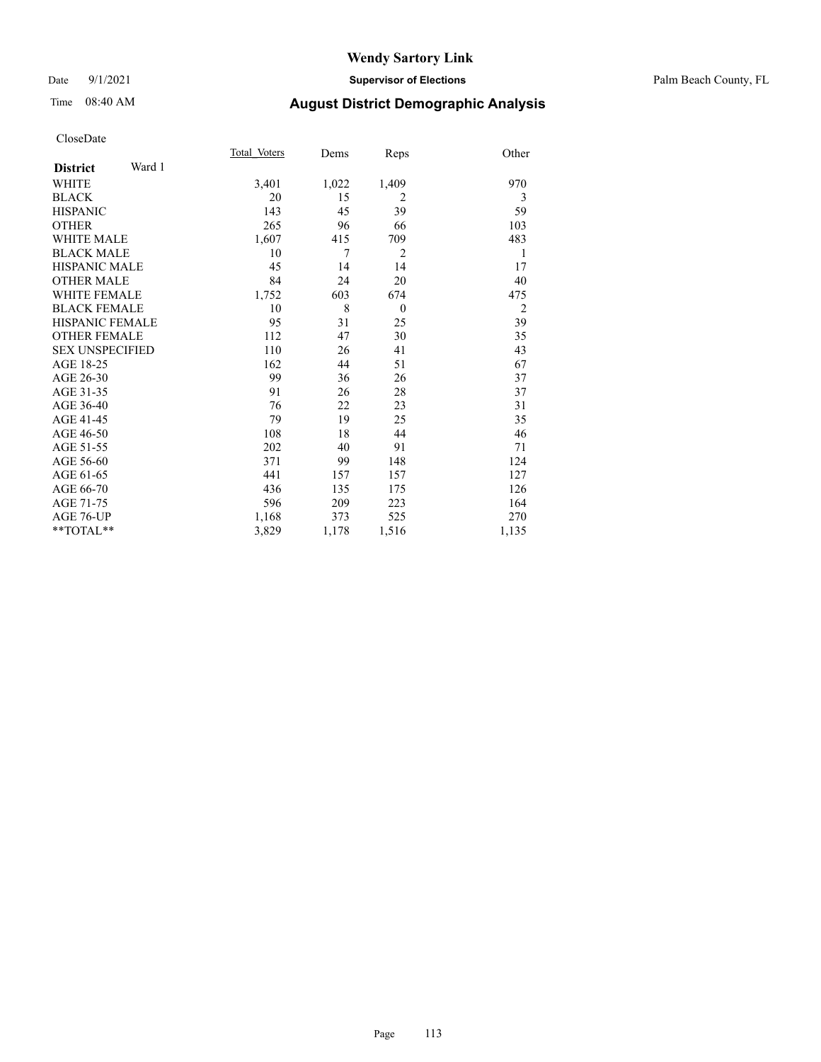# Wendy Sartory Link

Date 9/1/2021 **Supervisor of Elections** Palm Beach County, FL

Time 08:40 AM **August District Demographic Analysis**

CloseDate

| **District** Ward 1 | Total_Voters | Dems | Reps | Other |
|---|---|---|---|---|
| WHITE | 3,401 | 1,022 | 1,409 | 970 |
| BLACK | 20 | 15 | 2 | 3 |
| HISPANIC | 143 | 45 | 39 | 59 |
| OTHER | 265 | 96 | 66 | 103 |
| WHITE MALE | 1,607 | 415 | 709 | 483 |
| BLACK MALE | 10 | 7 | 2 | 1 |
| HISPANIC MALE | 45 | 14 | 14 | 17 |
| OTHER MALE | 84 | 24 | 20 | 40 |
| WHITE FEMALE | 1,752 | 603 | 674 | 475 |
| BLACK FEMALE | 10 | 8 | 0 | 2 |
| HISPANIC FEMALE | 95 | 31 | 25 | 39 |
| OTHER FEMALE | 112 | 47 | 30 | 35 |
| SEX UNSPECIFIED | 110 | 26 | 41 | 43 |
| AGE 18-25 | 162 | 44 | 51 | 67 |
| AGE 26-30 | 99 | 36 | 26 | 37 |
| AGE 31-35 | 91 | 26 | 28 | 37 |
| AGE 36-40 | 76 | 22 | 23 | 31 |
| AGE 41-45 | 79 | 19 | 25 | 35 |
| AGE 46-50 | 108 | 18 | 44 | 46 |
| AGE 51-55 | 202 | 40 | 91 | 71 |
| AGE 56-60 | 371 | 99 | 148 | 124 |
| AGE 61-65 | 441 | 157 | 157 | 127 |
| AGE 66-70 | 436 | 135 | 175 | 126 |
| AGE 71-75 | 596 | 209 | 223 | 164 |
| AGE 76-UP | 1,168 | 373 | 525 | 270 |
| **TOTAL** | 3,829 | 1,178 | 1,516 | 1,135 |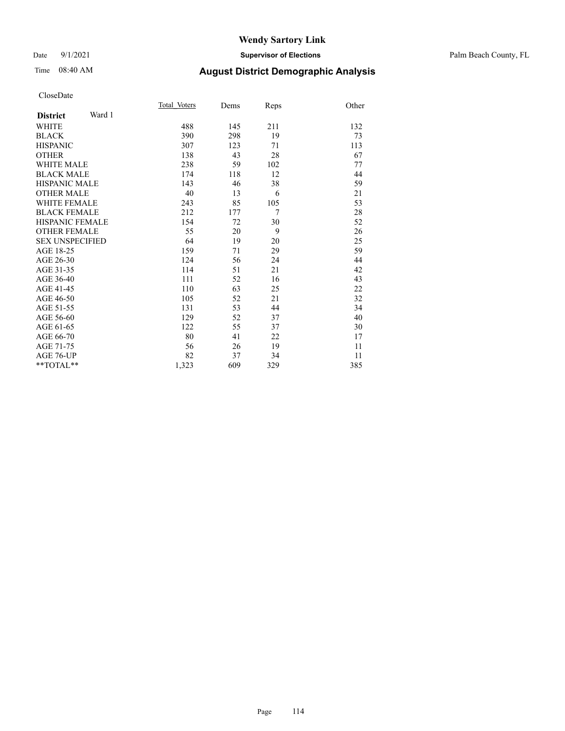# Wendy Sartory Link

Date 9/1/2021 **Supervisor of Elections** Palm Beach County, FL

Time 08:40 AM **August District Demographic Analysis**

CloseDate

| **District** Ward 1 | Total Voters | Dems | Reps | Other |
|---|---|---|---|---|
| WHITE | 488 | 145 | 211 | 132 |
| BLACK | 390 | 298 | 19 | 73 |
| HISPANIC | 307 | 123 | 71 | 113 |
| OTHER | 138 | 43 | 28 | 67 |
| WHITE MALE | 238 | 59 | 102 | 77 |
| BLACK MALE | 174 | 118 | 12 | 44 |
| HISPANIC MALE | 143 | 46 | 38 | 59 |
| OTHER MALE | 40 | 13 | 6 | 21 |
| WHITE FEMALE | 243 | 85 | 105 | 53 |
| BLACK FEMALE | 212 | 177 | 7 | 28 |
| HISPANIC FEMALE | 154 | 72 | 30 | 52 |
| OTHER FEMALE | 55 | 20 | 9 | 26 |
| SEX UNSPECIFIED | 64 | 19 | 20 | 25 |
| AGE 18-25 | 159 | 71 | 29 | 59 |
| AGE 26-30 | 124 | 56 | 24 | 44 |
| AGE 31-35 | 114 | 51 | 21 | 42 |
| AGE 36-40 | 111 | 52 | 16 | 43 |
| AGE 41-45 | 110 | 63 | 25 | 22 |
| AGE 46-50 | 105 | 52 | 21 | 32 |
| AGE 51-55 | 131 | 53 | 44 | 34 |
| AGE 56-60 | 129 | 52 | 37 | 40 |
| AGE 61-65 | 122 | 55 | 37 | 30 |
| AGE 66-70 | 80 | 41 | 22 | 17 |
| AGE 71-75 | 56 | 26 | 19 | 11 |
| AGE 76-UP | 82 | 37 | 34 | 11 |
| **TOTAL** | 1,323 | 609 | 329 | 385 |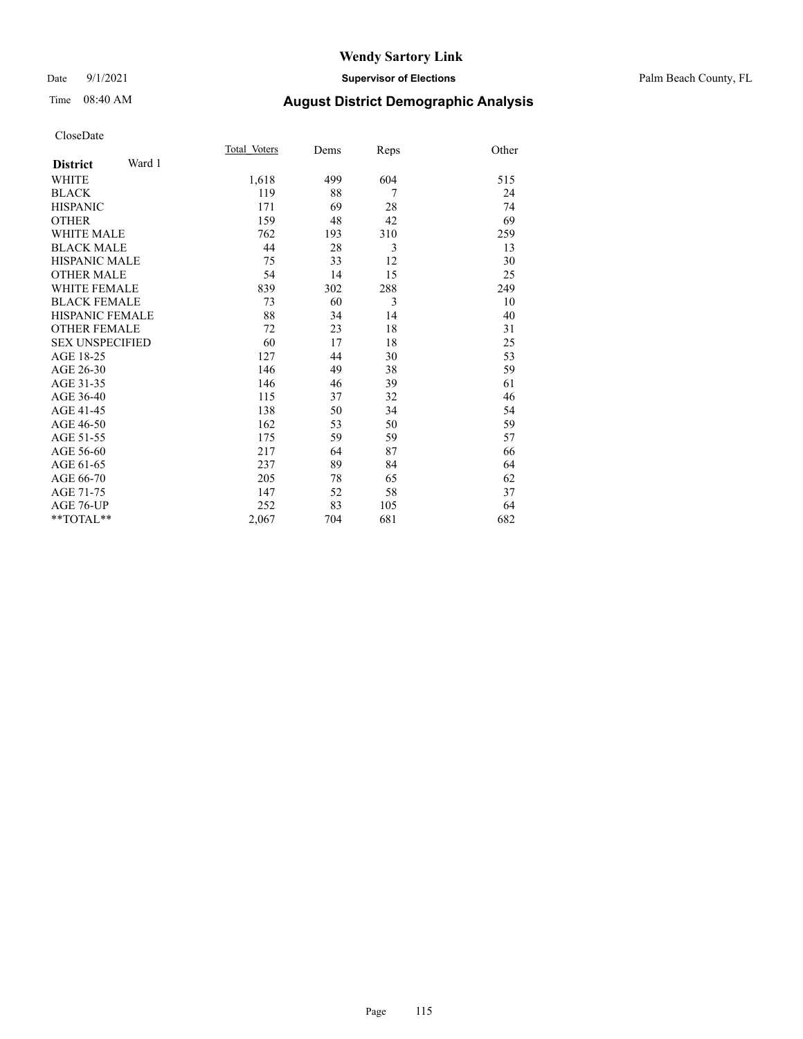# Wendy Sartory Link

Date 9/1/2021 **Supervisor of Elections** Palm Beach County, FL

Time 08:40 AM **August District Demographic Analysis**

CloseDate

| **District** Ward 1 | Total Voters | Dems | Reps | Other |
|---|---|---|---|---|
| WHITE | 1,618 | 499 | 604 | 515 |
| BLACK | 119 | 88 | 7 | 24 |
| HISPANIC | 171 | 69 | 28 | 74 |
| OTHER | 159 | 48 | 42 | 69 |
| WHITE MALE | 762 | 193 | 310 | 259 |
| BLACK MALE | 44 | 28 | 3 | 13 |
| HISPANIC MALE | 75 | 33 | 12 | 30 |
| OTHER MALE | 54 | 14 | 15 | 25 |
| WHITE FEMALE | 839 | 302 | 288 | 249 |
| BLACK FEMALE | 73 | 60 | 3 | 10 |
| HISPANIC FEMALE | 88 | 34 | 14 | 40 |
| OTHER FEMALE | 72 | 23 | 18 | 31 |
| SEX UNSPECIFIED | 60 | 17 | 18 | 25 |
| AGE 18-25 | 127 | 44 | 30 | 53 |
| AGE 26-30 | 146 | 49 | 38 | 59 |
| AGE 31-35 | 146 | 46 | 39 | 61 |
| AGE 36-40 | 115 | 37 | 32 | 46 |
| AGE 41-45 | 138 | 50 | 34 | 54 |
| AGE 46-50 | 162 | 53 | 50 | 59 |
| AGE 51-55 | 175 | 59 | 59 | 57 |
| AGE 56-60 | 217 | 64 | 87 | 66 |
| AGE 61-65 | 237 | 89 | 84 | 64 |
| AGE 66-70 | 205 | 78 | 65 | 62 |
| AGE 71-75 | 147 | 52 | 58 | 37 |
| AGE 76-UP | 252 | 83 | 105 | 64 |
| **TOTAL** | 2,067 | 704 | 681 | 682 |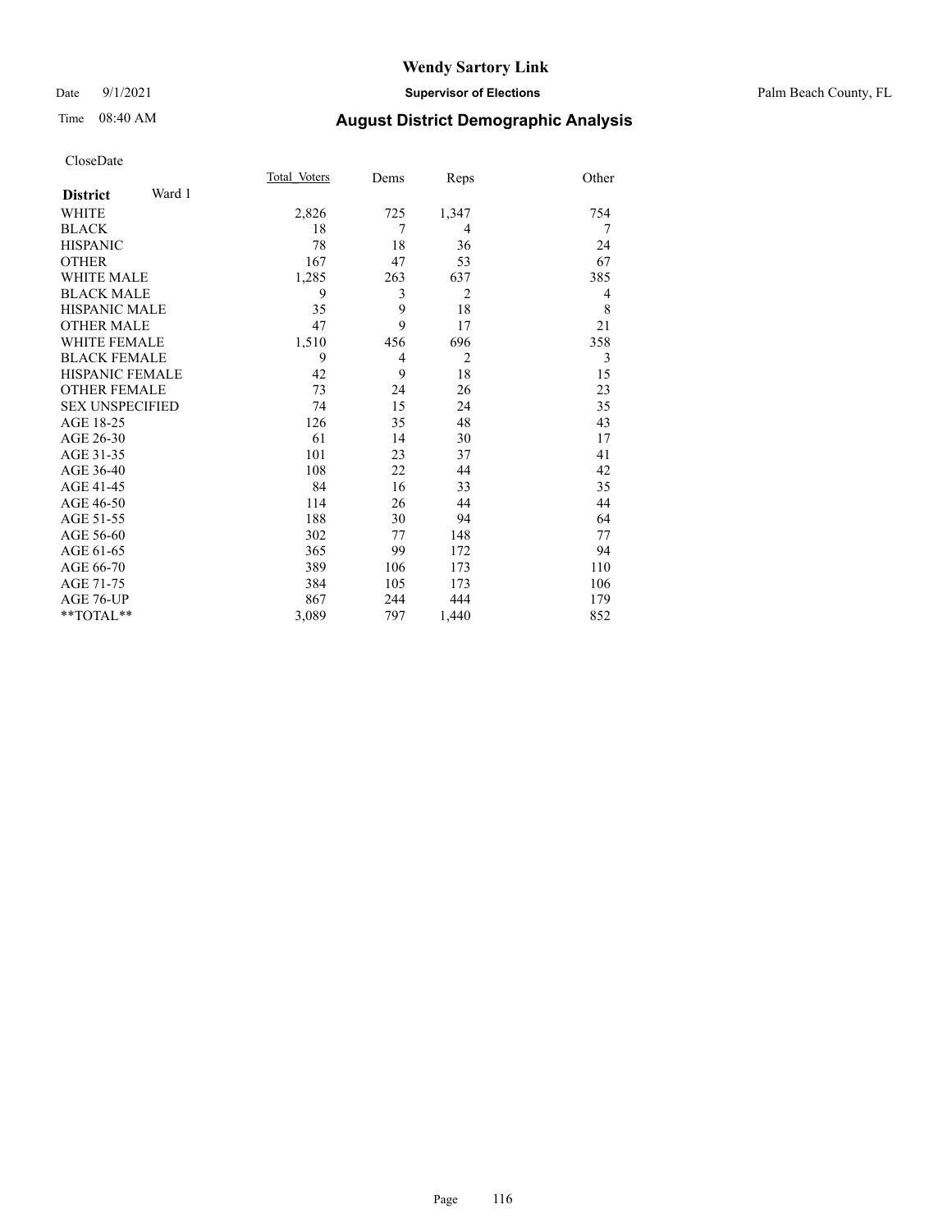# Wendy Sartory Link

Date 9/1/2021 **Supervisor of Elections** Palm Beach County, FL

Time 08:40 AM **August District Demographic Analysis**

CloseDate

| **District** Ward 1 | Total Voters | Dems | Reps | Other |
|---|---|---|---|---|
| WHITE | 2,826 | 725 | 1,347 | 754 |
| BLACK | 18 | 7 | 4 | 7 |
| HISPANIC | 78 | 18 | 36 | 24 |
| OTHER | 167 | 47 | 53 | 67 |
| WHITE MALE | 1,285 | 263 | 637 | 385 |
| BLACK MALE | 9 | 3 | 2 | 4 |
| HISPANIC MALE | 35 | 9 | 18 | 8 |
| OTHER MALE | 47 | 9 | 17 | 21 |
| WHITE FEMALE | 1,510 | 456 | 696 | 358 |
| BLACK FEMALE | 9 | 4 | 2 | 3 |
| HISPANIC FEMALE | 42 | 9 | 18 | 15 |
| OTHER FEMALE | 73 | 24 | 26 | 23 |
| SEX UNSPECIFIED | 74 | 15 | 24 | 35 |
| AGE 18-25 | 126 | 35 | 48 | 43 |
| AGE 26-30 | 61 | 14 | 30 | 17 |
| AGE 31-35 | 101 | 23 | 37 | 41 |
| AGE 36-40 | 108 | 22 | 44 | 42 |
| AGE 41-45 | 84 | 16 | 33 | 35 |
| AGE 46-50 | 114 | 26 | 44 | 44 |
| AGE 51-55 | 188 | 30 | 94 | 64 |
| AGE 56-60 | 302 | 77 | 148 | 77 |
| AGE 61-65 | 365 | 99 | 172 | 94 |
| AGE 66-70 | 389 | 106 | 173 | 110 |
| AGE 71-75 | 384 | 105 | 173 | 106 |
| AGE 76-UP | 867 | 244 | 444 | 179 |
| **TOTAL** | 3,089 | 797 | 1,440 | 852 |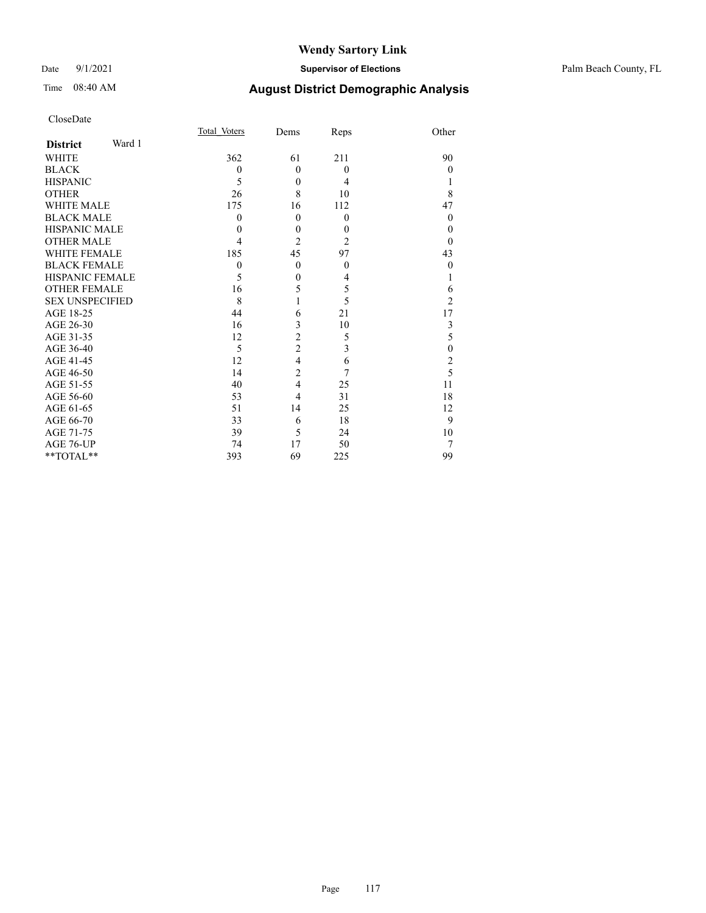# Wendy Sartory Link

Date 9/1/2021 **Supervisor of Elections** Palm Beach County, FL

Time 08:40 AM **August District Demographic Analysis**

CloseDate

| **District** Ward 1 | Total Voters | Dems | Reps | Other |
|---|---|---|---|---|
| WHITE | 362 | 61 | 211 | 90 |
| BLACK | 0 | 0 | 0 | 0 |
| HISPANIC | 5 | 0 | 4 | 1 |
| OTHER | 26 | 8 | 10 | 8 |
| WHITE MALE | 175 | 16 | 112 | 47 |
| BLACK MALE | 0 | 0 | 0 | 0 |
| HISPANIC MALE | 0 | 0 | 0 | 0 |
| OTHER MALE | 4 | 2 | 2 | 0 |
| WHITE FEMALE | 185 | 45 | 97 | 43 |
| BLACK FEMALE | 0 | 0 | 0 | 0 |
| HISPANIC FEMALE | 5 | 0 | 4 | 1 |
| OTHER FEMALE | 16 | 5 | 5 | 6 |
| SEX UNSPECIFIED | 8 | 1 | 5 | 2 |
| AGE 18-25 | 44 | 6 | 21 | 17 |
| AGE 26-30 | 16 | 3 | 10 | 3 |
| AGE 31-35 | 12 | 2 | 5 | 5 |
| AGE 36-40 | 5 | 2 | 3 | 0 |
| AGE 41-45 | 12 | 4 | 6 | 2 |
| AGE 46-50 | 14 | 2 | 7 | 5 |
| AGE 51-55 | 40 | 4 | 25 | 11 |
| AGE 56-60 | 53 | 4 | 31 | 18 |
| AGE 61-65 | 51 | 14 | 25 | 12 |
| AGE 66-70 | 33 | 6 | 18 | 9 |
| AGE 71-75 | 39 | 5 | 24 | 10 |
| AGE 76-UP | 74 | 17 | 50 | 7 |
| **TOTAL** | 393 | 69 | 225 | 99 |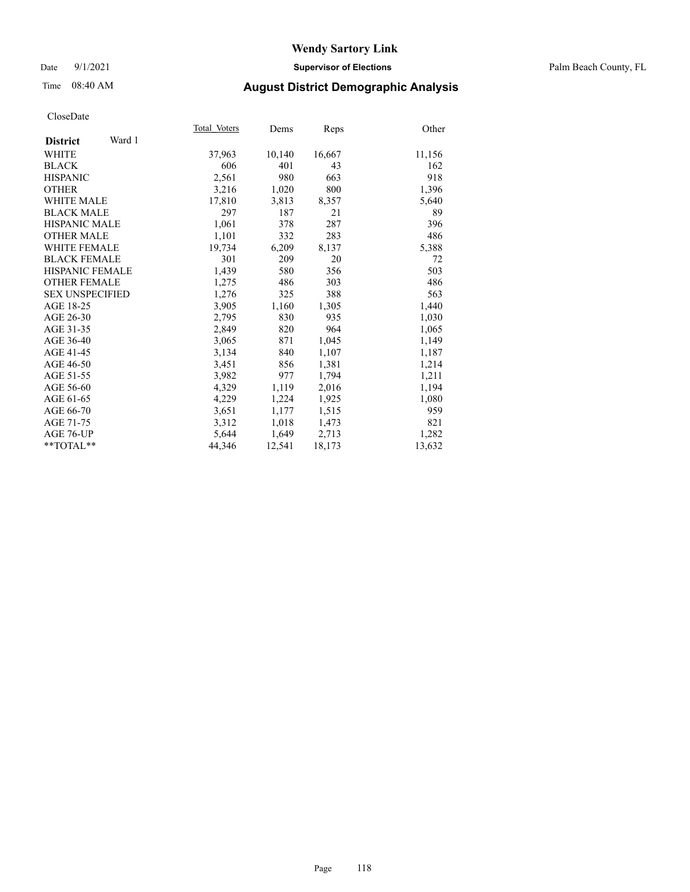# Wendy Sartory Link

Date 9/1/2021 **Supervisor of Elections** Palm Beach County, FL

Time 08:40 AM **August District Demographic Analysis**

CloseDate

| **District** Ward 1 | Total Voters | Dems | Reps | Other |
|---|---|---|---|---|
| WHITE | 37,963 | 10,140 | 16,667 | 11,156 |
| BLACK | 606 | 401 | 43 | 162 |
| HISPANIC | 2,561 | 980 | 663 | 918 |
| OTHER | 3,216 | 1,020 | 800 | 1,396 |
| WHITE MALE | 17,810 | 3,813 | 8,357 | 5,640 |
| BLACK MALE | 297 | 187 | 21 | 89 |
| HISPANIC MALE | 1,061 | 378 | 287 | 396 |
| OTHER MALE | 1,101 | 332 | 283 | 486 |
| WHITE FEMALE | 19,734 | 6,209 | 8,137 | 5,388 |
| BLACK FEMALE | 301 | 209 | 20 | 72 |
| HISPANIC FEMALE | 1,439 | 580 | 356 | 503 |
| OTHER FEMALE | 1,275 | 486 | 303 | 486 |
| SEX UNSPECIFIED | 1,276 | 325 | 388 | 563 |
| AGE 18-25 | 3,905 | 1,160 | 1,305 | 1,440 |
| AGE 26-30 | 2,795 | 830 | 935 | 1,030 |
| AGE 31-35 | 2,849 | 820 | 964 | 1,065 |
| AGE 36-40 | 3,065 | 871 | 1,045 | 1,149 |
| AGE 41-45 | 3,134 | 840 | 1,107 | 1,187 |
| AGE 46-50 | 3,451 | 856 | 1,381 | 1,214 |
| AGE 51-55 | 3,982 | 977 | 1,794 | 1,211 |
| AGE 56-60 | 4,329 | 1,119 | 2,016 | 1,194 |
| AGE 61-65 | 4,229 | 1,224 | 1,925 | 1,080 |
| AGE 66-70 | 3,651 | 1,177 | 1,515 | 959 |
| AGE 71-75 | 3,312 | 1,018 | 1,473 | 821 |
| AGE 76-UP | 5,644 | 1,649 | 2,713 | 1,282 |
| **TOTAL** | 44,346 | 12,541 | 18,173 | 13,632 |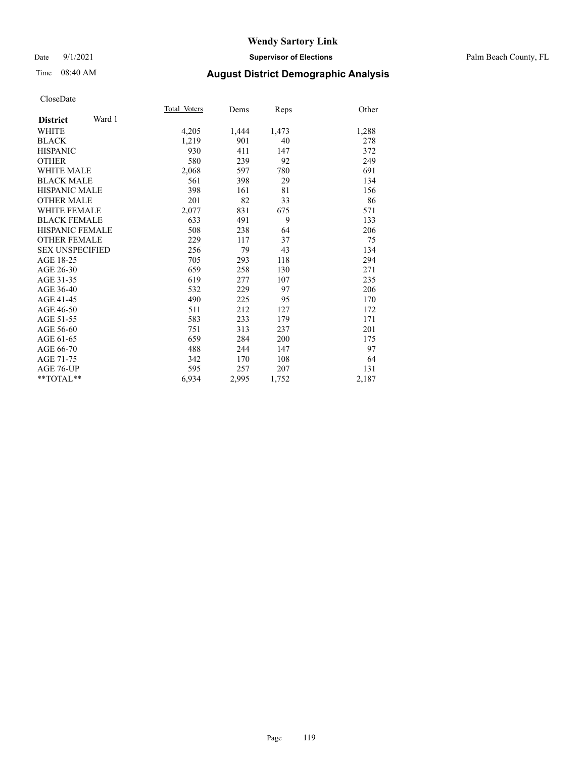# Wendy Sartory Link

Date 9/1/2021 **Supervisor of Elections** Palm Beach County, FL

Time 08:40 AM **August District Demographic Analysis**

CloseDate

| **District** Ward 1 | Total Voters | Dems | Reps | Other |
|---|---|---|---|---|
| WHITE | 4,205 | 1,444 | 1,473 | 1,288 |
| BLACK | 1,219 | 901 | 40 | 278 |
| HISPANIC | 930 | 411 | 147 | 372 |
| OTHER | 580 | 239 | 92 | 249 |
| WHITE MALE | 2,068 | 597 | 780 | 691 |
| BLACK MALE | 561 | 398 | 29 | 134 |
| HISPANIC MALE | 398 | 161 | 81 | 156 |
| OTHER MALE | 201 | 82 | 33 | 86 |
| WHITE FEMALE | 2,077 | 831 | 675 | 571 |
| BLACK FEMALE | 633 | 491 | 9 | 133 |
| HISPANIC FEMALE | 508 | 238 | 64 | 206 |
| OTHER FEMALE | 229 | 117 | 37 | 75 |
| SEX UNSPECIFIED | 256 | 79 | 43 | 134 |
| AGE 18-25 | 705 | 293 | 118 | 294 |
| AGE 26-30 | 659 | 258 | 130 | 271 |
| AGE 31-35 | 619 | 277 | 107 | 235 |
| AGE 36-40 | 532 | 229 | 97 | 206 |
| AGE 41-45 | 490 | 225 | 95 | 170 |
| AGE 46-50 | 511 | 212 | 127 | 172 |
| AGE 51-55 | 583 | 233 | 179 | 171 |
| AGE 56-60 | 751 | 313 | 237 | 201 |
| AGE 61-65 | 659 | 284 | 200 | 175 |
| AGE 66-70 | 488 | 244 | 147 | 97 |
| AGE 71-75 | 342 | 170 | 108 | 64 |
| AGE 76-UP | 595 | 257 | 207 | 131 |
| **TOTAL** | 6,934 | 2,995 | 1,752 | 2,187 |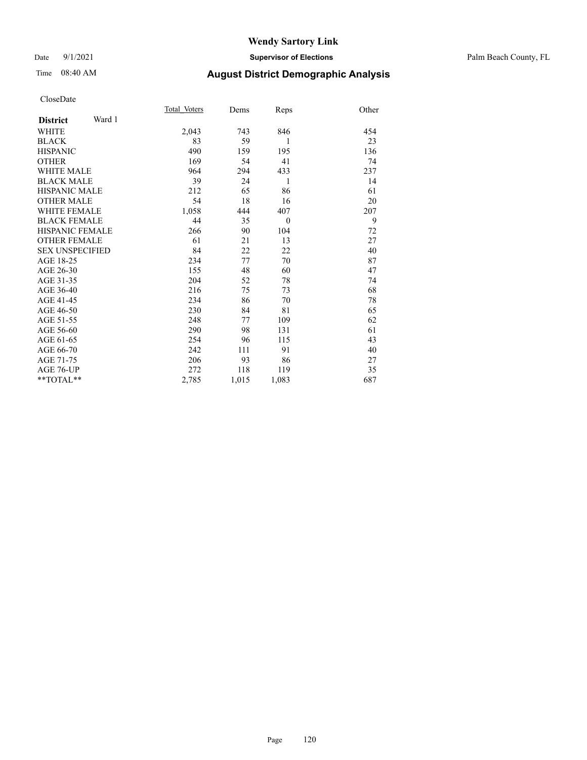# Wendy Sartory Link

Date 9/1/2021 **Supervisor of Elections** Palm Beach County, FL

Time 08:40 AM **August District Demographic Analysis**

CloseDate

| **District** Ward 1 | Total Voters | Dems | Reps | Other |
|---|---|---|---|---|
| WHITE | 2,043 | 743 | 846 | 454 |
| BLACK | 83 | 59 | 1 | 23 |
| HISPANIC | 490 | 159 | 195 | 136 |
| OTHER | 169 | 54 | 41 | 74 |
| WHITE MALE | 964 | 294 | 433 | 237 |
| BLACK MALE | 39 | 24 | 1 | 14 |
| HISPANIC MALE | 212 | 65 | 86 | 61 |
| OTHER MALE | 54 | 18 | 16 | 20 |
| WHITE FEMALE | 1,058 | 444 | 407 | 207 |
| BLACK FEMALE | 44 | 35 | 0 | 9 |
| HISPANIC FEMALE | 266 | 90 | 104 | 72 |
| OTHER FEMALE | 61 | 21 | 13 | 27 |
| SEX UNSPECIFIED | 84 | 22 | 22 | 40 |
| AGE 18-25 | 234 | 77 | 70 | 87 |
| AGE 26-30 | 155 | 48 | 60 | 47 |
| AGE 31-35 | 204 | 52 | 78 | 74 |
| AGE 36-40 | 216 | 75 | 73 | 68 |
| AGE 41-45 | 234 | 86 | 70 | 78 |
| AGE 46-50 | 230 | 84 | 81 | 65 |
| AGE 51-55 | 248 | 77 | 109 | 62 |
| AGE 56-60 | 290 | 98 | 131 | 61 |
| AGE 61-65 | 254 | 96 | 115 | 43 |
| AGE 66-70 | 242 | 111 | 91 | 40 |
| AGE 71-75 | 206 | 93 | 86 | 27 |
| AGE 76-UP | 272 | 118 | 119 | 35 |
| **TOTAL** | 2,785 | 1,015 | 1,083 | 687 |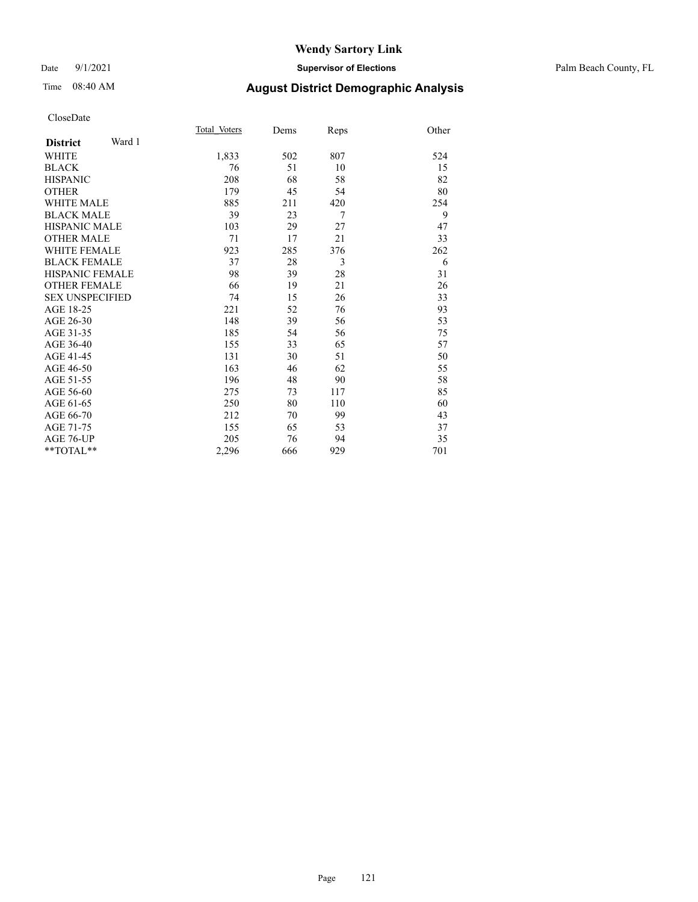# Wendy Sartory Link

Date 9/1/2021 **Supervisor of Elections** Palm Beach County, FL

Time 08:40 AM **August District Demographic Analysis**

CloseDate

| **District** Ward 1 | Total_Voters | Dems | Reps | Other |
|---|---|---|---|---|
| WHITE | 1,833 | 502 | 807 | 524 |
| BLACK | 76 | 51 | 10 | 15 |
| HISPANIC | 208 | 68 | 58 | 82 |
| OTHER | 179 | 45 | 54 | 80 |
| WHITE MALE | 885 | 211 | 420 | 254 |
| BLACK MALE | 39 | 23 | 7 | 9 |
| HISPANIC MALE | 103 | 29 | 27 | 47 |
| OTHER MALE | 71 | 17 | 21 | 33 |
| WHITE FEMALE | 923 | 285 | 376 | 262 |
| BLACK FEMALE | 37 | 28 | 3 | 6 |
| HISPANIC FEMALE | 98 | 39 | 28 | 31 |
| OTHER FEMALE | 66 | 19 | 21 | 26 |
| SEX UNSPECIFIED | 74 | 15 | 26 | 33 |
| AGE 18-25 | 221 | 52 | 76 | 93 |
| AGE 26-30 | 148 | 39 | 56 | 53 |
| AGE 31-35 | 185 | 54 | 56 | 75 |
| AGE 36-40 | 155 | 33 | 65 | 57 |
| AGE 41-45 | 131 | 30 | 51 | 50 |
| AGE 46-50 | 163 | 46 | 62 | 55 |
| AGE 51-55 | 196 | 48 | 90 | 58 |
| AGE 56-60 | 275 | 73 | 117 | 85 |
| AGE 61-65 | 250 | 80 | 110 | 60 |
| AGE 66-70 | 212 | 70 | 99 | 43 |
| AGE 71-75 | 155 | 65 | 53 | 37 |
| AGE 76-UP | 205 | 76 | 94 | 35 |
| **TOTAL** | 2,296 | 666 | 929 | 701 |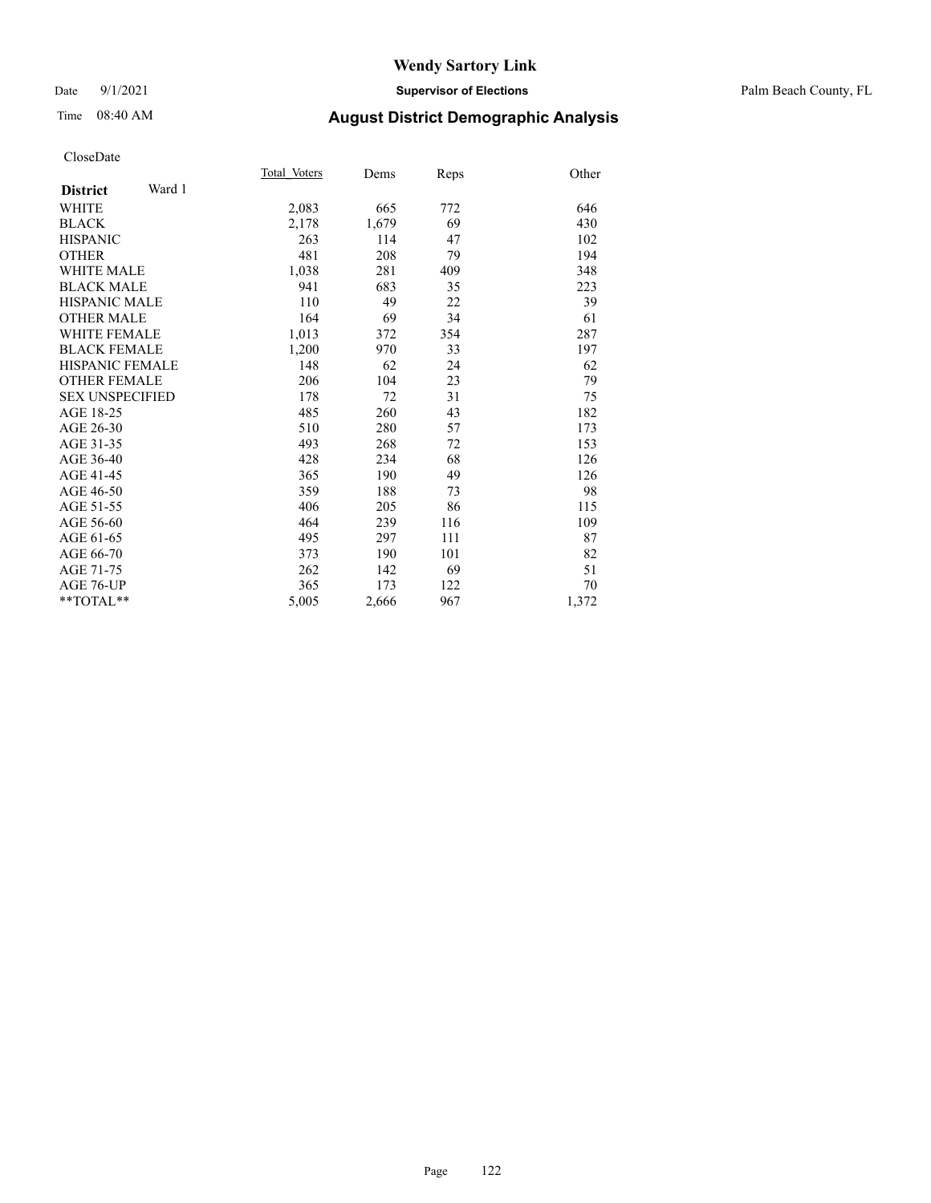# Wendy Sartory Link

Date 9/1/2021 **Supervisor of Elections** Palm Beach County, FL

Time 08:40 AM **August District Demographic Analysis**

CloseDate

| **District** Ward 1 | Total Voters | Dems | Reps | Other |
|---|---|---|---|---|
| WHITE | 2,083 | 665 | 772 | 646 |
| BLACK | 2,178 | 1,679 | 69 | 430 |
| HISPANIC | 263 | 114 | 47 | 102 |
| OTHER | 481 | 208 | 79 | 194 |
| WHITE MALE | 1,038 | 281 | 409 | 348 |
| BLACK MALE | 941 | 683 | 35 | 223 |
| HISPANIC MALE | 110 | 49 | 22 | 39 |
| OTHER MALE | 164 | 69 | 34 | 61 |
| WHITE FEMALE | 1,013 | 372 | 354 | 287 |
| BLACK FEMALE | 1,200 | 970 | 33 | 197 |
| HISPANIC FEMALE | 148 | 62 | 24 | 62 |
| OTHER FEMALE | 206 | 104 | 23 | 79 |
| SEX UNSPECIFIED | 178 | 72 | 31 | 75 |
| AGE 18-25 | 485 | 260 | 43 | 182 |
| AGE 26-30 | 510 | 280 | 57 | 173 |
| AGE 31-35 | 493 | 268 | 72 | 153 |
| AGE 36-40 | 428 | 234 | 68 | 126 |
| AGE 41-45 | 365 | 190 | 49 | 126 |
| AGE 46-50 | 359 | 188 | 73 | 98 |
| AGE 51-55 | 406 | 205 | 86 | 115 |
| AGE 56-60 | 464 | 239 | 116 | 109 |
| AGE 61-65 | 495 | 297 | 111 | 87 |
| AGE 66-70 | 373 | 190 | 101 | 82 |
| AGE 71-75 | 262 | 142 | 69 | 51 |
| AGE 76-UP | 365 | 173 | 122 | 70 |
| **TOTAL** | 5,005 | 2,666 | 967 | 1,372 |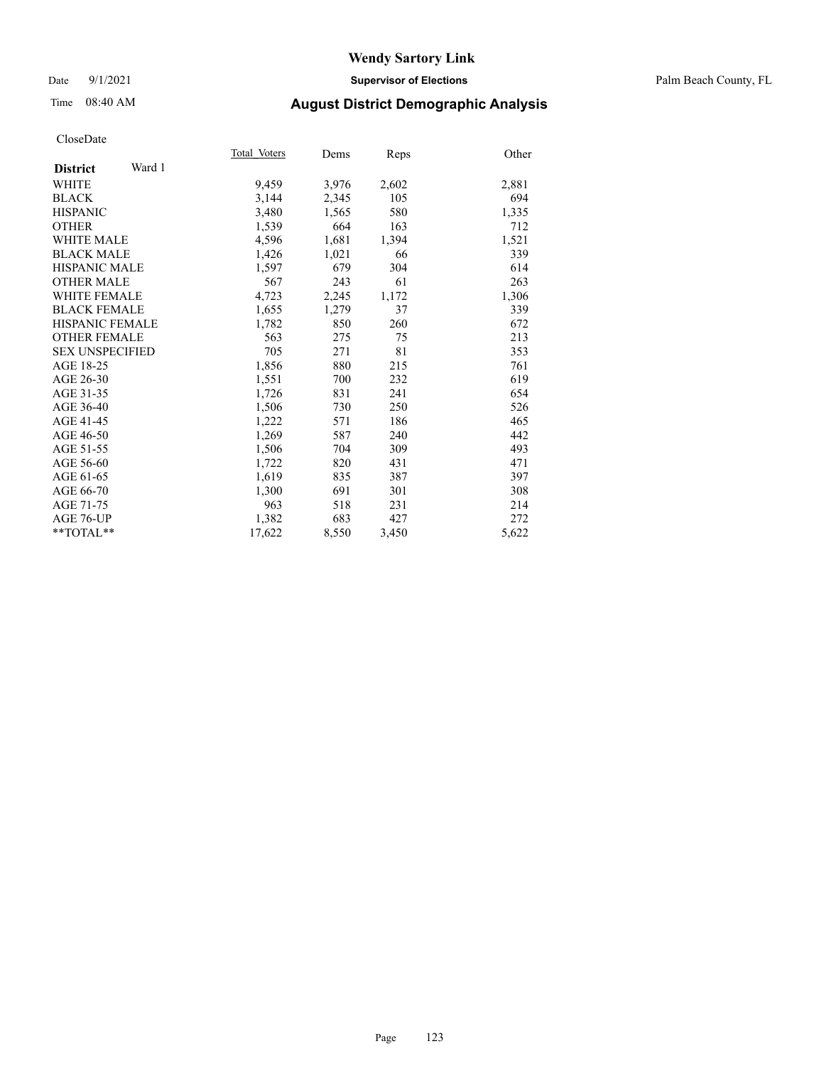# Wendy Sartory Link

Date 9/1/2021 **Supervisor of Elections** Palm Beach County, FL

Time 08:40 AM **August District Demographic Analysis**

CloseDate

| **District** Ward 1 | Total Voters | Dems | Reps | Other |
|---|---|---|---|---|
| WHITE | 9,459 | 3,976 | 2,602 | 2,881 |
| BLACK | 3,144 | 2,345 | 105 | 694 |
| HISPANIC | 3,480 | 1,565 | 580 | 1,335 |
| OTHER | 1,539 | 664 | 163 | 712 |
| WHITE MALE | 4,596 | 1,681 | 1,394 | 1,521 |
| BLACK MALE | 1,426 | 1,021 | 66 | 339 |
| HISPANIC MALE | 1,597 | 679 | 304 | 614 |
| OTHER MALE | 567 | 243 | 61 | 263 |
| WHITE FEMALE | 4,723 | 2,245 | 1,172 | 1,306 |
| BLACK FEMALE | 1,655 | 1,279 | 37 | 339 |
| HISPANIC FEMALE | 1,782 | 850 | 260 | 672 |
| OTHER FEMALE | 563 | 275 | 75 | 213 |
| SEX UNSPECIFIED | 705 | 271 | 81 | 353 |
| AGE 18-25 | 1,856 | 880 | 215 | 761 |
| AGE 26-30 | 1,551 | 700 | 232 | 619 |
| AGE 31-35 | 1,726 | 831 | 241 | 654 |
| AGE 36-40 | 1,506 | 730 | 250 | 526 |
| AGE 41-45 | 1,222 | 571 | 186 | 465 |
| AGE 46-50 | 1,269 | 587 | 240 | 442 |
| AGE 51-55 | 1,506 | 704 | 309 | 493 |
| AGE 56-60 | 1,722 | 820 | 431 | 471 |
| AGE 61-65 | 1,619 | 835 | 387 | 397 |
| AGE 66-70 | 1,300 | 691 | 301 | 308 |
| AGE 71-75 | 963 | 518 | 231 | 214 |
| AGE 76-UP | 1,382 | 683 | 427 | 272 |
| **TOTAL** | 17,622 | 8,550 | 3,450 | 5,622 |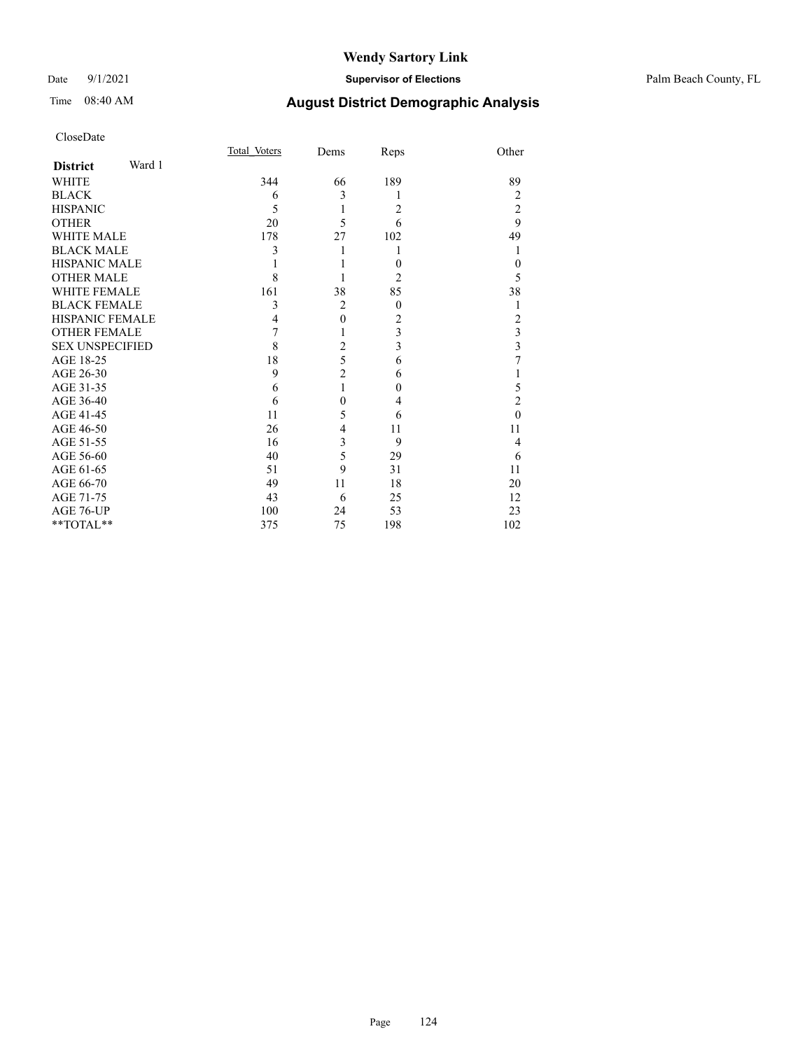# Wendy Sartory Link

Date 9/1/2021 **Supervisor of Elections** Palm Beach County, FL

Time 08:40 AM **August District Demographic Analysis**

CloseDate

| **District** Ward 1 | Total_Voters | Dems | Reps | Other |
|---|---|---|---|---|
| WHITE | 344 | 66 | 189 | 89 |
| BLACK | 6 | 3 | 1 | 2 |
| HISPANIC | 5 | 1 | 2 | 2 |
| OTHER | 20 | 5 | 6 | 9 |
| WHITE MALE | 178 | 27 | 102 | 49 |
| BLACK MALE | 3 | 1 | 1 | 1 |
| HISPANIC MALE | 1 | 1 | 0 | 0 |
| OTHER MALE | 8 | 1 | 2 | 5 |
| WHITE FEMALE | 161 | 38 | 85 | 38 |
| BLACK FEMALE | 3 | 2 | 0 | 1 |
| HISPANIC FEMALE | 4 | 0 | 2 | 2 |
| OTHER FEMALE | 7 | 1 | 3 | 3 |
| SEX UNSPECIFIED | 8 | 2 | 3 | 3 |
| AGE 18-25 | 18 | 5 | 6 | 7 |
| AGE 26-30 | 9 | 2 | 6 | 1 |
| AGE 31-35 | 6 | 1 | 0 | 5 |
| AGE 36-40 | 6 | 0 | 4 | 2 |
| AGE 41-45 | 11 | 5 | 6 | 0 |
| AGE 46-50 | 26 | 4 | 11 | 11 |
| AGE 51-55 | 16 | 3 | 9 | 4 |
| AGE 56-60 | 40 | 5 | 29 | 6 |
| AGE 61-65 | 51 | 9 | 31 | 11 |
| AGE 66-70 | 49 | 11 | 18 | 20 |
| AGE 71-75 | 43 | 6 | 25 | 12 |
| AGE 76-UP | 100 | 24 | 53 | 23 |
| **TOTAL** | 375 | 75 | 198 | 102 |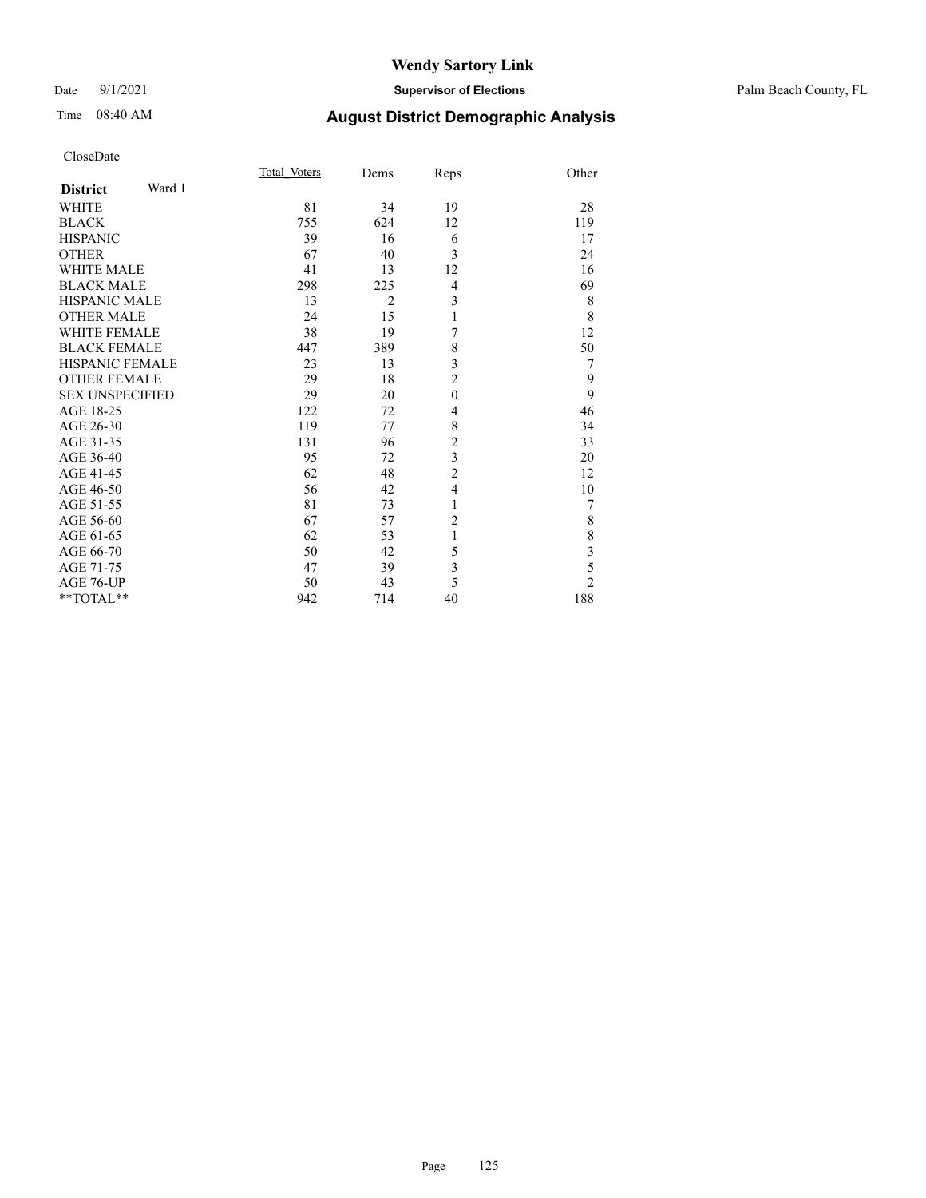# Wendy Sartory Link

Date 9/1/2021 **Supervisor of Elections** Palm Beach County, FL

Time 08:40 AM **August District Demographic Analysis**

CloseDate

| **District** Ward 1 | Total_Voters | Dems | Reps | Other |
|---|---|---|---|---|
| WHITE | 81 | 34 | 19 | 28 |
| BLACK | 755 | 624 | 12 | 119 |
| HISPANIC | 39 | 16 | 6 | 17 |
| OTHER | 67 | 40 | 3 | 24 |
| WHITE MALE | 41 | 13 | 12 | 16 |
| BLACK MALE | 298 | 225 | 4 | 69 |
| HISPANIC MALE | 13 | 2 | 3 | 8 |
| OTHER MALE | 24 | 15 | 1 | 8 |
| WHITE FEMALE | 38 | 19 | 7 | 12 |
| BLACK FEMALE | 447 | 389 | 8 | 50 |
| HISPANIC FEMALE | 23 | 13 | 3 | 7 |
| OTHER FEMALE | 29 | 18 | 2 | 9 |
| SEX UNSPECIFIED | 29 | 20 | 0 | 9 |
| AGE 18-25 | 122 | 72 | 4 | 46 |
| AGE 26-30 | 119 | 77 | 8 | 34 |
| AGE 31-35 | 131 | 96 | 2 | 33 |
| AGE 36-40 | 95 | 72 | 3 | 20 |
| AGE 41-45 | 62 | 48 | 2 | 12 |
| AGE 46-50 | 56 | 42 | 4 | 10 |
| AGE 51-55 | 81 | 73 | 1 | 7 |
| AGE 56-60 | 67 | 57 | 2 | 8 |
| AGE 61-65 | 62 | 53 | 1 | 8 |
| AGE 66-70 | 50 | 42 | 5 | 3 |
| AGE 71-75 | 47 | 39 | 3 | 5 |
| AGE 76-UP | 50 | 43 | 5 | 2 |
| **TOTAL** | 942 | 714 | 40 | 188 |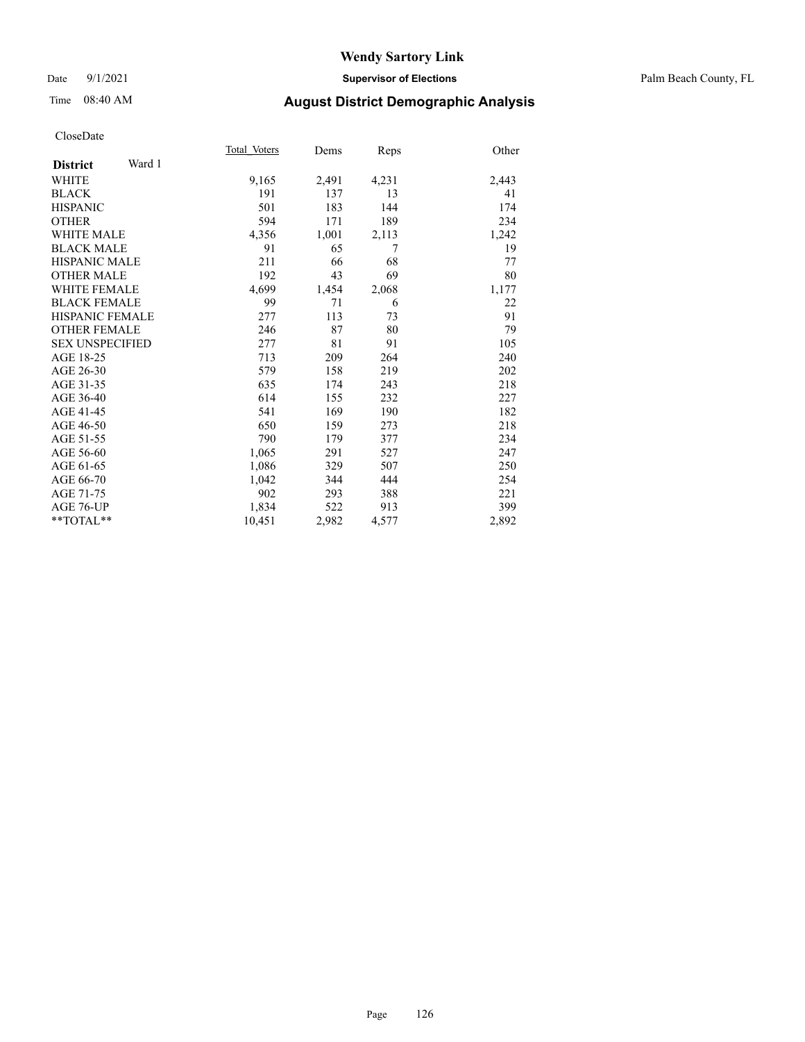# Wendy Sartory Link

Date 9/1/2021 **Supervisor of Elections** Palm Beach County, FL

Time 08:40 AM **August District Demographic Analysis**

CloseDate

| **District** Ward 1 | Total Voters | Dems | Reps | Other |
|---|---|---|---|---|
| WHITE | 9,165 | 2,491 | 4,231 | 2,443 |
| BLACK | 191 | 137 | 13 | 41 |
| HISPANIC | 501 | 183 | 144 | 174 |
| OTHER | 594 | 171 | 189 | 234 |
| WHITE MALE | 4,356 | 1,001 | 2,113 | 1,242 |
| BLACK MALE | 91 | 65 | 7 | 19 |
| HISPANIC MALE | 211 | 66 | 68 | 77 |
| OTHER MALE | 192 | 43 | 69 | 80 |
| WHITE FEMALE | 4,699 | 1,454 | 2,068 | 1,177 |
| BLACK FEMALE | 99 | 71 | 6 | 22 |
| HISPANIC FEMALE | 277 | 113 | 73 | 91 |
| OTHER FEMALE | 246 | 87 | 80 | 79 |
| SEX UNSPECIFIED | 277 | 81 | 91 | 105 |
| AGE 18-25 | 713 | 209 | 264 | 240 |
| AGE 26-30 | 579 | 158 | 219 | 202 |
| AGE 31-35 | 635 | 174 | 243 | 218 |
| AGE 36-40 | 614 | 155 | 232 | 227 |
| AGE 41-45 | 541 | 169 | 190 | 182 |
| AGE 46-50 | 650 | 159 | 273 | 218 |
| AGE 51-55 | 790 | 179 | 377 | 234 |
| AGE 56-60 | 1,065 | 291 | 527 | 247 |
| AGE 61-65 | 1,086 | 329 | 507 | 250 |
| AGE 66-70 | 1,042 | 344 | 444 | 254 |
| AGE 71-75 | 902 | 293 | 388 | 221 |
| AGE 76-UP | 1,834 | 522 | 913 | 399 |
| **TOTAL** | 10,451 | 2,982 | 4,577 | 2,892 |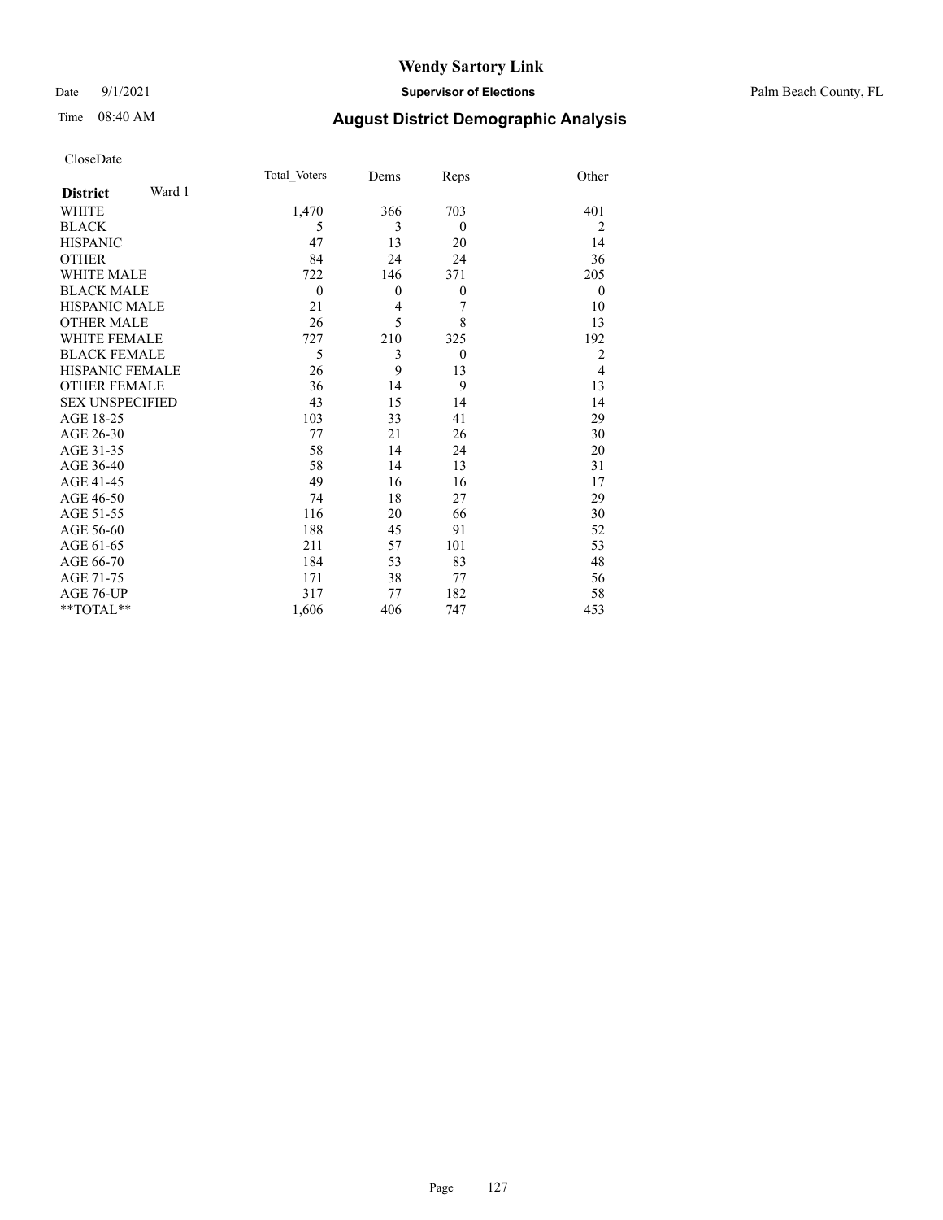# Wendy Sartory Link

Date 9/1/2021 **Supervisor of Elections** Palm Beach County, FL

Time 08:40 AM **August District Demographic Analysis**

CloseDate

| **District** Ward 1 | Total Voters | Dems | Reps | Other |
|---|---|---|---|---|
| WHITE | 1,470 | 366 | 703 | 401 |
| BLACK | 5 | 3 | 0 | 2 |
| HISPANIC | 47 | 13 | 20 | 14 |
| OTHER | 84 | 24 | 24 | 36 |
| WHITE MALE | 722 | 146 | 371 | 205 |
| BLACK MALE | 0 | 0 | 0 | 0 |
| HISPANIC MALE | 21 | 4 | 7 | 10 |
| OTHER MALE | 26 | 5 | 8 | 13 |
| WHITE FEMALE | 727 | 210 | 325 | 192 |
| BLACK FEMALE | 5 | 3 | 0 | 2 |
| HISPANIC FEMALE | 26 | 9 | 13 | 4 |
| OTHER FEMALE | 36 | 14 | 9 | 13 |
| SEX UNSPECIFIED | 43 | 15 | 14 | 14 |
| AGE 18-25 | 103 | 33 | 41 | 29 |
| AGE 26-30 | 77 | 21 | 26 | 30 |
| AGE 31-35 | 58 | 14 | 24 | 20 |
| AGE 36-40 | 58 | 14 | 13 | 31 |
| AGE 41-45 | 49 | 16 | 16 | 17 |
| AGE 46-50 | 74 | 18 | 27 | 29 |
| AGE 51-55 | 116 | 20 | 66 | 30 |
| AGE 56-60 | 188 | 45 | 91 | 52 |
| AGE 61-65 | 211 | 57 | 101 | 53 |
| AGE 66-70 | 184 | 53 | 83 | 48 |
| AGE 71-75 | 171 | 38 | 77 | 56 |
| AGE 76-UP | 317 | 77 | 182 | 58 |
| **TOTAL** | 1,606 | 406 | 747 | 453 |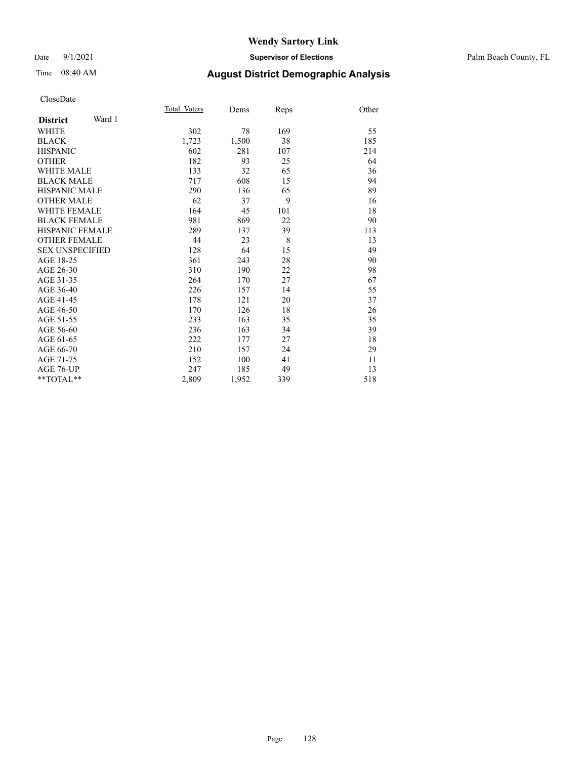# Wendy Sartory Link

Date 9/1/2021 **Supervisor of Elections** Palm Beach County, FL

Time 08:40 AM **August District Demographic Analysis**

CloseDate

| **District** Ward 1 | Total Voters | Dems | Reps | Other |
|---|---|---|---|---|
| WHITE | 302 | 78 | 169 | 55 |
| BLACK | 1,723 | 1,500 | 38 | 185 |
| HISPANIC | 602 | 281 | 107 | 214 |
| OTHER | 182 | 93 | 25 | 64 |
| WHITE MALE | 133 | 32 | 65 | 36 |
| BLACK MALE | 717 | 608 | 15 | 94 |
| HISPANIC MALE | 290 | 136 | 65 | 89 |
| OTHER MALE | 62 | 37 | 9 | 16 |
| WHITE FEMALE | 164 | 45 | 101 | 18 |
| BLACK FEMALE | 981 | 869 | 22 | 90 |
| HISPANIC FEMALE | 289 | 137 | 39 | 113 |
| OTHER FEMALE | 44 | 23 | 8 | 13 |
| SEX UNSPECIFIED | 128 | 64 | 15 | 49 |
| AGE 18-25 | 361 | 243 | 28 | 90 |
| AGE 26-30 | 310 | 190 | 22 | 98 |
| AGE 31-35 | 264 | 170 | 27 | 67 |
| AGE 36-40 | 226 | 157 | 14 | 55 |
| AGE 41-45 | 178 | 121 | 20 | 37 |
| AGE 46-50 | 170 | 126 | 18 | 26 |
| AGE 51-55 | 233 | 163 | 35 | 35 |
| AGE 56-60 | 236 | 163 | 34 | 39 |
| AGE 61-65 | 222 | 177 | 27 | 18 |
| AGE 66-70 | 210 | 157 | 24 | 29 |
| AGE 71-75 | 152 | 100 | 41 | 11 |
| AGE 76-UP | 247 | 185 | 49 | 13 |
| **TOTAL** | 2,809 | 1,952 | 339 | 518 |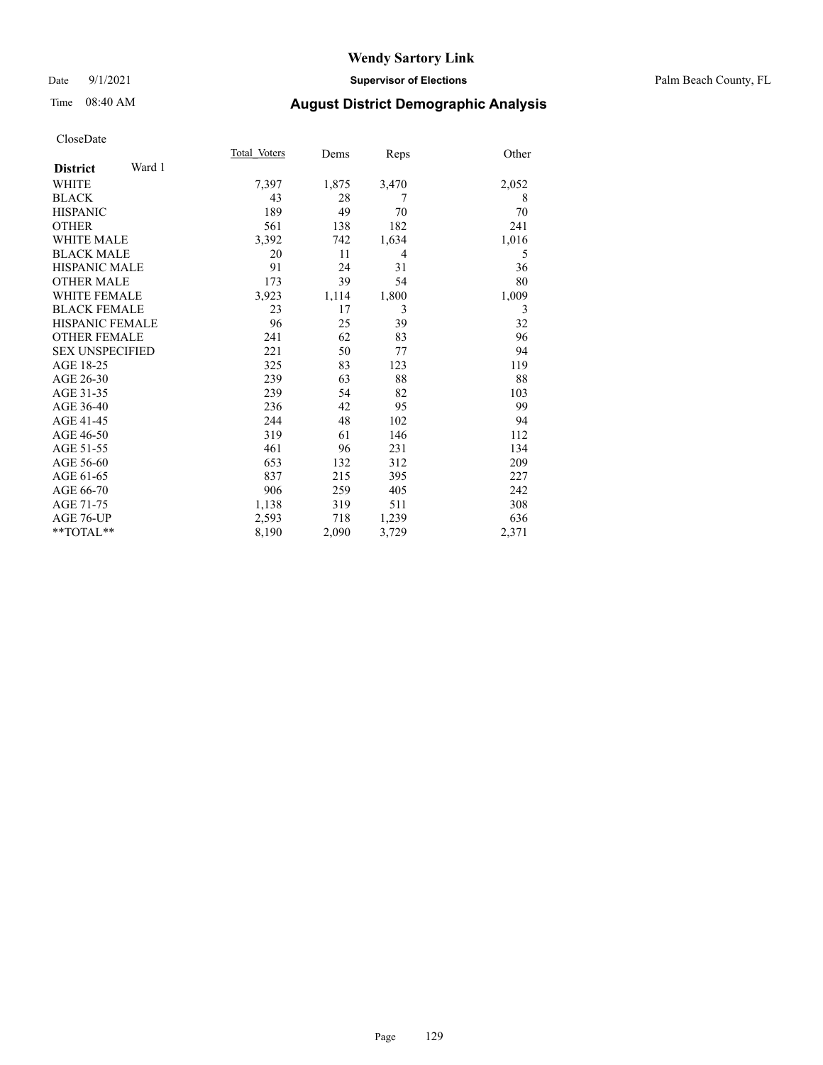# Wendy Sartory Link

Date 9/1/2021 **Supervisor of Elections** Palm Beach County, FL

Time 08:40 AM **August District Demographic Analysis**

CloseDate

| **District** Ward 1 | Total Voters | Dems | Reps | Other |
|---|---|---|---|---|
| WHITE | 7,397 | 1,875 | 3,470 | 2,052 |
| BLACK | 43 | 28 | 7 | 8 |
| HISPANIC | 189 | 49 | 70 | 70 |
| OTHER | 561 | 138 | 182 | 241 |
| WHITE MALE | 3,392 | 742 | 1,634 | 1,016 |
| BLACK MALE | 20 | 11 | 4 | 5 |
| HISPANIC MALE | 91 | 24 | 31 | 36 |
| OTHER MALE | 173 | 39 | 54 | 80 |
| WHITE FEMALE | 3,923 | 1,114 | 1,800 | 1,009 |
| BLACK FEMALE | 23 | 17 | 3 | 3 |
| HISPANIC FEMALE | 96 | 25 | 39 | 32 |
| OTHER FEMALE | 241 | 62 | 83 | 96 |
| SEX UNSPECIFIED | 221 | 50 | 77 | 94 |
| AGE 18-25 | 325 | 83 | 123 | 119 |
| AGE 26-30 | 239 | 63 | 88 | 88 |
| AGE 31-35 | 239 | 54 | 82 | 103 |
| AGE 36-40 | 236 | 42 | 95 | 99 |
| AGE 41-45 | 244 | 48 | 102 | 94 |
| AGE 46-50 | 319 | 61 | 146 | 112 |
| AGE 51-55 | 461 | 96 | 231 | 134 |
| AGE 56-60 | 653 | 132 | 312 | 209 |
| AGE 61-65 | 837 | 215 | 395 | 227 |
| AGE 66-70 | 906 | 259 | 405 | 242 |
| AGE 71-75 | 1,138 | 319 | 511 | 308 |
| AGE 76-UP | 2,593 | 718 | 1,239 | 636 |
| **TOTAL** | 8,190 | 2,090 | 3,729 | 2,371 |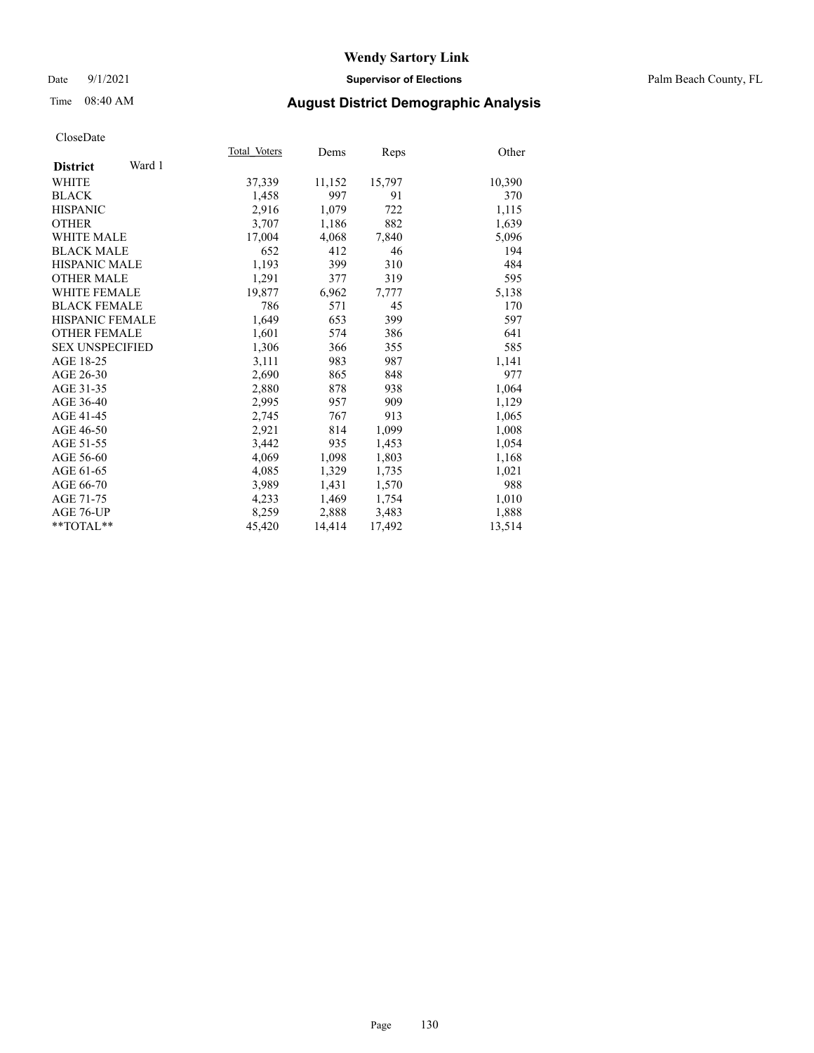# Wendy Sartory Link

Date 9/1/2021 **Supervisor of Elections** Palm Beach County, FL

Time 08:40 AM **August District Demographic Analysis**

CloseDate

| **District** Ward 1 | Total Voters | Dems | Reps | Other |
|---|---|---|---|---|
| WHITE | 37,339 | 11,152 | 15,797 | 10,390 |
| BLACK | 1,458 | 997 | 91 | 370 |
| HISPANIC | 2,916 | 1,079 | 722 | 1,115 |
| OTHER | 3,707 | 1,186 | 882 | 1,639 |
| WHITE MALE | 17,004 | 4,068 | 7,840 | 5,096 |
| BLACK MALE | 652 | 412 | 46 | 194 |
| HISPANIC MALE | 1,193 | 399 | 310 | 484 |
| OTHER MALE | 1,291 | 377 | 319 | 595 |
| WHITE FEMALE | 19,877 | 6,962 | 7,777 | 5,138 |
| BLACK FEMALE | 786 | 571 | 45 | 170 |
| HISPANIC FEMALE | 1,649 | 653 | 399 | 597 |
| OTHER FEMALE | 1,601 | 574 | 386 | 641 |
| SEX UNSPECIFIED | 1,306 | 366 | 355 | 585 |
| AGE 18-25 | 3,111 | 983 | 987 | 1,141 |
| AGE 26-30 | 2,690 | 865 | 848 | 977 |
| AGE 31-35 | 2,880 | 878 | 938 | 1,064 |
| AGE 36-40 | 2,995 | 957 | 909 | 1,129 |
| AGE 41-45 | 2,745 | 767 | 913 | 1,065 |
| AGE 46-50 | 2,921 | 814 | 1,099 | 1,008 |
| AGE 51-55 | 3,442 | 935 | 1,453 | 1,054 |
| AGE 56-60 | 4,069 | 1,098 | 1,803 | 1,168 |
| AGE 61-65 | 4,085 | 1,329 | 1,735 | 1,021 |
| AGE 66-70 | 3,989 | 1,431 | 1,570 | 988 |
| AGE 71-75 | 4,233 | 1,469 | 1,754 | 1,010 |
| AGE 76-UP | 8,259 | 2,888 | 3,483 | 1,888 |
| **TOTAL** | 45,420 | 14,414 | 17,492 | 13,514 |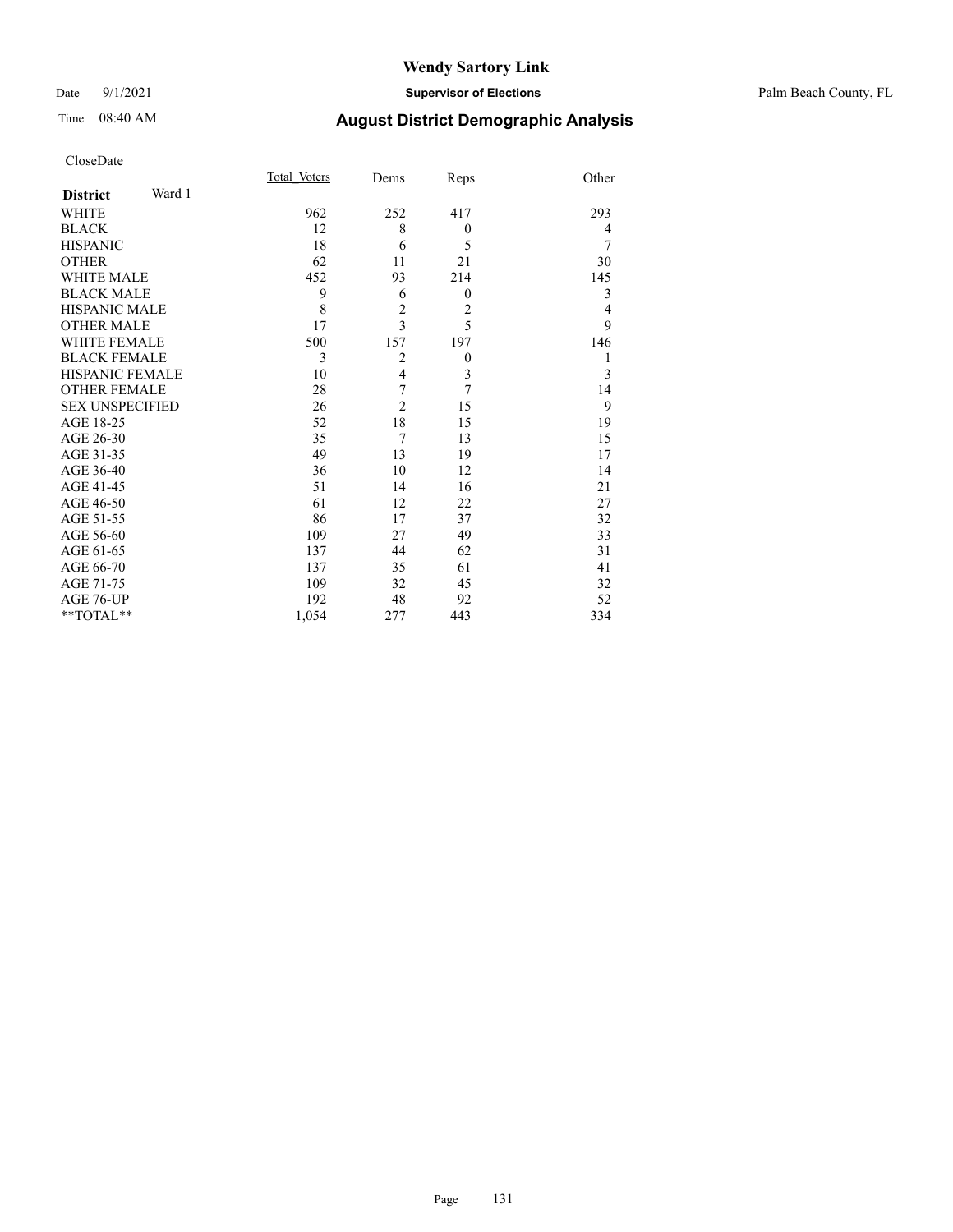# Wendy Sartory Link

Date 9/1/2021 **Supervisor of Elections** Palm Beach County, FL

Time 08:40 AM **August District Demographic Analysis**

CloseDate

| **District** Ward 1 | Total_Voters | Dems | Reps | Other |
|---|---|---|---|---|
| WHITE | 962 | 252 | 417 | 293 |
| BLACK | 12 | 8 | 0 | 4 |
| HISPANIC | 18 | 6 | 5 | 7 |
| OTHER | 62 | 11 | 21 | 30 |
| WHITE MALE | 452 | 93 | 214 | 145 |
| BLACK MALE | 9 | 6 | 0 | 3 |
| HISPANIC MALE | 8 | 2 | 2 | 4 |
| OTHER MALE | 17 | 3 | 5 | 9 |
| WHITE FEMALE | 500 | 157 | 197 | 146 |
| BLACK FEMALE | 3 | 2 | 0 | 1 |
| HISPANIC FEMALE | 10 | 4 | 3 | 3 |
| OTHER FEMALE | 28 | 7 | 7 | 14 |
| SEX UNSPECIFIED | 26 | 2 | 15 | 9 |
| AGE 18-25 | 52 | 18 | 15 | 19 |
| AGE 26-30 | 35 | 7 | 13 | 15 |
| AGE 31-35 | 49 | 13 | 19 | 17 |
| AGE 36-40 | 36 | 10 | 12 | 14 |
| AGE 41-45 | 51 | 14 | 16 | 21 |
| AGE 46-50 | 61 | 12 | 22 | 27 |
| AGE 51-55 | 86 | 17 | 37 | 32 |
| AGE 56-60 | 109 | 27 | 49 | 33 |
| AGE 61-65 | 137 | 44 | 62 | 31 |
| AGE 66-70 | 137 | 35 | 61 | 41 |
| AGE 71-75 | 109 | 32 | 45 | 32 |
| AGE 76-UP | 192 | 48 | 92 | 52 |
| **TOTAL** | 1,054 | 277 | 443 | 334 |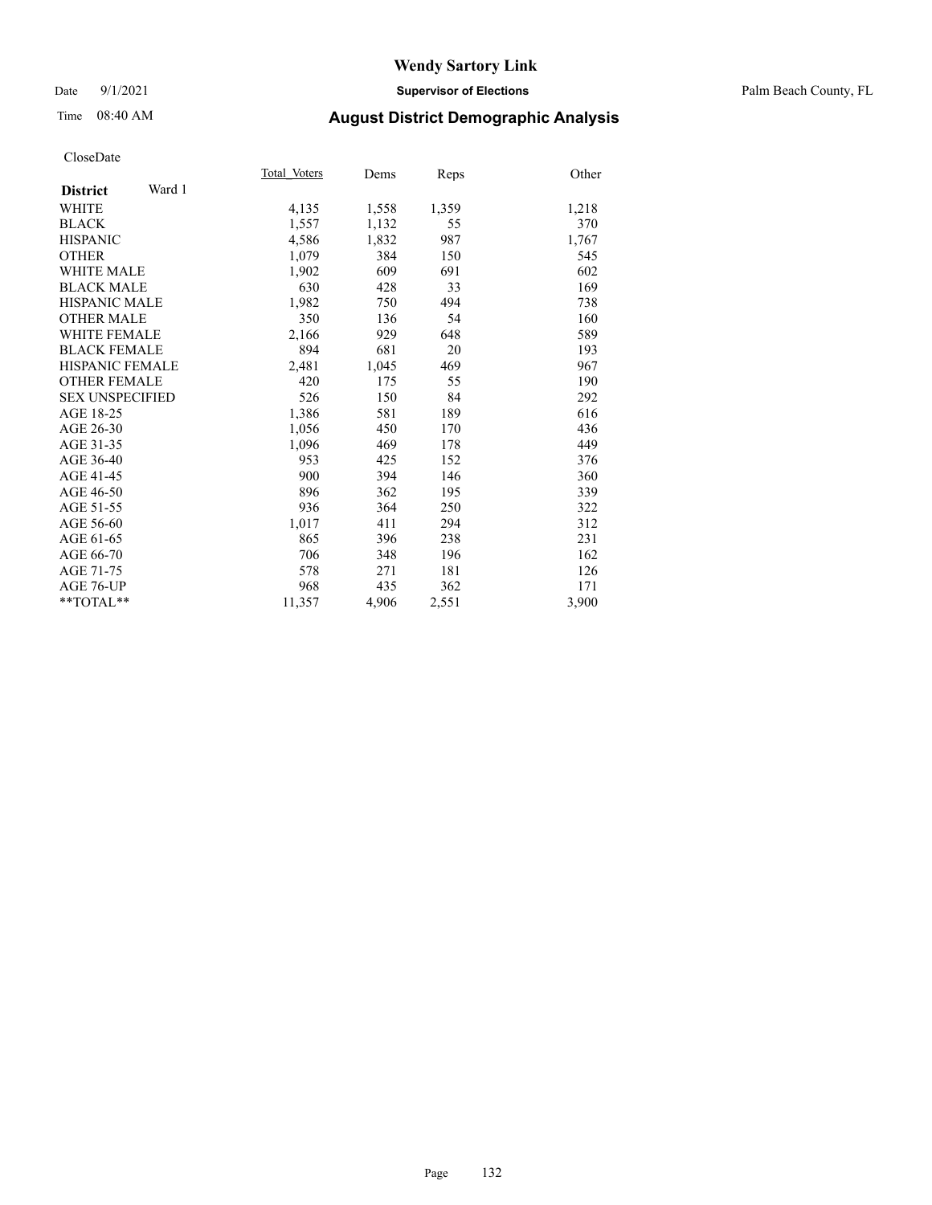# Wendy Sartory Link

Date 9/1/2021 **Supervisor of Elections** Palm Beach County, FL

Time 08:40 AM **August District Demographic Analysis**

CloseDate

| **District** Ward 1 | Total Voters | Dems | Reps | Other |
|---|---|---|---|---|
| WHITE | 4,135 | 1,558 | 1,359 | 1,218 |
| BLACK | 1,557 | 1,132 | 55 | 370 |
| HISPANIC | 4,586 | 1,832 | 987 | 1,767 |
| OTHER | 1,079 | 384 | 150 | 545 |
| WHITE MALE | 1,902 | 609 | 691 | 602 |
| BLACK MALE | 630 | 428 | 33 | 169 |
| HISPANIC MALE | 1,982 | 750 | 494 | 738 |
| OTHER MALE | 350 | 136 | 54 | 160 |
| WHITE FEMALE | 2,166 | 929 | 648 | 589 |
| BLACK FEMALE | 894 | 681 | 20 | 193 |
| HISPANIC FEMALE | 2,481 | 1,045 | 469 | 967 |
| OTHER FEMALE | 420 | 175 | 55 | 190 |
| SEX UNSPECIFIED | 526 | 150 | 84 | 292 |
| AGE 18-25 | 1,386 | 581 | 189 | 616 |
| AGE 26-30 | 1,056 | 450 | 170 | 436 |
| AGE 31-35 | 1,096 | 469 | 178 | 449 |
| AGE 36-40 | 953 | 425 | 152 | 376 |
| AGE 41-45 | 900 | 394 | 146 | 360 |
| AGE 46-50 | 896 | 362 | 195 | 339 |
| AGE 51-55 | 936 | 364 | 250 | 322 |
| AGE 56-60 | 1,017 | 411 | 294 | 312 |
| AGE 61-65 | 865 | 396 | 238 | 231 |
| AGE 66-70 | 706 | 348 | 196 | 162 |
| AGE 71-75 | 578 | 271 | 181 | 126 |
| AGE 76-UP | 968 | 435 | 362 | 171 |
| **TOTAL** | 11,357 | 4,906 | 2,551 | 3,900 |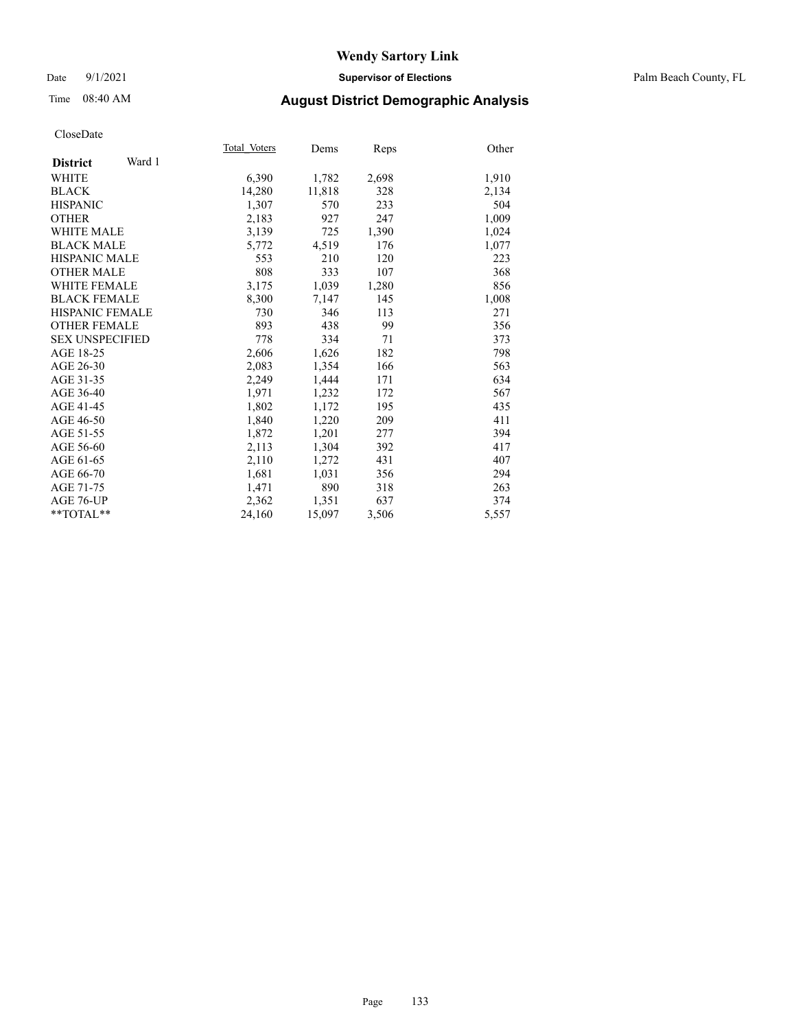# Wendy Sartory Link

Date 9/1/2021 **Supervisor of Elections** Palm Beach County, FL

Time 08:40 AM **August District Demographic Analysis**

CloseDate

| **District** Ward 1 | Total Voters | Dems | Reps | Other |
|---|---|---|---|---|
| WHITE | 6,390 | 1,782 | 2,698 | 1,910 |
| BLACK | 14,280 | 11,818 | 328 | 2,134 |
| HISPANIC | 1,307 | 570 | 233 | 504 |
| OTHER | 2,183 | 927 | 247 | 1,009 |
| WHITE MALE | 3,139 | 725 | 1,390 | 1,024 |
| BLACK MALE | 5,772 | 4,519 | 176 | 1,077 |
| HISPANIC MALE | 553 | 210 | 120 | 223 |
| OTHER MALE | 808 | 333 | 107 | 368 |
| WHITE FEMALE | 3,175 | 1,039 | 1,280 | 856 |
| BLACK FEMALE | 8,300 | 7,147 | 145 | 1,008 |
| HISPANIC FEMALE | 730 | 346 | 113 | 271 |
| OTHER FEMALE | 893 | 438 | 99 | 356 |
| SEX UNSPECIFIED | 778 | 334 | 71 | 373 |
| AGE 18-25 | 2,606 | 1,626 | 182 | 798 |
| AGE 26-30 | 2,083 | 1,354 | 166 | 563 |
| AGE 31-35 | 2,249 | 1,444 | 171 | 634 |
| AGE 36-40 | 1,971 | 1,232 | 172 | 567 |
| AGE 41-45 | 1,802 | 1,172 | 195 | 435 |
| AGE 46-50 | 1,840 | 1,220 | 209 | 411 |
| AGE 51-55 | 1,872 | 1,201 | 277 | 394 |
| AGE 56-60 | 2,113 | 1,304 | 392 | 417 |
| AGE 61-65 | 2,110 | 1,272 | 431 | 407 |
| AGE 66-70 | 1,681 | 1,031 | 356 | 294 |
| AGE 71-75 | 1,471 | 890 | 318 | 263 |
| AGE 76-UP | 2,362 | 1,351 | 637 | 374 |
| **TOTAL** | 24,160 | 15,097 | 3,506 | 5,557 |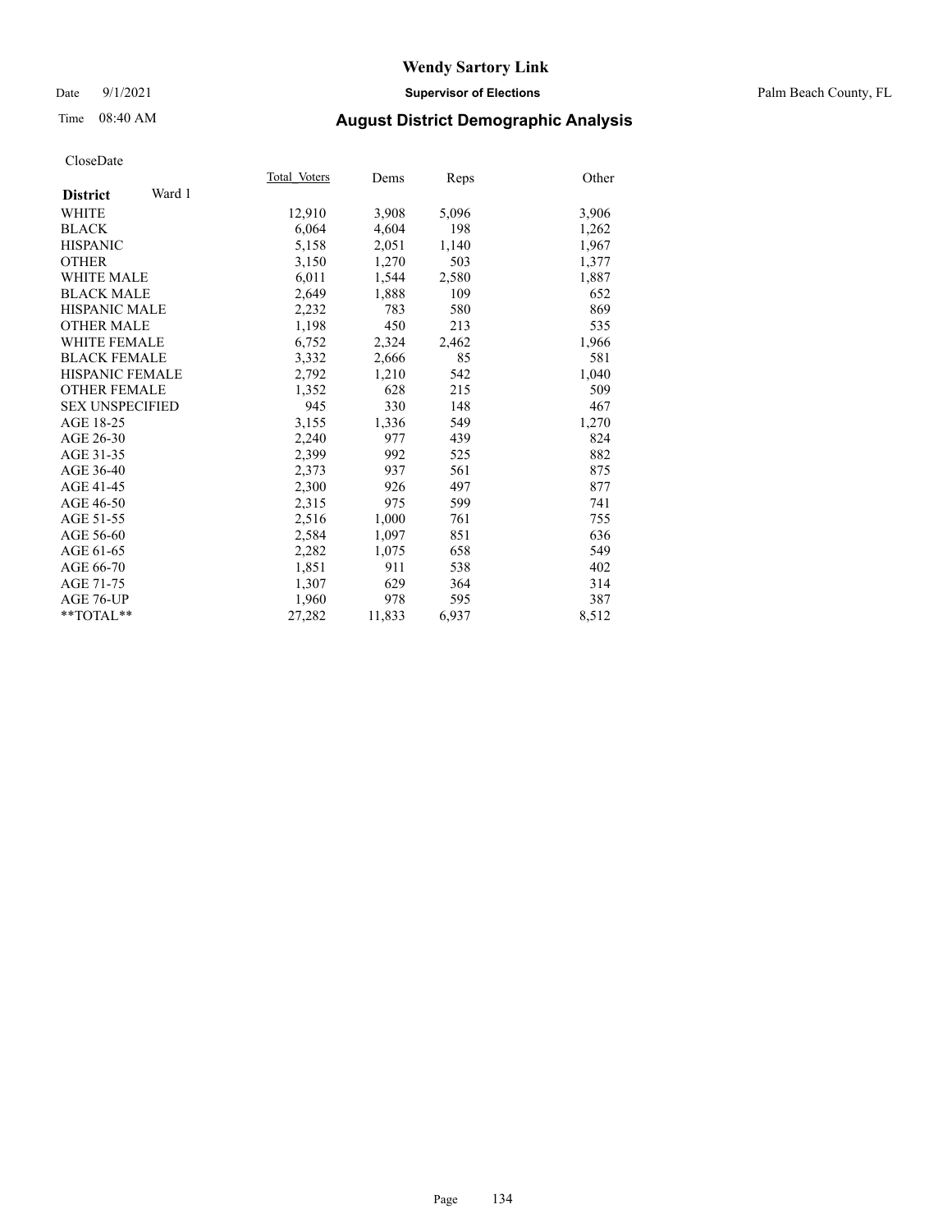# Wendy Sartory Link

Date 9/1/2021 **Supervisor of Elections** Palm Beach County, FL

Time 08:40 AM **August District Demographic Analysis**

CloseDate

| **District** Ward 1 | Total_Voters | Dems | Reps | Other |
|---|---|---|---|---|
| WHITE | 12,910 | 3,908 | 5,096 | 3,906 |
| BLACK | 6,064 | 4,604 | 198 | 1,262 |
| HISPANIC | 5,158 | 2,051 | 1,140 | 1,967 |
| OTHER | 3,150 | 1,270 | 503 | 1,377 |
| WHITE MALE | 6,011 | 1,544 | 2,580 | 1,887 |
| BLACK MALE | 2,649 | 1,888 | 109 | 652 |
| HISPANIC MALE | 2,232 | 783 | 580 | 869 |
| OTHER MALE | 1,198 | 450 | 213 | 535 |
| WHITE FEMALE | 6,752 | 2,324 | 2,462 | 1,966 |
| BLACK FEMALE | 3,332 | 2,666 | 85 | 581 |
| HISPANIC FEMALE | 2,792 | 1,210 | 542 | 1,040 |
| OTHER FEMALE | 1,352 | 628 | 215 | 509 |
| SEX UNSPECIFIED | 945 | 330 | 148 | 467 |
| AGE 18-25 | 3,155 | 1,336 | 549 | 1,270 |
| AGE 26-30 | 2,240 | 977 | 439 | 824 |
| AGE 31-35 | 2,399 | 992 | 525 | 882 |
| AGE 36-40 | 2,373 | 937 | 561 | 875 |
| AGE 41-45 | 2,300 | 926 | 497 | 877 |
| AGE 46-50 | 2,315 | 975 | 599 | 741 |
| AGE 51-55 | 2,516 | 1,000 | 761 | 755 |
| AGE 56-60 | 2,584 | 1,097 | 851 | 636 |
| AGE 61-65 | 2,282 | 1,075 | 658 | 549 |
| AGE 66-70 | 1,851 | 911 | 538 | 402 |
| AGE 71-75 | 1,307 | 629 | 364 | 314 |
| AGE 76-UP | 1,960 | 978 | 595 | 387 |
| **TOTAL** | 27,282 | 11,833 | 6,937 | 8,512 |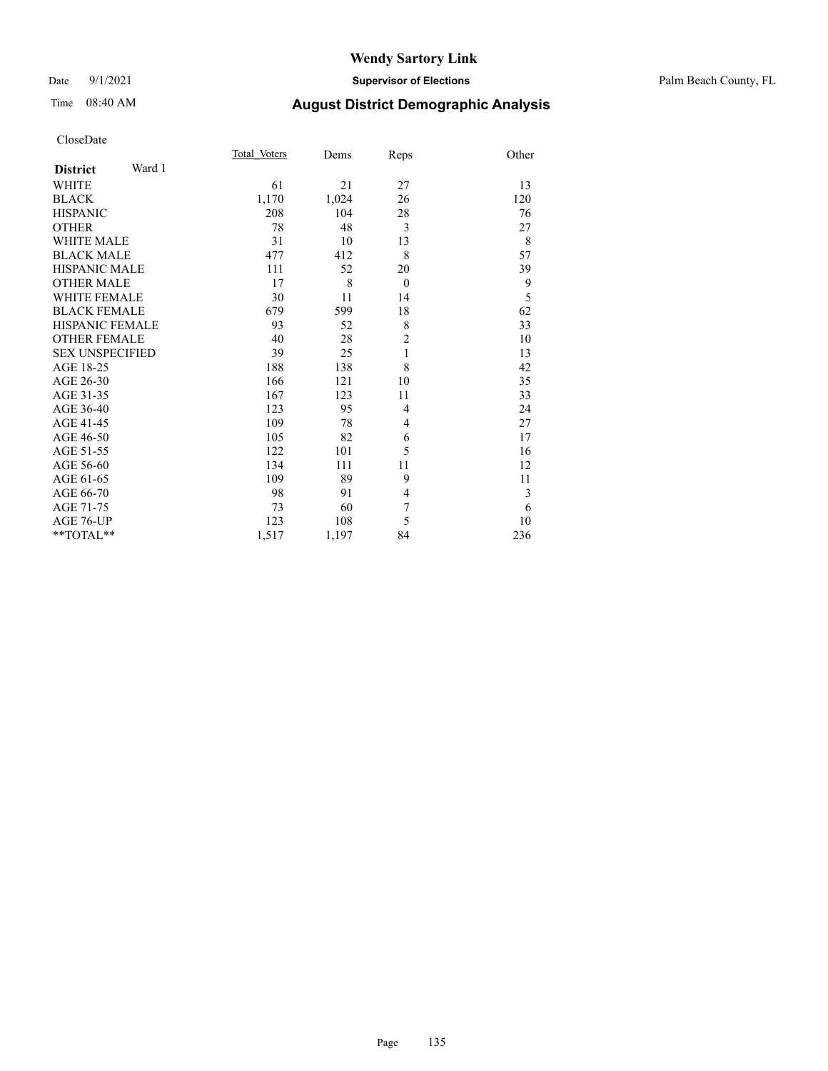# Wendy Sartory Link

Date 9/1/2021 **Supervisor of Elections** Palm Beach County, FL

Time 08:40 AM **August District Demographic Analysis**

CloseDate

| **District** Ward 1 | Total Voters | Dems | Reps | Other |
|---|---|---|---|---|
| WHITE | 61 | 21 | 27 | 13 |
| BLACK | 1,170 | 1,024 | 26 | 120 |
| HISPANIC | 208 | 104 | 28 | 76 |
| OTHER | 78 | 48 | 3 | 27 |
| WHITE MALE | 31 | 10 | 13 | 8 |
| BLACK MALE | 477 | 412 | 8 | 57 |
| HISPANIC MALE | 111 | 52 | 20 | 39 |
| OTHER MALE | 17 | 8 | 0 | 9 |
| WHITE FEMALE | 30 | 11 | 14 | 5 |
| BLACK FEMALE | 679 | 599 | 18 | 62 |
| HISPANIC FEMALE | 93 | 52 | 8 | 33 |
| OTHER FEMALE | 40 | 28 | 2 | 10 |
| SEX UNSPECIFIED | 39 | 25 | 1 | 13 |
| AGE 18-25 | 188 | 138 | 8 | 42 |
| AGE 26-30 | 166 | 121 | 10 | 35 |
| AGE 31-35 | 167 | 123 | 11 | 33 |
| AGE 36-40 | 123 | 95 | 4 | 24 |
| AGE 41-45 | 109 | 78 | 4 | 27 |
| AGE 46-50 | 105 | 82 | 6 | 17 |
| AGE 51-55 | 122 | 101 | 5 | 16 |
| AGE 56-60 | 134 | 111 | 11 | 12 |
| AGE 61-65 | 109 | 89 | 9 | 11 |
| AGE 66-70 | 98 | 91 | 4 | 3 |
| AGE 71-75 | 73 | 60 | 7 | 6 |
| AGE 76-UP | 123 | 108 | 5 | 10 |
| **TOTAL** | 1,517 | 1,197 | 84 | 236 |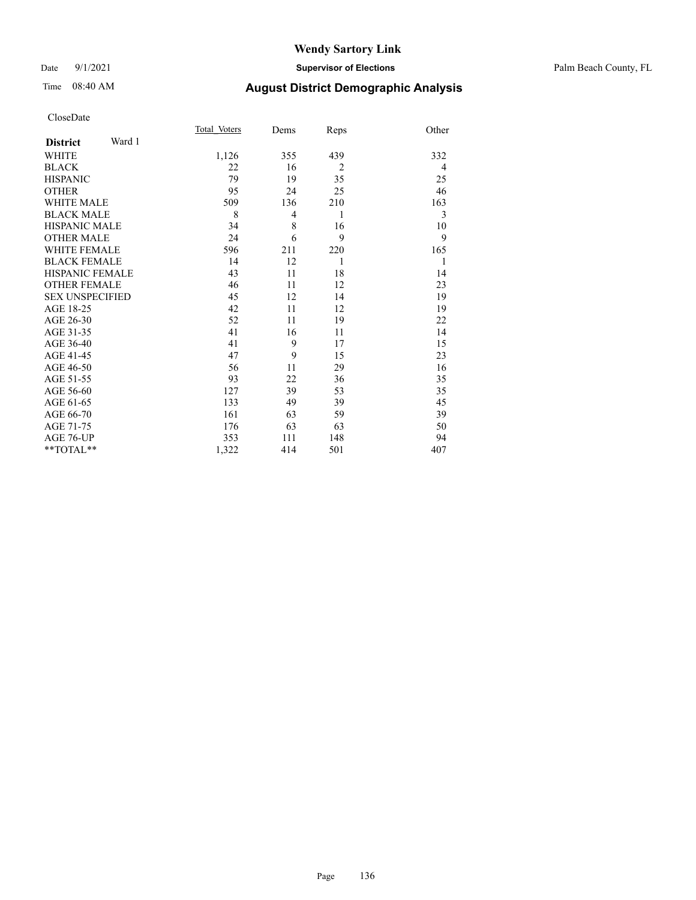# Wendy Sartory Link

Date 9/1/2021 **Supervisor of Elections** Palm Beach County, FL

Time 08:40 AM **August District Demographic Analysis**

CloseDate

| **District** Ward 1 | Total_Voters | Dems | Reps | Other |
|---|---|---|---|---|
| WHITE | 1,126 | 355 | 439 | 332 |
| BLACK | 22 | 16 | 2 | 4 |
| HISPANIC | 79 | 19 | 35 | 25 |
| OTHER | 95 | 24 | 25 | 46 |
| WHITE MALE | 509 | 136 | 210 | 163 |
| BLACK MALE | 8 | 4 | 1 | 3 |
| HISPANIC MALE | 34 | 8 | 16 | 10 |
| OTHER MALE | 24 | 6 | 9 | 9 |
| WHITE FEMALE | 596 | 211 | 220 | 165 |
| BLACK FEMALE | 14 | 12 | 1 | 1 |
| HISPANIC FEMALE | 43 | 11 | 18 | 14 |
| OTHER FEMALE | 46 | 11 | 12 | 23 |
| SEX UNSPECIFIED | 45 | 12 | 14 | 19 |
| AGE 18-25 | 42 | 11 | 12 | 19 |
| AGE 26-30 | 52 | 11 | 19 | 22 |
| AGE 31-35 | 41 | 16 | 11 | 14 |
| AGE 36-40 | 41 | 9 | 17 | 15 |
| AGE 41-45 | 47 | 9 | 15 | 23 |
| AGE 46-50 | 56 | 11 | 29 | 16 |
| AGE 51-55 | 93 | 22 | 36 | 35 |
| AGE 56-60 | 127 | 39 | 53 | 35 |
| AGE 61-65 | 133 | 49 | 39 | 45 |
| AGE 66-70 | 161 | 63 | 59 | 39 |
| AGE 71-75 | 176 | 63 | 63 | 50 |
| AGE 76-UP | 353 | 111 | 148 | 94 |
| **TOTAL** | 1,322 | 414 | 501 | 407 |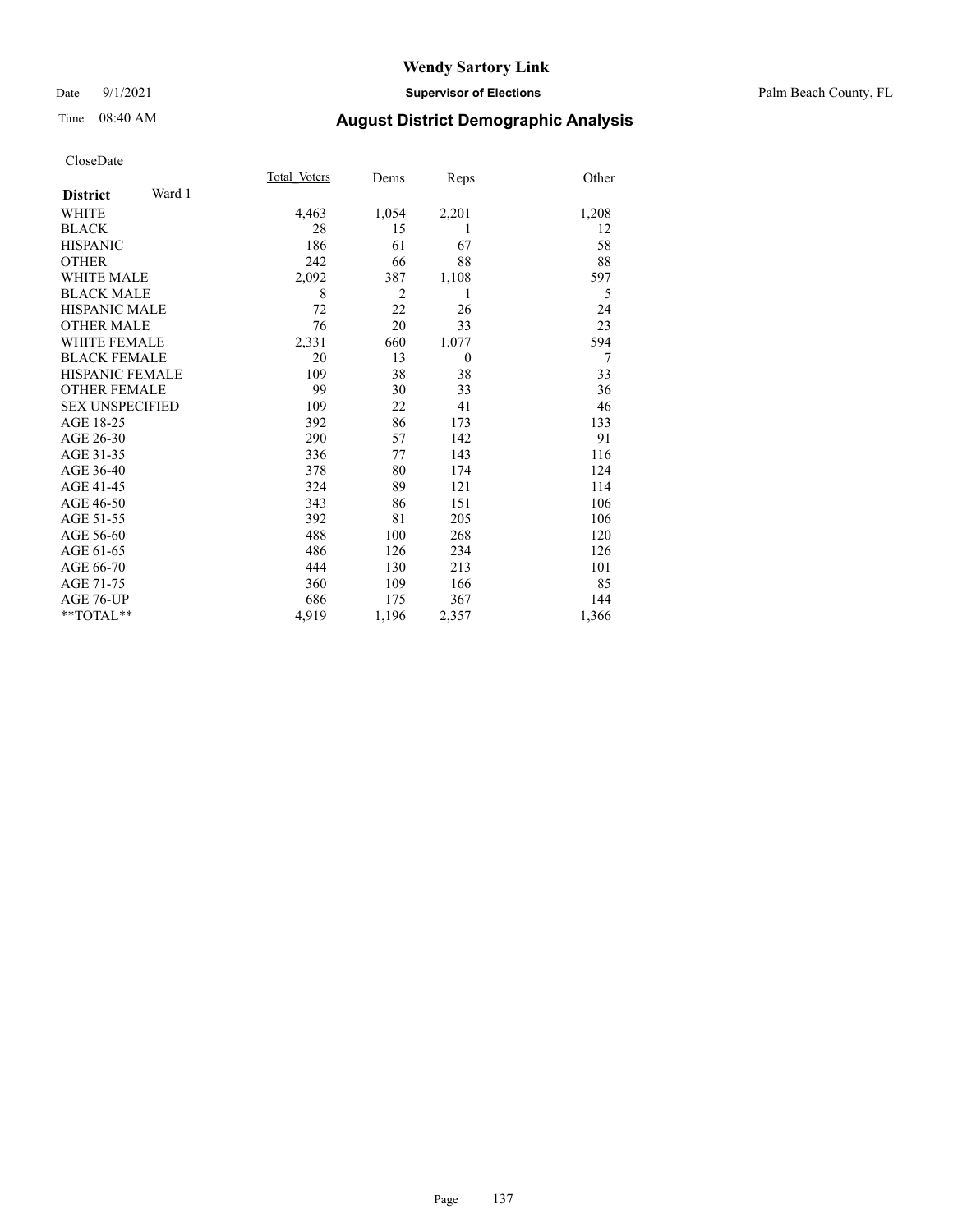# Wendy Sartory Link

Date 9/1/2021 **Supervisor of Elections** Palm Beach County, FL

Time 08:40 AM **August District Demographic Analysis**

CloseDate

| **District** Ward 1 | Total_Voters | Dems | Reps | Other |
|---|---|---|---|---|
| WHITE | 4,463 | 1,054 | 2,201 | 1,208 |
| BLACK | 28 | 15 | 1 | 12 |
| HISPANIC | 186 | 61 | 67 | 58 |
| OTHER | 242 | 66 | 88 | 88 |
| WHITE MALE | 2,092 | 387 | 1,108 | 597 |
| BLACK MALE | 8 | 2 | 1 | 5 |
| HISPANIC MALE | 72 | 22 | 26 | 24 |
| OTHER MALE | 76 | 20 | 33 | 23 |
| WHITE FEMALE | 2,331 | 660 | 1,077 | 594 |
| BLACK FEMALE | 20 | 13 | 0 | 7 |
| HISPANIC FEMALE | 109 | 38 | 38 | 33 |
| OTHER FEMALE | 99 | 30 | 33 | 36 |
| SEX UNSPECIFIED | 109 | 22 | 41 | 46 |
| AGE 18-25 | 392 | 86 | 173 | 133 |
| AGE 26-30 | 290 | 57 | 142 | 91 |
| AGE 31-35 | 336 | 77 | 143 | 116 |
| AGE 36-40 | 378 | 80 | 174 | 124 |
| AGE 41-45 | 324 | 89 | 121 | 114 |
| AGE 46-50 | 343 | 86 | 151 | 106 |
| AGE 51-55 | 392 | 81 | 205 | 106 |
| AGE 56-60 | 488 | 100 | 268 | 120 |
| AGE 61-65 | 486 | 126 | 234 | 126 |
| AGE 66-70 | 444 | 130 | 213 | 101 |
| AGE 71-75 | 360 | 109 | 166 | 85 |
| AGE 76-UP | 686 | 175 | 367 | 144 |
| **TOTAL** | 4,919 | 1,196 | 2,357 | 1,366 |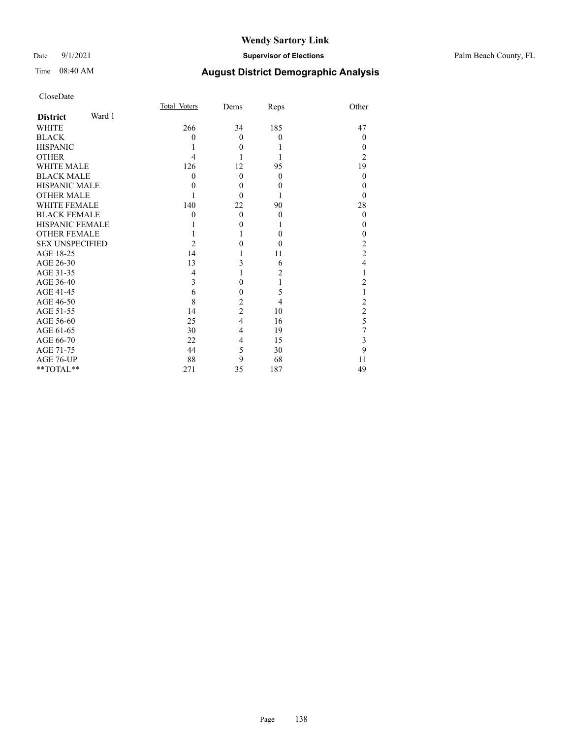# Wendy Sartory Link

Date 9/1/2021 **Supervisor of Elections** Palm Beach County, FL

Time 08:40 AM **August District Demographic Analysis**

CloseDate

| **District** Ward 1 | Total_Voters | Dems | Reps | Other |
|---|---|---|---|---|
| WHITE | 266 | 34 | 185 | 47 |
| BLACK | 0 | 0 | 0 | 0 |
| HISPANIC | 1 | 0 | 1 | 0 |
| OTHER | 4 | 1 | 1 | 2 |
| WHITE MALE | 126 | 12 | 95 | 19 |
| BLACK MALE | 0 | 0 | 0 | 0 |
| HISPANIC MALE | 0 | 0 | 0 | 0 |
| OTHER MALE | 1 | 0 | 1 | 0 |
| WHITE FEMALE | 140 | 22 | 90 | 28 |
| BLACK FEMALE | 0 | 0 | 0 | 0 |
| HISPANIC FEMALE | 1 | 0 | 1 | 0 |
| OTHER FEMALE | 1 | 1 | 0 | 0 |
| SEX UNSPECIFIED | 2 | 0 | 0 | 2 |
| AGE 18-25 | 14 | 1 | 11 | 2 |
| AGE 26-30 | 13 | 3 | 6 | 4 |
| AGE 31-35 | 4 | 1 | 2 | 1 |
| AGE 36-40 | 3 | 0 | 1 | 2 |
| AGE 41-45 | 6 | 0 | 5 | 1 |
| AGE 46-50 | 8 | 2 | 4 | 2 |
| AGE 51-55 | 14 | 2 | 10 | 2 |
| AGE 56-60 | 25 | 4 | 16 | 5 |
| AGE 61-65 | 30 | 4 | 19 | 7 |
| AGE 66-70 | 22 | 4 | 15 | 3 |
| AGE 71-75 | 44 | 5 | 30 | 9 |
| AGE 76-UP | 88 | 9 | 68 | 11 |
| **TOTAL** | 271 | 35 | 187 | 49 |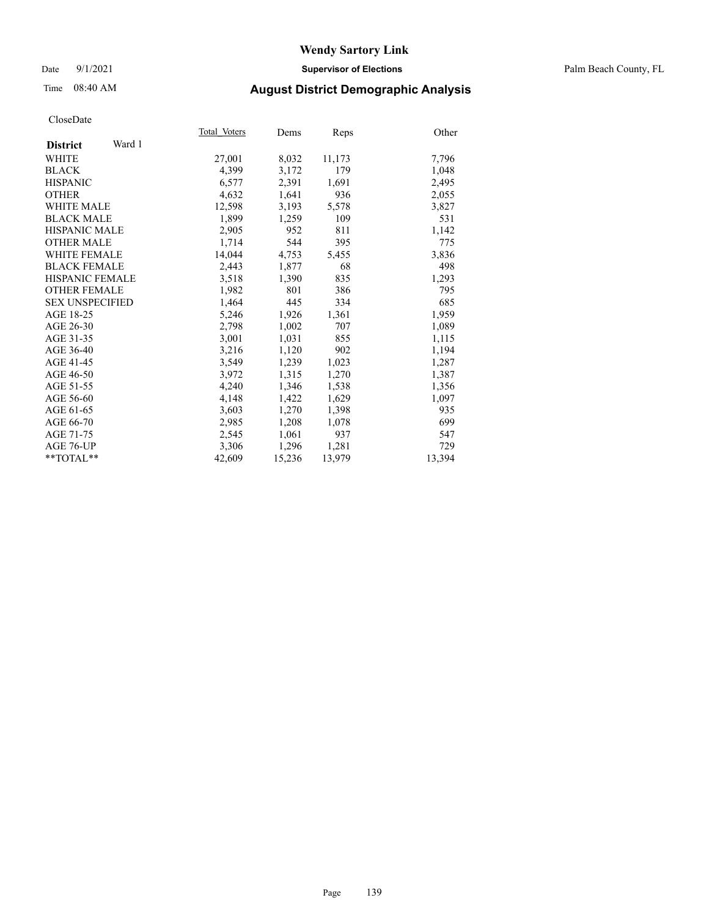# Wendy Sartory Link

Date 9/1/2021 **Supervisor of Elections** Palm Beach County, FL

Time 08:40 AM **August District Demographic Analysis**

CloseDate

| **District** Ward 1 | Total Voters | Dems | Reps | Other |
|---|---|---|---|---|
| WHITE | 27,001 | 8,032 | 11,173 | 7,796 |
| BLACK | 4,399 | 3,172 | 179 | 1,048 |
| HISPANIC | 6,577 | 2,391 | 1,691 | 2,495 |
| OTHER | 4,632 | 1,641 | 936 | 2,055 |
| WHITE MALE | 12,598 | 3,193 | 5,578 | 3,827 |
| BLACK MALE | 1,899 | 1,259 | 109 | 531 |
| HISPANIC MALE | 2,905 | 952 | 811 | 1,142 |
| OTHER MALE | 1,714 | 544 | 395 | 775 |
| WHITE FEMALE | 14,044 | 4,753 | 5,455 | 3,836 |
| BLACK FEMALE | 2,443 | 1,877 | 68 | 498 |
| HISPANIC FEMALE | 3,518 | 1,390 | 835 | 1,293 |
| OTHER FEMALE | 1,982 | 801 | 386 | 795 |
| SEX UNSPECIFIED | 1,464 | 445 | 334 | 685 |
| AGE 18-25 | 5,246 | 1,926 | 1,361 | 1,959 |
| AGE 26-30 | 2,798 | 1,002 | 707 | 1,089 |
| AGE 31-35 | 3,001 | 1,031 | 855 | 1,115 |
| AGE 36-40 | 3,216 | 1,120 | 902 | 1,194 |
| AGE 41-45 | 3,549 | 1,239 | 1,023 | 1,287 |
| AGE 46-50 | 3,972 | 1,315 | 1,270 | 1,387 |
| AGE 51-55 | 4,240 | 1,346 | 1,538 | 1,356 |
| AGE 56-60 | 4,148 | 1,422 | 1,629 | 1,097 |
| AGE 61-65 | 3,603 | 1,270 | 1,398 | 935 |
| AGE 66-70 | 2,985 | 1,208 | 1,078 | 699 |
| AGE 71-75 | 2,545 | 1,061 | 937 | 547 |
| AGE 76-UP | 3,306 | 1,296 | 1,281 | 729 |
| **TOTAL** | 42,609 | 15,236 | 13,979 | 13,394 |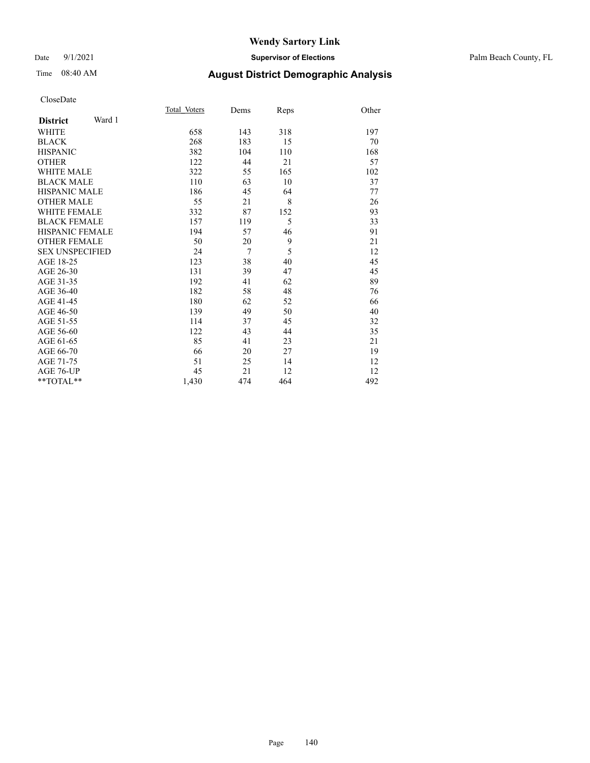# Wendy Sartory Link

Date 9/1/2021 **Supervisor of Elections** Palm Beach County, FL

Time 08:40 AM **August District Demographic Analysis**

CloseDate

| **District** Ward 1 | Total_Voters | Dems | Reps | Other |
|---|---|---|---|---|
| WHITE | 658 | 143 | 318 | 197 |
| BLACK | 268 | 183 | 15 | 70 |
| HISPANIC | 382 | 104 | 110 | 168 |
| OTHER | 122 | 44 | 21 | 57 |
| WHITE MALE | 322 | 55 | 165 | 102 |
| BLACK MALE | 110 | 63 | 10 | 37 |
| HISPANIC MALE | 186 | 45 | 64 | 77 |
| OTHER MALE | 55 | 21 | 8 | 26 |
| WHITE FEMALE | 332 | 87 | 152 | 93 |
| BLACK FEMALE | 157 | 119 | 5 | 33 |
| HISPANIC FEMALE | 194 | 57 | 46 | 91 |
| OTHER FEMALE | 50 | 20 | 9 | 21 |
| SEX UNSPECIFIED | 24 | 7 | 5 | 12 |
| AGE 18-25 | 123 | 38 | 40 | 45 |
| AGE 26-30 | 131 | 39 | 47 | 45 |
| AGE 31-35 | 192 | 41 | 62 | 89 |
| AGE 36-40 | 182 | 58 | 48 | 76 |
| AGE 41-45 | 180 | 62 | 52 | 66 |
| AGE 46-50 | 139 | 49 | 50 | 40 |
| AGE 51-55 | 114 | 37 | 45 | 32 |
| AGE 56-60 | 122 | 43 | 44 | 35 |
| AGE 61-65 | 85 | 41 | 23 | 21 |
| AGE 66-70 | 66 | 20 | 27 | 19 |
| AGE 71-75 | 51 | 25 | 14 | 12 |
| AGE 76-UP | 45 | 21 | 12 | 12 |
| **TOTAL** | 1,430 | 474 | 464 | 492 |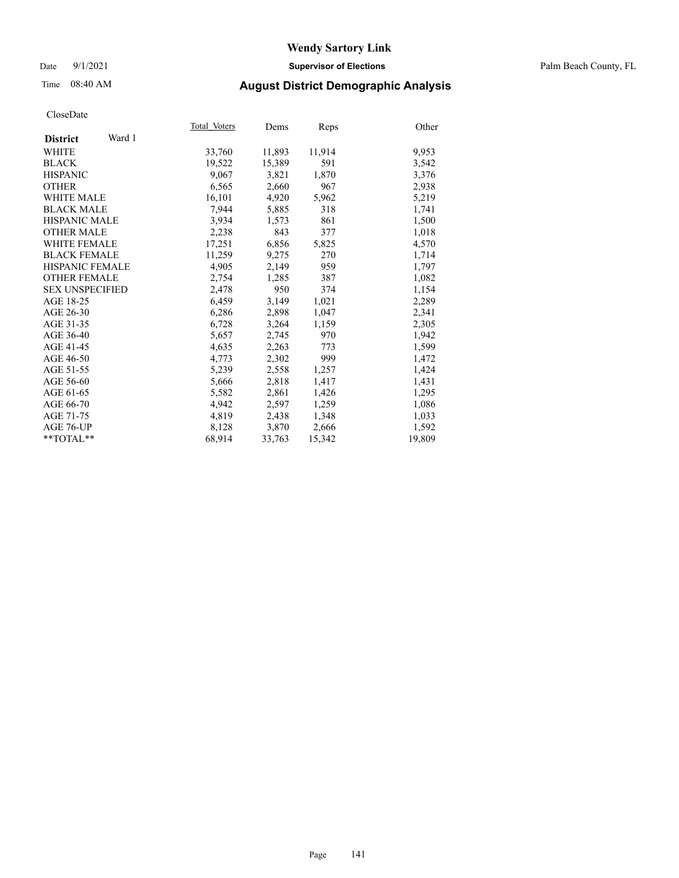# Wendy Sartory Link

Date 9/1/2021 **Supervisor of Elections** Palm Beach County, FL

Time 08:40 AM **August District Demographic Analysis**

CloseDate

| **District** Ward 1 | Total_Voters | Dems | Reps | Other |
|---|---|---|---|---|
| WHITE | 33,760 | 11,893 | 11,914 | 9,953 |
| BLACK | 19,522 | 15,389 | 591 | 3,542 |
| HISPANIC | 9,067 | 3,821 | 1,870 | 3,376 |
| OTHER | 6,565 | 2,660 | 967 | 2,938 |
| WHITE MALE | 16,101 | 4,920 | 5,962 | 5,219 |
| BLACK MALE | 7,944 | 5,885 | 318 | 1,741 |
| HISPANIC MALE | 3,934 | 1,573 | 861 | 1,500 |
| OTHER MALE | 2,238 | 843 | 377 | 1,018 |
| WHITE FEMALE | 17,251 | 6,856 | 5,825 | 4,570 |
| BLACK FEMALE | 11,259 | 9,275 | 270 | 1,714 |
| HISPANIC FEMALE | 4,905 | 2,149 | 959 | 1,797 |
| OTHER FEMALE | 2,754 | 1,285 | 387 | 1,082 |
| SEX UNSPECIFIED | 2,478 | 950 | 374 | 1,154 |
| AGE 18-25 | 6,459 | 3,149 | 1,021 | 2,289 |
| AGE 26-30 | 6,286 | 2,898 | 1,047 | 2,341 |
| AGE 31-35 | 6,728 | 3,264 | 1,159 | 2,305 |
| AGE 36-40 | 5,657 | 2,745 | 970 | 1,942 |
| AGE 41-45 | 4,635 | 2,263 | 773 | 1,599 |
| AGE 46-50 | 4,773 | 2,302 | 999 | 1,472 |
| AGE 51-55 | 5,239 | 2,558 | 1,257 | 1,424 |
| AGE 56-60 | 5,666 | 2,818 | 1,417 | 1,431 |
| AGE 61-65 | 5,582 | 2,861 | 1,426 | 1,295 |
| AGE 66-70 | 4,942 | 2,597 | 1,259 | 1,086 |
| AGE 71-75 | 4,819 | 2,438 | 1,348 | 1,033 |
| AGE 76-UP | 8,128 | 3,870 | 2,666 | 1,592 |
| **TOTAL** | 68,914 | 33,763 | 15,342 | 19,809 |